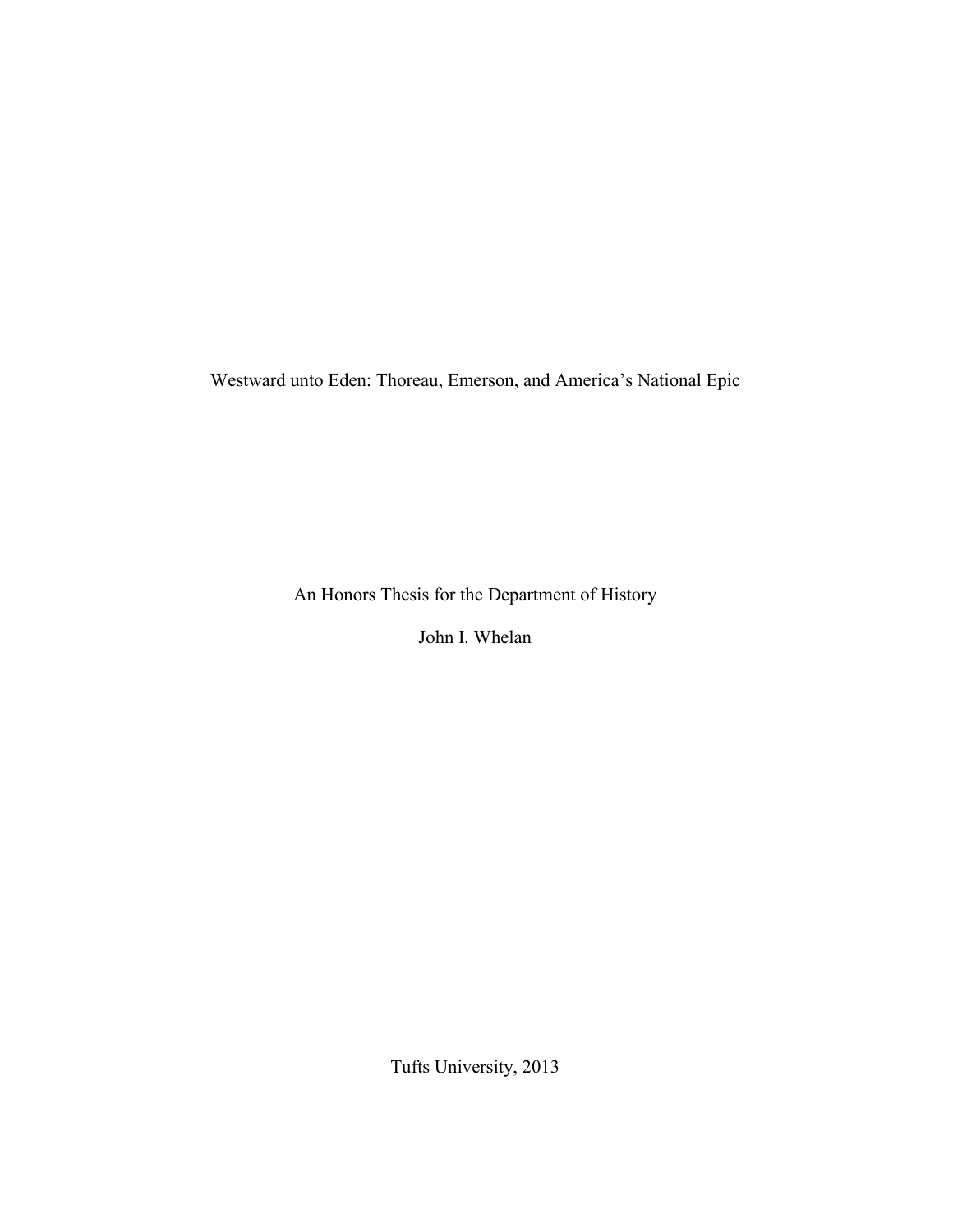# Westward unto Eden: Thoreau, Emerson, and America's National Epic

An Honors Thesis for the Department of History

John I. Whelan

Tufts University, 2013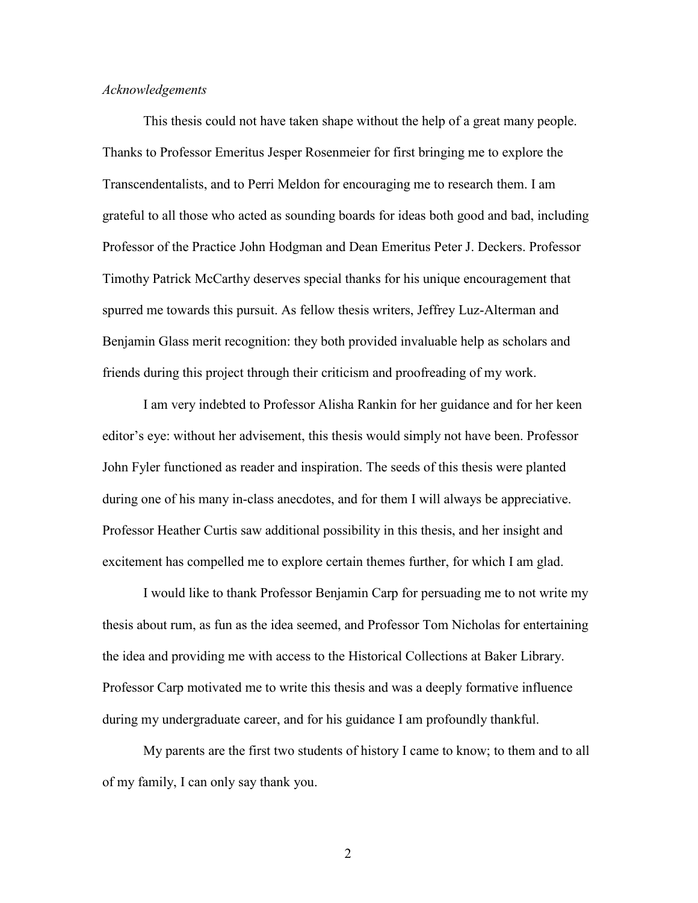*Acknowledgements*

This thesis could not have taken shape without the help of a great many people. Thanks to Professor Emeritus Jesper Rosenmeier for first bringing me to explore the Transcendentalists, and to Perri Meldon for encouraging me to research them. I am grateful to all those who acted as sounding boards for ideas both good and bad, including Professor of the Practice John Hodgman and Dean Emeritus Peter J. Deckers. Professor Timothy Patrick McCarthy deserves special thanks for his unique encouragement that spurred me towards this pursuit. As fellow thesis writers, Jeffrey Luz-Alterman and Benjamin Glass merit recognition: they both provided invaluable help as scholars and friends during this project through their criticism and proofreading of my work.

I am very indebted to Professor Alisha Rankin for her guidance and for her keen editor's eye: without her advisement, this thesis would simply not have been. Professor John Fyler functioned as reader and inspiration. The seeds of this thesis were planted during one of his many in-class anecdotes, and for them I will always be appreciative. Professor Heather Curtis saw additional possibility in this thesis, and her insight and excitement has compelled me to explore certain themes further, for which I am glad.

I would like to thank Professor Benjamin Carp for persuading me to not write my thesis about rum, as fun as the idea seemed, and Professor Tom Nicholas for entertaining the idea and providing me with access to the Historical Collections at Baker Library. Professor Carp motivated me to write this thesis and was a deeply formative influence during my undergraduate career, and for his guidance I am profoundly thankful.

My parents are the first two students of history I came to know; to them and to all of my family, I can only say thank you.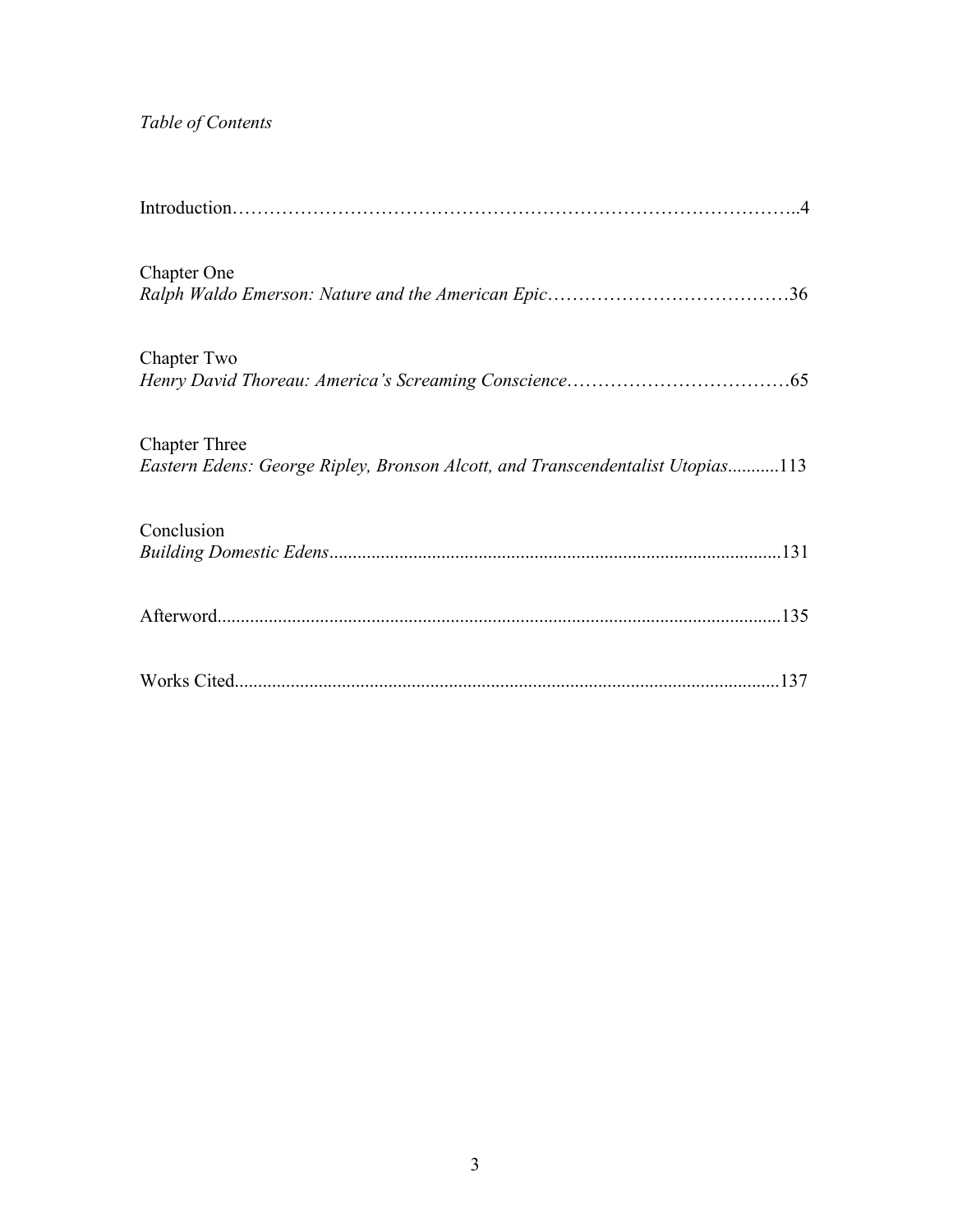*Table of Contents*

Introduction……………………………………………………………………………..4

Chapter One
*Ralph Waldo Emerson: Nature and the American Epic*…………………………………36

Chapter Two
*Henry David Thoreau: America's Screaming Conscience*………………………………65

Chapter Three
*Eastern Edens: George Ripley, Bronson Alcott, and Transcendentalist Utopias*...........113

Conclusion
*Building Domestic Edens*..................................................................................................131

Afterword...........................................................................................................................135

Works Cited.......................................................................................................................137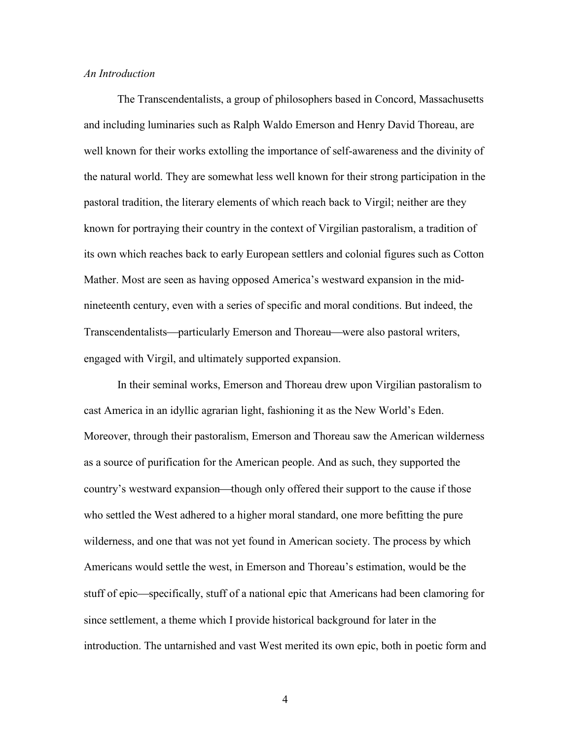*An Introduction*

The Transcendentalists, a group of philosophers based in Concord, Massachusetts and including luminaries such as Ralph Waldo Emerson and Henry David Thoreau, are well known for their works extolling the importance of self-awareness and the divinity of the natural world. They are somewhat less well known for their strong participation in the pastoral tradition, the literary elements of which reach back to Virgil; neither are they known for portraying their country in the context of Virgilian pastoralism, a tradition of its own which reaches back to early European settlers and colonial figures such as Cotton Mather. Most are seen as having opposed America's westward expansion in the mid-nineteenth century, even with a series of specific and moral conditions. But indeed, the Transcendentalists—particularly Emerson and Thoreau—were also pastoral writers, engaged with Virgil, and ultimately supported expansion.

In their seminal works, Emerson and Thoreau drew upon Virgilian pastoralism to cast America in an idyllic agrarian light, fashioning it as the New World's Eden. Moreover, through their pastoralism, Emerson and Thoreau saw the American wilderness as a source of purification for the American people. And as such, they supported the country's westward expansion—though only offered their support to the cause if those who settled the West adhered to a higher moral standard, one more befitting the pure wilderness, and one that was not yet found in American society. The process by which Americans would settle the west, in Emerson and Thoreau's estimation, would be the stuff of epic—specifically, stuff of a national epic that Americans had been clamoring for since settlement, a theme which I provide historical background for later in the introduction. The untarnished and vast West merited its own epic, both in poetic form and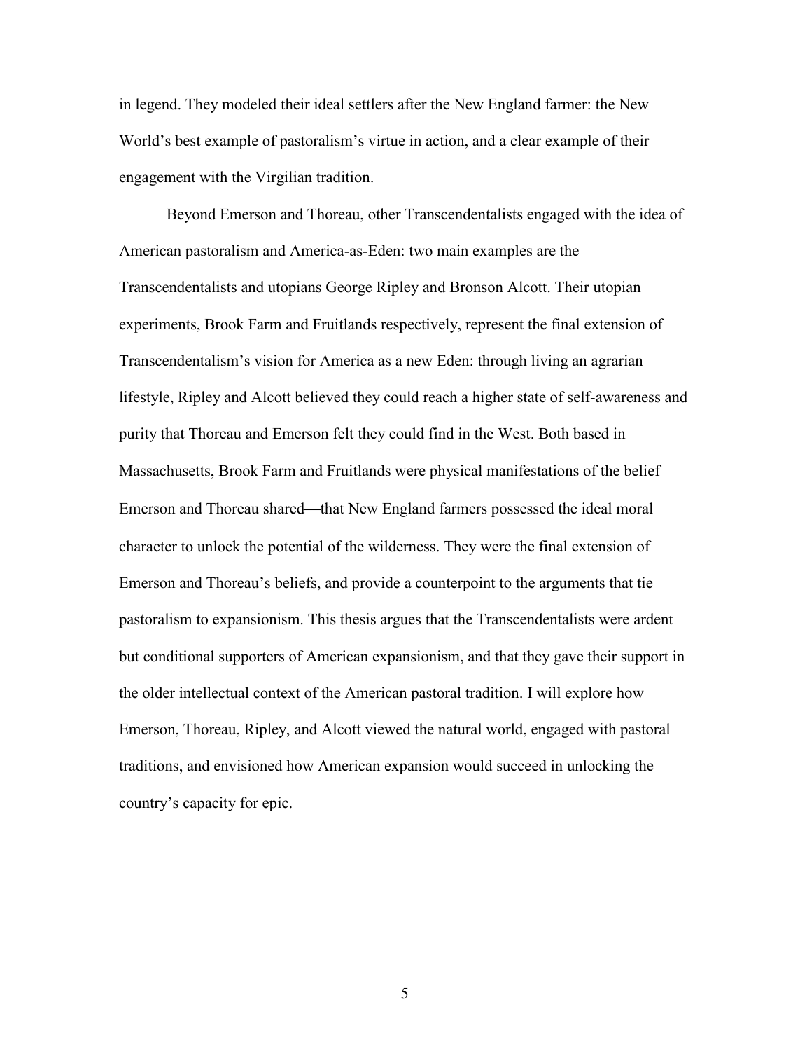in legend. They modeled their ideal settlers after the New England farmer: the New World's best example of pastoralism's virtue in action, and a clear example of their engagement with the Virgilian tradition.

Beyond Emerson and Thoreau, other Transcendentalists engaged with the idea of American pastoralism and America-as-Eden: two main examples are the Transcendentalists and utopians George Ripley and Bronson Alcott. Their utopian experiments, Brook Farm and Fruitlands respectively, represent the final extension of Transcendentalism's vision for America as a new Eden: through living an agrarian lifestyle, Ripley and Alcott believed they could reach a higher state of self-awareness and purity that Thoreau and Emerson felt they could find in the West. Both based in Massachusetts, Brook Farm and Fruitlands were physical manifestations of the belief Emerson and Thoreau shared—that New England farmers possessed the ideal moral character to unlock the potential of the wilderness. They were the final extension of Emerson and Thoreau's beliefs, and provide a counterpoint to the arguments that tie pastoralism to expansionism. This thesis argues that the Transcendentalists were ardent but conditional supporters of American expansionism, and that they gave their support in the older intellectual context of the American pastoral tradition. I will explore how Emerson, Thoreau, Ripley, and Alcott viewed the natural world, engaged with pastoral traditions, and envisioned how American expansion would succeed in unlocking the country's capacity for epic.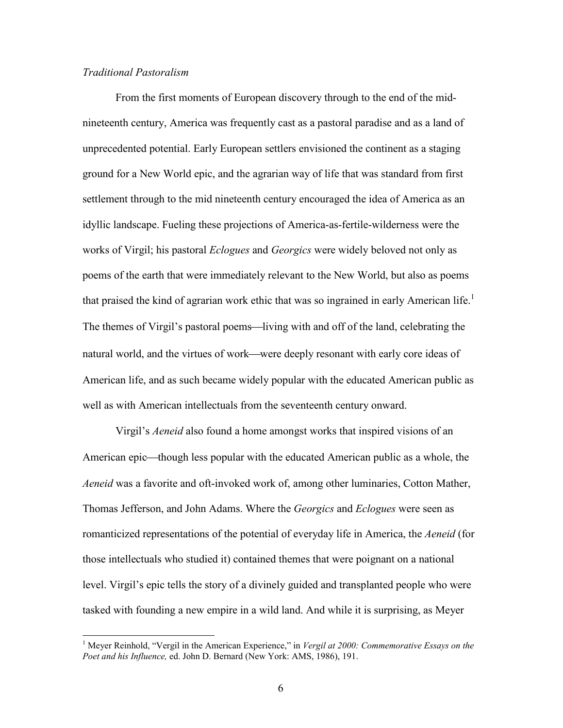*Traditional Pastoralism*

From the first moments of European discovery through to the end of the mid-nineteenth century, America was frequently cast as a pastoral paradise and as a land of unprecedented potential. Early European settlers envisioned the continent as a staging ground for a New World epic, and the agrarian way of life that was standard from first settlement through to the mid nineteenth century encouraged the idea of America as an idyllic landscape. Fueling these projections of America-as-fertile-wilderness were the works of Virgil; his pastoral *Eclogues* and *Georgics* were widely beloved not only as poems of the earth that were immediately relevant to the New World, but also as poems that praised the kind of agrarian work ethic that was so ingrained in early American life.[1] The themes of Virgil's pastoral poems—living with and off of the land, celebrating the natural world, and the virtues of work—were deeply resonant with early core ideas of American life, and as such became widely popular with the educated American public as well as with American intellectuals from the seventeenth century onward.

Virgil's *Aeneid* also found a home amongst works that inspired visions of an American epic—though less popular with the educated American public as a whole, the *Aeneid* was a favorite and oft-invoked work of, among other luminaries, Cotton Mather, Thomas Jefferson, and John Adams. Where the *Georgics* and *Eclogues* were seen as romanticized representations of the potential of everyday life in America, the *Aeneid* (for those intellectuals who studied it) contained themes that were poignant on a national level. Virgil's epic tells the story of a divinely guided and transplanted people who were tasked with founding a new empire in a wild land. And while it is surprising, as Meyer

[1] Meyer Reinhold, "Vergil in the American Experience," in *Vergil at 2000: Commemorative Essays on the Poet and his Influence,* ed. John D. Bernard (New York: AMS, 1986), 191.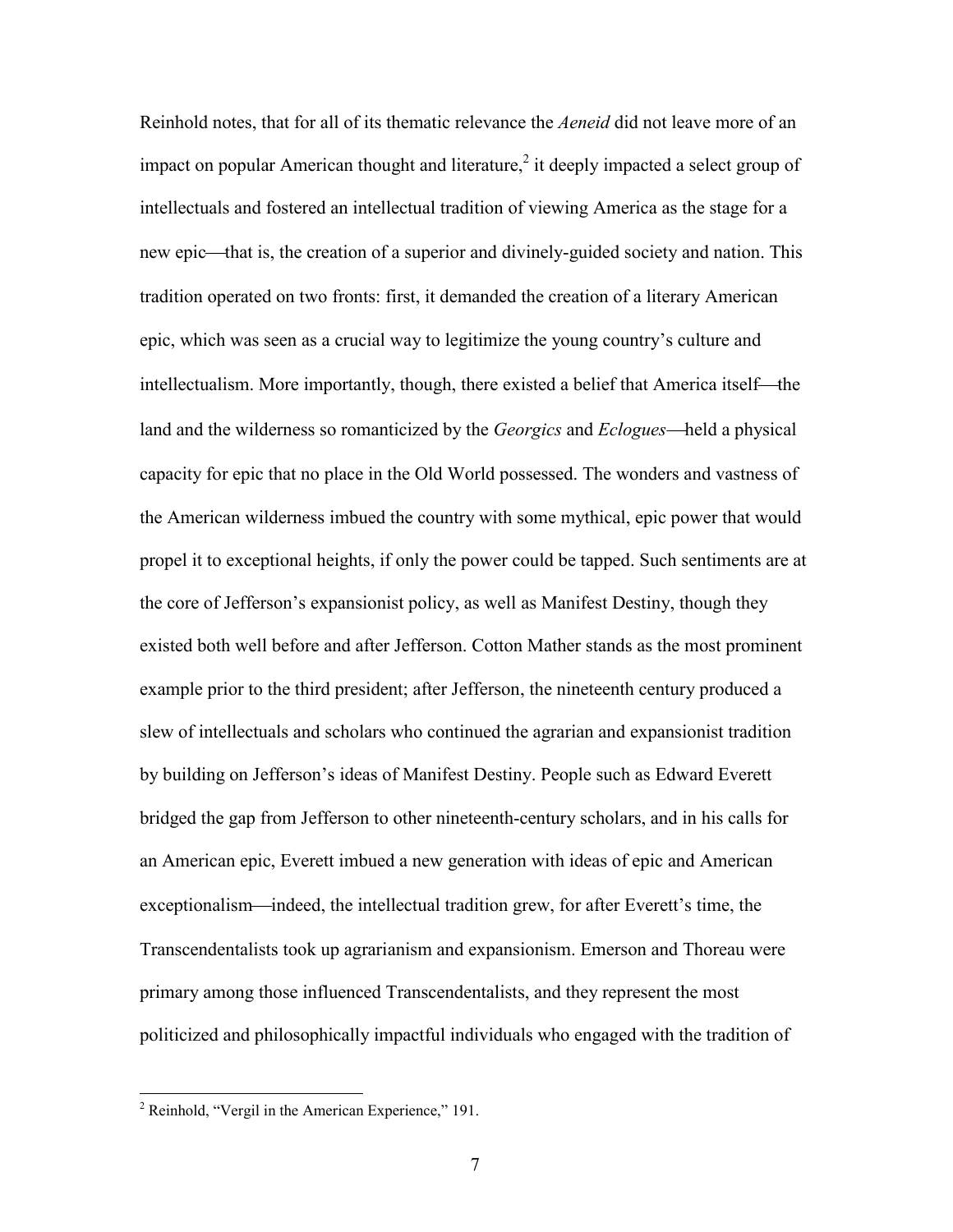Reinhold notes, that for all of its thematic relevance the *Aeneid* did not leave more of an impact on popular American thought and literature,[2] it deeply impacted a select group of intellectuals and fostered an intellectual tradition of viewing America as the stage for a new epic—that is, the creation of a superior and divinely-guided society and nation. This tradition operated on two fronts: first, it demanded the creation of a literary American epic, which was seen as a crucial way to legitimize the young country's culture and intellectualism. More importantly, though, there existed a belief that America itself—the land and the wilderness so romanticized by the *Georgics* and *Eclogues*—held a physical capacity for epic that no place in the Old World possessed. The wonders and vastness of the American wilderness imbued the country with some mythical, epic power that would propel it to exceptional heights, if only the power could be tapped. Such sentiments are at the core of Jefferson's expansionist policy, as well as Manifest Destiny, though they existed both well before and after Jefferson. Cotton Mather stands as the most prominent example prior to the third president; after Jefferson, the nineteenth century produced a slew of intellectuals and scholars who continued the agrarian and expansionist tradition by building on Jefferson's ideas of Manifest Destiny. People such as Edward Everett bridged the gap from Jefferson to other nineteenth-century scholars, and in his calls for an American epic, Everett imbued a new generation with ideas of epic and American exceptionalism—indeed, the intellectual tradition grew, for after Everett's time, the Transcendentalists took up agrarianism and expansionism. Emerson and Thoreau were primary among those influenced Transcendentalists, and they represent the most politicized and philosophically impactful individuals who engaged with the tradition of

[2] Reinhold, "Vergil in the American Experience," 191.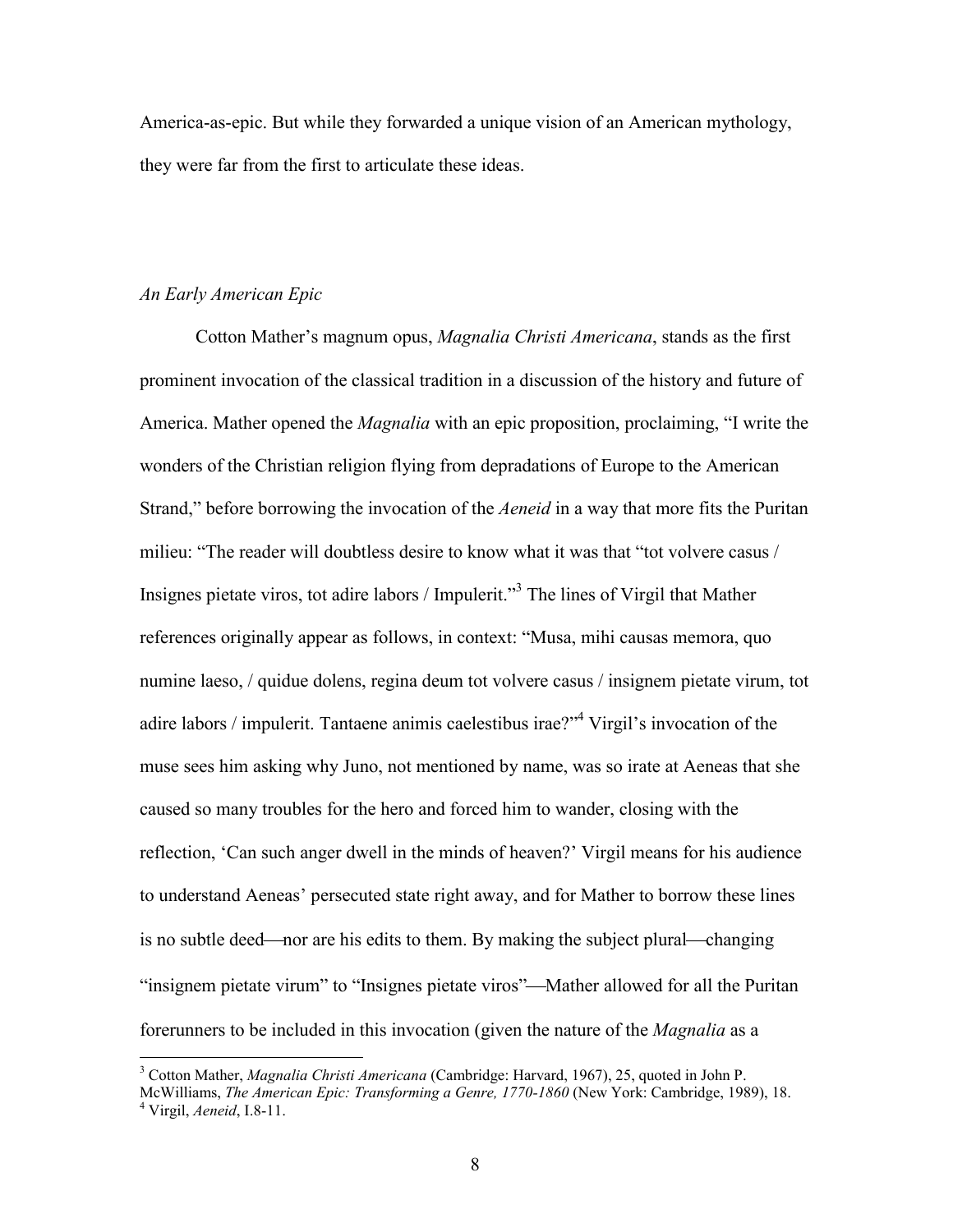America-as-epic. But while they forwarded a unique vision of an American mythology, they were far from the first to articulate these ideas.

### *An Early American Epic*

Cotton Mather's magnum opus, *Magnalia Christi Americana*, stands as the first prominent invocation of the classical tradition in a discussion of the history and future of America. Mather opened the *Magnalia* with an epic proposition, proclaiming, "I write the wonders of the Christian religion flying from depradations of Europe to the American Strand," before borrowing the invocation of the *Aeneid* in a way that more fits the Puritan milieu: "The reader will doubtless desire to know what it was that "tot volvere casus / Insignes pietate viros, tot adire labors / Impulerit."[3] The lines of Virgil that Mather references originally appear as follows, in context: "Musa, mihi causas memora, quo numine laeso, / quidue dolens, regina deum tot volvere casus / insignem pietate virum, tot adire labors / impulerit. Tantaene animis caelestibus irae?"[4] Virgil's invocation of the muse sees him asking why Juno, not mentioned by name, was so irate at Aeneas that she caused so many troubles for the hero and forced him to wander, closing with the reflection, 'Can such anger dwell in the minds of heaven?' Virgil means for his audience to understand Aeneas' persecuted state right away, and for Mather to borrow these lines is no subtle deed—nor are his edits to them. By making the subject plural—changing "insignem pietate virum" to "Insignes pietate viros"—Mather allowed for all the Puritan forerunners to be included in this invocation (given the nature of the *Magnalia* as a

---

[3] Cotton Mather, *Magnalia Christi Americana* (Cambridge: Harvard, 1967), 25, quoted in John P. McWilliams, *The American Epic: Transforming a Genre, 1770-1860* (New York: Cambridge, 1989), 18.

[4] Virgil, *Aeneid*, I.8-11.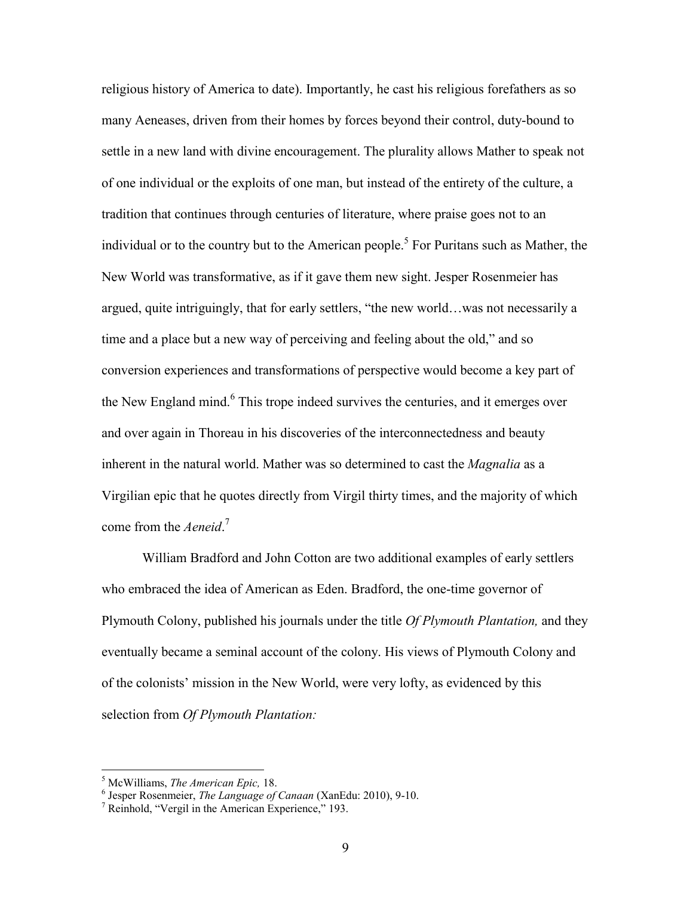religious history of America to date). Importantly, he cast his religious forefathers as so many Aeneases, driven from their homes by forces beyond their control, duty-bound to settle in a new land with divine encouragement. The plurality allows Mather to speak not of one individual or the exploits of one man, but instead of the entirety of the culture, a tradition that continues through centuries of literature, where praise goes not to an individual or to the country but to the American people.[5] For Puritans such as Mather, the New World was transformative, as if it gave them new sight. Jesper Rosenmeier has argued, quite intriguingly, that for early settlers, "the new world…was not necessarily a time and a place but a new way of perceiving and feeling about the old," and so conversion experiences and transformations of perspective would become a key part of the New England mind.[6] This trope indeed survives the centuries, and it emerges over and over again in Thoreau in his discoveries of the interconnectedness and beauty inherent in the natural world. Mather was so determined to cast the *Magnalia* as a Virgilian epic that he quotes directly from Virgil thirty times, and the majority of which come from the *Aeneid*.[7]

William Bradford and John Cotton are two additional examples of early settlers who embraced the idea of American as Eden. Bradford, the one-time governor of Plymouth Colony, published his journals under the title *Of Plymouth Plantation,* and they eventually became a seminal account of the colony. His views of Plymouth Colony and of the colonists' mission in the New World, were very lofty, as evidenced by this selection from *Of Plymouth Plantation:*

---

[5] McWilliams, *The American Epic,* 18.

[6] Jesper Rosenmeier, *The Language of Canaan* (XanEdu: 2010), 9-10.

[7] Reinhold, "Vergil in the American Experience," 193.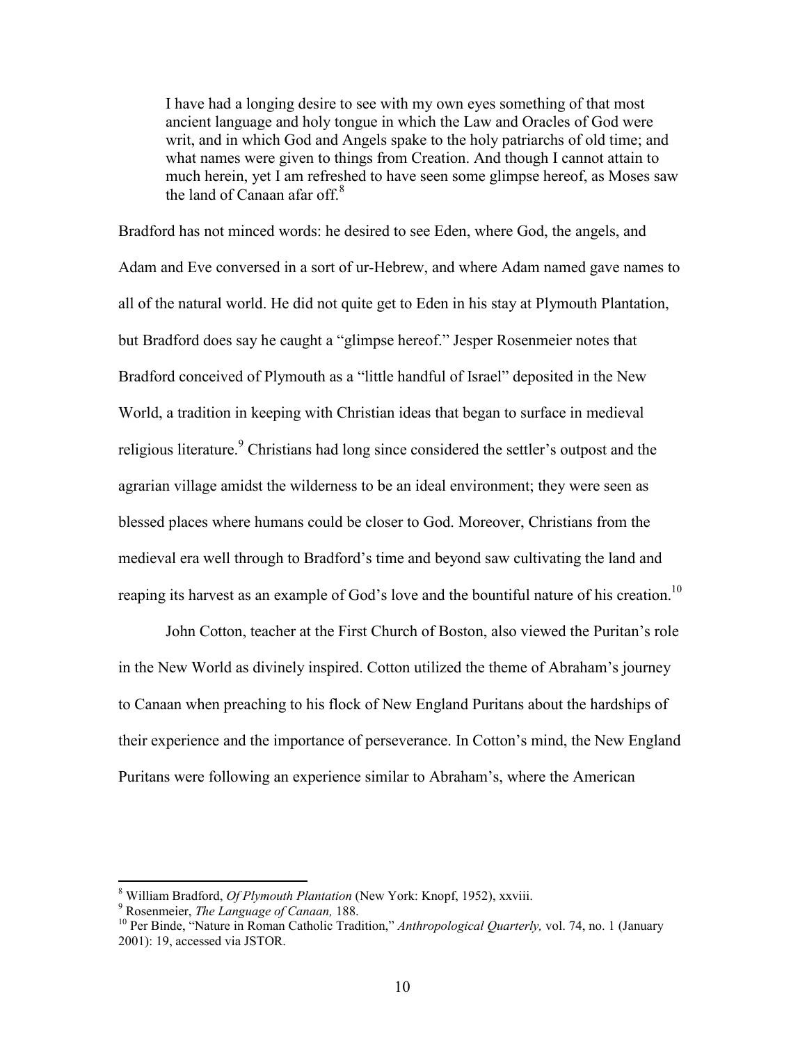> I have had a longing desire to see with my own eyes something of that most ancient language and holy tongue in which the Law and Oracles of God were writ, and in which God and Angels spake to the holy patriarchs of old time; and what names were given to things from Creation. And though I cannot attain to much herein, yet I am refreshed to have seen some glimpse hereof, as Moses saw the land of Canaan afar off.[8]

Bradford has not minced words: he desired to see Eden, where God, the angels, and Adam and Eve conversed in a sort of ur-Hebrew, and where Adam named gave names to all of the natural world. He did not quite get to Eden in his stay at Plymouth Plantation, but Bradford does say he caught a "glimpse hereof." Jesper Rosenmeier notes that Bradford conceived of Plymouth as a "little handful of Israel" deposited in the New World, a tradition in keeping with Christian ideas that began to surface in medieval religious literature.[9] Christians had long since considered the settler's outpost and the agrarian village amidst the wilderness to be an ideal environment; they were seen as blessed places where humans could be closer to God. Moreover, Christians from the medieval era well through to Bradford's time and beyond saw cultivating the land and reaping its harvest as an example of God's love and the bountiful nature of his creation.[10]

John Cotton, teacher at the First Church of Boston, also viewed the Puritan's role in the New World as divinely inspired. Cotton utilized the theme of Abraham's journey to Canaan when preaching to his flock of New England Puritans about the hardships of their experience and the importance of perseverance. In Cotton's mind, the New England Puritans were following an experience similar to Abraham's, where the American

---

[8] William Bradford, *Of Plymouth Plantation* (New York: Knopf, 1952), xxviii.

[9] Rosenmeier, *The Language of Canaan,* 188.

[10] Per Binde, "Nature in Roman Catholic Tradition," *Anthropological Quarterly,* vol. 74, no. 1 (January 2001): 19, accessed via JSTOR.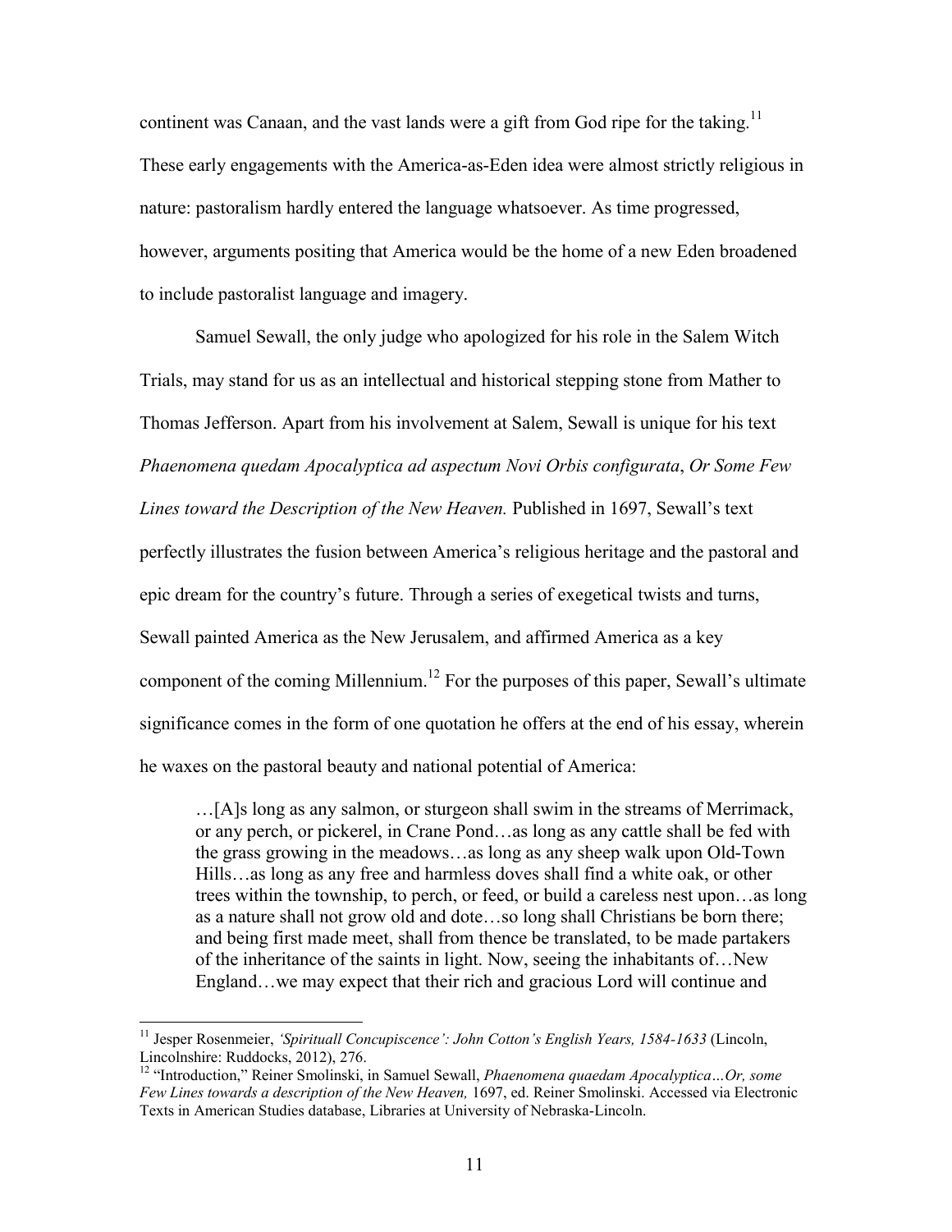continent was Canaan, and the vast lands were a gift from God ripe for the taking.[11] These early engagements with the America-as-Eden idea were almost strictly religious in nature: pastoralism hardly entered the language whatsoever. As time progressed, however, arguments positing that America would be the home of a new Eden broadened to include pastoralist language and imagery.

Samuel Sewall, the only judge who apologized for his role in the Salem Witch Trials, may stand for us as an intellectual and historical stepping stone from Mather to Thomas Jefferson. Apart from his involvement at Salem, Sewall is unique for his text *Phaenomena quedam Apocalyptica ad aspectum Novi Orbis configurata*, *Or Some Few Lines toward the Description of the New Heaven.* Published in 1697, Sewall's text perfectly illustrates the fusion between America's religious heritage and the pastoral and epic dream for the country's future. Through a series of exegetical twists and turns, Sewall painted America as the New Jerusalem, and affirmed America as a key component of the coming Millennium.[12] For the purposes of this paper, Sewall's ultimate significance comes in the form of one quotation he offers at the end of his essay, wherein he waxes on the pastoral beauty and national potential of America:

> …[A]s long as any salmon, or sturgeon shall swim in the streams of Merrimack, or any perch, or pickerel, in Crane Pond…as long as any cattle shall be fed with the grass growing in the meadows…as long as any sheep walk upon Old-Town Hills…as long as any free and harmless doves shall find a white oak, or other trees within the township, to perch, or feed, or build a careless nest upon…as long as a nature shall not grow old and dote…so long shall Christians be born there; and being first made meet, shall from thence be translated, to be made partakers of the inheritance of the saints in light. Now, seeing the inhabitants of…New England…we may expect that their rich and gracious Lord will continue and

---

[11] Jesper Rosenmeier, *'Spirituall Concupiscence': John Cotton's English Years, 1584-1633* (Lincoln, Lincolnshire: Ruddocks, 2012), 276.

[12] "Introduction," Reiner Smolinski, in Samuel Sewall, *Phaenomena quaedam Apocalyptica…Or, some Few Lines towards a description of the New Heaven,* 1697, ed. Reiner Smolinski. Accessed via Electronic Texts in American Studies database, Libraries at University of Nebraska-Lincoln.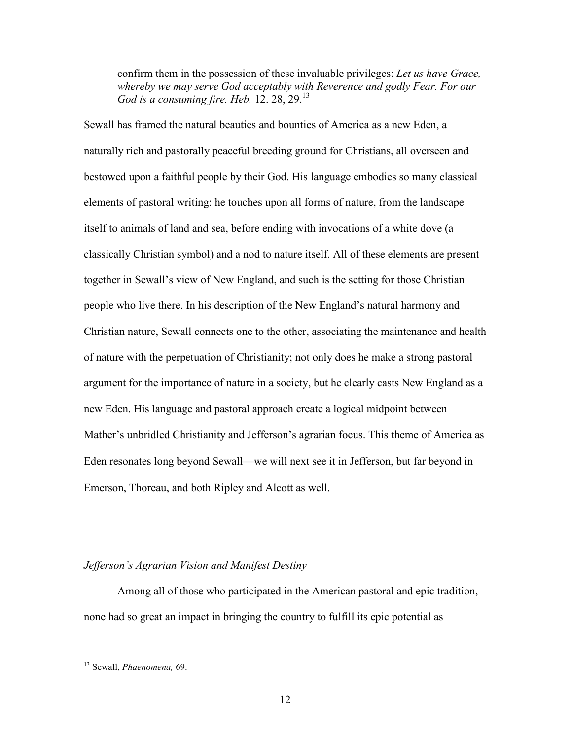> confirm them in the possession of these invaluable privileges: *Let us have Grace, whereby we may serve God acceptably with Reverence and godly Fear. For our God is a consuming fire. Heb.* 12. 28, 29.[13]

Sewall has framed the natural beauties and bounties of America as a new Eden, a naturally rich and pastorally peaceful breeding ground for Christians, all overseen and bestowed upon a faithful people by their God. His language embodies so many classical elements of pastoral writing: he touches upon all forms of nature, from the landscape itself to animals of land and sea, before ending with invocations of a white dove (a classically Christian symbol) and a nod to nature itself. All of these elements are present together in Sewall's view of New England, and such is the setting for those Christian people who live there. In his description of the New England's natural harmony and Christian nature, Sewall connects one to the other, associating the maintenance and health of nature with the perpetuation of Christianity; not only does he make a strong pastoral argument for the importance of nature in a society, but he clearly casts New England as a new Eden. His language and pastoral approach create a logical midpoint between Mather's unbridled Christianity and Jefferson's agrarian focus. This theme of America as Eden resonates long beyond Sewall—we will next see it in Jefferson, but far beyond in Emerson, Thoreau, and both Ripley and Alcott as well.

### *Jefferson's Agrarian Vision and Manifest Destiny*

Among all of those who participated in the American pastoral and epic tradition, none had so great an impact in bringing the country to fulfill its epic potential as

---

[13] Sewall, *Phaenomena,* 69.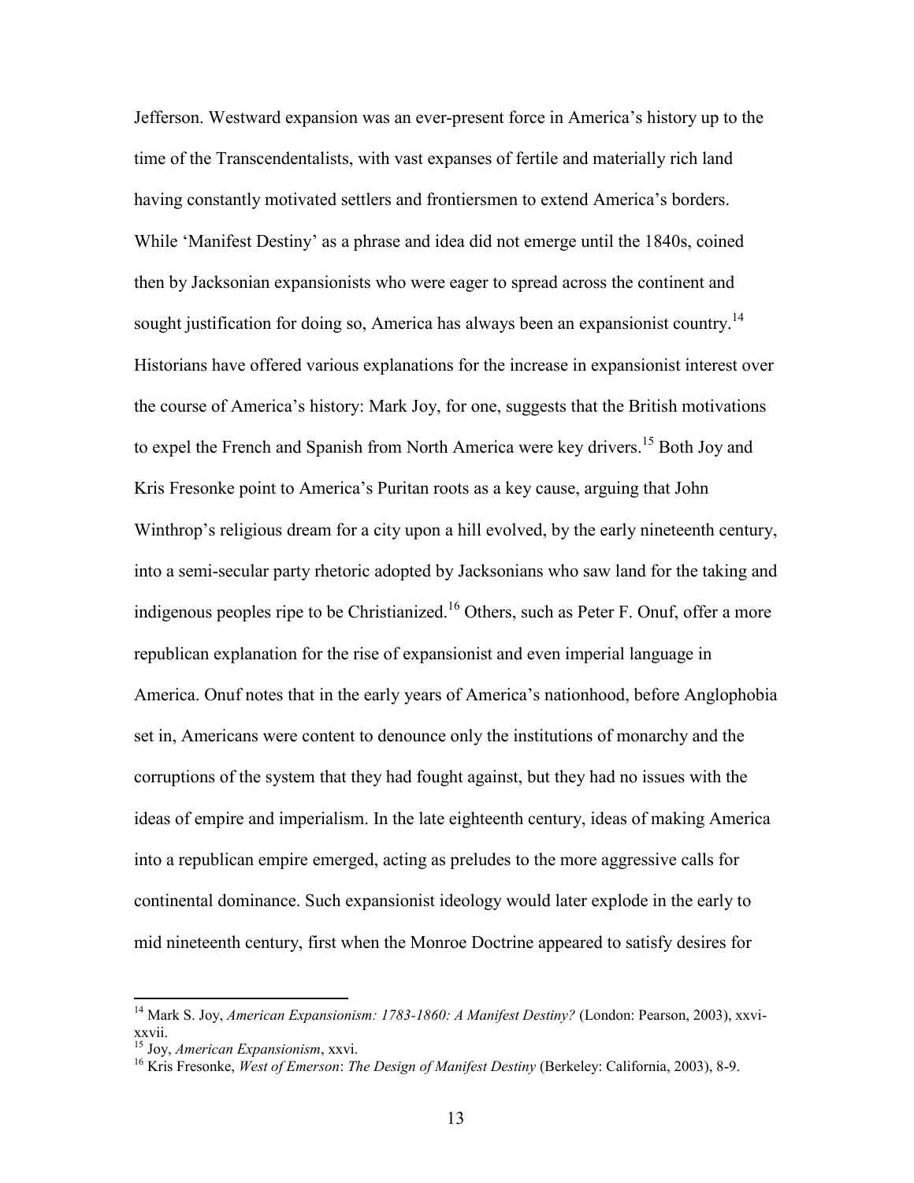Jefferson. Westward expansion was an ever-present force in America's history up to the time of the Transcendentalists, with vast expanses of fertile and materially rich land having constantly motivated settlers and frontiersmen to extend America's borders. While 'Manifest Destiny' as a phrase and idea did not emerge until the 1840s, coined then by Jacksonian expansionists who were eager to spread across the continent and sought justification for doing so, America has always been an expansionist country.[14] Historians have offered various explanations for the increase in expansionist interest over the course of America's history: Mark Joy, for one, suggests that the British motivations to expel the French and Spanish from North America were key drivers.[15] Both Joy and Kris Fresonke point to America's Puritan roots as a key cause, arguing that John Winthrop's religious dream for a city upon a hill evolved, by the early nineteenth century, into a semi-secular party rhetoric adopted by Jacksonians who saw land for the taking and indigenous peoples ripe to be Christianized.[16] Others, such as Peter F. Onuf, offer a more republican explanation for the rise of expansionist and even imperial language in America. Onuf notes that in the early years of America's nationhood, before Anglophobia set in, Americans were content to denounce only the institutions of monarchy and the corruptions of the system that they had fought against, but they had no issues with the ideas of empire and imperialism. In the late eighteenth century, ideas of making America into a republican empire emerged, acting as preludes to the more aggressive calls for continental dominance. Such expansionist ideology would later explode in the early to mid nineteenth century, first when the Monroe Doctrine appeared to satisfy desires for

---

[14] Mark S. Joy, *American Expansionism: 1783-1860: A Manifest Destiny?* (London: Pearson, 2003), xxvi-xxvii.

[15] Joy, *American Expansionism*, xxvi.

[16] Kris Fresonke, *West of Emerson*: *The Design of Manifest Destiny* (Berkeley: California, 2003), 8-9.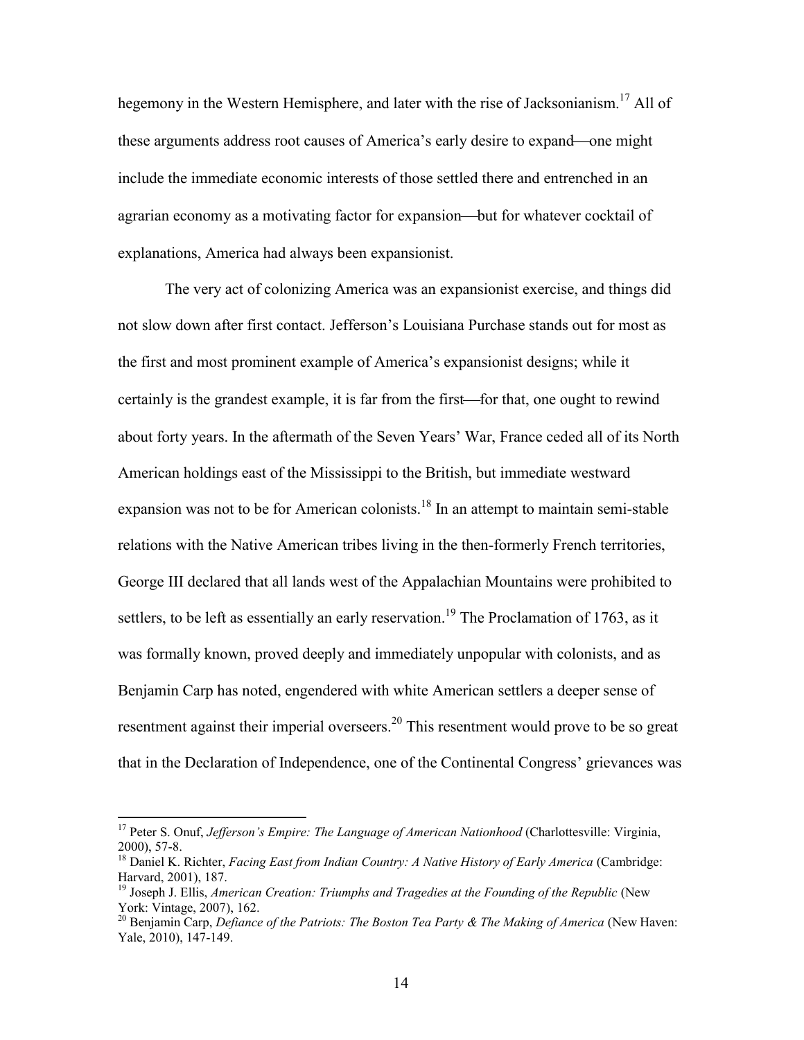hegemony in the Western Hemisphere, and later with the rise of Jacksonianism.[17] All of these arguments address root causes of America's early desire to expand—one might include the immediate economic interests of those settled there and entrenched in an agrarian economy as a motivating factor for expansion—but for whatever cocktail of explanations, America had always been expansionist.

The very act of colonizing America was an expansionist exercise, and things did not slow down after first contact. Jefferson's Louisiana Purchase stands out for most as the first and most prominent example of America's expansionist designs; while it certainly is the grandest example, it is far from the first—for that, one ought to rewind about forty years. In the aftermath of the Seven Years' War, France ceded all of its North American holdings east of the Mississippi to the British, but immediate westward expansion was not to be for American colonists.[18] In an attempt to maintain semi-stable relations with the Native American tribes living in the then-formerly French territories, George III declared that all lands west of the Appalachian Mountains were prohibited to settlers, to be left as essentially an early reservation.[19] The Proclamation of 1763, as it was formally known, proved deeply and immediately unpopular with colonists, and as Benjamin Carp has noted, engendered with white American settlers a deeper sense of resentment against their imperial overseers.[20] This resentment would prove to be so great that in the Declaration of Independence, one of the Continental Congress' grievances was

---

[17] Peter S. Onuf, *Jefferson's Empire: The Language of American Nationhood* (Charlottesville: Virginia, 2000), 57-8.

[18] Daniel K. Richter, *Facing East from Indian Country: A Native History of Early America* (Cambridge: Harvard, 2001), 187.

[19] Joseph J. Ellis, *American Creation: Triumphs and Tragedies at the Founding of the Republic* (New York: Vintage, 2007), 162.

[20] Benjamin Carp, *Defiance of the Patriots: The Boston Tea Party & The Making of America* (New Haven: Yale, 2010), 147-149.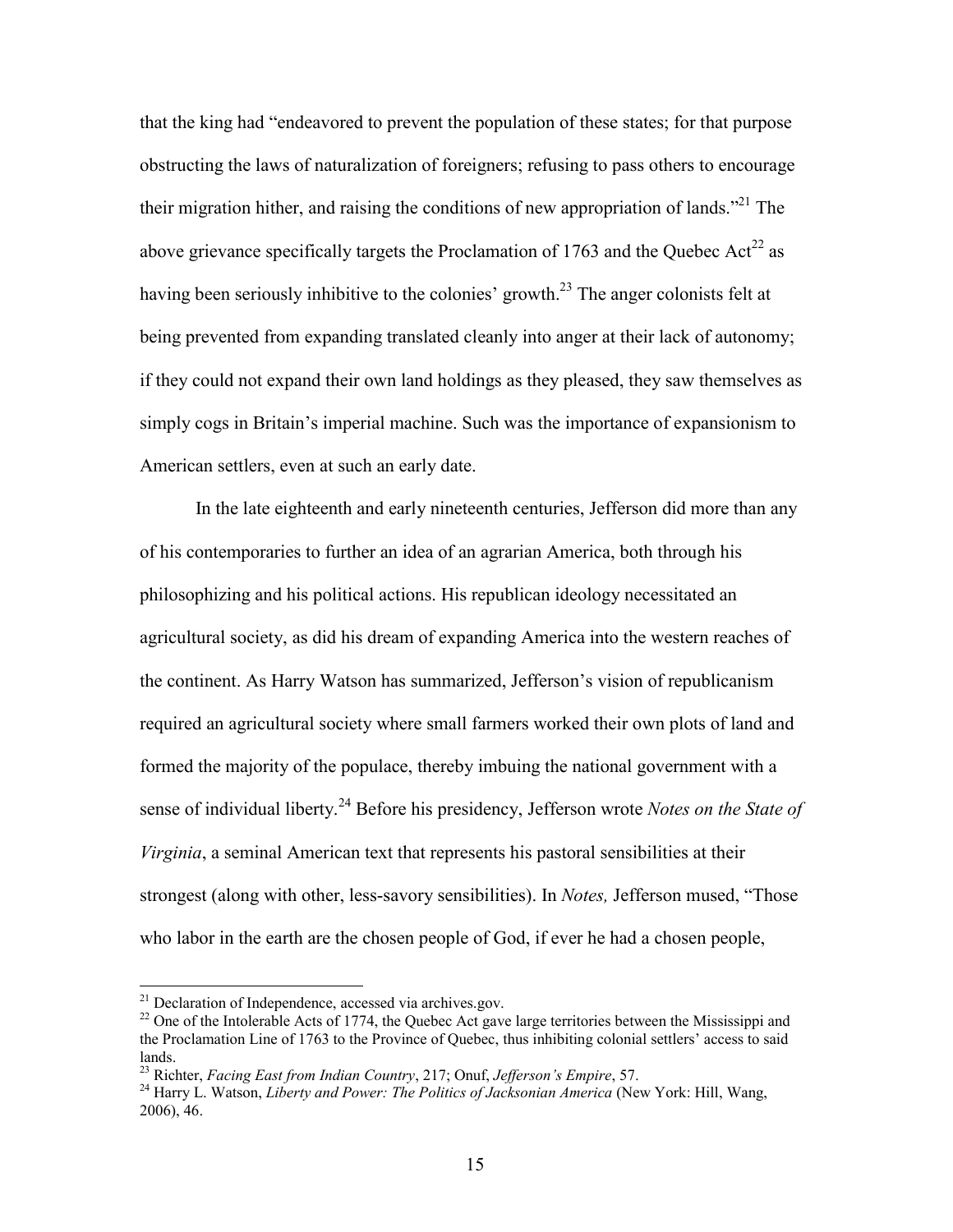that the king had “endeavored to prevent the population of these states; for that purpose obstructing the laws of naturalization of foreigners; refusing to pass others to encourage their migration hither, and raising the conditions of new appropriation of lands.”[21] The above grievance specifically targets the Proclamation of 1763 and the Quebec Act[22] as having been seriously inhibitive to the colonies’ growth.[23] The anger colonists felt at being prevented from expanding translated cleanly into anger at their lack of autonomy; if they could not expand their own land holdings as they pleased, they saw themselves as simply cogs in Britain’s imperial machine. Such was the importance of expansionism to American settlers, even at such an early date.

In the late eighteenth and early nineteenth centuries, Jefferson did more than any of his contemporaries to further an idea of an agrarian America, both through his philosophizing and his political actions. His republican ideology necessitated an agricultural society, as did his dream of expanding America into the western reaches of the continent. As Harry Watson has summarized, Jefferson’s vision of republicanism required an agricultural society where small farmers worked their own plots of land and formed the majority of the populace, thereby imbuing the national government with a sense of individual liberty.[24] Before his presidency, Jefferson wrote *Notes on the State of Virginia*, a seminal American text that represents his pastoral sensibilities at their strongest (along with other, less-savory sensibilities). In *Notes,* Jefferson mused, “Those who labor in the earth are the chosen people of God, if ever he had a chosen people,

---

[21] Declaration of Independence, accessed via archives.gov.

[22] One of the Intolerable Acts of 1774, the Quebec Act gave large territories between the Mississippi and the Proclamation Line of 1763 to the Province of Quebec, thus inhibiting colonial settlers’ access to said lands.

[23] Richter, *Facing East from Indian Country*, 217; Onuf, *Jefferson’s Empire*, 57.

[24] Harry L. Watson, *Liberty and Power: The Politics of Jacksonian America* (New York: Hill, Wang, 2006), 46.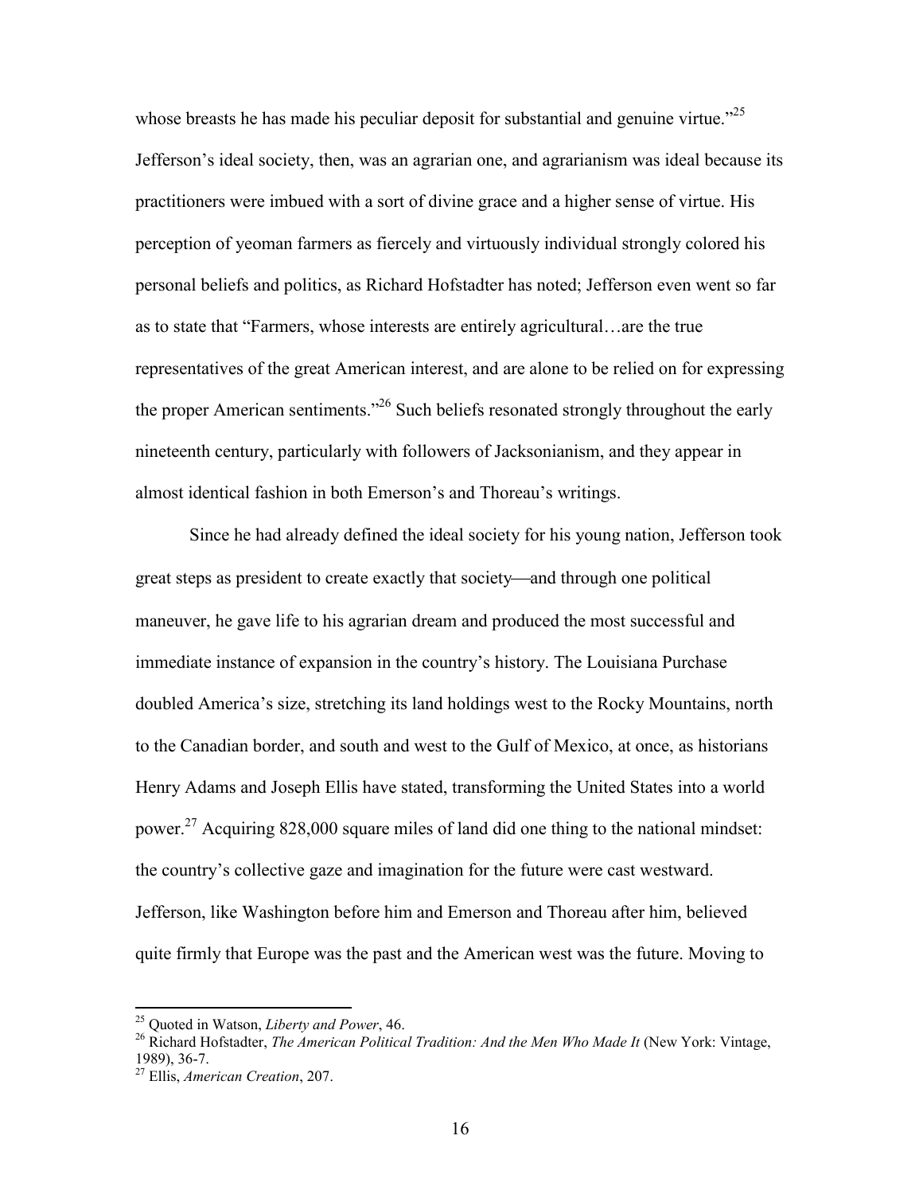whose breasts he has made his peculiar deposit for substantial and genuine virtue."[25] Jefferson's ideal society, then, was an agrarian one, and agrarianism was ideal because its practitioners were imbued with a sort of divine grace and a higher sense of virtue. His perception of yeoman farmers as fiercely and virtuously individual strongly colored his personal beliefs and politics, as Richard Hofstadter has noted; Jefferson even went so far as to state that "Farmers, whose interests are entirely agricultural…are the true representatives of the great American interest, and are alone to be relied on for expressing the proper American sentiments."[26] Such beliefs resonated strongly throughout the early nineteenth century, particularly with followers of Jacksonianism, and they appear in almost identical fashion in both Emerson's and Thoreau's writings.

Since he had already defined the ideal society for his young nation, Jefferson took great steps as president to create exactly that society—and through one political maneuver, he gave life to his agrarian dream and produced the most successful and immediate instance of expansion in the country's history. The Louisiana Purchase doubled America's size, stretching its land holdings west to the Rocky Mountains, north to the Canadian border, and south and west to the Gulf of Mexico, at once, as historians Henry Adams and Joseph Ellis have stated, transforming the United States into a world power.[27] Acquiring 828,000 square miles of land did one thing to the national mindset: the country's collective gaze and imagination for the future were cast westward. Jefferson, like Washington before him and Emerson and Thoreau after him, believed quite firmly that Europe was the past and the American west was the future. Moving to

---

[25] Quoted in Watson, *Liberty and Power*, 46.

[26] Richard Hofstadter, *The American Political Tradition: And the Men Who Made It* (New York: Vintage, 1989), 36-7.

[27] Ellis, *American Creation*, 207.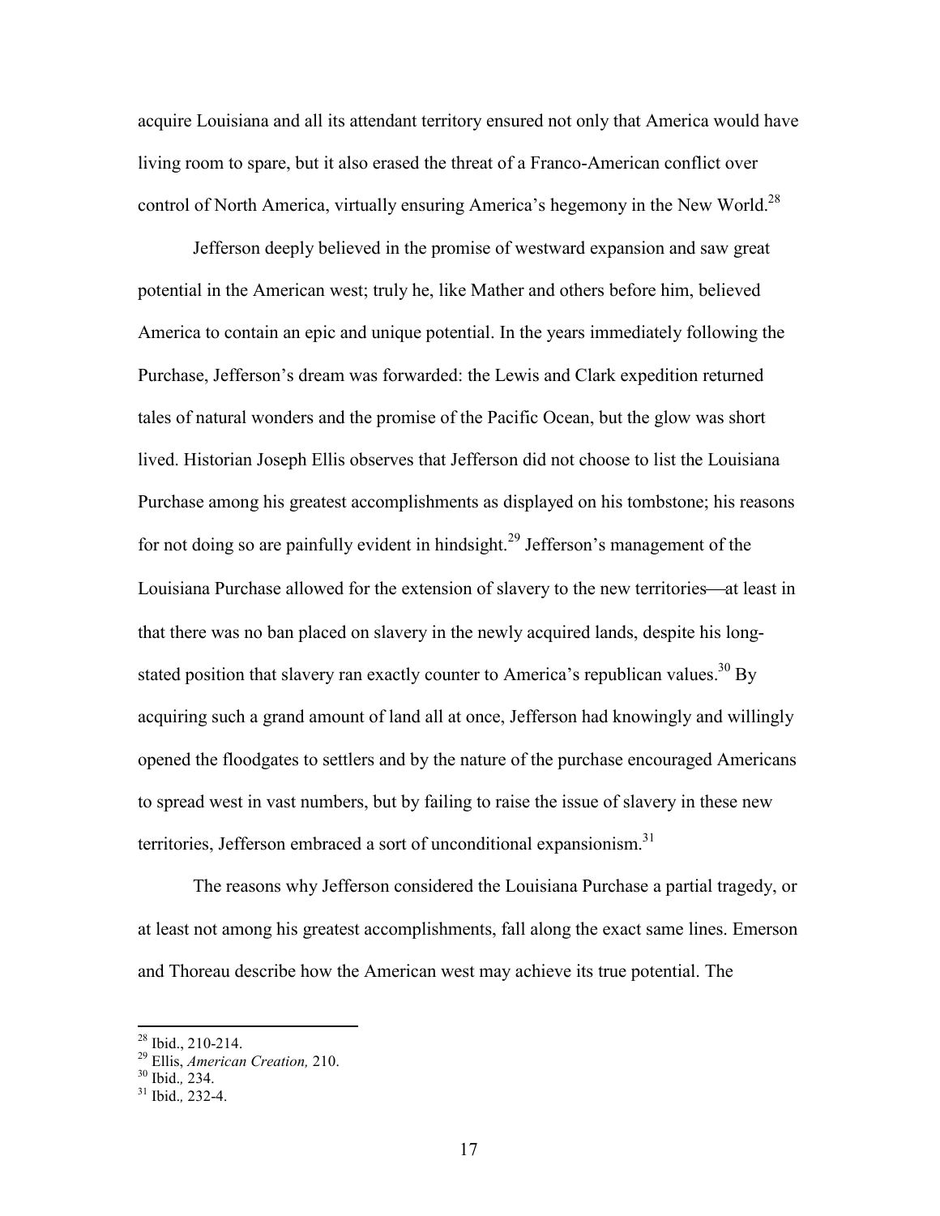acquire Louisiana and all its attendant territory ensured not only that America would have living room to spare, but it also erased the threat of a Franco-American conflict over control of North America, virtually ensuring America's hegemony in the New World.[28]

Jefferson deeply believed in the promise of westward expansion and saw great potential in the American west; truly he, like Mather and others before him, believed America to contain an epic and unique potential. In the years immediately following the Purchase, Jefferson's dream was forwarded: the Lewis and Clark expedition returned tales of natural wonders and the promise of the Pacific Ocean, but the glow was short lived. Historian Joseph Ellis observes that Jefferson did not choose to list the Louisiana Purchase among his greatest accomplishments as displayed on his tombstone; his reasons for not doing so are painfully evident in hindsight.[29] Jefferson's management of the Louisiana Purchase allowed for the extension of slavery to the new territories—at least in that there was no ban placed on slavery in the newly acquired lands, despite his long-stated position that slavery ran exactly counter to America's republican values.[30] By acquiring such a grand amount of land all at once, Jefferson had knowingly and willingly opened the floodgates to settlers and by the nature of the purchase encouraged Americans to spread west in vast numbers, but by failing to raise the issue of slavery in these new territories, Jefferson embraced a sort of unconditional expansionism.[31]

The reasons why Jefferson considered the Louisiana Purchase a partial tragedy, or at least not among his greatest accomplishments, fall along the exact same lines. Emerson and Thoreau describe how the American west may achieve its true potential. The

---

[28] Ibid., 210-214.

[29] Ellis, *American Creation,* 210.

[30] Ibid.*,* 234.

[31] Ibid.*,* 232-4.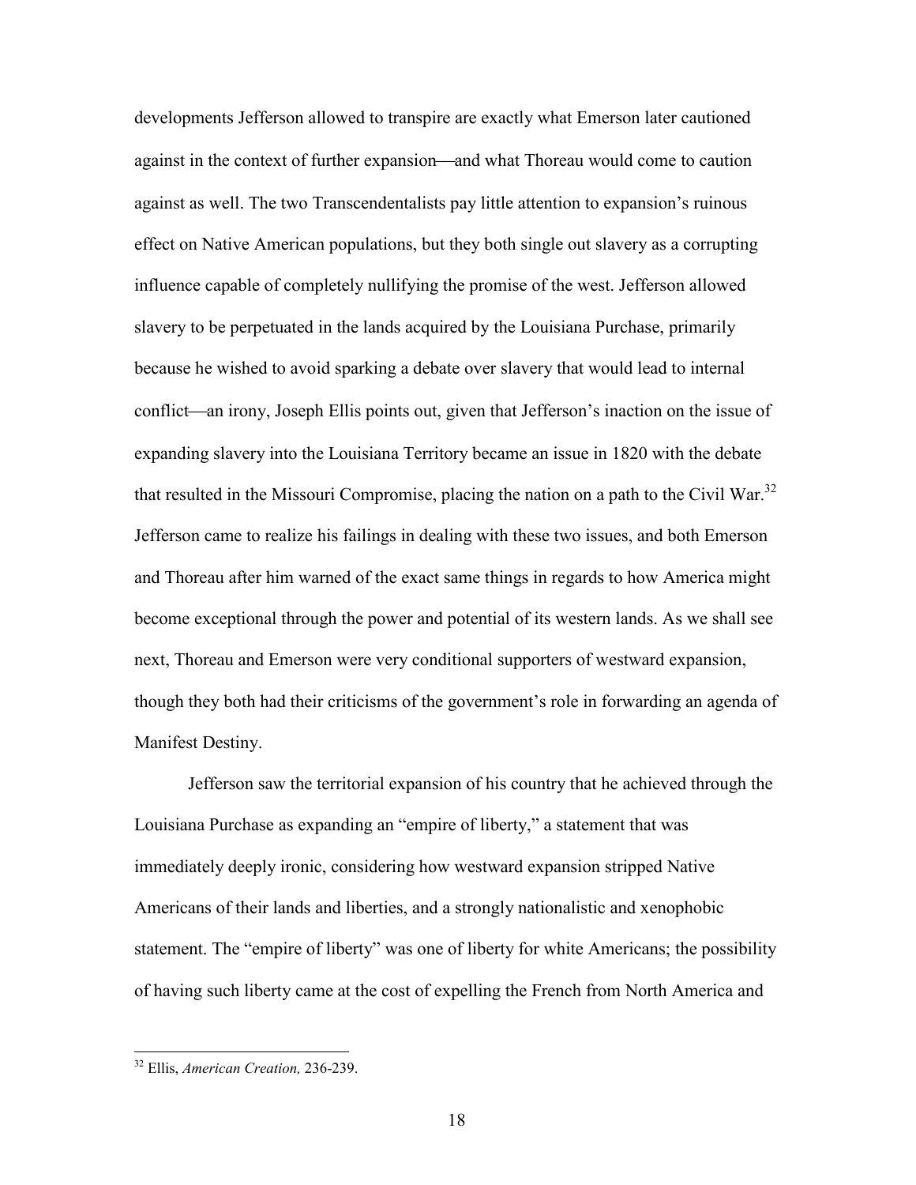developments Jefferson allowed to transpire are exactly what Emerson later cautioned against in the context of further expansion—and what Thoreau would come to caution against as well. The two Transcendentalists pay little attention to expansion's ruinous effect on Native American populations, but they both single out slavery as a corrupting influence capable of completely nullifying the promise of the west. Jefferson allowed slavery to be perpetuated in the lands acquired by the Louisiana Purchase, primarily because he wished to avoid sparking a debate over slavery that would lead to internal conflict—an irony, Joseph Ellis points out, given that Jefferson's inaction on the issue of expanding slavery into the Louisiana Territory became an issue in 1820 with the debate that resulted in the Missouri Compromise, placing the nation on a path to the Civil War.[32] Jefferson came to realize his failings in dealing with these two issues, and both Emerson and Thoreau after him warned of the exact same things in regards to how America might become exceptional through the power and potential of its western lands. As we shall see next, Thoreau and Emerson were very conditional supporters of westward expansion, though they both had their criticisms of the government's role in forwarding an agenda of Manifest Destiny.

Jefferson saw the territorial expansion of his country that he achieved through the Louisiana Purchase as expanding an "empire of liberty," a statement that was immediately deeply ironic, considering how westward expansion stripped Native Americans of their lands and liberties, and a strongly nationalistic and xenophobic statement. The "empire of liberty" was one of liberty for white Americans; the possibility of having such liberty came at the cost of expelling the French from North America and

---

[32] Ellis, *American Creation,* 236-239.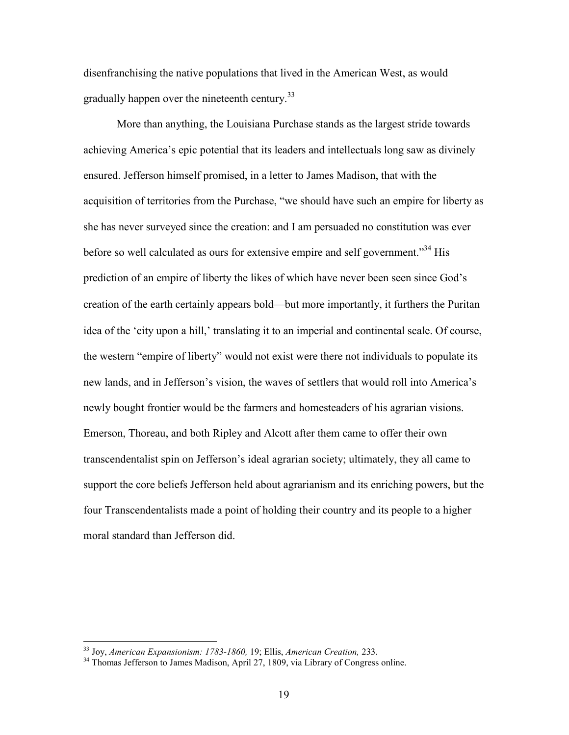disenfranchising the native populations that lived in the American West, as would gradually happen over the nineteenth century.[33]

More than anything, the Louisiana Purchase stands as the largest stride towards achieving America's epic potential that its leaders and intellectuals long saw as divinely ensured. Jefferson himself promised, in a letter to James Madison, that with the acquisition of territories from the Purchase, "we should have such an empire for liberty as she has never surveyed since the creation: and I am persuaded no constitution was ever before so well calculated as ours for extensive empire and self government."[34] His prediction of an empire of liberty the likes of which have never been seen since God's creation of the earth certainly appears bold—but more importantly, it furthers the Puritan idea of the 'city upon a hill,' translating it to an imperial and continental scale. Of course, the western "empire of liberty" would not exist were there not individuals to populate its new lands, and in Jefferson's vision, the waves of settlers that would roll into America's newly bought frontier would be the farmers and homesteaders of his agrarian visions. Emerson, Thoreau, and both Ripley and Alcott after them came to offer their own transcendentalist spin on Jefferson's ideal agrarian society; ultimately, they all came to support the core beliefs Jefferson held about agrarianism and its enriching powers, but the four Transcendentalists made a point of holding their country and its people to a higher moral standard than Jefferson did.

---

[33] Joy, *American Expansionism: 1783-1860,* 19; Ellis, *American Creation,* 233.

[34] Thomas Jefferson to James Madison, April 27, 1809, via Library of Congress online.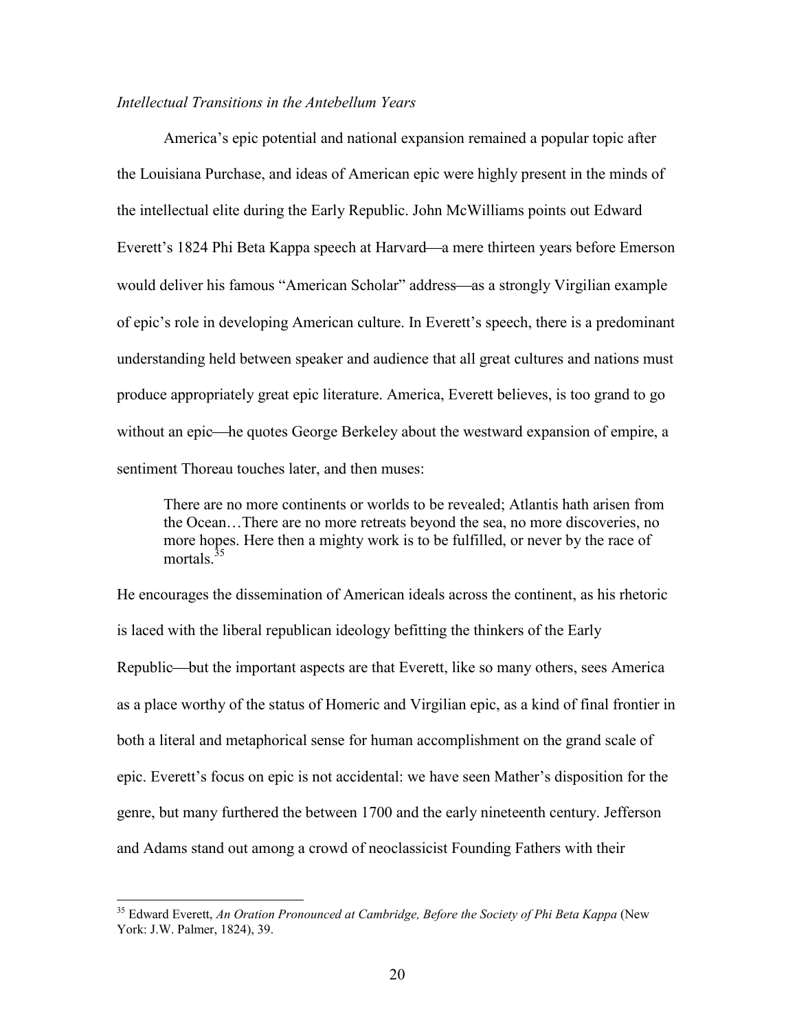*Intellectual Transitions in the Antebellum Years*

America's epic potential and national expansion remained a popular topic after the Louisiana Purchase, and ideas of American epic were highly present in the minds of the intellectual elite during the Early Republic. John McWilliams points out Edward Everett's 1824 Phi Beta Kappa speech at Harvard—a mere thirteen years before Emerson would deliver his famous "American Scholar" address—as a strongly Virgilian example of epic's role in developing American culture. In Everett's speech, there is a predominant understanding held between speaker and audience that all great cultures and nations must produce appropriately great epic literature. America, Everett believes, is too grand to go without an epic—he quotes George Berkeley about the westward expansion of empire, a sentiment Thoreau touches later, and then muses:

> There are no more continents or worlds to be revealed; Atlantis hath arisen from the Ocean…There are no more retreats beyond the sea, no more discoveries, no more hopes. Here then a mighty work is to be fulfilled, or never by the race of mortals.[35]

He encourages the dissemination of American ideals across the continent, as his rhetoric is laced with the liberal republican ideology befitting the thinkers of the Early Republic—but the important aspects are that Everett, like so many others, sees America as a place worthy of the status of Homeric and Virgilian epic, as a kind of final frontier in both a literal and metaphorical sense for human accomplishment on the grand scale of epic. Everett's focus on epic is not accidental: we have seen Mather's disposition for the genre, but many furthered the between 1700 and the early nineteenth century. Jefferson and Adams stand out among a crowd of neoclassicist Founding Fathers with their

---

[35] Edward Everett, *An Oration Pronounced at Cambridge, Before the Society of Phi Beta Kappa* (New York: J.W. Palmer, 1824), 39.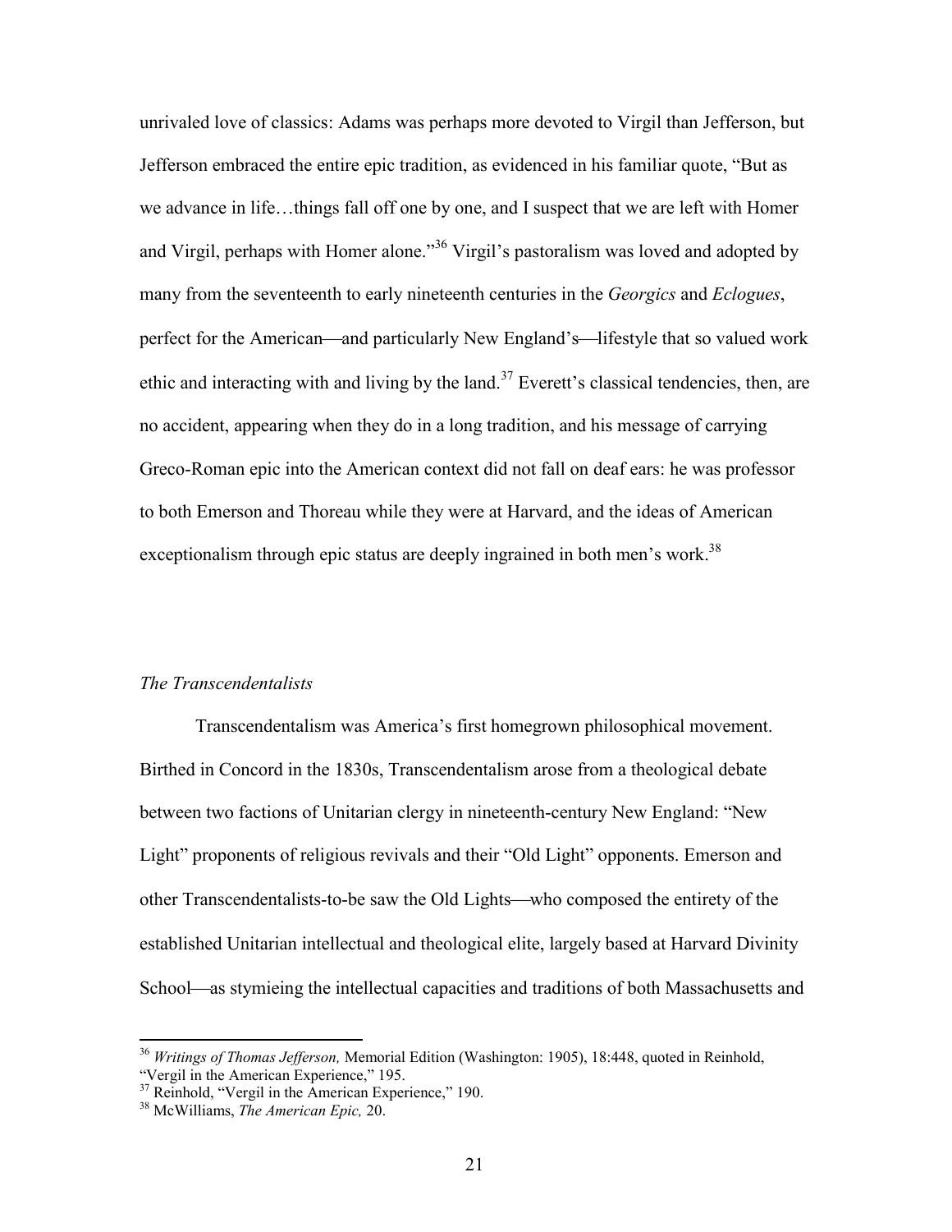unrivaled love of classics: Adams was perhaps more devoted to Virgil than Jefferson, but Jefferson embraced the entire epic tradition, as evidenced in his familiar quote, "But as we advance in life…things fall off one by one, and I suspect that we are left with Homer and Virgil, perhaps with Homer alone."[36] Virgil's pastoralism was loved and adopted by many from the seventeenth to early nineteenth centuries in the *Georgics* and *Eclogues*, perfect for the American—and particularly New England's—lifestyle that so valued work ethic and interacting with and living by the land.[37] Everett's classical tendencies, then, are no accident, appearing when they do in a long tradition, and his message of carrying Greco-Roman epic into the American context did not fall on deaf ears: he was professor to both Emerson and Thoreau while they were at Harvard, and the ideas of American exceptionalism through epic status are deeply ingrained in both men's work.[38]

### *The Transcendentalists*

Transcendentalism was America's first homegrown philosophical movement. Birthed in Concord in the 1830s, Transcendentalism arose from a theological debate between two factions of Unitarian clergy in nineteenth-century New England: "New Light" proponents of religious revivals and their "Old Light" opponents. Emerson and other Transcendentalists-to-be saw the Old Lights—who composed the entirety of the established Unitarian intellectual and theological elite, largely based at Harvard Divinity School—as stymieing the intellectual capacities and traditions of both Massachusetts and

---

[36] *Writings of Thomas Jefferson,* Memorial Edition (Washington: 1905), 18:448, quoted in Reinhold, "Vergil in the American Experience," 195.

[37] Reinhold, "Vergil in the American Experience," 190.

[38] McWilliams, *The American Epic,* 20.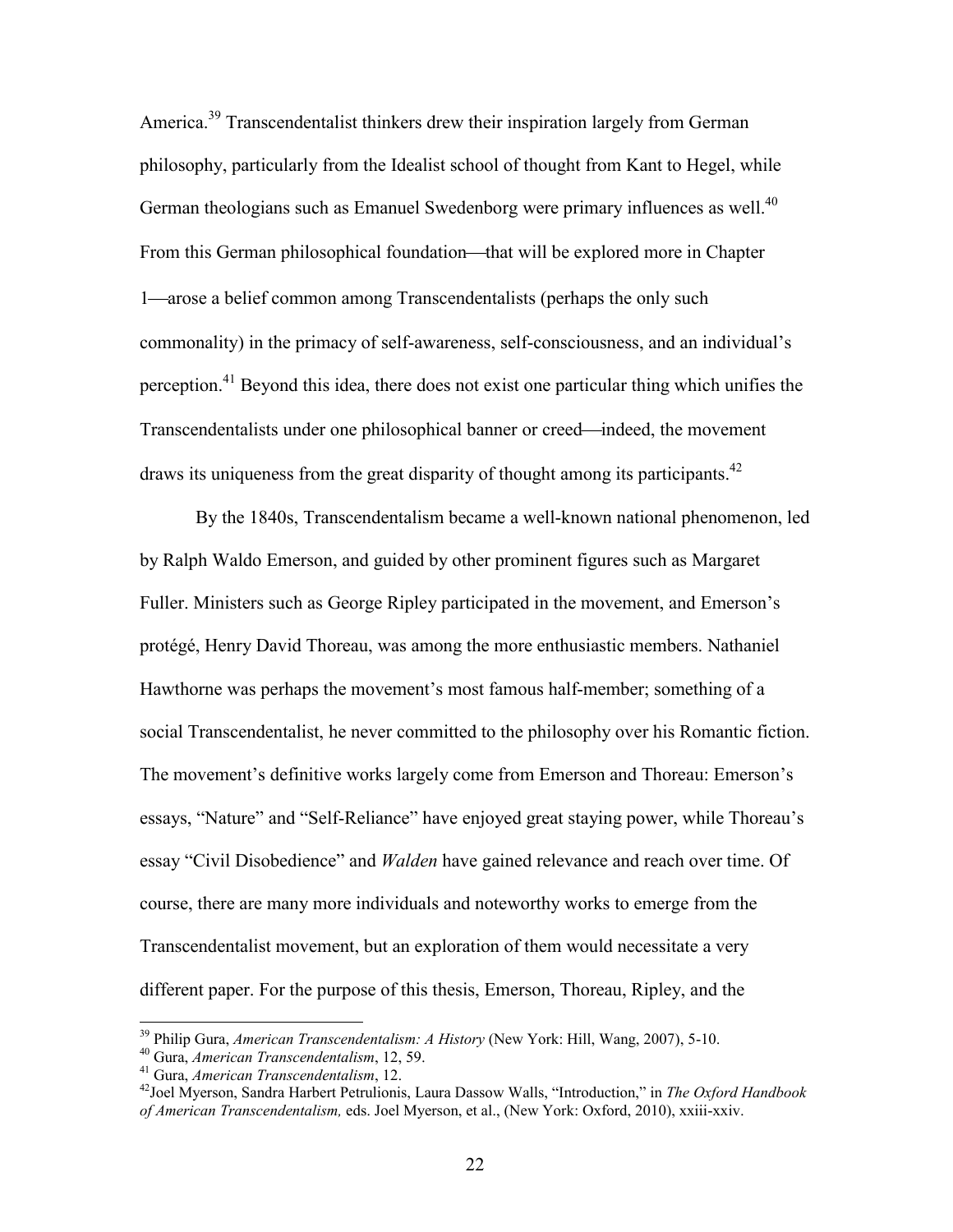America.[39] Transcendentalist thinkers drew their inspiration largely from German philosophy, particularly from the Idealist school of thought from Kant to Hegel, while German theologians such as Emanuel Swedenborg were primary influences as well.[40] From this German philosophical foundation—that will be explored more in Chapter 1—arose a belief common among Transcendentalists (perhaps the only such commonality) in the primacy of self-awareness, self-consciousness, and an individual's perception.[41] Beyond this idea, there does not exist one particular thing which unifies the Transcendentalists under one philosophical banner or creed—indeed, the movement draws its uniqueness from the great disparity of thought among its participants.[42]

By the 1840s, Transcendentalism became a well-known national phenomenon, led by Ralph Waldo Emerson, and guided by other prominent figures such as Margaret Fuller. Ministers such as George Ripley participated in the movement, and Emerson's protégé, Henry David Thoreau, was among the more enthusiastic members. Nathaniel Hawthorne was perhaps the movement's most famous half-member; something of a social Transcendentalist, he never committed to the philosophy over his Romantic fiction. The movement's definitive works largely come from Emerson and Thoreau: Emerson's essays, "Nature" and "Self-Reliance" have enjoyed great staying power, while Thoreau's essay "Civil Disobedience" and *Walden* have gained relevance and reach over time. Of course, there are many more individuals and noteworthy works to emerge from the Transcendentalist movement, but an exploration of them would necessitate a very different paper. For the purpose of this thesis, Emerson, Thoreau, Ripley, and the

---

[39] Philip Gura, *American Transcendentalism: A History* (New York: Hill, Wang, 2007), 5-10.

[40] Gura, *American Transcendentalism*, 12, 59.

[41] Gura, *American Transcendentalism*, 12.

[42] Joel Myerson, Sandra Harbert Petrulionis, Laura Dassow Walls, "Introduction," in *The Oxford Handbook of American Transcendentalism,* eds. Joel Myerson, et al., (New York: Oxford, 2010), xxiii-xxiv.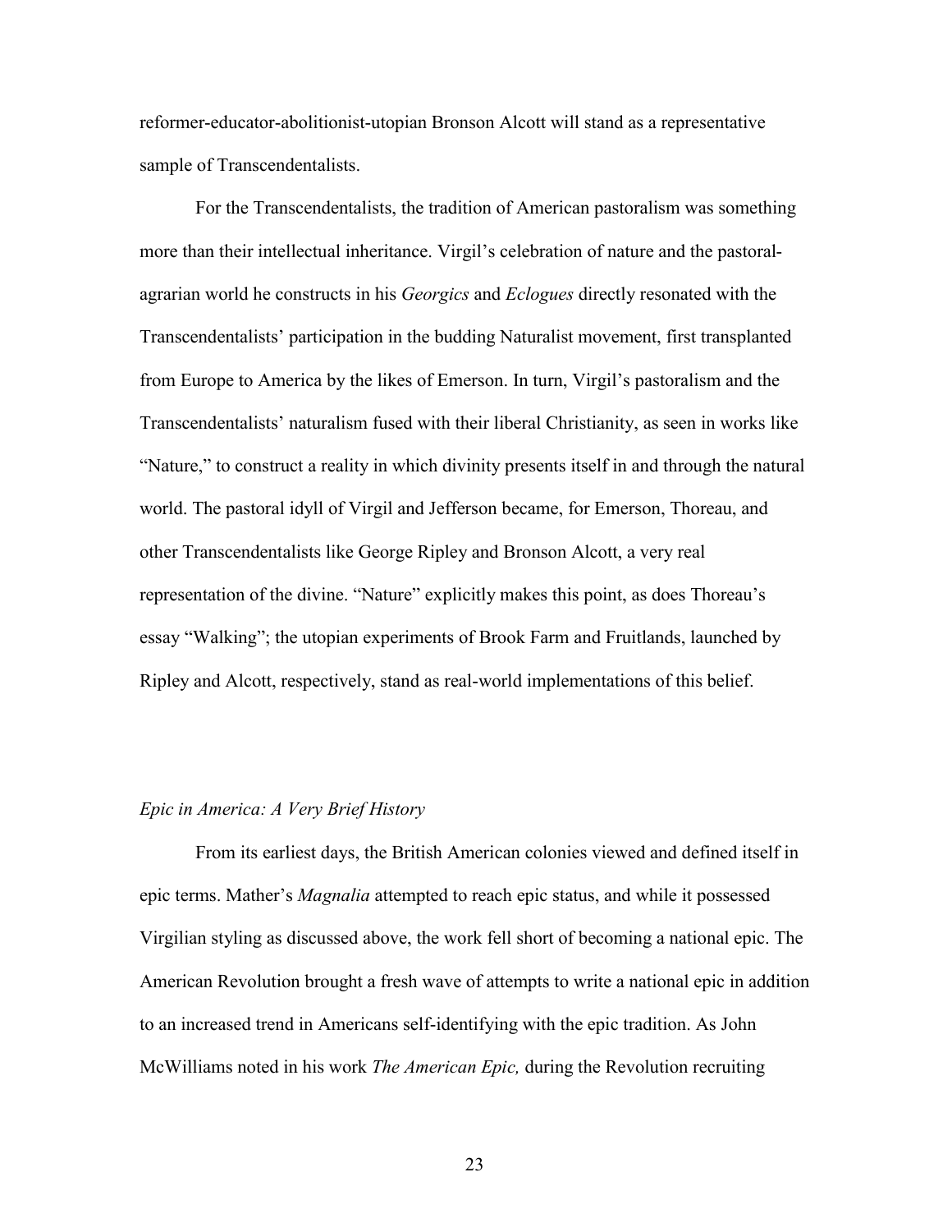reformer-educator-abolitionist-utopian Bronson Alcott will stand as a representative sample of Transcendentalists.

For the Transcendentalists, the tradition of American pastoralism was something more than their intellectual inheritance. Virgil's celebration of nature and the pastoral-agrarian world he constructs in his *Georgics* and *Eclogues* directly resonated with the Transcendentalists' participation in the budding Naturalist movement, first transplanted from Europe to America by the likes of Emerson. In turn, Virgil's pastoralism and the Transcendentalists' naturalism fused with their liberal Christianity, as seen in works like "Nature," to construct a reality in which divinity presents itself in and through the natural world. The pastoral idyll of Virgil and Jefferson became, for Emerson, Thoreau, and other Transcendentalists like George Ripley and Bronson Alcott, a very real representation of the divine. "Nature" explicitly makes this point, as does Thoreau's essay "Walking"; the utopian experiments of Brook Farm and Fruitlands, launched by Ripley and Alcott, respectively, stand as real-world implementations of this belief.

### *Epic in America: A Very Brief History*

From its earliest days, the British American colonies viewed and defined itself in epic terms. Mather's *Magnalia* attempted to reach epic status, and while it possessed Virgilian styling as discussed above, the work fell short of becoming a national epic. The American Revolution brought a fresh wave of attempts to write a national epic in addition to an increased trend in Americans self-identifying with the epic tradition. As John McWilliams noted in his work *The American Epic,* during the Revolution recruiting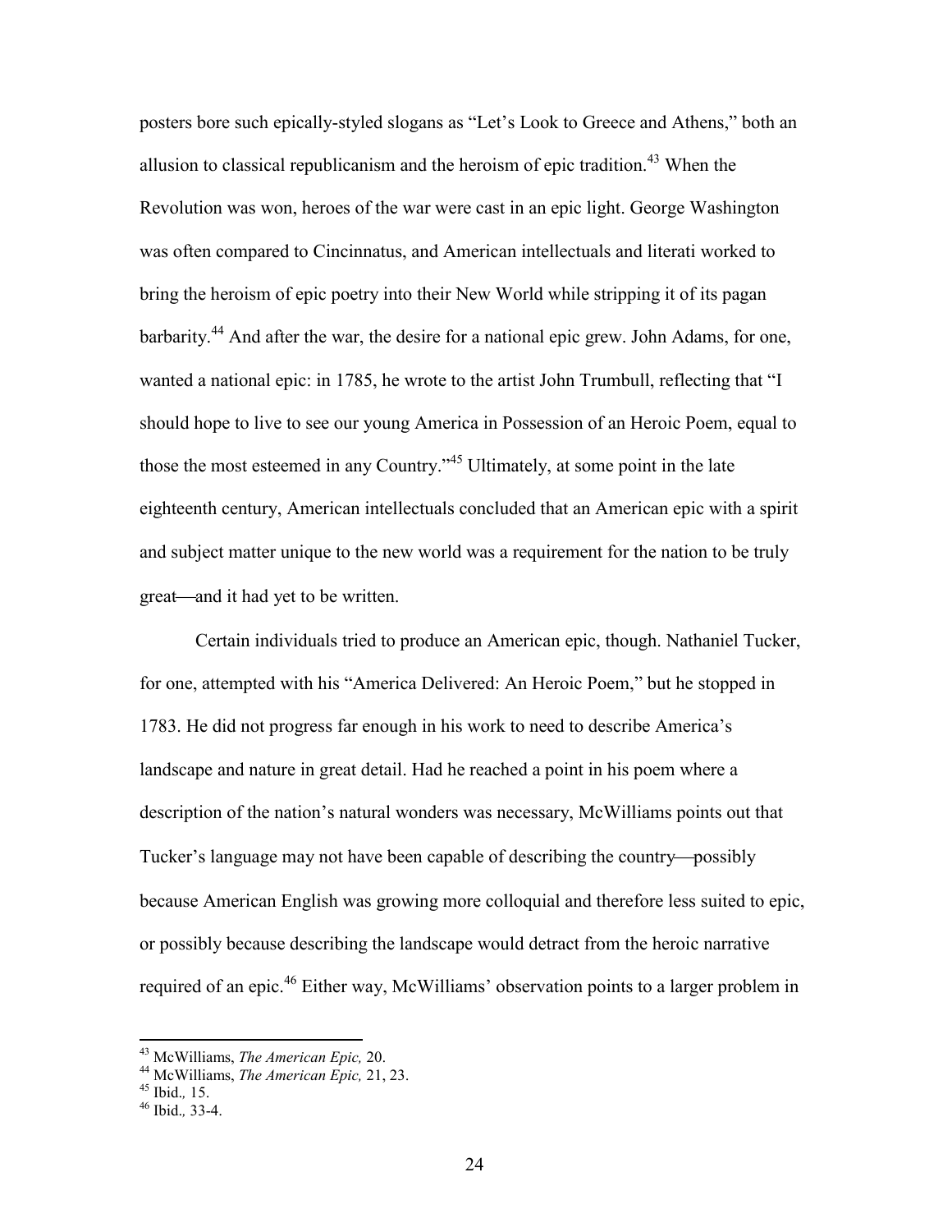posters bore such epically-styled slogans as "Let's Look to Greece and Athens," both an allusion to classical republicanism and the heroism of epic tradition.[43] When the Revolution was won, heroes of the war were cast in an epic light. George Washington was often compared to Cincinnatus, and American intellectuals and literati worked to bring the heroism of epic poetry into their New World while stripping it of its pagan barbarity.[44] And after the war, the desire for a national epic grew. John Adams, for one, wanted a national epic: in 1785, he wrote to the artist John Trumbull, reflecting that "I should hope to live to see our young America in Possession of an Heroic Poem, equal to those the most esteemed in any Country."[45] Ultimately, at some point in the late eighteenth century, American intellectuals concluded that an American epic with a spirit and subject matter unique to the new world was a requirement for the nation to be truly great—and it had yet to be written.

Certain individuals tried to produce an American epic, though. Nathaniel Tucker, for one, attempted with his "America Delivered: An Heroic Poem," but he stopped in 1783. He did not progress far enough in his work to need to describe America's landscape and nature in great detail. Had he reached a point in his poem where a description of the nation's natural wonders was necessary, McWilliams points out that Tucker's language may not have been capable of describing the country—possibly because American English was growing more colloquial and therefore less suited to epic, or possibly because describing the landscape would detract from the heroic narrative required of an epic.[46] Either way, McWilliams' observation points to a larger problem in

[43] McWilliams, *The American Epic,* 20.
[44] McWilliams, *The American Epic,* 21, 23.
[45] Ibid.*,* 15.
[46] Ibid.*,* 33-4.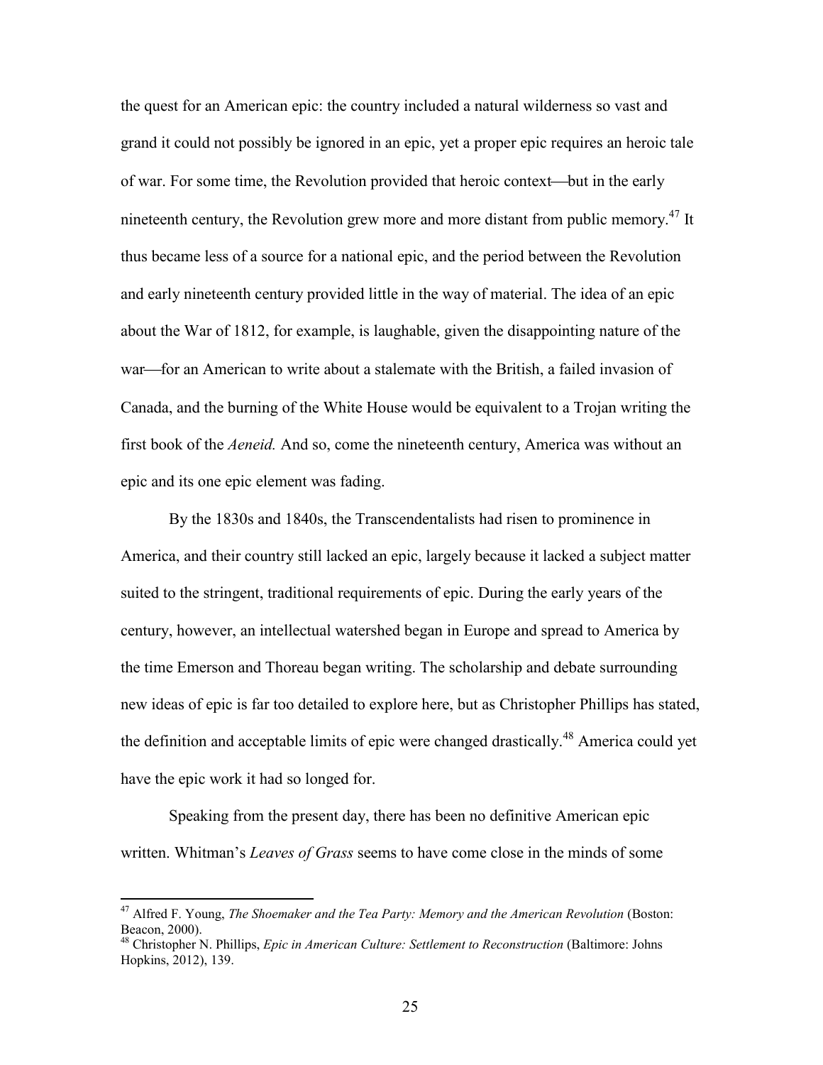the quest for an American epic: the country included a natural wilderness so vast and grand it could not possibly be ignored in an epic, yet a proper epic requires an heroic tale of war. For some time, the Revolution provided that heroic context—but in the early nineteenth century, the Revolution grew more and more distant from public memory.[47] It thus became less of a source for a national epic, and the period between the Revolution and early nineteenth century provided little in the way of material. The idea of an epic about the War of 1812, for example, is laughable, given the disappointing nature of the war—for an American to write about a stalemate with the British, a failed invasion of Canada, and the burning of the White House would be equivalent to a Trojan writing the first book of the *Aeneid.* And so, come the nineteenth century, America was without an epic and its one epic element was fading.

By the 1830s and 1840s, the Transcendentalists had risen to prominence in America, and their country still lacked an epic, largely because it lacked a subject matter suited to the stringent, traditional requirements of epic. During the early years of the century, however, an intellectual watershed began in Europe and spread to America by the time Emerson and Thoreau began writing. The scholarship and debate surrounding new ideas of epic is far too detailed to explore here, but as Christopher Phillips has stated, the definition and acceptable limits of epic were changed drastically.[48] America could yet have the epic work it had so longed for.

Speaking from the present day, there has been no definitive American epic written. Whitman's *Leaves of Grass* seems to have come close in the minds of some

---

[47] Alfred F. Young, *The Shoemaker and the Tea Party: Memory and the American Revolution* (Boston: Beacon, 2000).

[48] Christopher N. Phillips, *Epic in American Culture: Settlement to Reconstruction* (Baltimore: Johns Hopkins, 2012), 139.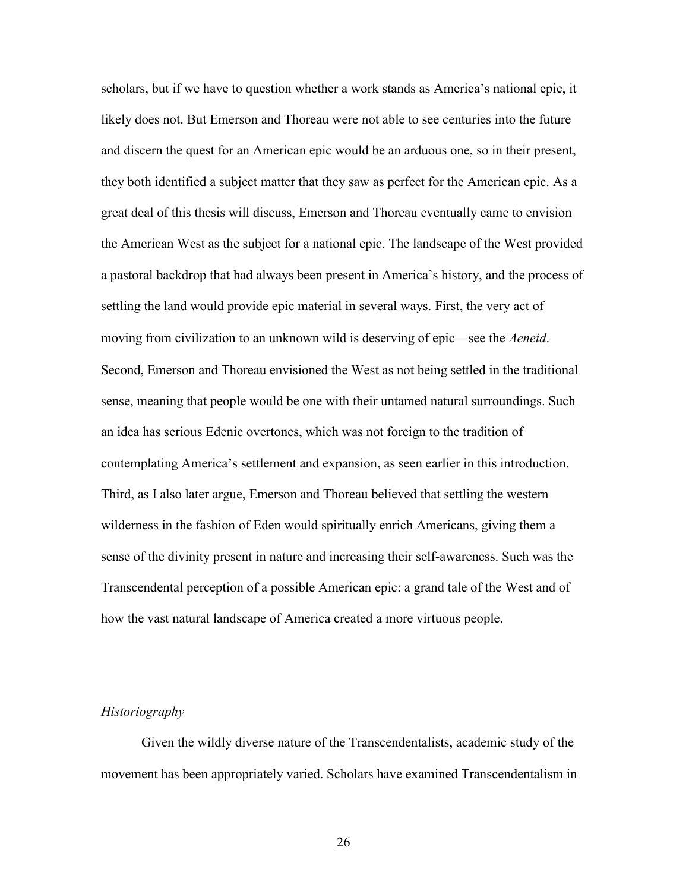scholars, but if we have to question whether a work stands as America's national epic, it likely does not. But Emerson and Thoreau were not able to see centuries into the future and discern the quest for an American epic would be an arduous one, so in their present, they both identified a subject matter that they saw as perfect for the American epic. As a great deal of this thesis will discuss, Emerson and Thoreau eventually came to envision the American West as the subject for a national epic. The landscape of the West provided a pastoral backdrop that had always been present in America's history, and the process of settling the land would provide epic material in several ways. First, the very act of moving from civilization to an unknown wild is deserving of epic—see the *Aeneid*. Second, Emerson and Thoreau envisioned the West as not being settled in the traditional sense, meaning that people would be one with their untamed natural surroundings. Such an idea has serious Edenic overtones, which was not foreign to the tradition of contemplating America's settlement and expansion, as seen earlier in this introduction. Third, as I also later argue, Emerson and Thoreau believed that settling the western wilderness in the fashion of Eden would spiritually enrich Americans, giving them a sense of the divinity present in nature and increasing their self-awareness. Such was the Transcendental perception of a possible American epic: a grand tale of the West and of how the vast natural landscape of America created a more virtuous people.

### *Historiography*

Given the wildly diverse nature of the Transcendentalists, academic study of the movement has been appropriately varied. Scholars have examined Transcendentalism in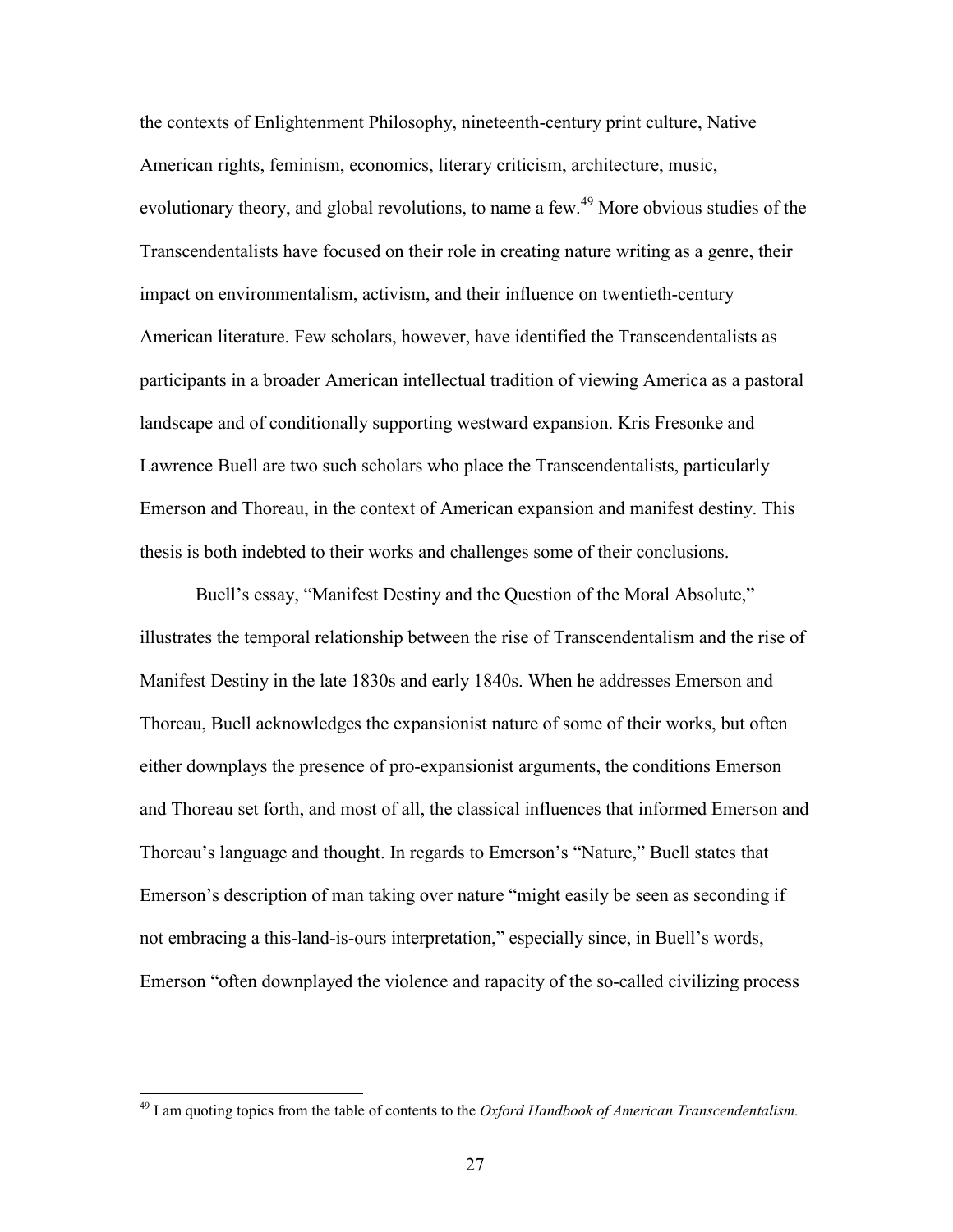the contexts of Enlightenment Philosophy, nineteenth-century print culture, Native American rights, feminism, economics, literary criticism, architecture, music, evolutionary theory, and global revolutions, to name a few.[49] More obvious studies of the Transcendentalists have focused on their role in creating nature writing as a genre, their impact on environmentalism, activism, and their influence on twentieth-century American literature. Few scholars, however, have identified the Transcendentalists as participants in a broader American intellectual tradition of viewing America as a pastoral landscape and of conditionally supporting westward expansion. Kris Fresonke and Lawrence Buell are two such scholars who place the Transcendentalists, particularly Emerson and Thoreau, in the context of American expansion and manifest destiny. This thesis is both indebted to their works and challenges some of their conclusions.

Buell's essay, "Manifest Destiny and the Question of the Moral Absolute," illustrates the temporal relationship between the rise of Transcendentalism and the rise of Manifest Destiny in the late 1830s and early 1840s. When he addresses Emerson and Thoreau, Buell acknowledges the expansionist nature of some of their works, but often either downplays the presence of pro-expansionist arguments, the conditions Emerson and Thoreau set forth, and most of all, the classical influences that informed Emerson and Thoreau's language and thought. In regards to Emerson's "Nature," Buell states that Emerson's description of man taking over nature "might easily be seen as seconding if not embracing a this-land-is-ours interpretation," especially since, in Buell's words, Emerson "often downplayed the violence and rapacity of the so-called civilizing process

---

[49] I am quoting topics from the table of contents to the *Oxford Handbook of American Transcendentalism.*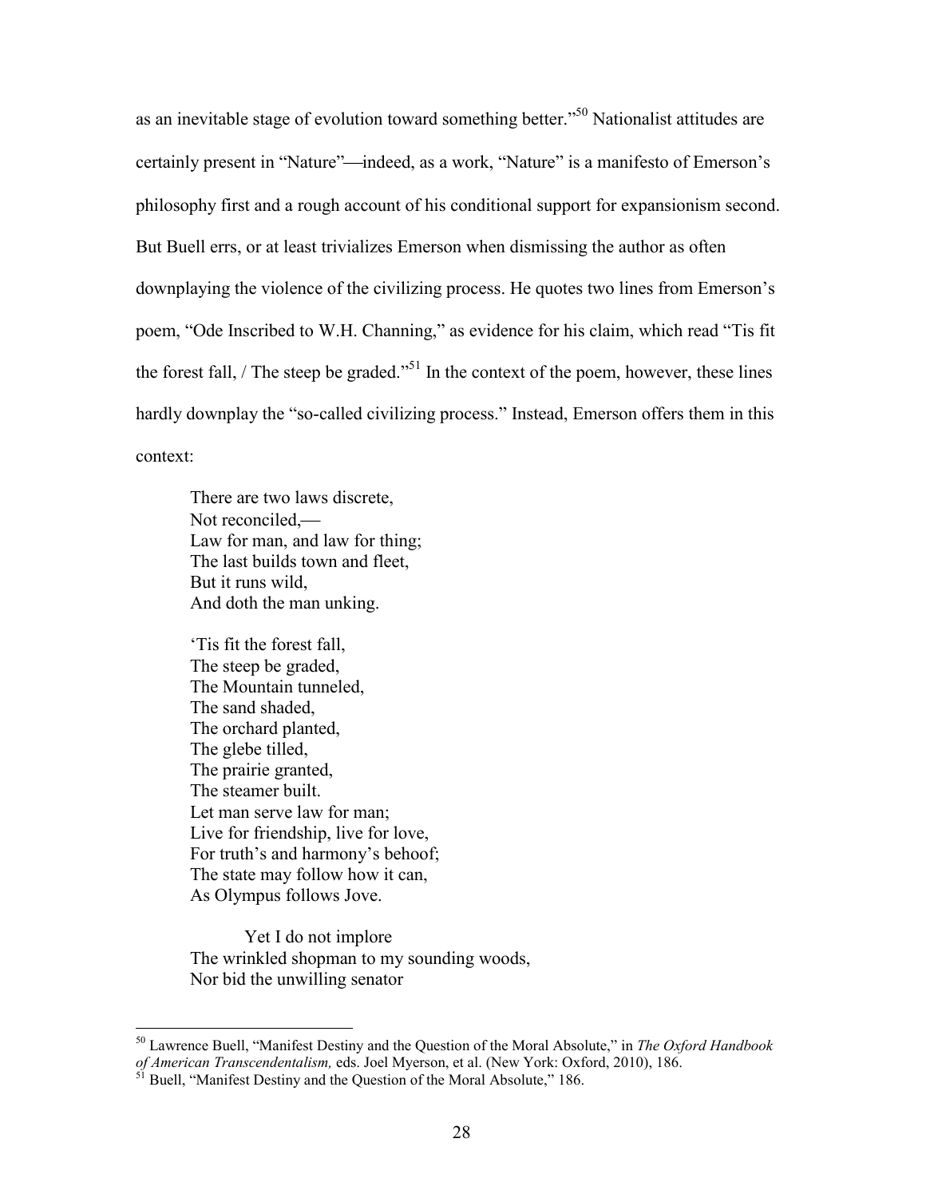as an inevitable stage of evolution toward something better."[50] Nationalist attitudes are certainly present in "Nature"—indeed, as a work, "Nature" is a manifesto of Emerson's philosophy first and a rough account of his conditional support for expansionism second. But Buell errs, or at least trivializes Emerson when dismissing the author as often downplaying the violence of the civilizing process. He quotes two lines from Emerson's poem, "Ode Inscribed to W.H. Channing," as evidence for his claim, which read "Tis fit the forest fall, / The steep be graded."[51] In the context of the poem, however, these lines hardly downplay the "so-called civilizing process." Instead, Emerson offers them in this context:

> There are two laws discrete,  
> Not reconciled,—  
> Law for man, and law for thing;  
> The last builds town and fleet,  
> But it runs wild,  
> And doth the man unking.
>
> 'Tis fit the forest fall,  
> The steep be graded,  
> The Mountain tunneled,  
> The sand shaded,  
> The orchard planted,  
> The glebe tilled,  
> The prairie granted,  
> The steamer built.  
> Let man serve law for man;  
> Live for friendship, live for love,  
> For truth's and harmony's behoof;  
> The state may follow how it can,  
> As Olympus follows Jove.
>
> Yet I do not implore  
> The wrinkled shopman to my sounding woods,  
> Nor bid the unwilling senator

---

[50] Lawrence Buell, "Manifest Destiny and the Question of the Moral Absolute," in *The Oxford Handbook of American Transcendentalism,* eds. Joel Myerson, et al. (New York: Oxford, 2010), 186.

[51] Buell, "Manifest Destiny and the Question of the Moral Absolute," 186.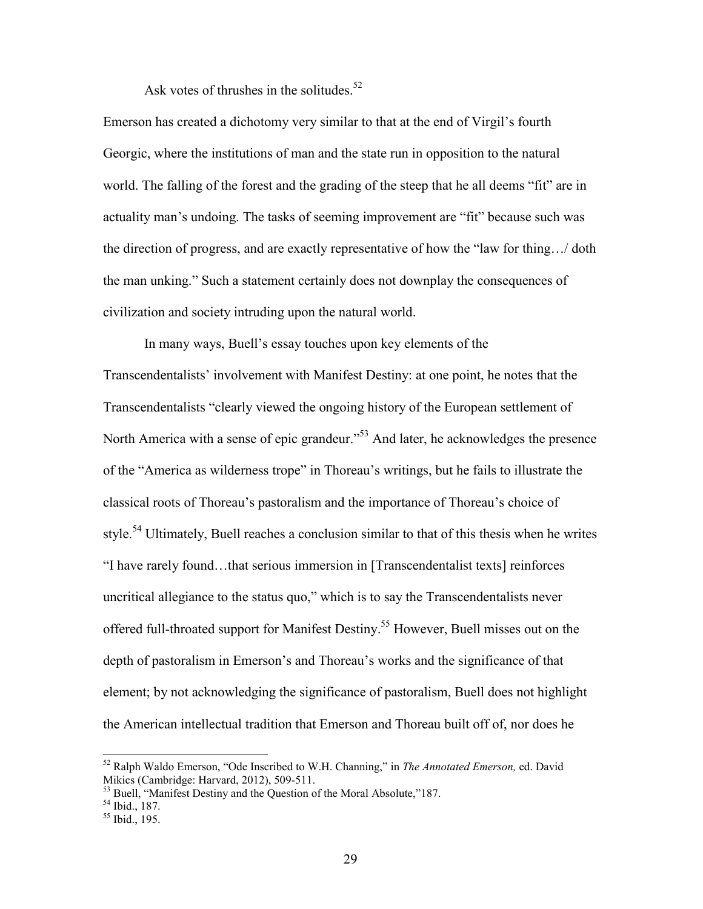Ask votes of thrushes in the solitudes.[52]

Emerson has created a dichotomy very similar to that at the end of Virgil's fourth Georgic, where the institutions of man and the state run in opposition to the natural world. The falling of the forest and the grading of the steep that he all deems "fit" are in actuality man's undoing. The tasks of seeming improvement are "fit" because such was the direction of progress, and are exactly representative of how the "law for thing…/ doth the man unking." Such a statement certainly does not downplay the consequences of civilization and society intruding upon the natural world.

In many ways, Buell's essay touches upon key elements of the Transcendentalists' involvement with Manifest Destiny: at one point, he notes that the Transcendentalists "clearly viewed the ongoing history of the European settlement of North America with a sense of epic grandeur."[53] And later, he acknowledges the presence of the "America as wilderness trope" in Thoreau's writings, but he fails to illustrate the classical roots of Thoreau's pastoralism and the importance of Thoreau's choice of style.[54] Ultimately, Buell reaches a conclusion similar to that of this thesis when he writes "I have rarely found…that serious immersion in [Transcendentalist texts] reinforces uncritical allegiance to the status quo," which is to say the Transcendentalists never offered full-throated support for Manifest Destiny.[55] However, Buell misses out on the depth of pastoralism in Emerson's and Thoreau's works and the significance of that element; by not acknowledging the significance of pastoralism, Buell does not highlight the American intellectual tradition that Emerson and Thoreau built off of, nor does he

---

[52] Ralph Waldo Emerson, "Ode Inscribed to W.H. Channing," in *The Annotated Emerson,* ed. David Mikics (Cambridge: Harvard, 2012), 509-511.

[53] Buell, "Manifest Destiny and the Question of the Moral Absolute,"187.

[54] Ibid., 187.

[55] Ibid., 195.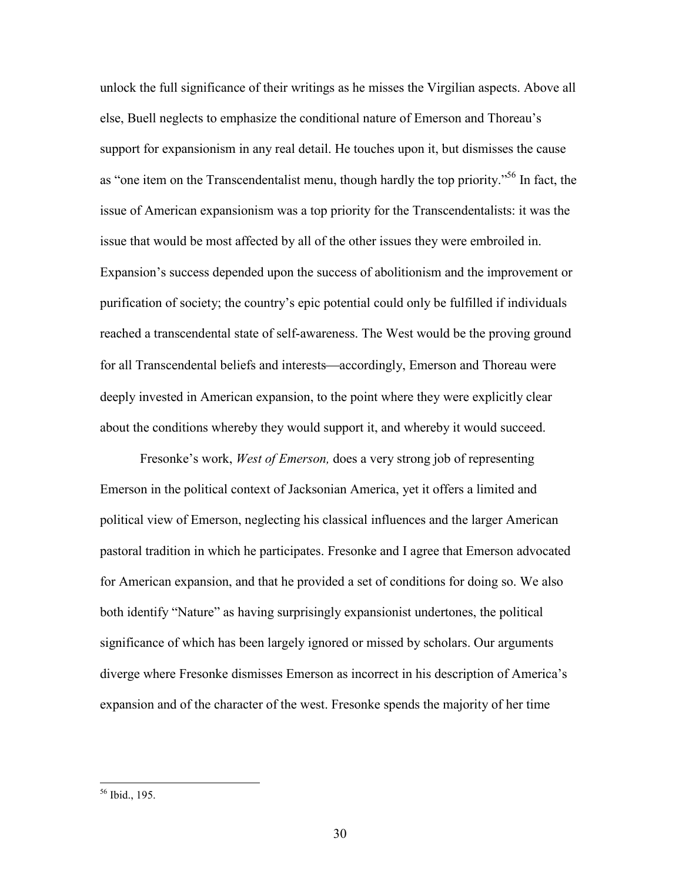unlock the full significance of their writings as he misses the Virgilian aspects. Above all else, Buell neglects to emphasize the conditional nature of Emerson and Thoreau's support for expansionism in any real detail. He touches upon it, but dismisses the cause as "one item on the Transcendentalist menu, though hardly the top priority."[56] In fact, the issue of American expansionism was a top priority for the Transcendentalists: it was the issue that would be most affected by all of the other issues they were embroiled in. Expansion's success depended upon the success of abolitionism and the improvement or purification of society; the country's epic potential could only be fulfilled if individuals reached a transcendental state of self-awareness. The West would be the proving ground for all Transcendental beliefs and interests—accordingly, Emerson and Thoreau were deeply invested in American expansion, to the point where they were explicitly clear about the conditions whereby they would support it, and whereby it would succeed.

Fresonke's work, *West of Emerson,* does a very strong job of representing Emerson in the political context of Jacksonian America, yet it offers a limited and political view of Emerson, neglecting his classical influences and the larger American pastoral tradition in which he participates. Fresonke and I agree that Emerson advocated for American expansion, and that he provided a set of conditions for doing so. We also both identify "Nature" as having surprisingly expansionist undertones, the political significance of which has been largely ignored or missed by scholars. Our arguments diverge where Fresonke dismisses Emerson as incorrect in his description of America's expansion and of the character of the west. Fresonke spends the majority of her time

[56] Ibid., 195.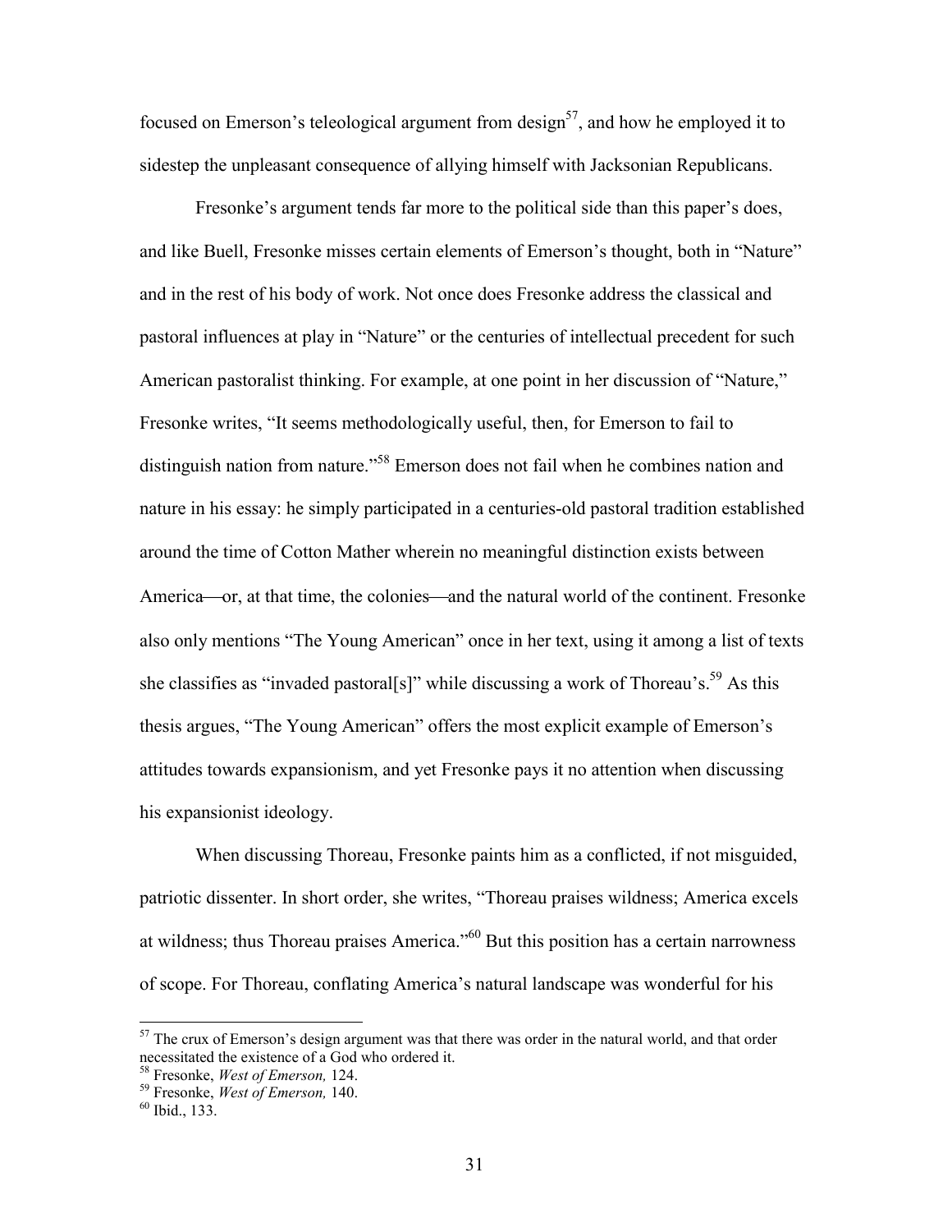focused on Emerson's teleological argument from design[57], and how he employed it to sidestep the unpleasant consequence of allying himself with Jacksonian Republicans.

Fresonke's argument tends far more to the political side than this paper's does, and like Buell, Fresonke misses certain elements of Emerson's thought, both in "Nature" and in the rest of his body of work. Not once does Fresonke address the classical and pastoral influences at play in "Nature" or the centuries of intellectual precedent for such American pastoralist thinking. For example, at one point in her discussion of "Nature," Fresonke writes, "It seems methodologically useful, then, for Emerson to fail to distinguish nation from nature."[58] Emerson does not fail when he combines nation and nature in his essay: he simply participated in a centuries-old pastoral tradition established around the time of Cotton Mather wherein no meaningful distinction exists between America—or, at that time, the colonies—and the natural world of the continent. Fresonke also only mentions "The Young American" once in her text, using it among a list of texts she classifies as "invaded pastoral[s]" while discussing a work of Thoreau's.[59] As this thesis argues, "The Young American" offers the most explicit example of Emerson's attitudes towards expansionism, and yet Fresonke pays it no attention when discussing his expansionist ideology.

When discussing Thoreau, Fresonke paints him as a conflicted, if not misguided, patriotic dissenter. In short order, she writes, "Thoreau praises wildness; America excels at wildness; thus Thoreau praises America."[60] But this position has a certain narrowness of scope. For Thoreau, conflating America's natural landscape was wonderful for his

---

[57] The crux of Emerson's design argument was that there was order in the natural world, and that order necessitated the existence of a God who ordered it.

[58] Fresonke, *West of Emerson,* 124.

[59] Fresonke, *West of Emerson,* 140.

[60] Ibid., 133.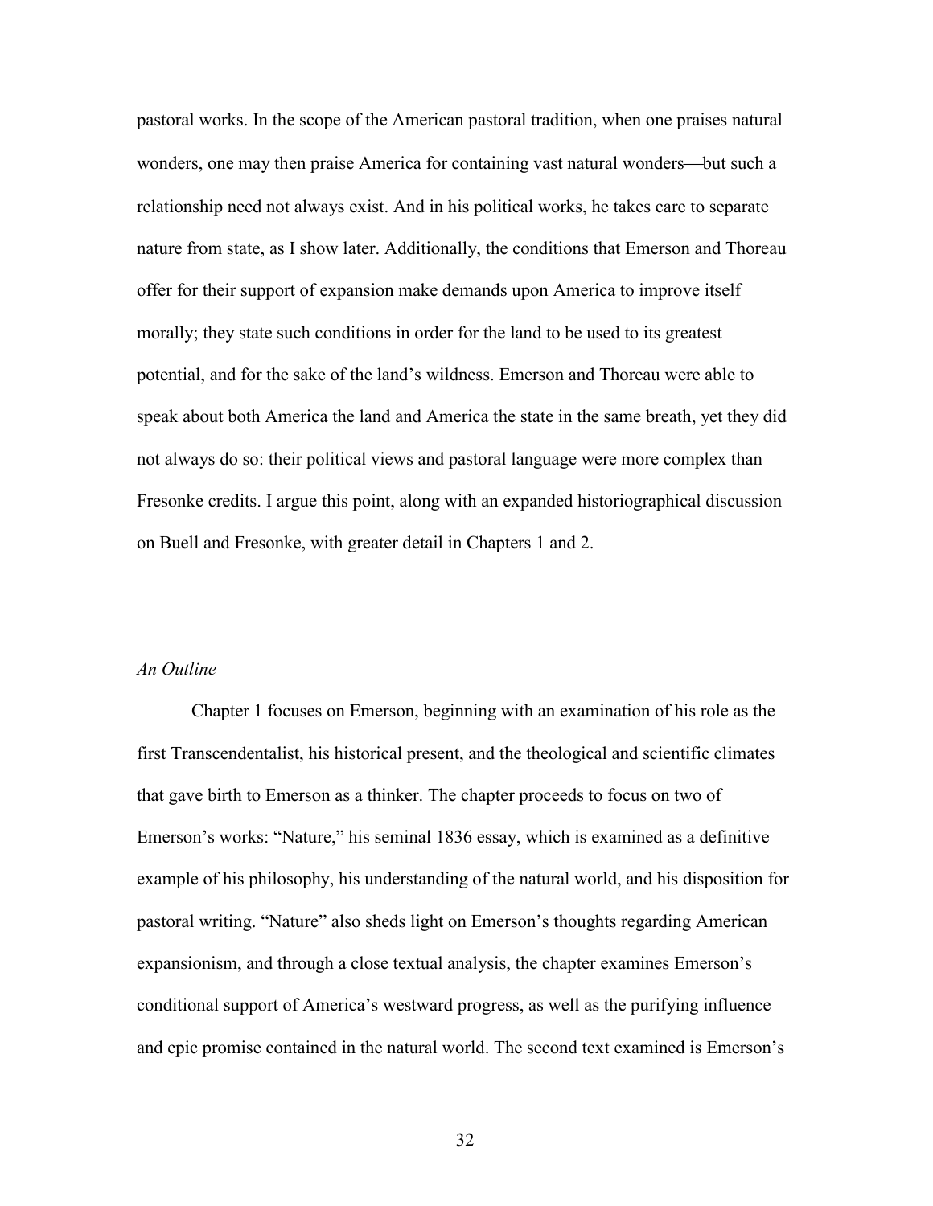pastoral works. In the scope of the American pastoral tradition, when one praises natural wonders, one may then praise America for containing vast natural wonders—but such a relationship need not always exist. And in his political works, he takes care to separate nature from state, as I show later. Additionally, the conditions that Emerson and Thoreau offer for their support of expansion make demands upon America to improve itself morally; they state such conditions in order for the land to be used to its greatest potential, and for the sake of the land's wildness. Emerson and Thoreau were able to speak about both America the land and America the state in the same breath, yet they did not always do so: their political views and pastoral language were more complex than Fresonke credits. I argue this point, along with an expanded historiographical discussion on Buell and Fresonke, with greater detail in Chapters 1 and 2.

*An Outline*

Chapter 1 focuses on Emerson, beginning with an examination of his role as the first Transcendentalist, his historical present, and the theological and scientific climates that gave birth to Emerson as a thinker. The chapter proceeds to focus on two of Emerson's works: "Nature," his seminal 1836 essay, which is examined as a definitive example of his philosophy, his understanding of the natural world, and his disposition for pastoral writing. "Nature" also sheds light on Emerson's thoughts regarding American expansionism, and through a close textual analysis, the chapter examines Emerson's conditional support of America's westward progress, as well as the purifying influence and epic promise contained in the natural world. The second text examined is Emerson's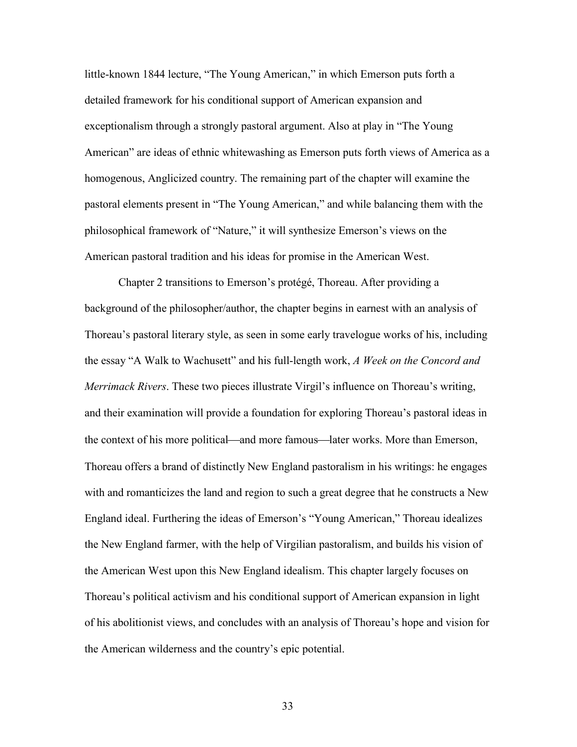little-known 1844 lecture, “The Young American,” in which Emerson puts forth a detailed framework for his conditional support of American expansion and exceptionalism through a strongly pastoral argument. Also at play in “The Young American” are ideas of ethnic whitewashing as Emerson puts forth views of America as a homogenous, Anglicized country. The remaining part of the chapter will examine the pastoral elements present in “The Young American,” and while balancing them with the philosophical framework of “Nature,” it will synthesize Emerson’s views on the American pastoral tradition and his ideas for promise in the American West.

Chapter 2 transitions to Emerson’s protégé, Thoreau. After providing a background of the philosopher/author, the chapter begins in earnest with an analysis of Thoreau’s pastoral literary style, as seen in some early travelogue works of his, including the essay “A Walk to Wachusett” and his full-length work, *A Week on the Concord and Merrimack Rivers*. These two pieces illustrate Virgil’s influence on Thoreau’s writing, and their examination will provide a foundation for exploring Thoreau’s pastoral ideas in the context of his more political—and more famous—later works. More than Emerson, Thoreau offers a brand of distinctly New England pastoralism in his writings: he engages with and romanticizes the land and region to such a great degree that he constructs a New England ideal. Furthering the ideas of Emerson’s “Young American,” Thoreau idealizes the New England farmer, with the help of Virgilian pastoralism, and builds his vision of the American West upon this New England idealism. This chapter largely focuses on Thoreau’s political activism and his conditional support of American expansion in light of his abolitionist views, and concludes with an analysis of Thoreau’s hope and vision for the American wilderness and the country’s epic potential.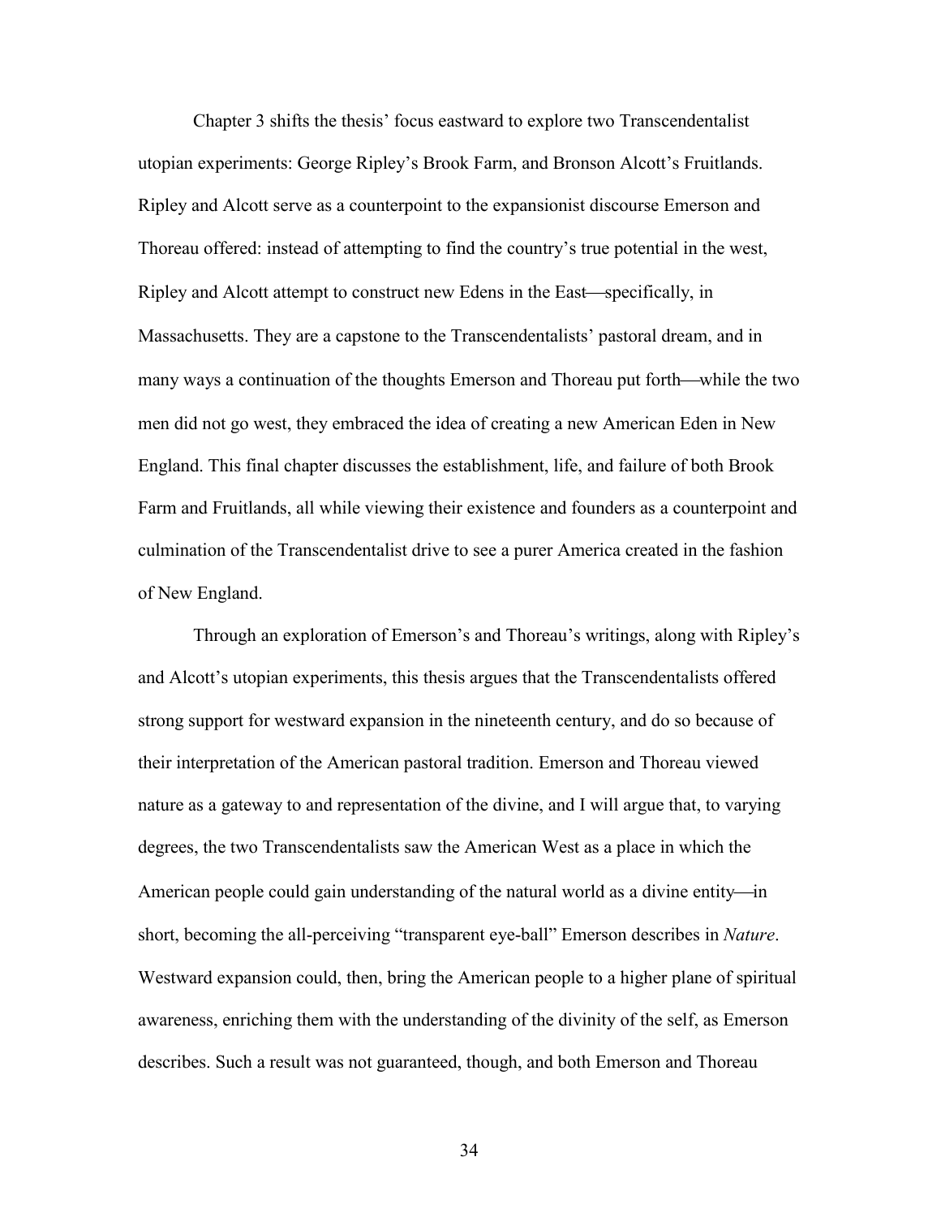Chapter 3 shifts the thesis' focus eastward to explore two Transcendentalist utopian experiments: George Ripley's Brook Farm, and Bronson Alcott's Fruitlands. Ripley and Alcott serve as a counterpoint to the expansionist discourse Emerson and Thoreau offered: instead of attempting to find the country's true potential in the west, Ripley and Alcott attempt to construct new Edens in the East—specifically, in Massachusetts. They are a capstone to the Transcendentalists' pastoral dream, and in many ways a continuation of the thoughts Emerson and Thoreau put forth—while the two men did not go west, they embraced the idea of creating a new American Eden in New England. This final chapter discusses the establishment, life, and failure of both Brook Farm and Fruitlands, all while viewing their existence and founders as a counterpoint and culmination of the Transcendentalist drive to see a purer America created in the fashion of New England.

Through an exploration of Emerson's and Thoreau's writings, along with Ripley's and Alcott's utopian experiments, this thesis argues that the Transcendentalists offered strong support for westward expansion in the nineteenth century, and do so because of their interpretation of the American pastoral tradition. Emerson and Thoreau viewed nature as a gateway to and representation of the divine, and I will argue that, to varying degrees, the two Transcendentalists saw the American West as a place in which the American people could gain understanding of the natural world as a divine entity—in short, becoming the all-perceiving "transparent eye-ball" Emerson describes in *Nature*. Westward expansion could, then, bring the American people to a higher plane of spiritual awareness, enriching them with the understanding of the divinity of the self, as Emerson describes. Such a result was not guaranteed, though, and both Emerson and Thoreau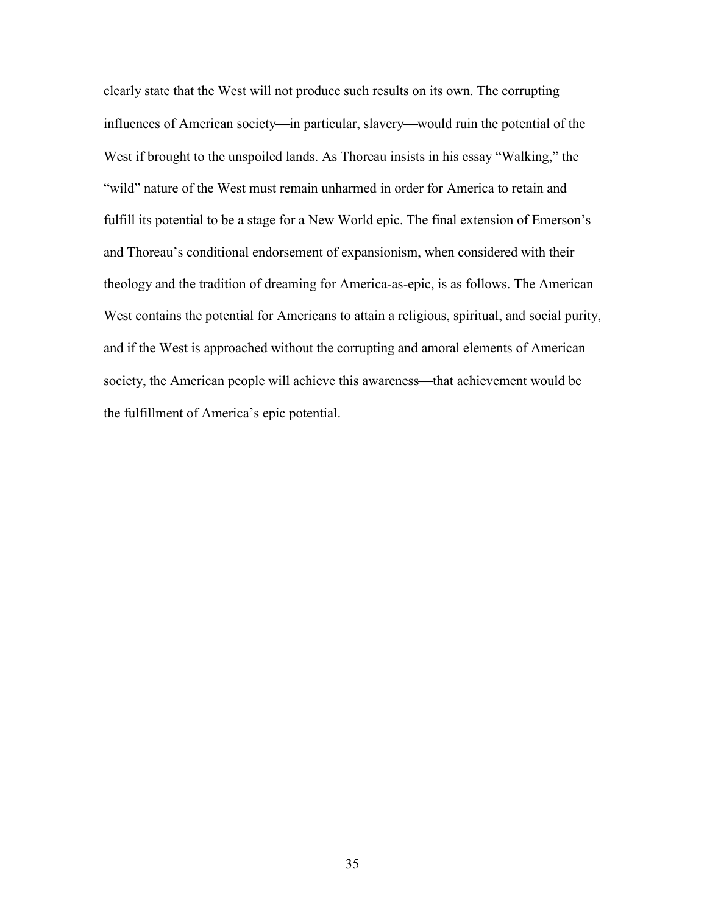clearly state that the West will not produce such results on its own. The corrupting influences of American society—in particular, slavery—would ruin the potential of the West if brought to the unspoiled lands. As Thoreau insists in his essay "Walking," the "wild" nature of the West must remain unharmed in order for America to retain and fulfill its potential to be a stage for a New World epic. The final extension of Emerson's and Thoreau's conditional endorsement of expansionism, when considered with their theology and the tradition of dreaming for America-as-epic, is as follows. The American West contains the potential for Americans to attain a religious, spiritual, and social purity, and if the West is approached without the corrupting and amoral elements of American society, the American people will achieve this awareness—that achievement would be the fulfillment of America's epic potential.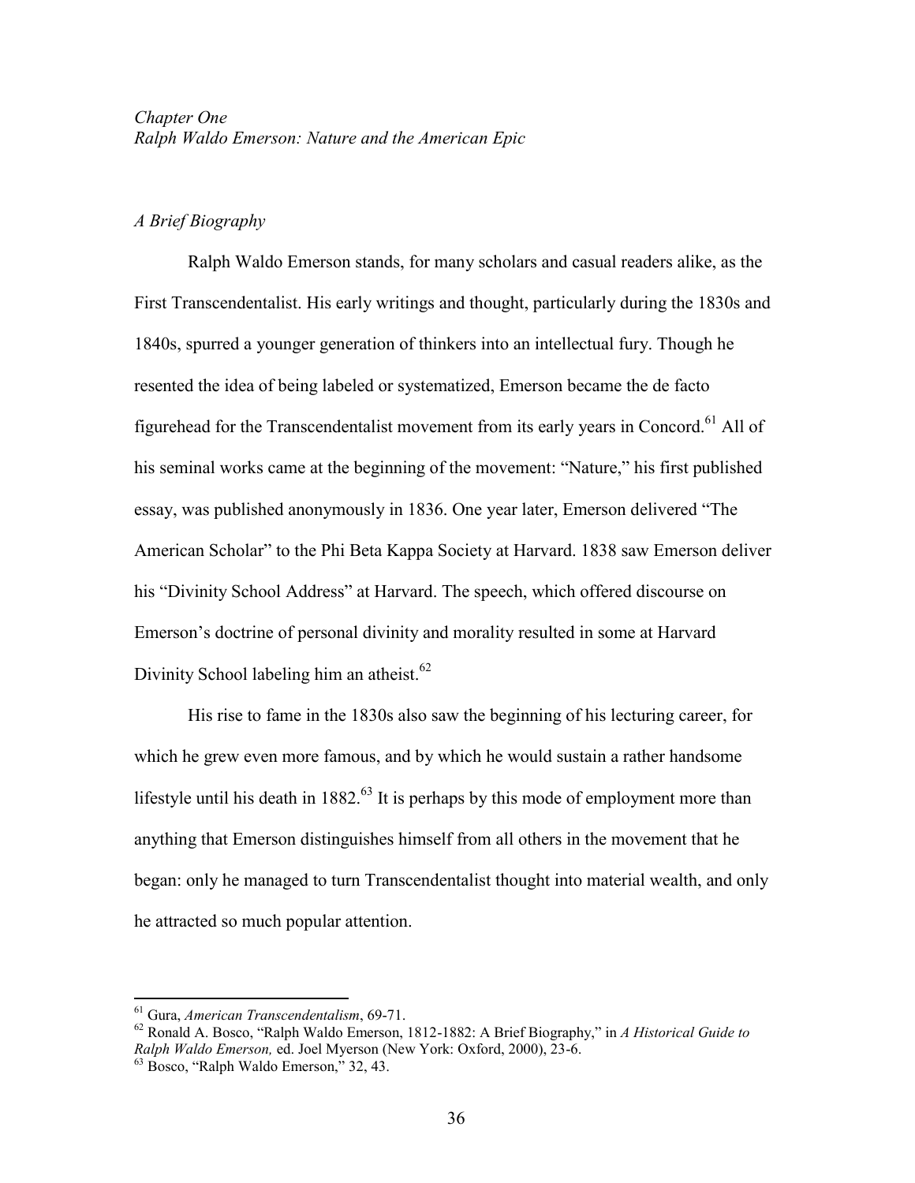*Chapter One*
*Ralph Waldo Emerson: Nature and the American Epic*

*A Brief Biography*

Ralph Waldo Emerson stands, for many scholars and casual readers alike, as the First Transcendentalist. His early writings and thought, particularly during the 1830s and 1840s, spurred a younger generation of thinkers into an intellectual fury. Though he resented the idea of being labeled or systematized, Emerson became the de facto figurehead for the Transcendentalist movement from its early years in Concord.[61] All of his seminal works came at the beginning of the movement: "Nature," his first published essay, was published anonymously in 1836. One year later, Emerson delivered "The American Scholar" to the Phi Beta Kappa Society at Harvard. 1838 saw Emerson deliver his "Divinity School Address" at Harvard. The speech, which offered discourse on Emerson's doctrine of personal divinity and morality resulted in some at Harvard Divinity School labeling him an atheist.[62]

His rise to fame in the 1830s also saw the beginning of his lecturing career, for which he grew even more famous, and by which he would sustain a rather handsome lifestyle until his death in 1882.[63] It is perhaps by this mode of employment more than anything that Emerson distinguishes himself from all others in the movement that he began: only he managed to turn Transcendentalist thought into material wealth, and only he attracted so much popular attention.

---

[61] Gura, *American Transcendentalism*, 69-71.

[62] Ronald A. Bosco, "Ralph Waldo Emerson, 1812-1882: A Brief Biography," in *A Historical Guide to Ralph Waldo Emerson,* ed. Joel Myerson (New York: Oxford, 2000), 23-6.

[63] Bosco, "Ralph Waldo Emerson," 32, 43.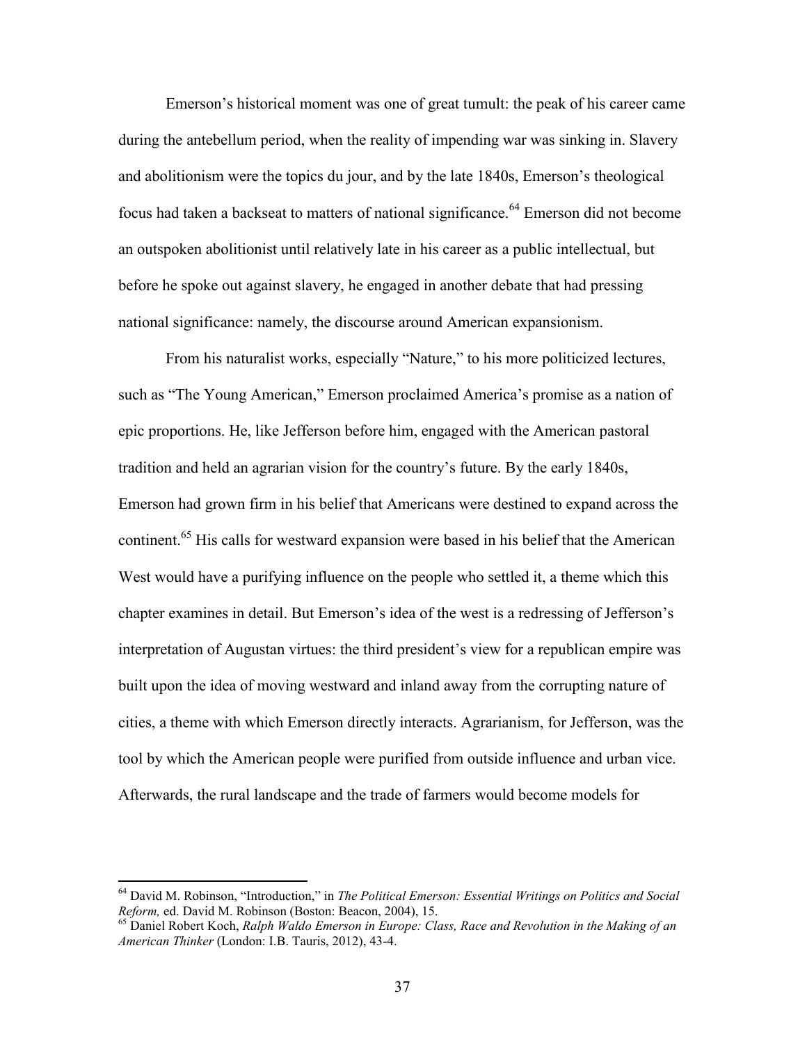Emerson's historical moment was one of great tumult: the peak of his career came during the antebellum period, when the reality of impending war was sinking in. Slavery and abolitionism were the topics du jour, and by the late 1840s, Emerson's theological focus had taken a backseat to matters of national significance.[64] Emerson did not become an outspoken abolitionist until relatively late in his career as a public intellectual, but before he spoke out against slavery, he engaged in another debate that had pressing national significance: namely, the discourse around American expansionism.

From his naturalist works, especially "Nature," to his more politicized lectures, such as "The Young American," Emerson proclaimed America's promise as a nation of epic proportions. He, like Jefferson before him, engaged with the American pastoral tradition and held an agrarian vision for the country's future. By the early 1840s, Emerson had grown firm in his belief that Americans were destined to expand across the continent.[65] His calls for westward expansion were based in his belief that the American West would have a purifying influence on the people who settled it, a theme which this chapter examines in detail. But Emerson's idea of the west is a redressing of Jefferson's interpretation of Augustan virtues: the third president's view for a republican empire was built upon the idea of moving westward and inland away from the corrupting nature of cities, a theme with which Emerson directly interacts. Agrarianism, for Jefferson, was the tool by which the American people were purified from outside influence and urban vice. Afterwards, the rural landscape and the trade of farmers would become models for

---

[64] David M. Robinson, "Introduction," in *The Political Emerson: Essential Writings on Politics and Social Reform,* ed. David M. Robinson (Boston: Beacon, 2004), 15.

[65] Daniel Robert Koch, *Ralph Waldo Emerson in Europe: Class, Race and Revolution in the Making of an American Thinker* (London: I.B. Tauris, 2012), 43-4.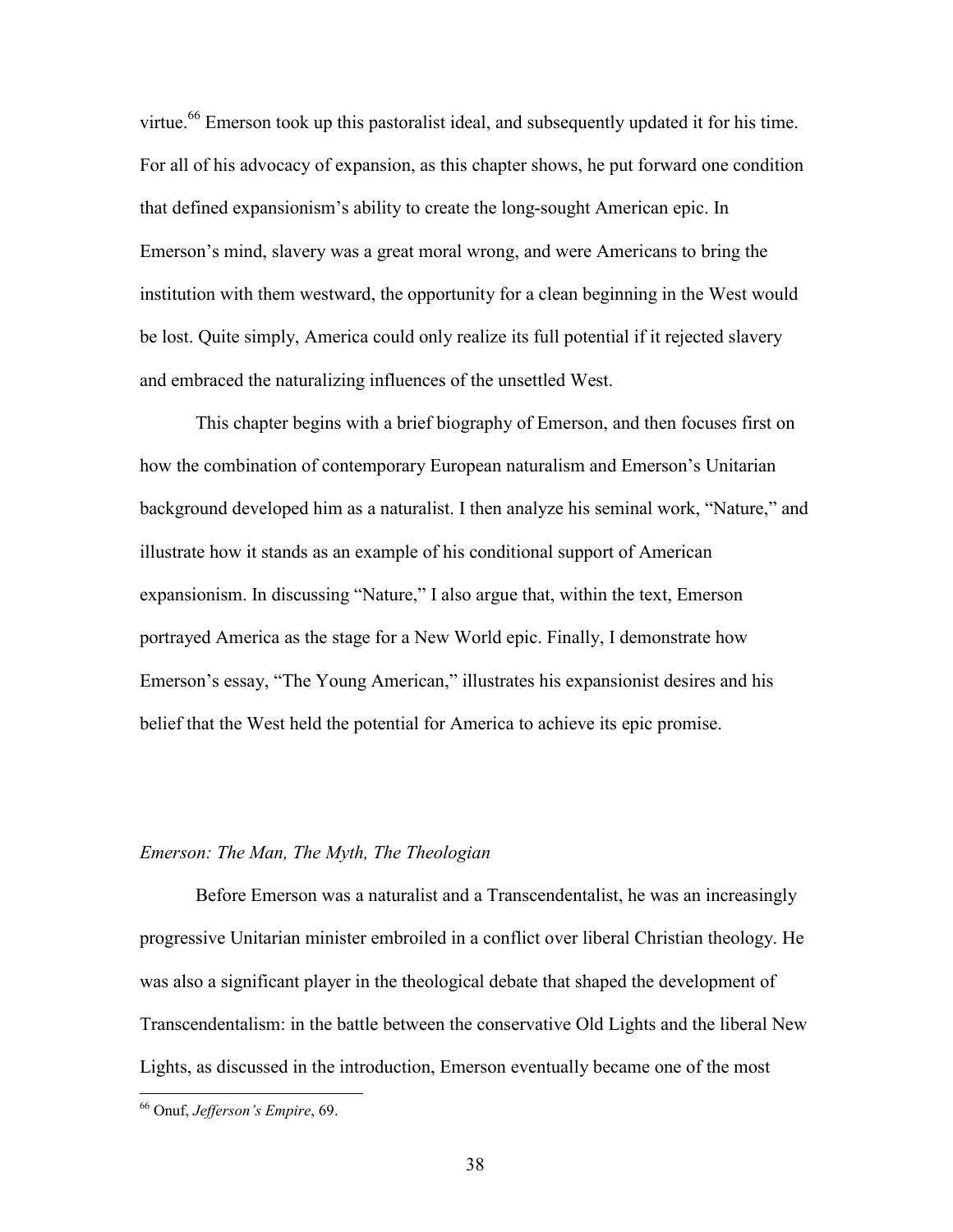virtue.[66] Emerson took up this pastoralist ideal, and subsequently updated it for his time. For all of his advocacy of expansion, as this chapter shows, he put forward one condition that defined expansionism's ability to create the long-sought American epic. In Emerson's mind, slavery was a great moral wrong, and were Americans to bring the institution with them westward, the opportunity for a clean beginning in the West would be lost. Quite simply, America could only realize its full potential if it rejected slavery and embraced the naturalizing influences of the unsettled West.

This chapter begins with a brief biography of Emerson, and then focuses first on how the combination of contemporary European naturalism and Emerson's Unitarian background developed him as a naturalist. I then analyze his seminal work, "Nature," and illustrate how it stands as an example of his conditional support of American expansionism. In discussing "Nature," I also argue that, within the text, Emerson portrayed America as the stage for a New World epic. Finally, I demonstrate how Emerson's essay, "The Young American," illustrates his expansionist desires and his belief that the West held the potential for America to achieve its epic promise.

### *Emerson: The Man, The Myth, The Theologian*

Before Emerson was a naturalist and a Transcendentalist, he was an increasingly progressive Unitarian minister embroiled in a conflict over liberal Christian theology. He was also a significant player in the theological debate that shaped the development of Transcendentalism: in the battle between the conservative Old Lights and the liberal New Lights, as discussed in the introduction, Emerson eventually became one of the most

[66] Onuf, *Jefferson's Empire*, 69.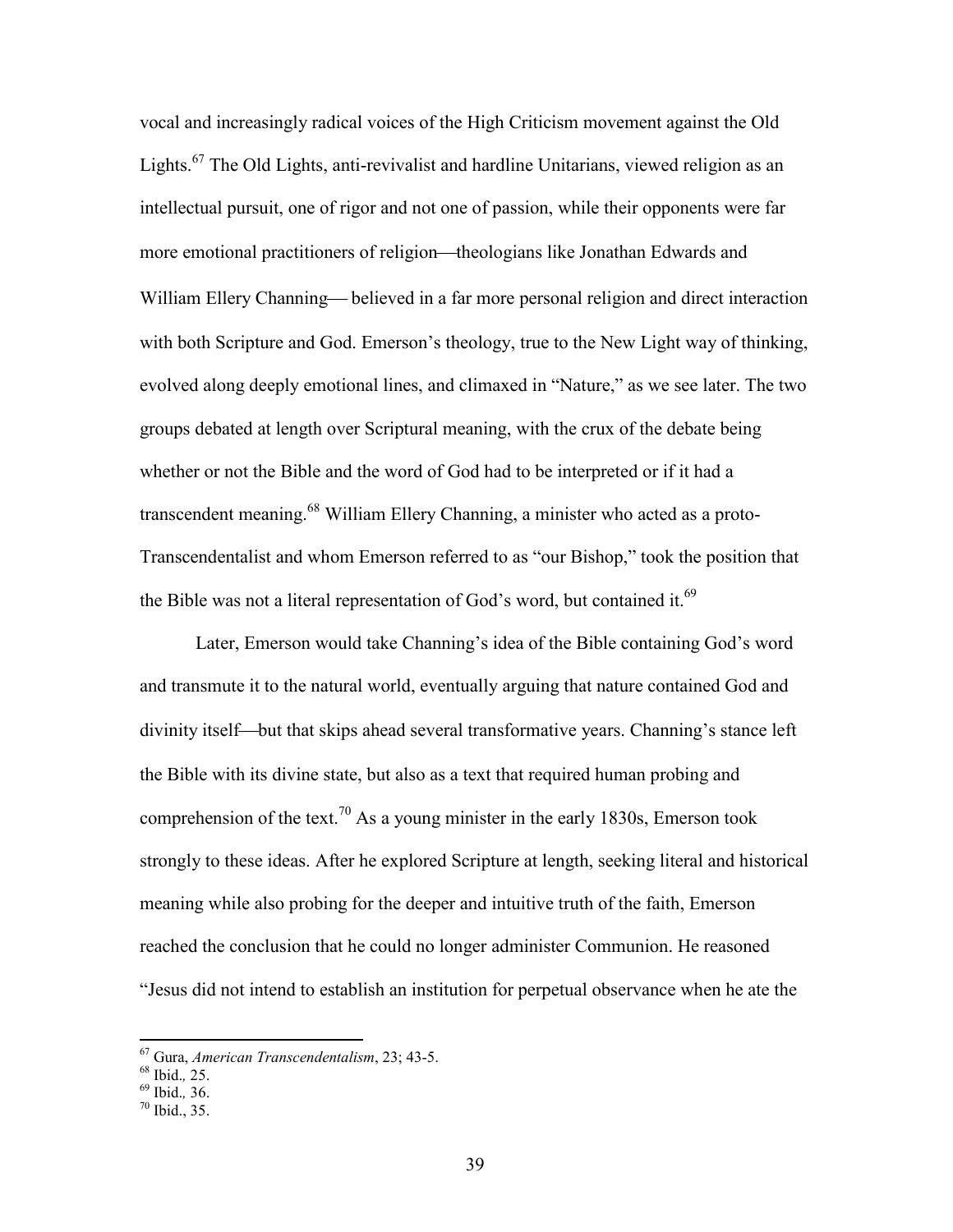vocal and increasingly radical voices of the High Criticism movement against the Old Lights.[67] The Old Lights, anti-revivalist and hardline Unitarians, viewed religion as an intellectual pursuit, one of rigor and not one of passion, while their opponents were far more emotional practitioners of religion—theologians like Jonathan Edwards and William Ellery Channing— believed in a far more personal religion and direct interaction with both Scripture and God. Emerson's theology, true to the New Light way of thinking, evolved along deeply emotional lines, and climaxed in "Nature," as we see later. The two groups debated at length over Scriptural meaning, with the crux of the debate being whether or not the Bible and the word of God had to be interpreted or if it had a transcendent meaning.[68] William Ellery Channing, a minister who acted as a proto-Transcendentalist and whom Emerson referred to as "our Bishop," took the position that the Bible was not a literal representation of God's word, but contained it.[69]

Later, Emerson would take Channing's idea of the Bible containing God's word and transmute it to the natural world, eventually arguing that nature contained God and divinity itself—but that skips ahead several transformative years. Channing's stance left the Bible with its divine state, but also as a text that required human probing and comprehension of the text.[70] As a young minister in the early 1830s, Emerson took strongly to these ideas. After he explored Scripture at length, seeking literal and historical meaning while also probing for the deeper and intuitive truth of the faith, Emerson reached the conclusion that he could no longer administer Communion. He reasoned "Jesus did not intend to establish an institution for perpetual observance when he ate the

---

[67] Gura, *American Transcendentalism*, 23; 43-5.
[68] Ibid.*,* 25.
[69] Ibid.*,* 36.
[70] Ibid., 35.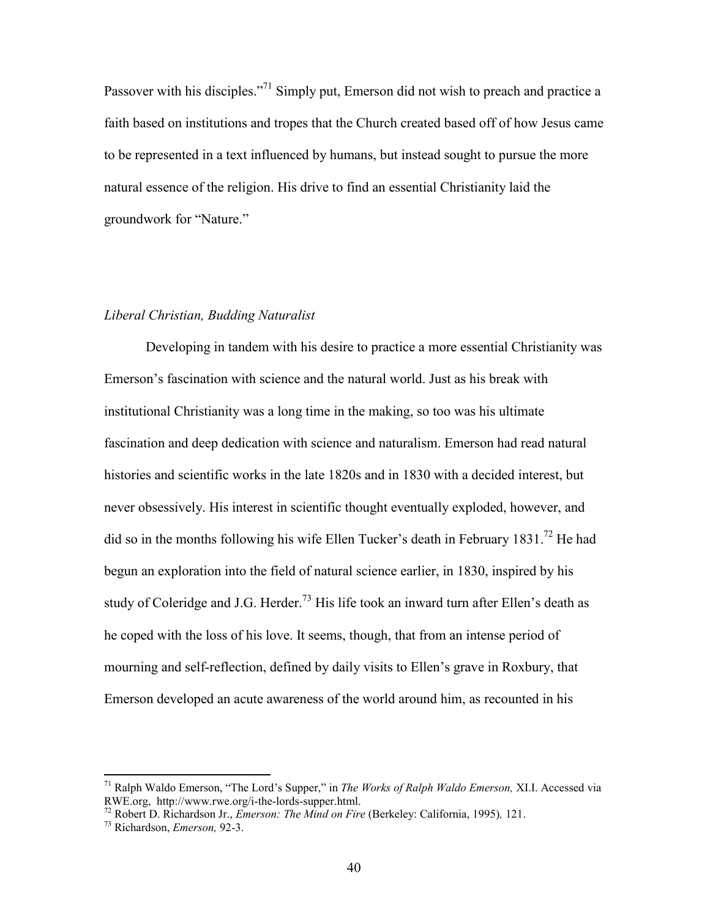Passover with his disciples."[71] Simply put, Emerson did not wish to preach and practice a faith based on institutions and tropes that the Church created based off of how Jesus came to be represented in a text influenced by humans, but instead sought to pursue the more natural essence of the religion. His drive to find an essential Christianity laid the groundwork for "Nature."

*Liberal Christian, Budding Naturalist*

Developing in tandem with his desire to practice a more essential Christianity was Emerson's fascination with science and the natural world. Just as his break with institutional Christianity was a long time in the making, so too was his ultimate fascination and deep dedication with science and naturalism. Emerson had read natural histories and scientific works in the late 1820s and in 1830 with a decided interest, but never obsessively. His interest in scientific thought eventually exploded, however, and did so in the months following his wife Ellen Tucker's death in February 1831.[72] He had begun an exploration into the field of natural science earlier, in 1830, inspired by his study of Coleridge and J.G. Herder.[73] His life took an inward turn after Ellen's death as he coped with the loss of his love. It seems, though, that from an intense period of mourning and self-reflection, defined by daily visits to Ellen's grave in Roxbury, that Emerson developed an acute awareness of the world around him, as recounted in his

---

[71] Ralph Waldo Emerson, "The Lord's Supper," in *The Works of Ralph Waldo Emerson,* XI.I. Accessed via RWE.org, http://www.rwe.org/i-the-lords-supper.html.

[72] Robert D. Richardson Jr., *Emerson: The Mind on Fire* (Berkeley: California, 1995)*,* 121.

[73] Richardson, *Emerson,* 92-3.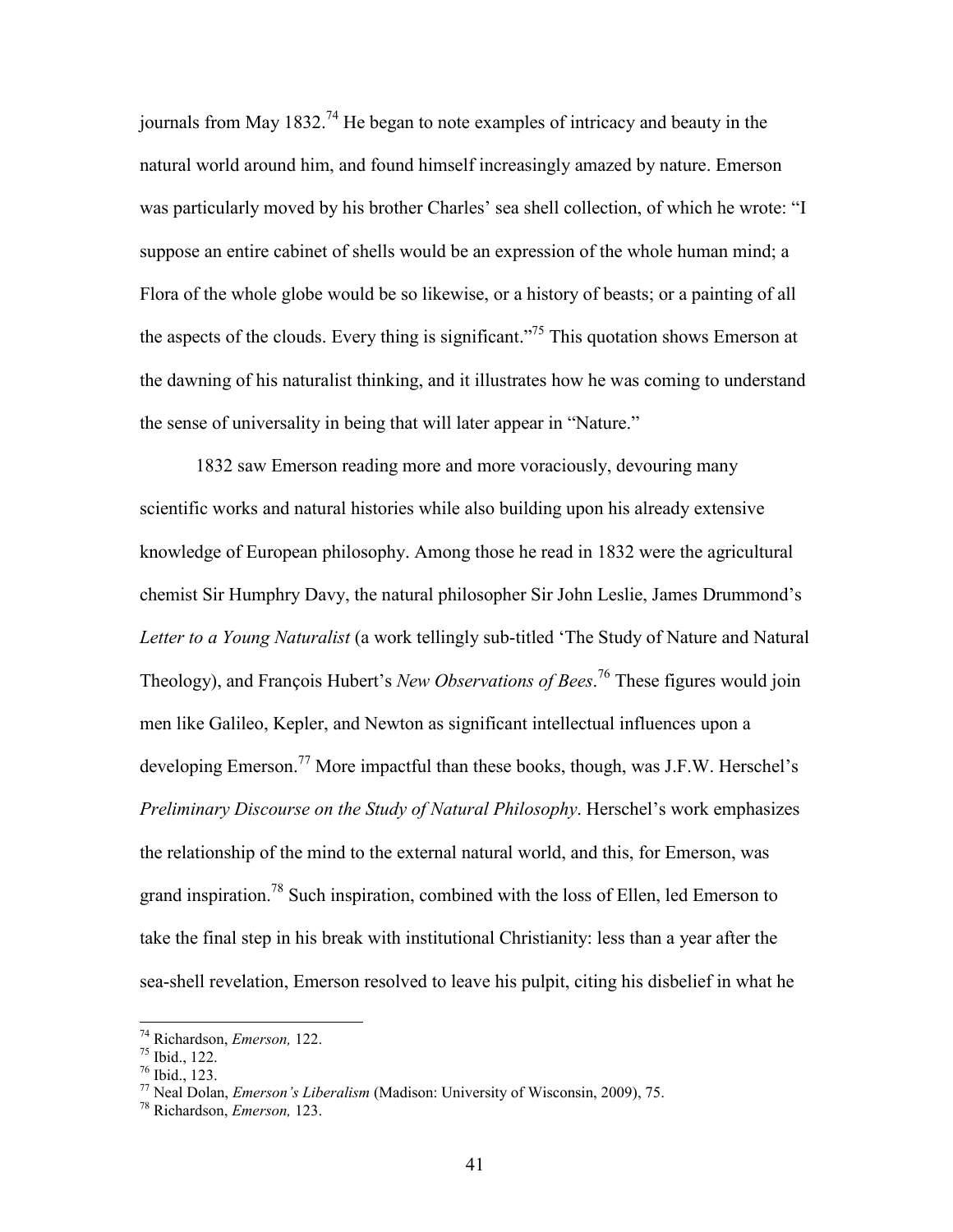journals from May 1832.[74] He began to note examples of intricacy and beauty in the natural world around him, and found himself increasingly amazed by nature. Emerson was particularly moved by his brother Charles' sea shell collection, of which he wrote: "I suppose an entire cabinet of shells would be an expression of the whole human mind; a Flora of the whole globe would be so likewise, or a history of beasts; or a painting of all the aspects of the clouds. Every thing is significant."[75] This quotation shows Emerson at the dawning of his naturalist thinking, and it illustrates how he was coming to understand the sense of universality in being that will later appear in "Nature."

1832 saw Emerson reading more and more voraciously, devouring many scientific works and natural histories while also building upon his already extensive knowledge of European philosophy. Among those he read in 1832 were the agricultural chemist Sir Humphry Davy, the natural philosopher Sir John Leslie, James Drummond's *Letter to a Young Naturalist* (a work tellingly sub-titled 'The Study of Nature and Natural Theology), and François Hubert's *New Observations of Bees*.[76] These figures would join men like Galileo, Kepler, and Newton as significant intellectual influences upon a developing Emerson.[77] More impactful than these books, though, was J.F.W. Herschel's *Preliminary Discourse on the Study of Natural Philosophy*. Herschel's work emphasizes the relationship of the mind to the external natural world, and this, for Emerson, was grand inspiration.[78] Such inspiration, combined with the loss of Ellen, led Emerson to take the final step in his break with institutional Christianity: less than a year after the sea-shell revelation, Emerson resolved to leave his pulpit, citing his disbelief in what he

---

[74] Richardson, *Emerson,* 122.
[75] Ibid., 122.
[76] Ibid., 123.
[77] Neal Dolan, *Emerson's Liberalism* (Madison: University of Wisconsin, 2009), 75.
[78] Richardson, *Emerson,* 123.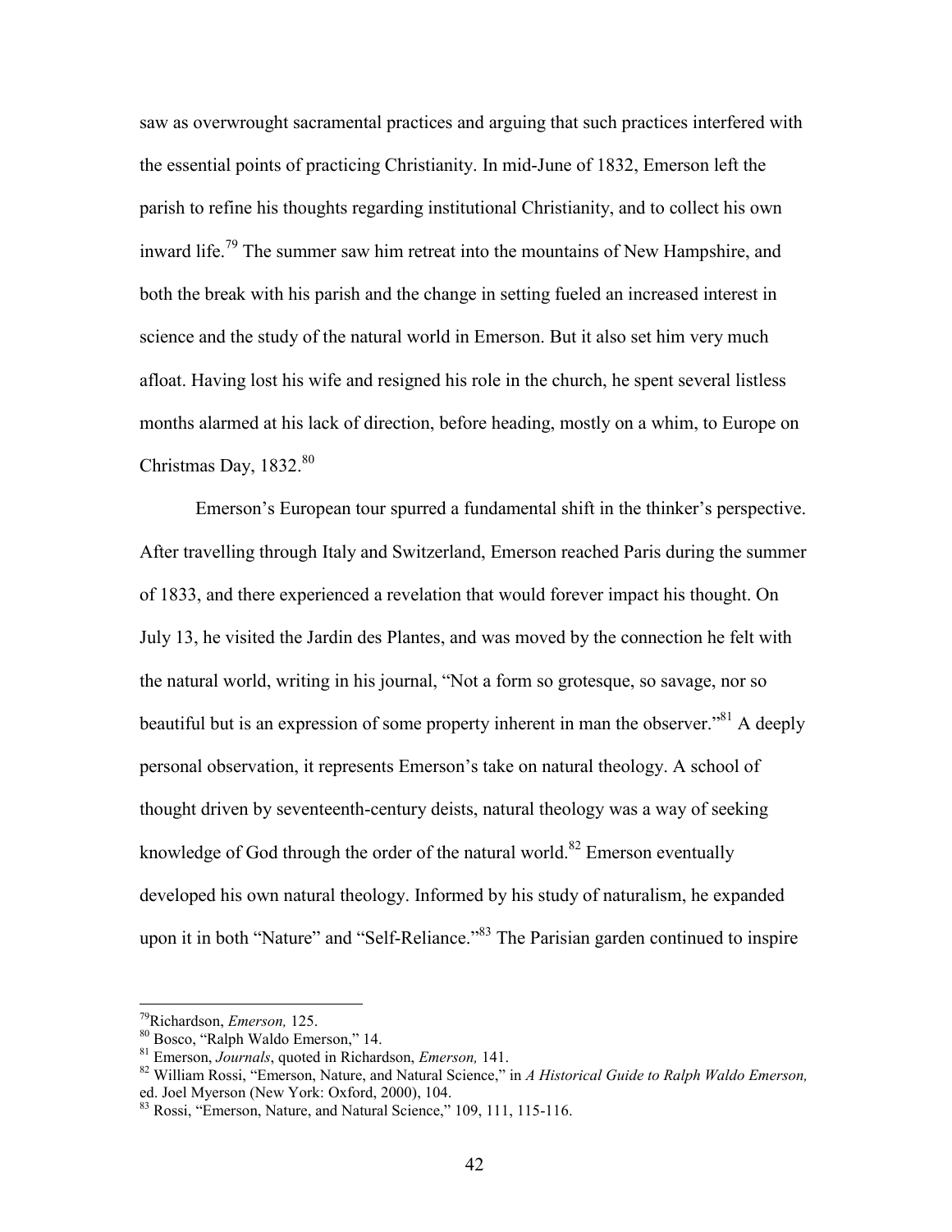saw as overwrought sacramental practices and arguing that such practices interfered with the essential points of practicing Christianity. In mid-June of 1832, Emerson left the parish to refine his thoughts regarding institutional Christianity, and to collect his own inward life.[79] The summer saw him retreat into the mountains of New Hampshire, and both the break with his parish and the change in setting fueled an increased interest in science and the study of the natural world in Emerson. But it also set him very much afloat. Having lost his wife and resigned his role in the church, he spent several listless months alarmed at his lack of direction, before heading, mostly on a whim, to Europe on Christmas Day, 1832.[80]

Emerson's European tour spurred a fundamental shift in the thinker's perspective. After travelling through Italy and Switzerland, Emerson reached Paris during the summer of 1833, and there experienced a revelation that would forever impact his thought. On July 13, he visited the Jardin des Plantes, and was moved by the connection he felt with the natural world, writing in his journal, "Not a form so grotesque, so savage, nor so beautiful but is an expression of some property inherent in man the observer."[81] A deeply personal observation, it represents Emerson's take on natural theology. A school of thought driven by seventeenth-century deists, natural theology was a way of seeking knowledge of God through the order of the natural world.[82] Emerson eventually developed his own natural theology. Informed by his study of naturalism, he expanded upon it in both "Nature" and "Self-Reliance."[83] The Parisian garden continued to inspire

---

[79] Richardson, *Emerson,* 125.

[80] Bosco, "Ralph Waldo Emerson," 14.

[81] Emerson, *Journals*, quoted in Richardson, *Emerson,* 141.

[82] William Rossi, "Emerson, Nature, and Natural Science," in *A Historical Guide to Ralph Waldo Emerson,* ed. Joel Myerson (New York: Oxford, 2000), 104.

[83] Rossi, "Emerson, Nature, and Natural Science," 109, 111, 115-116.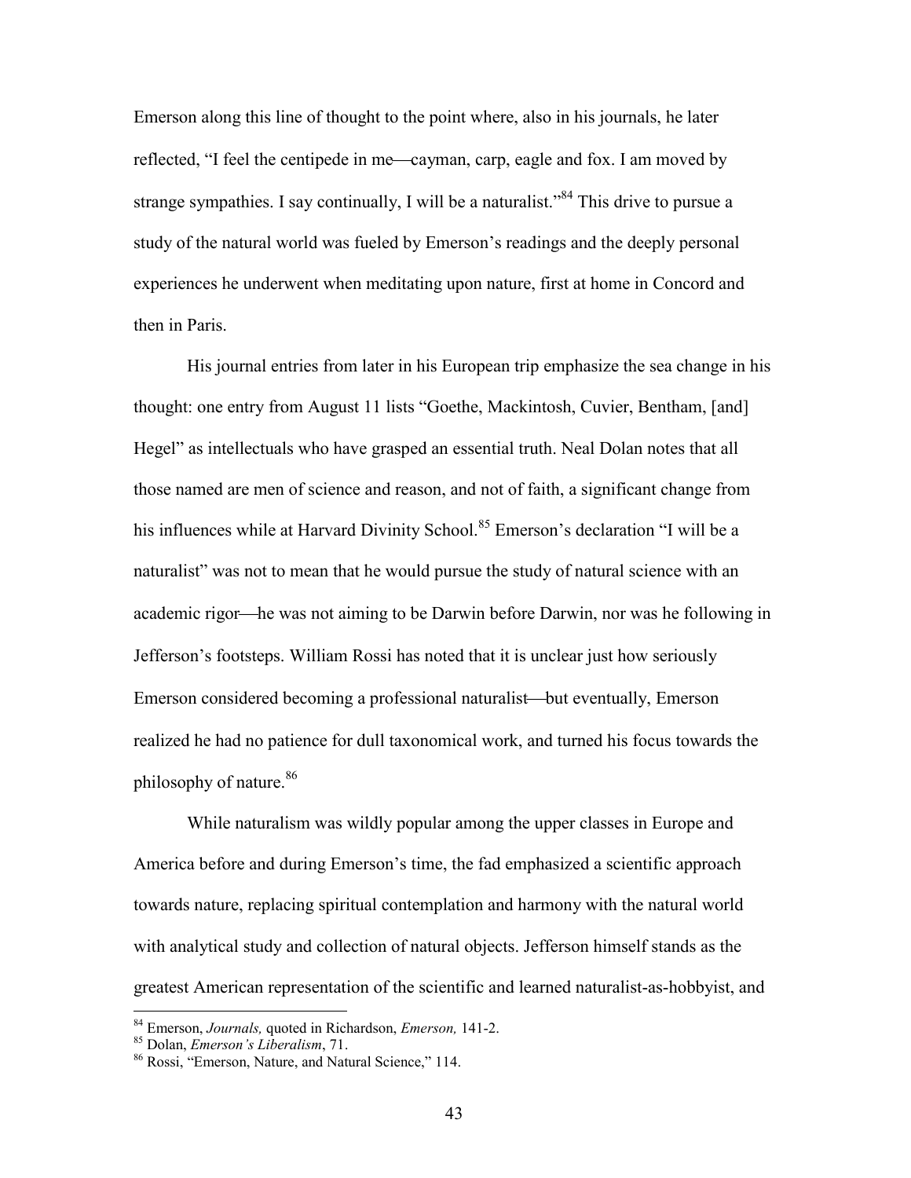Emerson along this line of thought to the point where, also in his journals, he later reflected, "I feel the centipede in me—cayman, carp, eagle and fox. I am moved by strange sympathies. I say continually, I will be a naturalist."[84] This drive to pursue a study of the natural world was fueled by Emerson's readings and the deeply personal experiences he underwent when meditating upon nature, first at home in Concord and then in Paris.

His journal entries from later in his European trip emphasize the sea change in his thought: one entry from August 11 lists "Goethe, Mackintosh, Cuvier, Bentham, [and] Hegel" as intellectuals who have grasped an essential truth. Neal Dolan notes that all those named are men of science and reason, and not of faith, a significant change from his influences while at Harvard Divinity School.[85] Emerson's declaration "I will be a naturalist" was not to mean that he would pursue the study of natural science with an academic rigor—he was not aiming to be Darwin before Darwin, nor was he following in Jefferson's footsteps. William Rossi has noted that it is unclear just how seriously Emerson considered becoming a professional naturalist—but eventually, Emerson realized he had no patience for dull taxonomical work, and turned his focus towards the philosophy of nature.[86]

While naturalism was wildly popular among the upper classes in Europe and America before and during Emerson's time, the fad emphasized a scientific approach towards nature, replacing spiritual contemplation and harmony with the natural world with analytical study and collection of natural objects. Jefferson himself stands as the greatest American representation of the scientific and learned naturalist-as-hobbyist, and

---

[84] Emerson, *Journals,* quoted in Richardson, *Emerson,* 141-2.

[85] Dolan, *Emerson's Liberalism*, 71.

[86] Rossi, "Emerson, Nature, and Natural Science," 114.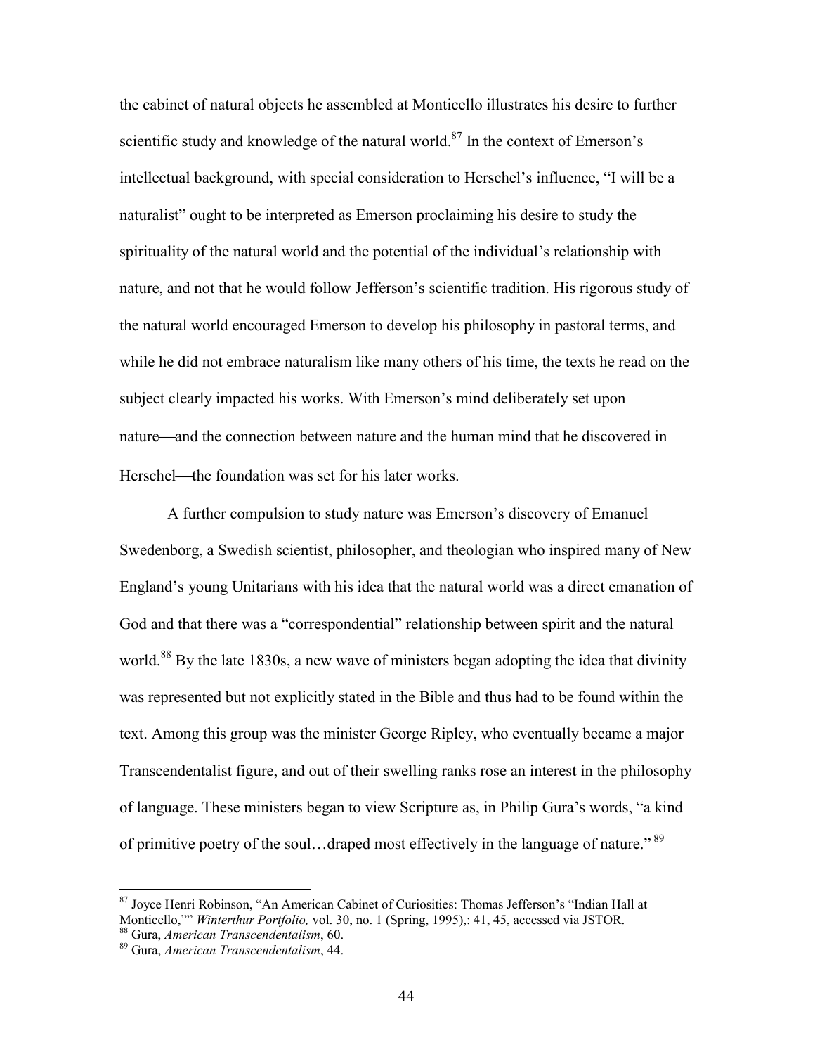the cabinet of natural objects he assembled at Monticello illustrates his desire to further scientific study and knowledge of the natural world.[87] In the context of Emerson's intellectual background, with special consideration to Herschel's influence, "I will be a naturalist" ought to be interpreted as Emerson proclaiming his desire to study the spirituality of the natural world and the potential of the individual's relationship with nature, and not that he would follow Jefferson's scientific tradition. His rigorous study of the natural world encouraged Emerson to develop his philosophy in pastoral terms, and while he did not embrace naturalism like many others of his time, the texts he read on the subject clearly impacted his works. With Emerson's mind deliberately set upon nature—and the connection between nature and the human mind that he discovered in Herschel—the foundation was set for his later works.

A further compulsion to study nature was Emerson's discovery of Emanuel Swedenborg, a Swedish scientist, philosopher, and theologian who inspired many of New England's young Unitarians with his idea that the natural world was a direct emanation of God and that there was a "correspondential" relationship between spirit and the natural world.[88] By the late 1830s, a new wave of ministers began adopting the idea that divinity was represented but not explicitly stated in the Bible and thus had to be found within the text. Among this group was the minister George Ripley, who eventually became a major Transcendentalist figure, and out of their swelling ranks rose an interest in the philosophy of language. These ministers began to view Scripture as, in Philip Gura's words, "a kind of primitive poetry of the soul…draped most effectively in the language of nature."[89]

---

[87] Joyce Henri Robinson, "An American Cabinet of Curiosities: Thomas Jefferson's "Indian Hall at Monticello,"" *Winterthur Portfolio,* vol. 30, no. 1 (Spring, 1995),: 41, 45, accessed via JSTOR.

[88] Gura, *American Transcendentalism*, 60.

[89] Gura, *American Transcendentalism*, 44.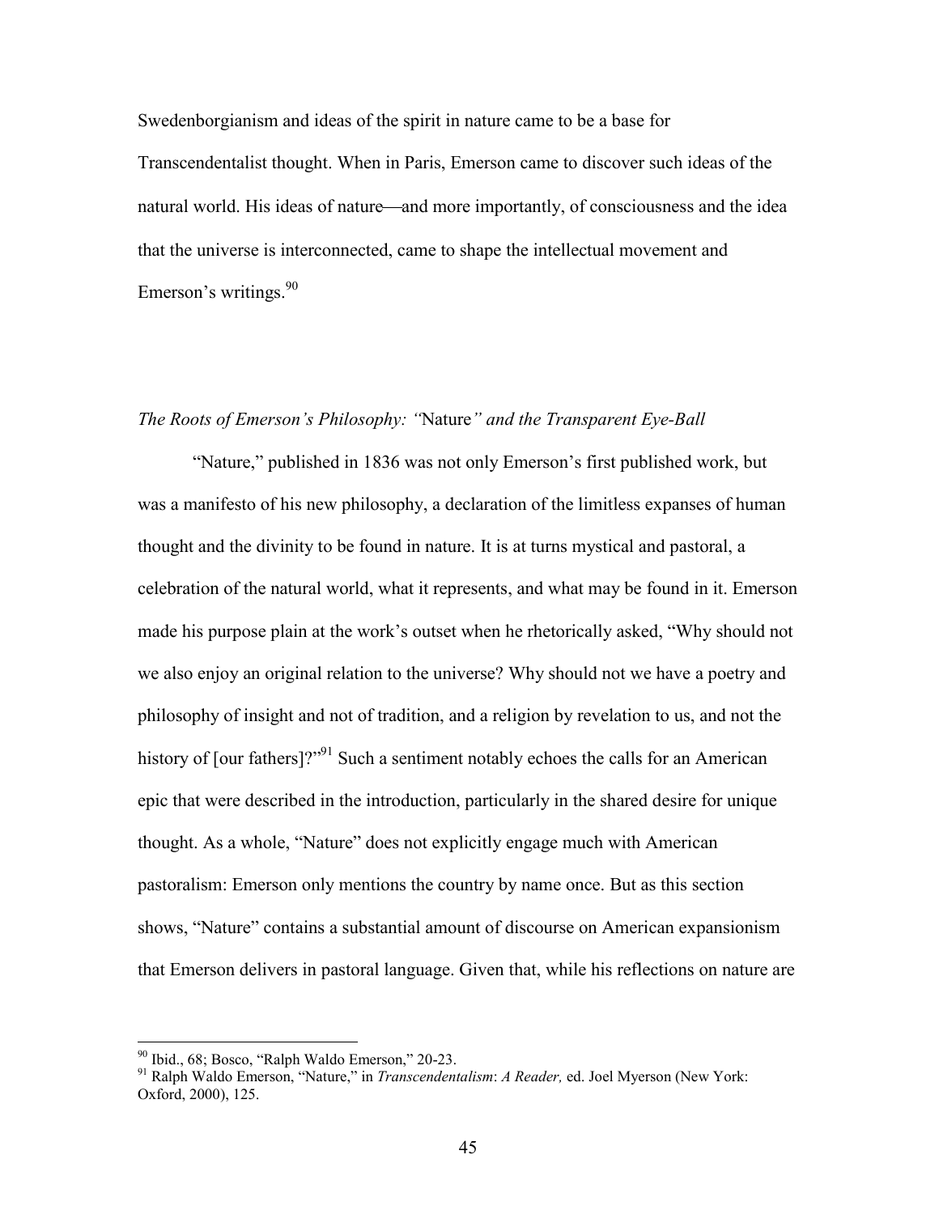Swedenborgianism and ideas of the spirit in nature came to be a base for Transcendentalist thought. When in Paris, Emerson came to discover such ideas of the natural world. His ideas of nature—and more importantly, of consciousness and the idea that the universe is interconnected, came to shape the intellectual movement and Emerson's writings.[90]

### *The Roots of Emerson's Philosophy: "*Nature*" and the Transparent Eye-Ball*

"Nature," published in 1836 was not only Emerson's first published work, but was a manifesto of his new philosophy, a declaration of the limitless expanses of human thought and the divinity to be found in nature. It is at turns mystical and pastoral, a celebration of the natural world, what it represents, and what may be found in it. Emerson made his purpose plain at the work's outset when he rhetorically asked, "Why should not we also enjoy an original relation to the universe? Why should not we have a poetry and philosophy of insight and not of tradition, and a religion by revelation to us, and not the history of [our fathers]?"[91] Such a sentiment notably echoes the calls for an American epic that were described in the introduction, particularly in the shared desire for unique thought. As a whole, "Nature" does not explicitly engage much with American pastoralism: Emerson only mentions the country by name once. But as this section shows, "Nature" contains a substantial amount of discourse on American expansionism that Emerson delivers in pastoral language. Given that, while his reflections on nature are

[90] Ibid., 68; Bosco, "Ralph Waldo Emerson," 20-23.

[91] Ralph Waldo Emerson, "Nature," in *Transcendentalism*: *A Reader,* ed. Joel Myerson (New York: Oxford, 2000), 125.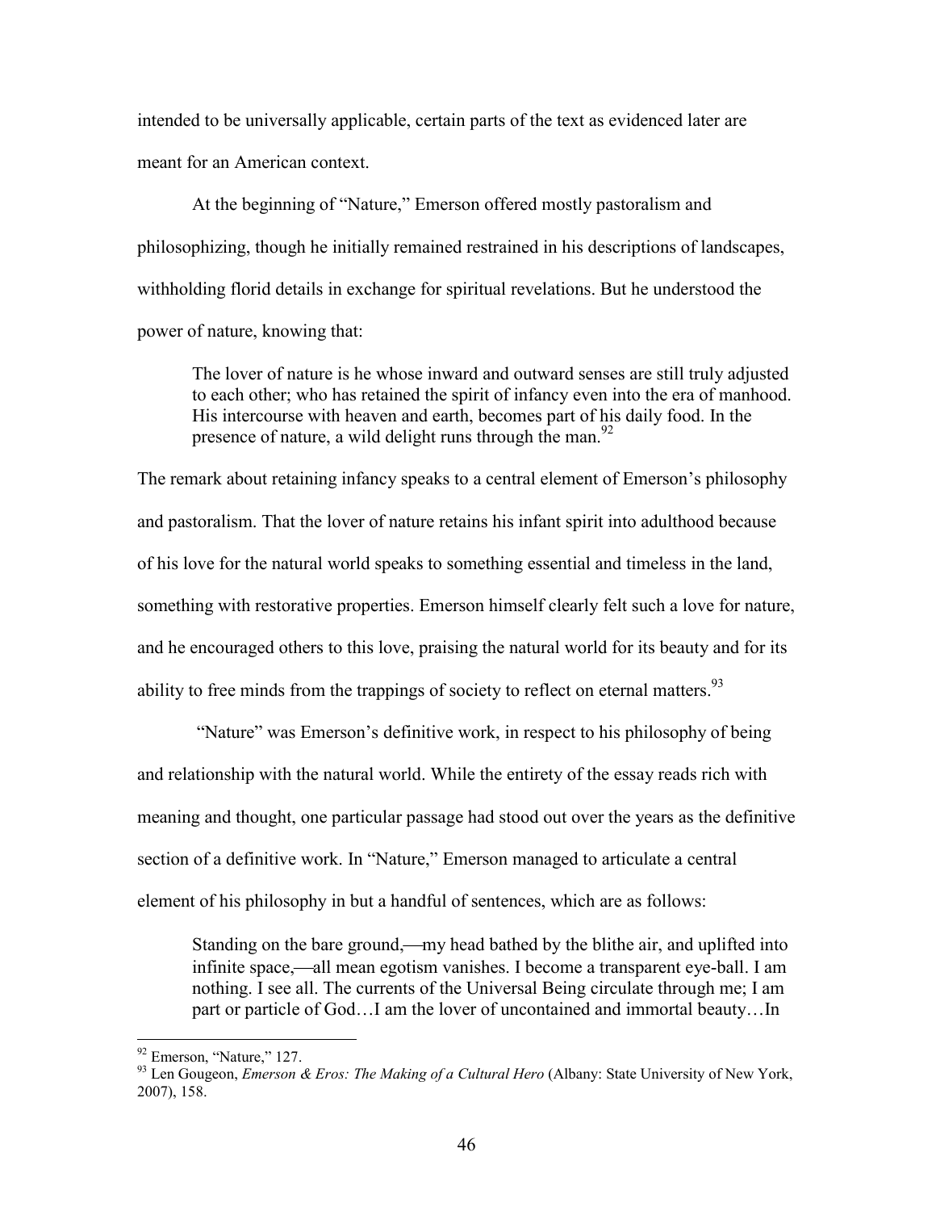intended to be universally applicable, certain parts of the text as evidenced later are meant for an American context.

At the beginning of "Nature," Emerson offered mostly pastoralism and philosophizing, though he initially remained restrained in his descriptions of landscapes, withholding florid details in exchange for spiritual revelations. But he understood the power of nature, knowing that:

> The lover of nature is he whose inward and outward senses are still truly adjusted to each other; who has retained the spirit of infancy even into the era of manhood. His intercourse with heaven and earth, becomes part of his daily food. In the presence of nature, a wild delight runs through the man.[92]

The remark about retaining infancy speaks to a central element of Emerson's philosophy and pastoralism. That the lover of nature retains his infant spirit into adulthood because of his love for the natural world speaks to something essential and timeless in the land, something with restorative properties. Emerson himself clearly felt such a love for nature, and he encouraged others to this love, praising the natural world for its beauty and for its ability to free minds from the trappings of society to reflect on eternal matters.[93]

"Nature" was Emerson's definitive work, in respect to his philosophy of being and relationship with the natural world. While the entirety of the essay reads rich with meaning and thought, one particular passage had stood out over the years as the definitive section of a definitive work. In "Nature," Emerson managed to articulate a central element of his philosophy in but a handful of sentences, which are as follows:

> Standing on the bare ground,—my head bathed by the blithe air, and uplifted into infinite space,—all mean egotism vanishes. I become a transparent eye-ball. I am nothing. I see all. The currents of the Universal Being circulate through me; I am part or particle of God…I am the lover of uncontained and immortal beauty…In

---

[92] Emerson, "Nature," 127.

[93] Len Gougeon, *Emerson & Eros: The Making of a Cultural Hero* (Albany: State University of New York, 2007), 158.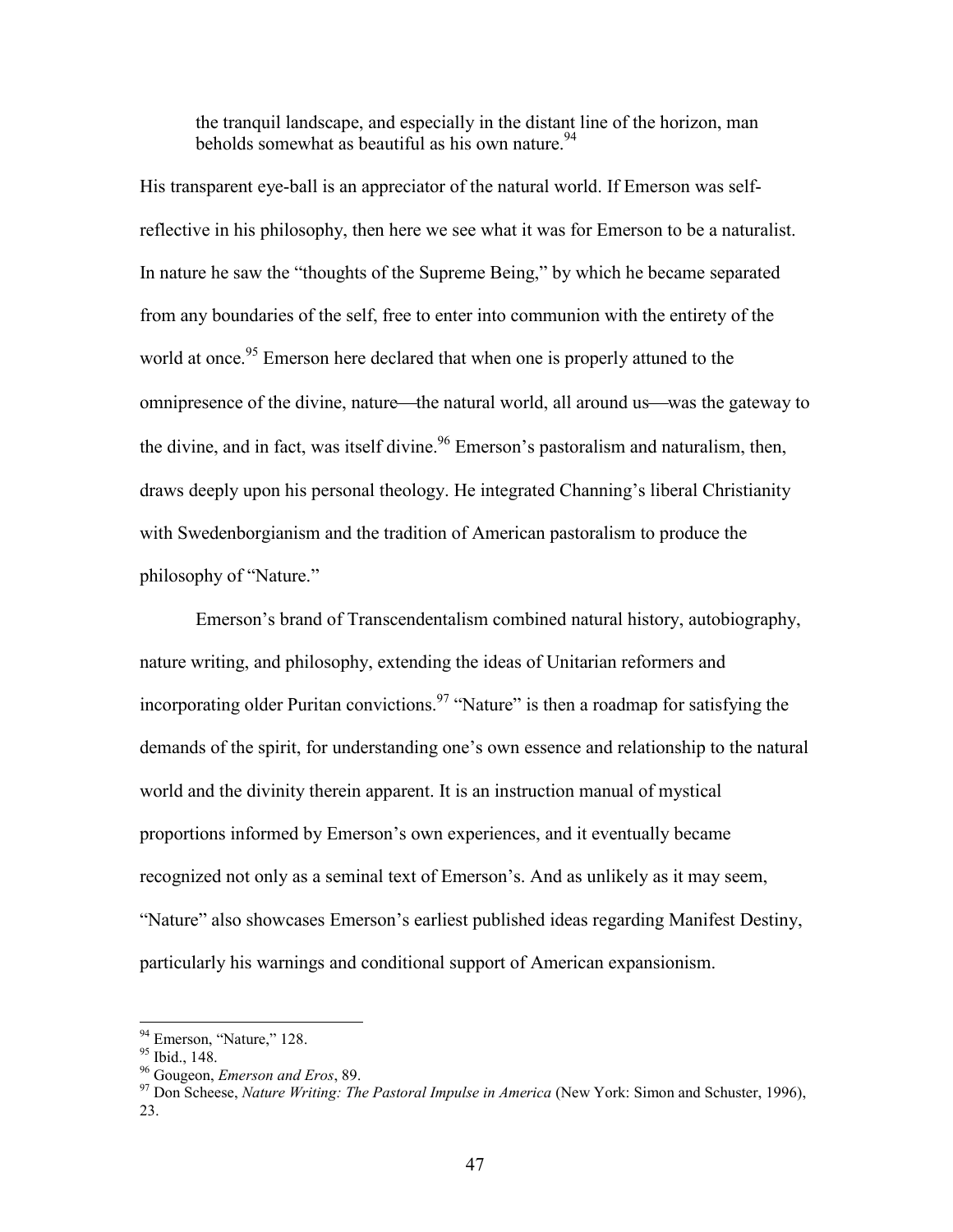> the tranquil landscape, and especially in the distant line of the horizon, man beholds somewhat as beautiful as his own nature.[94]

His transparent eye-ball is an appreciator of the natural world. If Emerson was self-reflective in his philosophy, then here we see what it was for Emerson to be a naturalist. In nature he saw the "thoughts of the Supreme Being," by which he became separated from any boundaries of the self, free to enter into communion with the entirety of the world at once.[95] Emerson here declared that when one is properly attuned to the omnipresence of the divine, nature—the natural world, all around us—was the gateway to the divine, and in fact, was itself divine.[96] Emerson's pastoralism and naturalism, then, draws deeply upon his personal theology. He integrated Channing's liberal Christianity with Swedenborgianism and the tradition of American pastoralism to produce the philosophy of "Nature."

Emerson's brand of Transcendentalism combined natural history, autobiography, nature writing, and philosophy, extending the ideas of Unitarian reformers and incorporating older Puritan convictions.[97] "Nature" is then a roadmap for satisfying the demands of the spirit, for understanding one's own essence and relationship to the natural world and the divinity therein apparent. It is an instruction manual of mystical proportions informed by Emerson's own experiences, and it eventually became recognized not only as a seminal text of Emerson's. And as unlikely as it may seem, "Nature" also showcases Emerson's earliest published ideas regarding Manifest Destiny, particularly his warnings and conditional support of American expansionism.

---

[94] Emerson, "Nature," 128.
[95] Ibid., 148.
[96] Gougeon, *Emerson and Eros*, 89.
[97] Don Scheese, *Nature Writing: The Pastoral Impulse in America* (New York: Simon and Schuster, 1996), 23.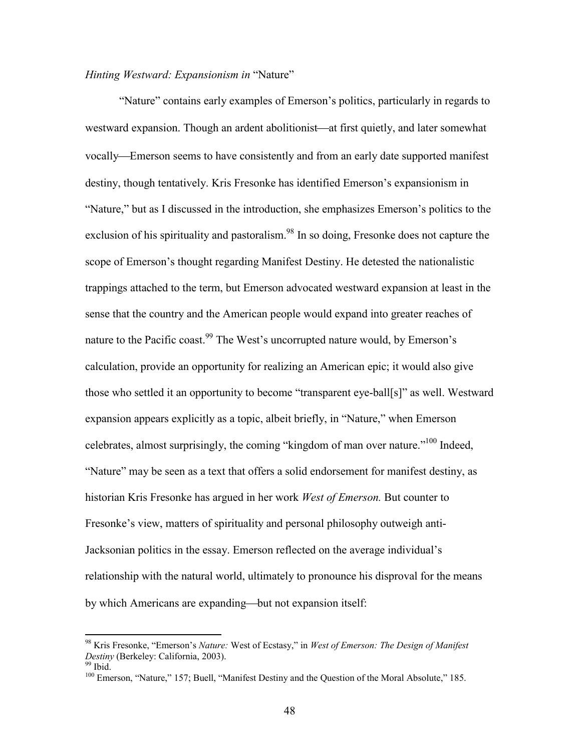*Hinting Westward: Expansionism in* "Nature"

"Nature" contains early examples of Emerson's politics, particularly in regards to westward expansion. Though an ardent abolitionist—at first quietly, and later somewhat vocally—Emerson seems to have consistently and from an early date supported manifest destiny, though tentatively. Kris Fresonke has identified Emerson's expansionism in "Nature," but as I discussed in the introduction, she emphasizes Emerson's politics to the exclusion of his spirituality and pastoralism.[98] In so doing, Fresonke does not capture the scope of Emerson's thought regarding Manifest Destiny. He detested the nationalistic trappings attached to the term, but Emerson advocated westward expansion at least in the sense that the country and the American people would expand into greater reaches of nature to the Pacific coast.[99] The West's uncorrupted nature would, by Emerson's calculation, provide an opportunity for realizing an American epic; it would also give those who settled it an opportunity to become "transparent eye-ball[s]" as well. Westward expansion appears explicitly as a topic, albeit briefly, in "Nature," when Emerson celebrates, almost surprisingly, the coming "kingdom of man over nature."[100] Indeed, "Nature" may be seen as a text that offers a solid endorsement for manifest destiny, as historian Kris Fresonke has argued in her work *West of Emerson.* But counter to Fresonke's view, matters of spirituality and personal philosophy outweigh anti-Jacksonian politics in the essay. Emerson reflected on the average individual's relationship with the natural world, ultimately to pronounce his disproval for the means by which Americans are expanding—but not expansion itself:

---

[98] Kris Fresonke, "Emerson's *Nature:* West of Ecstasy," in *West of Emerson: The Design of Manifest Destiny* (Berkeley: California, 2003).

[99] Ibid.

[100] Emerson, "Nature," 157; Buell, "Manifest Destiny and the Question of the Moral Absolute," 185.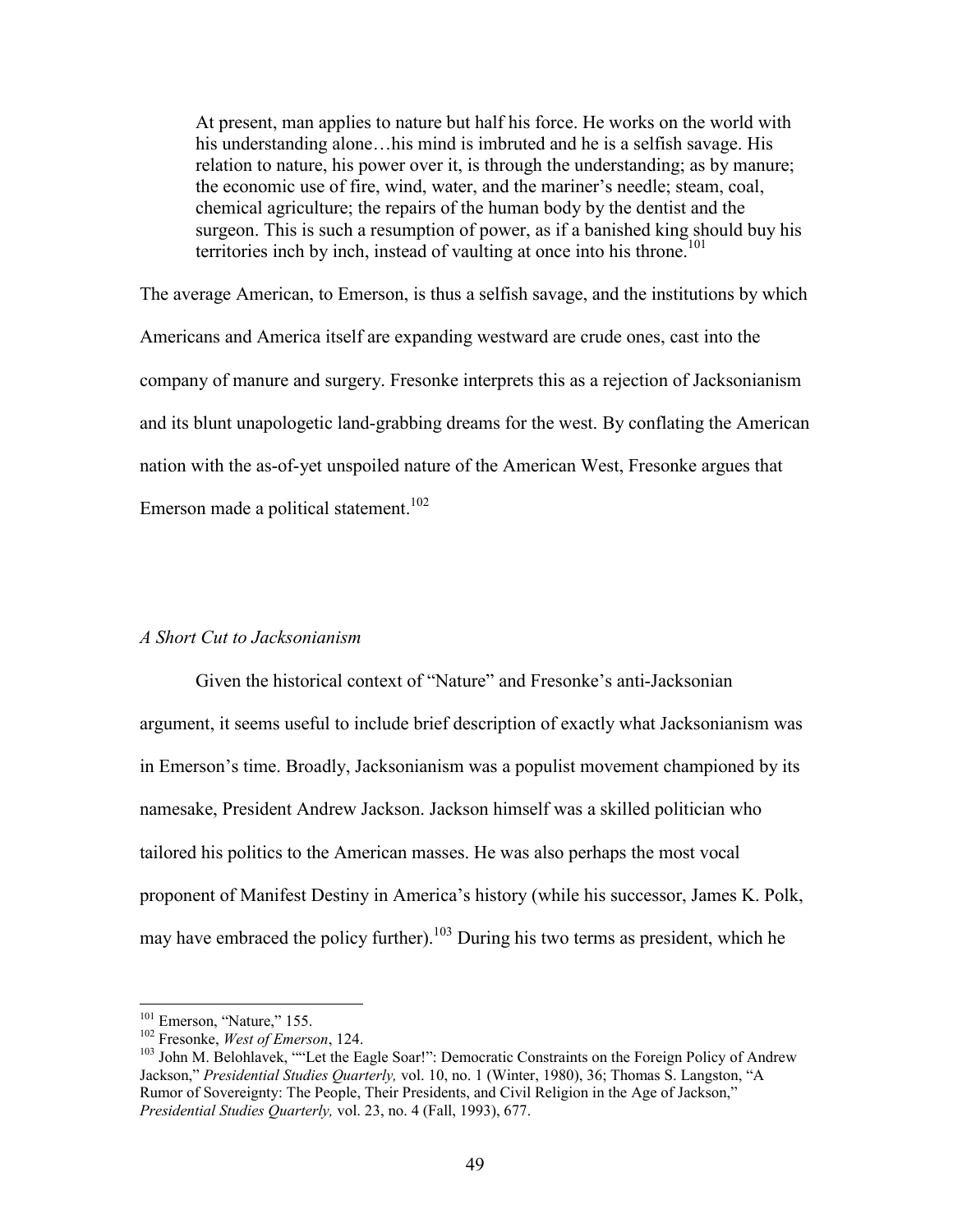> At present, man applies to nature but half his force. He works on the world with his understanding alone…his mind is imbruted and he is a selfish savage. His relation to nature, his power over it, is through the understanding; as by manure; the economic use of fire, wind, water, and the mariner's needle; steam, coal, chemical agriculture; the repairs of the human body by the dentist and the surgeon. This is such a resumption of power, as if a banished king should buy his territories inch by inch, instead of vaulting at once into his throne.[101]

The average American, to Emerson, is thus a selfish savage, and the institutions by which Americans and America itself are expanding westward are crude ones, cast into the company of manure and surgery. Fresonke interprets this as a rejection of Jacksonianism and its blunt unapologetic land-grabbing dreams for the west. By conflating the American nation with the as-of-yet unspoiled nature of the American West, Fresonke argues that Emerson made a political statement.[102]

### *A Short Cut to Jacksonianism*

Given the historical context of "Nature" and Fresonke's anti-Jacksonian argument, it seems useful to include brief description of exactly what Jacksonianism was in Emerson's time. Broadly, Jacksonianism was a populist movement championed by its namesake, President Andrew Jackson. Jackson himself was a skilled politician who tailored his politics to the American masses. He was also perhaps the most vocal proponent of Manifest Destiny in America's history (while his successor, James K. Polk, may have embraced the policy further).[103] During his two terms as president, which he

---

[101] Emerson, "Nature," 155.

[102] Fresonke, *West of Emerson*, 124.

[103] John M. Belohlavek, ""Let the Eagle Soar!": Democratic Constraints on the Foreign Policy of Andrew Jackson," *Presidential Studies Quarterly,* vol. 10, no. 1 (Winter, 1980), 36; Thomas S. Langston, "A Rumor of Sovereignty: The People, Their Presidents, and Civil Religion in the Age of Jackson," *Presidential Studies Quarterly,* vol. 23, no. 4 (Fall, 1993), 677.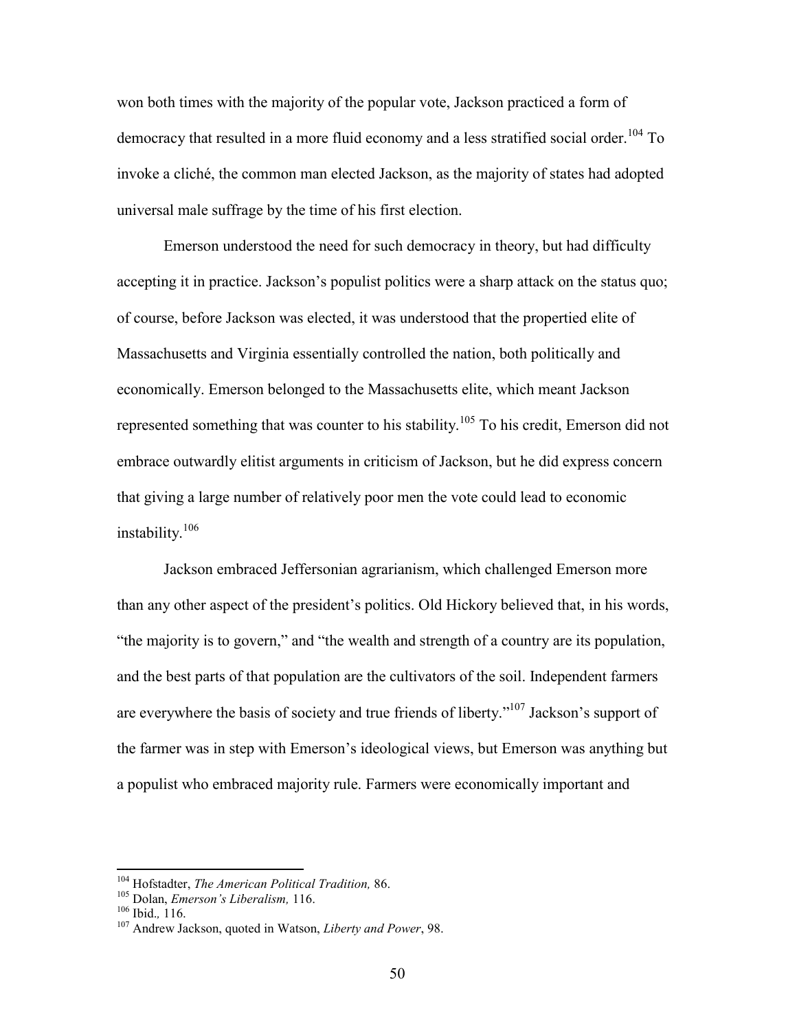won both times with the majority of the popular vote, Jackson practiced a form of democracy that resulted in a more fluid economy and a less stratified social order.[104] To invoke a cliché, the common man elected Jackson, as the majority of states had adopted universal male suffrage by the time of his first election.

Emerson understood the need for such democracy in theory, but had difficulty accepting it in practice. Jackson's populist politics were a sharp attack on the status quo; of course, before Jackson was elected, it was understood that the propertied elite of Massachusetts and Virginia essentially controlled the nation, both politically and economically. Emerson belonged to the Massachusetts elite, which meant Jackson represented something that was counter to his stability.[105] To his credit, Emerson did not embrace outwardly elitist arguments in criticism of Jackson, but he did express concern that giving a large number of relatively poor men the vote could lead to economic instability.[106]

Jackson embraced Jeffersonian agrarianism, which challenged Emerson more than any other aspect of the president's politics. Old Hickory believed that, in his words, "the majority is to govern," and "the wealth and strength of a country are its population, and the best parts of that population are the cultivators of the soil. Independent farmers are everywhere the basis of society and true friends of liberty."[107] Jackson's support of the farmer was in step with Emerson's ideological views, but Emerson was anything but a populist who embraced majority rule. Farmers were economically important and

---

[104] Hofstadter, *The American Political Tradition,* 86.

[105] Dolan, *Emerson's Liberalism,* 116.

[106] Ibid.*,* 116.

[107] Andrew Jackson, quoted in Watson, *Liberty and Power*, 98.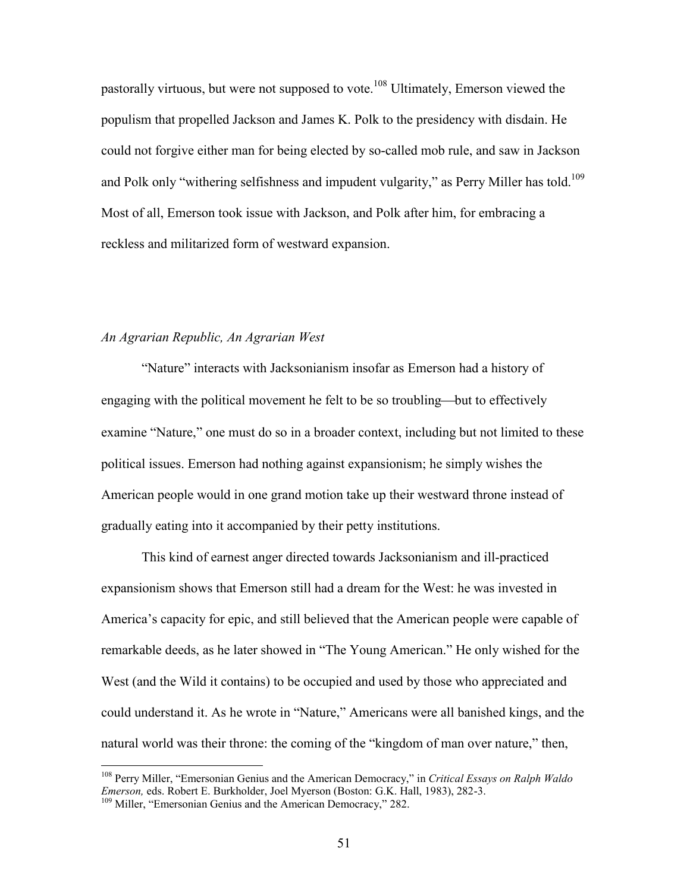pastorally virtuous, but were not supposed to vote.[108] Ultimately, Emerson viewed the populism that propelled Jackson and James K. Polk to the presidency with disdain. He could not forgive either man for being elected by so-called mob rule, and saw in Jackson and Polk only "withering selfishness and impudent vulgarity," as Perry Miller has told.[109] Most of all, Emerson took issue with Jackson, and Polk after him, for embracing a reckless and militarized form of westward expansion.

### *An Agrarian Republic, An Agrarian West*

"Nature" interacts with Jacksonianism insofar as Emerson had a history of engaging with the political movement he felt to be so troubling—but to effectively examine "Nature," one must do so in a broader context, including but not limited to these political issues. Emerson had nothing against expansionism; he simply wishes the American people would in one grand motion take up their westward throne instead of gradually eating into it accompanied by their petty institutions.

This kind of earnest anger directed towards Jacksonianism and ill-practiced expansionism shows that Emerson still had a dream for the West: he was invested in America's capacity for epic, and still believed that the American people were capable of remarkable deeds, as he later showed in "The Young American." He only wished for the West (and the Wild it contains) to be occupied and used by those who appreciated and could understand it. As he wrote in "Nature," Americans were all banished kings, and the natural world was their throne: the coming of the "kingdom of man over nature," then,

---

[108] Perry Miller, "Emersonian Genius and the American Democracy," in *Critical Essays on Ralph Waldo Emerson,* eds. Robert E. Burkholder, Joel Myerson (Boston: G.K. Hall, 1983), 282-3.

[109] Miller, "Emersonian Genius and the American Democracy," 282.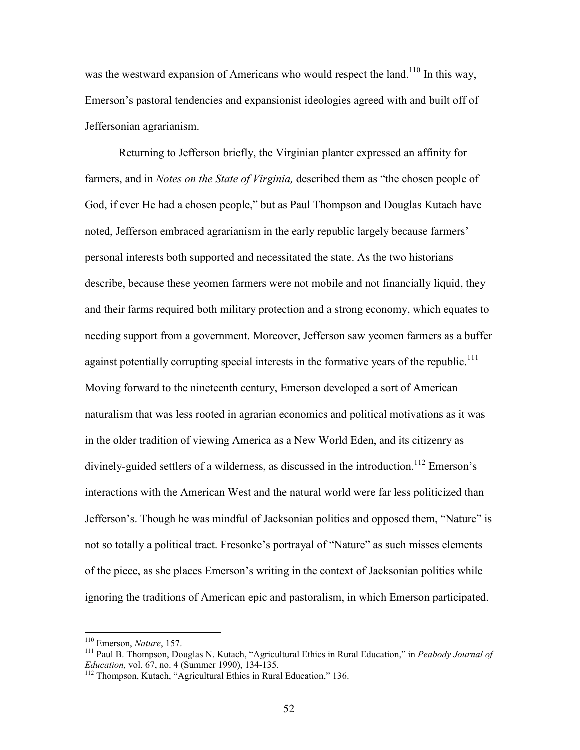was the westward expansion of Americans who would respect the land.[110] In this way, Emerson's pastoral tendencies and expansionist ideologies agreed with and built off of Jeffersonian agrarianism.

Returning to Jefferson briefly, the Virginian planter expressed an affinity for farmers, and in *Notes on the State of Virginia,* described them as "the chosen people of God, if ever He had a chosen people," but as Paul Thompson and Douglas Kutach have noted, Jefferson embraced agrarianism in the early republic largely because farmers' personal interests both supported and necessitated the state. As the two historians describe, because these yeomen farmers were not mobile and not financially liquid, they and their farms required both military protection and a strong economy, which equates to needing support from a government. Moreover, Jefferson saw yeomen farmers as a buffer against potentially corrupting special interests in the formative years of the republic.[111] Moving forward to the nineteenth century, Emerson developed a sort of American naturalism that was less rooted in agrarian economics and political motivations as it was in the older tradition of viewing America as a New World Eden, and its citizenry as divinely-guided settlers of a wilderness, as discussed in the introduction.[112] Emerson's interactions with the American West and the natural world were far less politicized than Jefferson's. Though he was mindful of Jacksonian politics and opposed them, "Nature" is not so totally a political tract. Fresonke's portrayal of "Nature" as such misses elements of the piece, as she places Emerson's writing in the context of Jacksonian politics while ignoring the traditions of American epic and pastoralism, in which Emerson participated.

---

[110] Emerson, *Nature*, 157.

[111] Paul B. Thompson, Douglas N. Kutach, "Agricultural Ethics in Rural Education," in *Peabody Journal of Education,* vol. 67, no. 4 (Summer 1990), 134-135.

[112] Thompson, Kutach, "Agricultural Ethics in Rural Education," 136.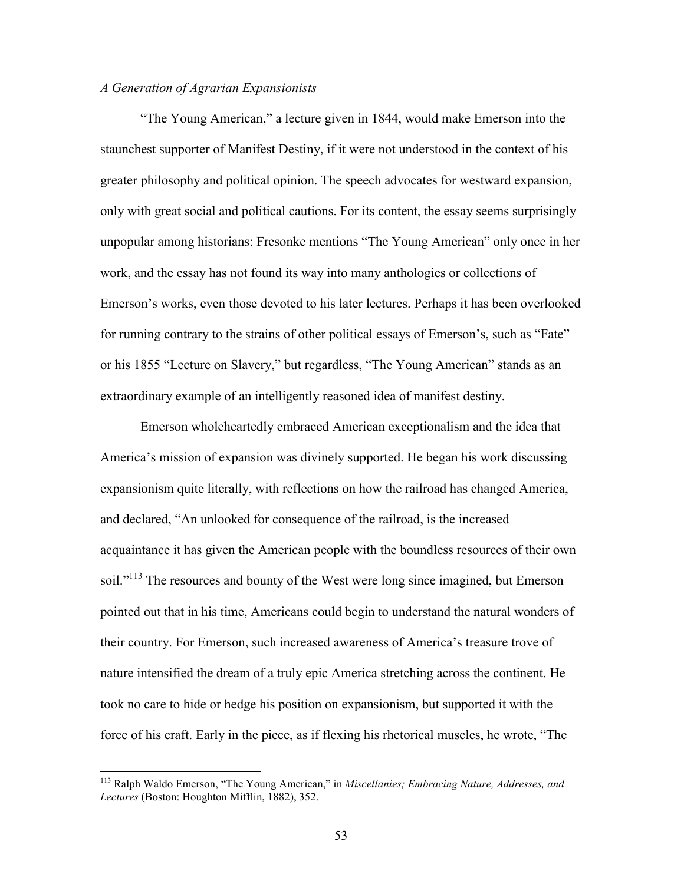*A Generation of Agrarian Expansionists*

"The Young American," a lecture given in 1844, would make Emerson into the staunchest supporter of Manifest Destiny, if it were not understood in the context of his greater philosophy and political opinion. The speech advocates for westward expansion, only with great social and political cautions. For its content, the essay seems surprisingly unpopular among historians: Fresonke mentions "The Young American" only once in her work, and the essay has not found its way into many anthologies or collections of Emerson's works, even those devoted to his later lectures. Perhaps it has been overlooked for running contrary to the strains of other political essays of Emerson's, such as "Fate" or his 1855 "Lecture on Slavery," but regardless, "The Young American" stands as an extraordinary example of an intelligently reasoned idea of manifest destiny.

Emerson wholeheartedly embraced American exceptionalism and the idea that America's mission of expansion was divinely supported. He began his work discussing expansionism quite literally, with reflections on how the railroad has changed America, and declared, "An unlooked for consequence of the railroad, is the increased acquaintance it has given the American people with the boundless resources of their own soil."[113] The resources and bounty of the West were long since imagined, but Emerson pointed out that in his time, Americans could begin to understand the natural wonders of their country. For Emerson, such increased awareness of America's treasure trove of nature intensified the dream of a truly epic America stretching across the continent. He took no care to hide or hedge his position on expansionism, but supported it with the force of his craft. Early in the piece, as if flexing his rhetorical muscles, he wrote, "The

[113] Ralph Waldo Emerson, "The Young American," in *Miscellanies; Embracing Nature, Addresses, and Lectures* (Boston: Houghton Mifflin, 1882), 352.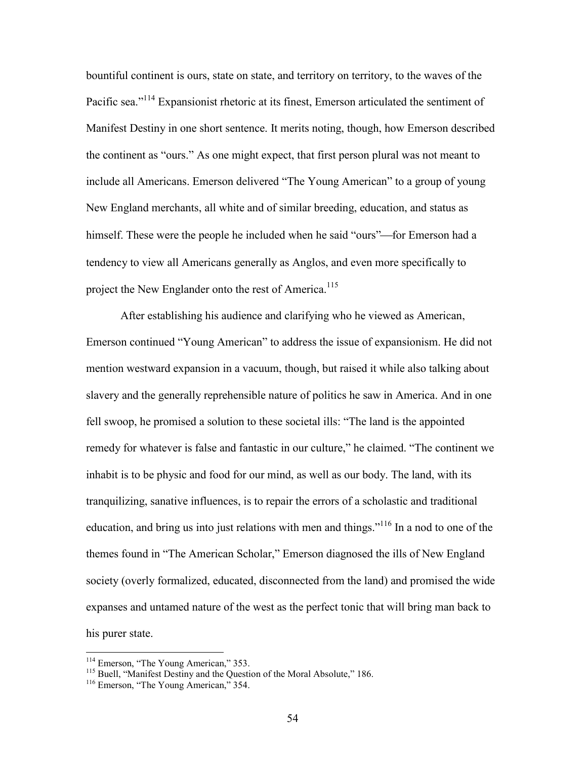bountiful continent is ours, state on state, and territory on territory, to the waves of the Pacific sea."[114] Expansionist rhetoric at its finest, Emerson articulated the sentiment of Manifest Destiny in one short sentence. It merits noting, though, how Emerson described the continent as "ours." As one might expect, that first person plural was not meant to include all Americans. Emerson delivered "The Young American" to a group of young New England merchants, all white and of similar breeding, education, and status as himself. These were the people he included when he said "ours"—for Emerson had a tendency to view all Americans generally as Anglos, and even more specifically to project the New Englander onto the rest of America.[115]

After establishing his audience and clarifying who he viewed as American, Emerson continued "Young American" to address the issue of expansionism. He did not mention westward expansion in a vacuum, though, but raised it while also talking about slavery and the generally reprehensible nature of politics he saw in America. And in one fell swoop, he promised a solution to these societal ills: "The land is the appointed remedy for whatever is false and fantastic in our culture," he claimed. "The continent we inhabit is to be physic and food for our mind, as well as our body. The land, with its tranquilizing, sanative influences, is to repair the errors of a scholastic and traditional education, and bring us into just relations with men and things."[116] In a nod to one of the themes found in "The American Scholar," Emerson diagnosed the ills of New England society (overly formalized, educated, disconnected from the land) and promised the wide expanses and untamed nature of the west as the perfect tonic that will bring man back to his purer state.

---

[114] Emerson, "The Young American," 353.
[115] Buell, "Manifest Destiny and the Question of the Moral Absolute," 186.
[116] Emerson, "The Young American," 354.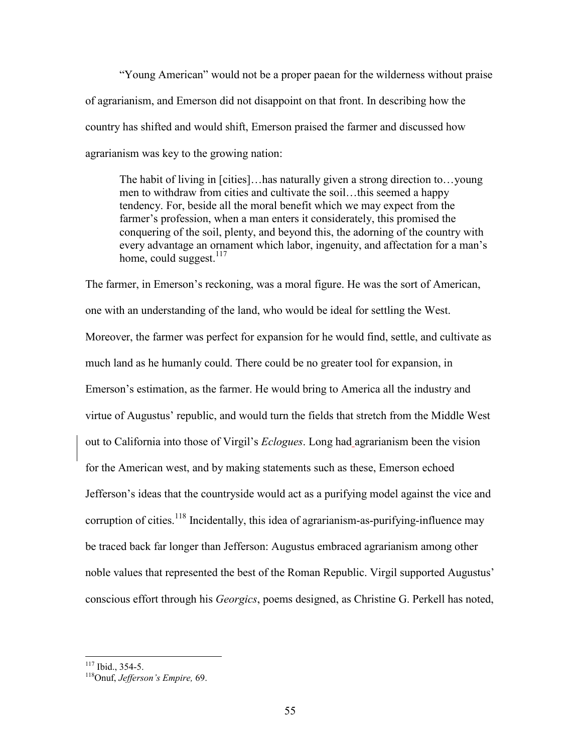"Young American" would not be a proper paean for the wilderness without praise of agrarianism, and Emerson did not disappoint on that front. In describing how the country has shifted and would shift, Emerson praised the farmer and discussed how agrarianism was key to the growing nation:

> The habit of living in [cities]…has naturally given a strong direction to…young men to withdraw from cities and cultivate the soil…this seemed a happy tendency. For, beside all the moral benefit which we may expect from the farmer's profession, when a man enters it considerately, this promised the conquering of the soil, plenty, and beyond this, the adorning of the country with every advantage an ornament which labor, ingenuity, and affectation for a man's home, could suggest.[117]

The farmer, in Emerson's reckoning, was a moral figure. He was the sort of American, one with an understanding of the land, who would be ideal for settling the West. Moreover, the farmer was perfect for expansion for he would find, settle, and cultivate as much land as he humanly could. There could be no greater tool for expansion, in Emerson's estimation, as the farmer. He would bring to America all the industry and virtue of Augustus' republic, and would turn the fields that stretch from the Middle West out to California into those of Virgil's *Eclogues*. Long had agrarianism been the vision for the American west, and by making statements such as these, Emerson echoed Jefferson's ideas that the countryside would act as a purifying model against the vice and corruption of cities.[118] Incidentally, this idea of agrarianism-as-purifying-influence may be traced back far longer than Jefferson: Augustus embraced agrarianism among other noble values that represented the best of the Roman Republic. Virgil supported Augustus' conscious effort through his *Georgics*, poems designed, as Christine G. Perkell has noted,

---

[117] Ibid., 354-5.

[118] Onuf, *Jefferson's Empire,* 69.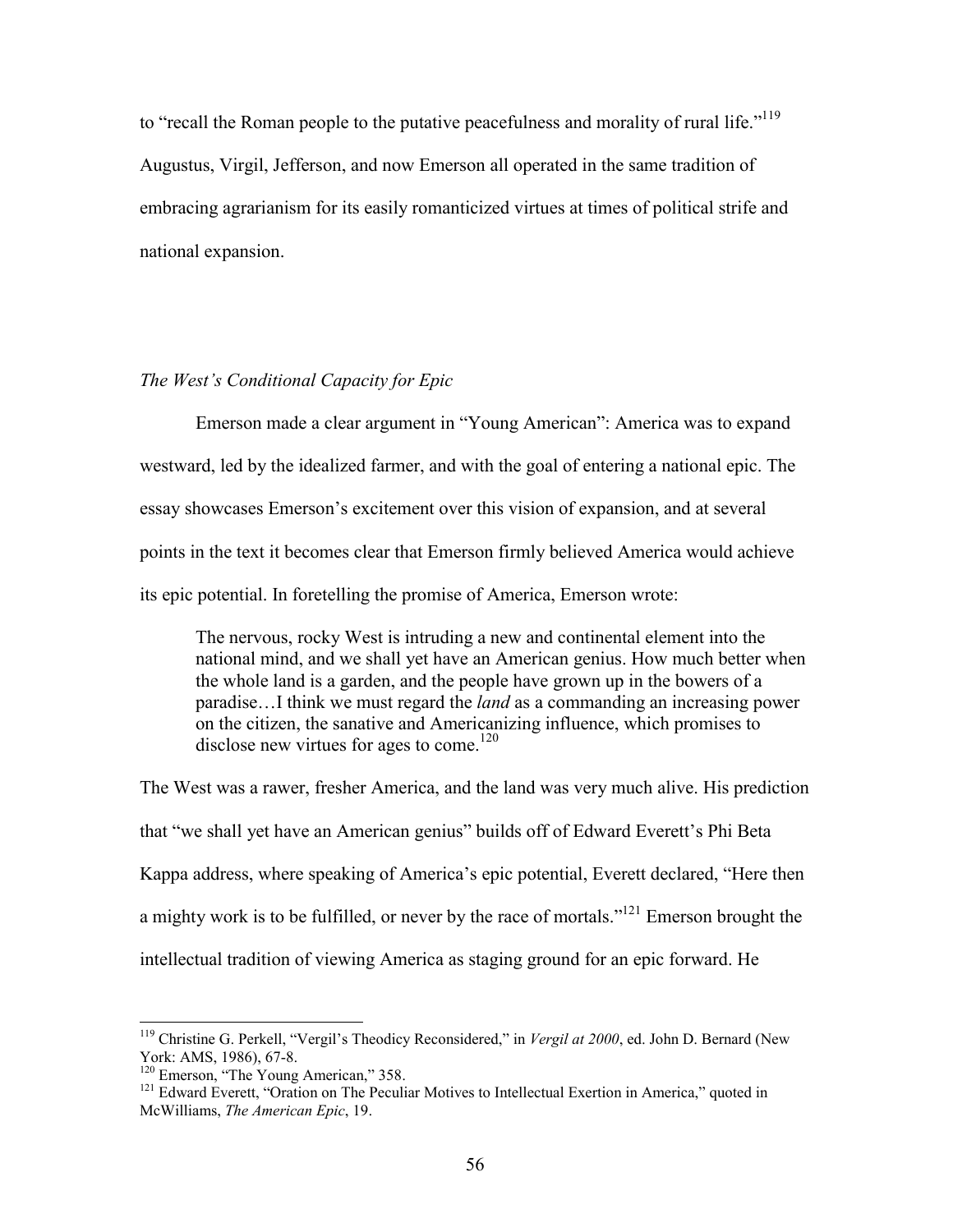to "recall the Roman people to the putative peacefulness and morality of rural life."[119] Augustus, Virgil, Jefferson, and now Emerson all operated in the same tradition of embracing agrarianism for its easily romanticized virtues at times of political strife and national expansion.

### *The West's Conditional Capacity for Epic*

Emerson made a clear argument in "Young American": America was to expand westward, led by the idealized farmer, and with the goal of entering a national epic. The essay showcases Emerson's excitement over this vision of expansion, and at several points in the text it becomes clear that Emerson firmly believed America would achieve its epic potential. In foretelling the promise of America, Emerson wrote:

> The nervous, rocky West is intruding a new and continental element into the national mind, and we shall yet have an American genius. How much better when the whole land is a garden, and the people have grown up in the bowers of a paradise…I think we must regard the *land* as a commanding an increasing power on the citizen, the sanative and Americanizing influence, which promises to disclose new virtues for ages to come.[120]

The West was a rawer, fresher America, and the land was very much alive. His prediction that "we shall yet have an American genius" builds off of Edward Everett's Phi Beta Kappa address, where speaking of America's epic potential, Everett declared, "Here then a mighty work is to be fulfilled, or never by the race of mortals."[121] Emerson brought the intellectual tradition of viewing America as staging ground for an epic forward. He

---

[119] Christine G. Perkell, "Vergil's Theodicy Reconsidered," in *Vergil at 2000*, ed. John D. Bernard (New York: AMS, 1986), 67-8.

[120] Emerson, "The Young American," 358.

[121] Edward Everett, "Oration on The Peculiar Motives to Intellectual Exertion in America," quoted in McWilliams, *The American Epic*, 19.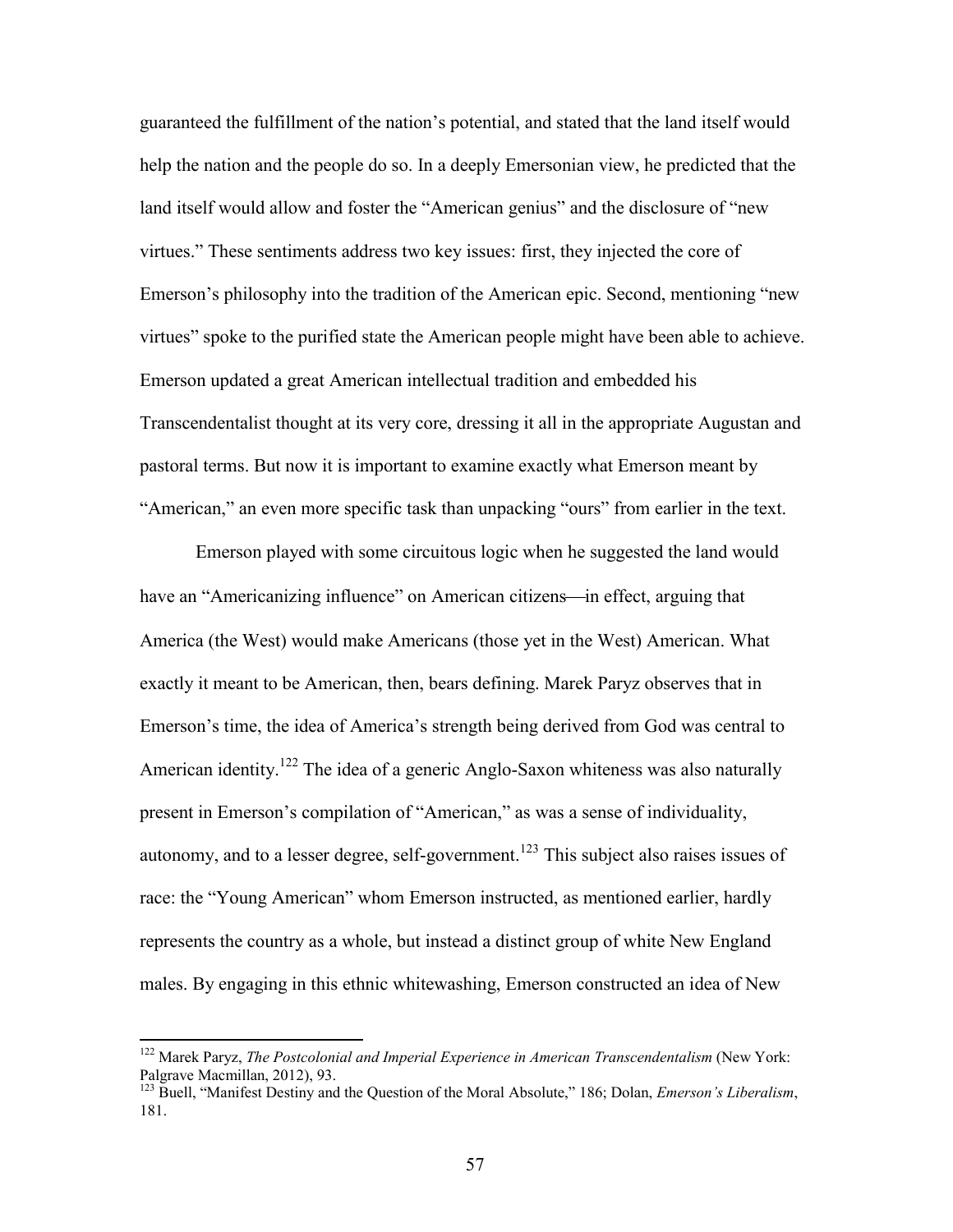guaranteed the fulfillment of the nation's potential, and stated that the land itself would help the nation and the people do so. In a deeply Emersonian view, he predicted that the land itself would allow and foster the "American genius" and the disclosure of "new virtues." These sentiments address two key issues: first, they injected the core of Emerson's philosophy into the tradition of the American epic. Second, mentioning "new virtues" spoke to the purified state the American people might have been able to achieve. Emerson updated a great American intellectual tradition and embedded his Transcendentalist thought at its very core, dressing it all in the appropriate Augustan and pastoral terms. But now it is important to examine exactly what Emerson meant by "American," an even more specific task than unpacking "ours" from earlier in the text.

Emerson played with some circuitous logic when he suggested the land would have an "Americanizing influence" on American citizens—in effect, arguing that America (the West) would make Americans (those yet in the West) American. What exactly it meant to be American, then, bears defining. Marek Paryz observes that in Emerson's time, the idea of America's strength being derived from God was central to American identity.[122] The idea of a generic Anglo-Saxon whiteness was also naturally present in Emerson's compilation of "American," as was a sense of individuality, autonomy, and to a lesser degree, self-government.[123] This subject also raises issues of race: the "Young American" whom Emerson instructed, as mentioned earlier, hardly represents the country as a whole, but instead a distinct group of white New England males. By engaging in this ethnic whitewashing, Emerson constructed an idea of New

---

[122] Marek Paryz, *The Postcolonial and Imperial Experience in American Transcendentalism* (New York: Palgrave Macmillan, 2012), 93.

[123] Buell, "Manifest Destiny and the Question of the Moral Absolute," 186; Dolan, *Emerson's Liberalism*, 181.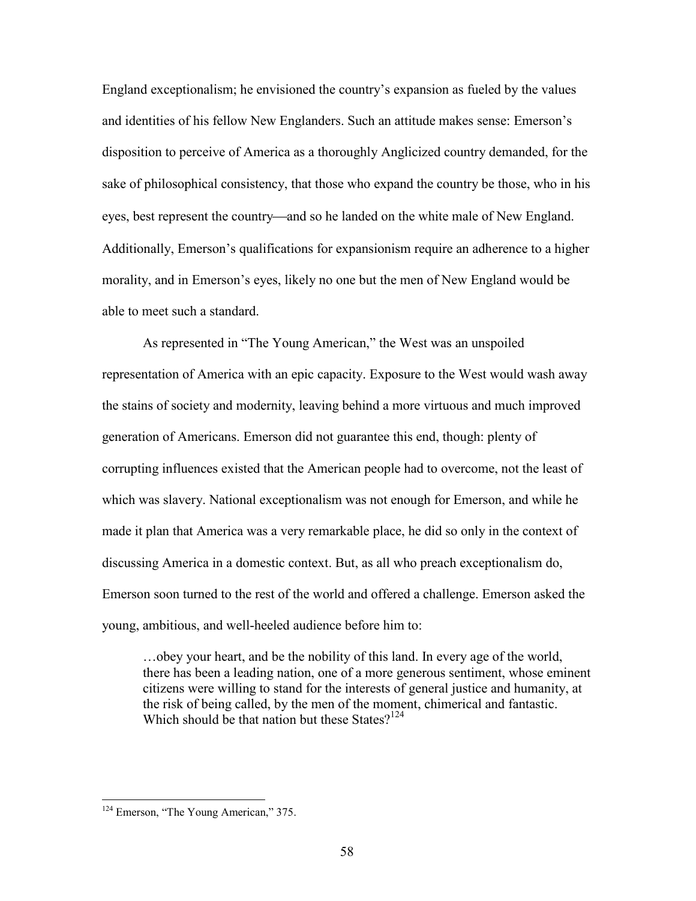England exceptionalism; he envisioned the country's expansion as fueled by the values and identities of his fellow New Englanders. Such an attitude makes sense: Emerson's disposition to perceive of America as a thoroughly Anglicized country demanded, for the sake of philosophical consistency, that those who expand the country be those, who in his eyes, best represent the country—and so he landed on the white male of New England. Additionally, Emerson's qualifications for expansionism require an adherence to a higher morality, and in Emerson's eyes, likely no one but the men of New England would be able to meet such a standard.

As represented in "The Young American," the West was an unspoiled representation of America with an epic capacity. Exposure to the West would wash away the stains of society and modernity, leaving behind a more virtuous and much improved generation of Americans. Emerson did not guarantee this end, though: plenty of corrupting influences existed that the American people had to overcome, not the least of which was slavery. National exceptionalism was not enough for Emerson, and while he made it plan that America was a very remarkable place, he did so only in the context of discussing America in a domestic context. But, as all who preach exceptionalism do, Emerson soon turned to the rest of the world and offered a challenge. Emerson asked the young, ambitious, and well-heeled audience before him to:

> …obey your heart, and be the nobility of this land. In every age of the world, there has been a leading nation, one of a more generous sentiment, whose eminent citizens were willing to stand for the interests of general justice and humanity, at the risk of being called, by the men of the moment, chimerical and fantastic. Which should be that nation but these States?[124]

---

[124] Emerson, "The Young American," 375.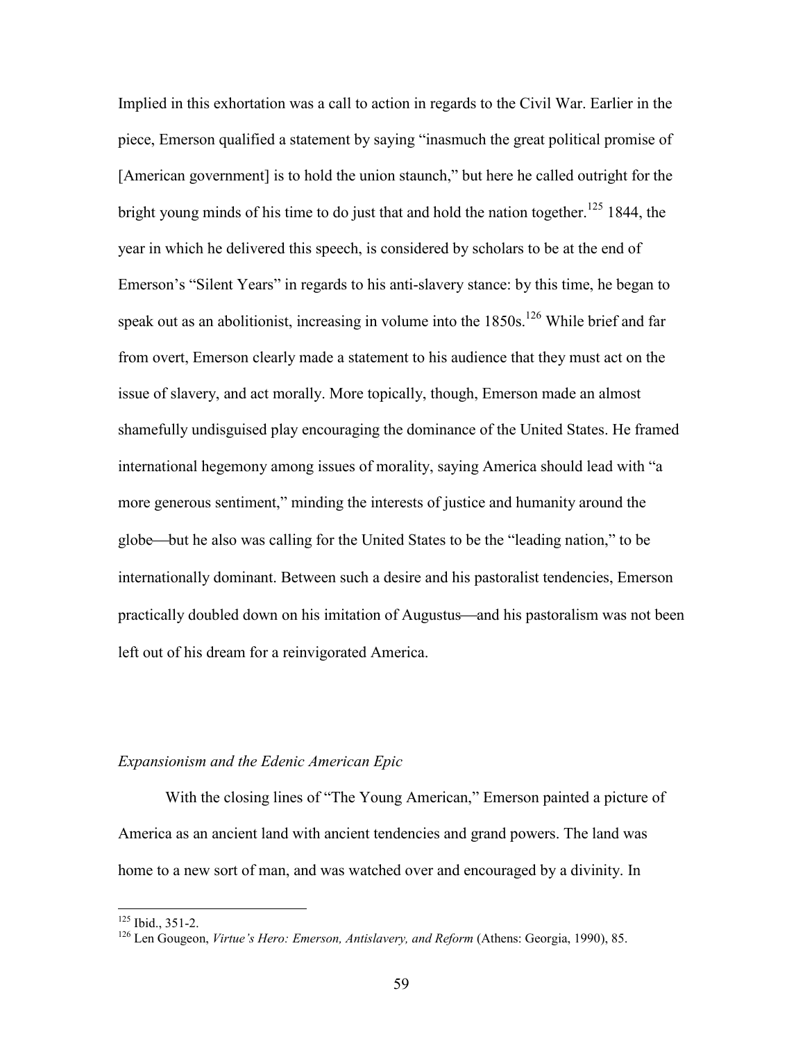Implied in this exhortation was a call to action in regards to the Civil War. Earlier in the piece, Emerson qualified a statement by saying "inasmuch the great political promise of [American government] is to hold the union staunch," but here he called outright for the bright young minds of his time to do just that and hold the nation together.[125] 1844, the year in which he delivered this speech, is considered by scholars to be at the end of Emerson's "Silent Years" in regards to his anti-slavery stance: by this time, he began to speak out as an abolitionist, increasing in volume into the 1850s.[126] While brief and far from overt, Emerson clearly made a statement to his audience that they must act on the issue of slavery, and act morally. More topically, though, Emerson made an almost shamefully undisguised play encouraging the dominance of the United States. He framed international hegemony among issues of morality, saying America should lead with "a more generous sentiment," minding the interests of justice and humanity around the globe—but he also was calling for the United States to be the "leading nation," to be internationally dominant. Between such a desire and his pastoralist tendencies, Emerson practically doubled down on his imitation of Augustus—and his pastoralism was not been left out of his dream for a reinvigorated America.

### *Expansionism and the Edenic American Epic*

With the closing lines of "The Young American," Emerson painted a picture of America as an ancient land with ancient tendencies and grand powers. The land was home to a new sort of man, and was watched over and encouraged by a divinity. In

---

[125] Ibid., 351-2.

[126] Len Gougeon, *Virtue's Hero: Emerson, Antislavery, and Reform* (Athens: Georgia, 1990), 85.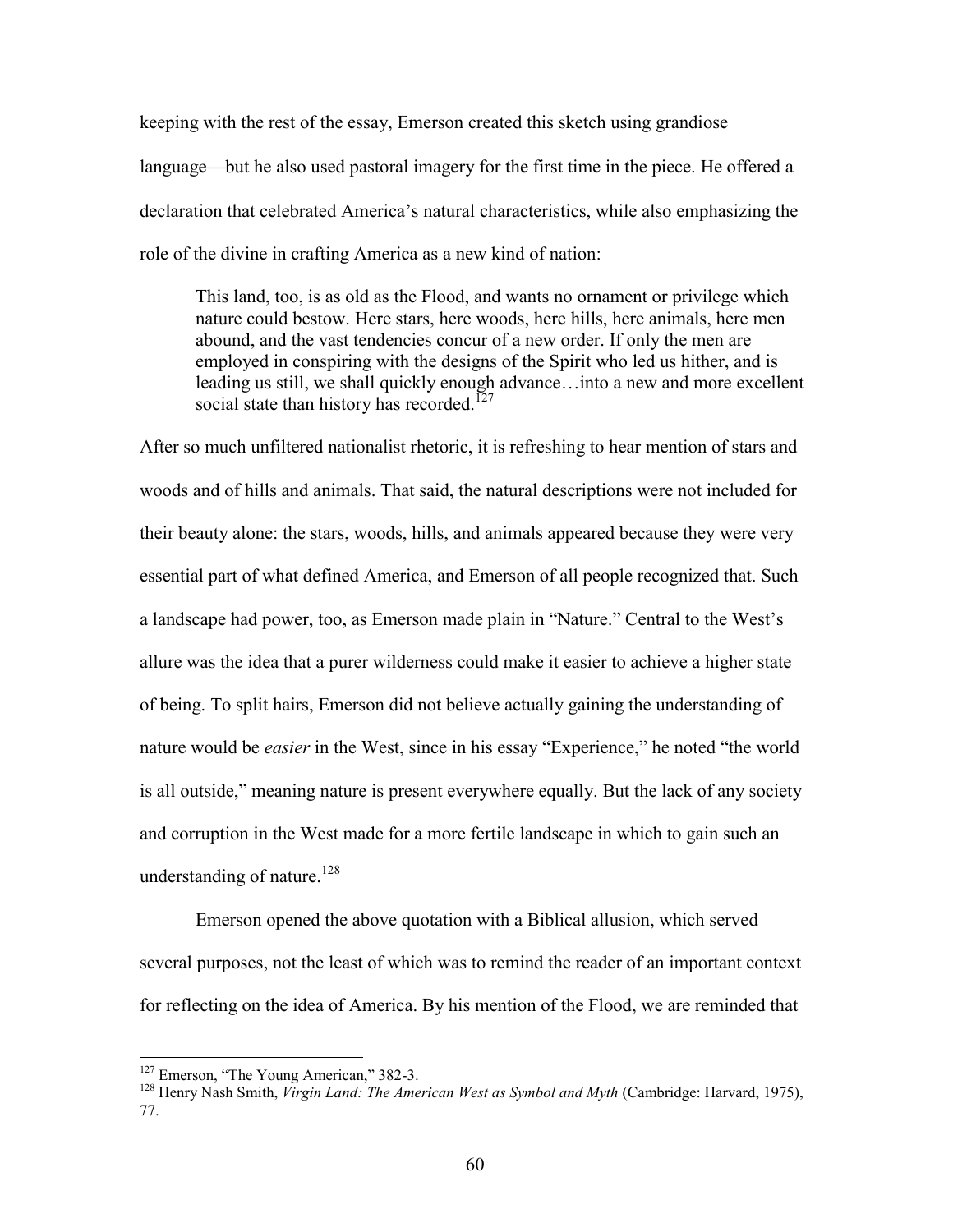keeping with the rest of the essay, Emerson created this sketch using grandiose language—but he also used pastoral imagery for the first time in the piece. He offered a declaration that celebrated America's natural characteristics, while also emphasizing the role of the divine in crafting America as a new kind of nation:

> This land, too, is as old as the Flood, and wants no ornament or privilege which nature could bestow. Here stars, here woods, here hills, here animals, here men abound, and the vast tendencies concur of a new order. If only the men are employed in conspiring with the designs of the Spirit who led us hither, and is leading us still, we shall quickly enough advance…into a new and more excellent social state than history has recorded.[127]

After so much unfiltered nationalist rhetoric, it is refreshing to hear mention of stars and woods and of hills and animals. That said, the natural descriptions were not included for their beauty alone: the stars, woods, hills, and animals appeared because they were very essential part of what defined America, and Emerson of all people recognized that. Such a landscape had power, too, as Emerson made plain in "Nature." Central to the West's allure was the idea that a purer wilderness could make it easier to achieve a higher state of being. To split hairs, Emerson did not believe actually gaining the understanding of nature would be *easier* in the West, since in his essay "Experience," he noted "the world is all outside," meaning nature is present everywhere equally. But the lack of any society and corruption in the West made for a more fertile landscape in which to gain such an understanding of nature.[128]

Emerson opened the above quotation with a Biblical allusion, which served several purposes, not the least of which was to remind the reader of an important context for reflecting on the idea of America. By his mention of the Flood, we are reminded that

[127] Emerson, "The Young American," 382-3.

[128] Henry Nash Smith, *Virgin Land: The American West as Symbol and Myth* (Cambridge: Harvard, 1975), 77.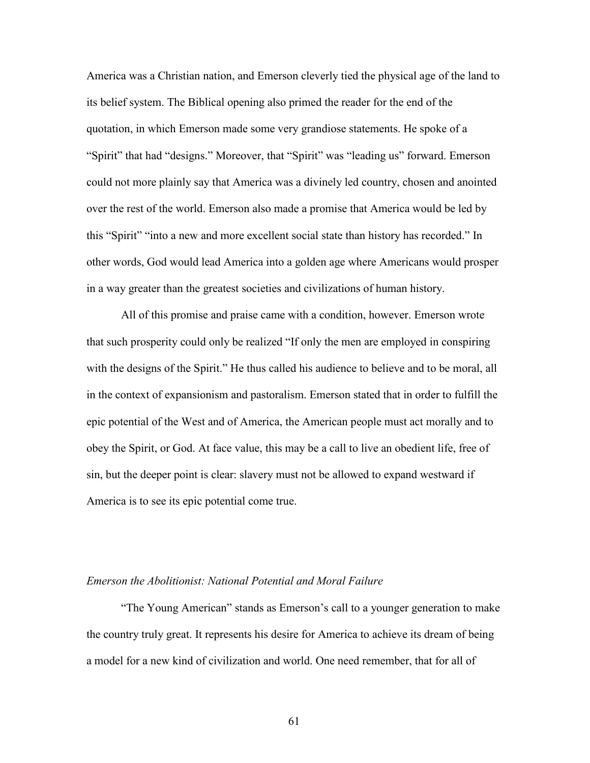America was a Christian nation, and Emerson cleverly tied the physical age of the land to its belief system. The Biblical opening also primed the reader for the end of the quotation, in which Emerson made some very grandiose statements. He spoke of a "Spirit" that had "designs." Moreover, that "Spirit" was "leading us" forward. Emerson could not more plainly say that America was a divinely led country, chosen and anointed over the rest of the world. Emerson also made a promise that America would be led by this "Spirit" "into a new and more excellent social state than history has recorded." In other words, God would lead America into a golden age where Americans would prosper in a way greater than the greatest societies and civilizations of human history.

All of this promise and praise came with a condition, however. Emerson wrote that such prosperity could only be realized "If only the men are employed in conspiring with the designs of the Spirit." He thus called his audience to believe and to be moral, all in the context of expansionism and pastoralism. Emerson stated that in order to fulfill the epic potential of the West and of America, the American people must act morally and to obey the Spirit, or God. At face value, this may be a call to live an obedient life, free of sin, but the deeper point is clear: slavery must not be allowed to expand westward if America is to see its epic potential come true.

### *Emerson the Abolitionist: National Potential and Moral Failure*

"The Young American" stands as Emerson's call to a younger generation to make the country truly great. It represents his desire for America to achieve its dream of being a model for a new kind of civilization and world. One need remember, that for all of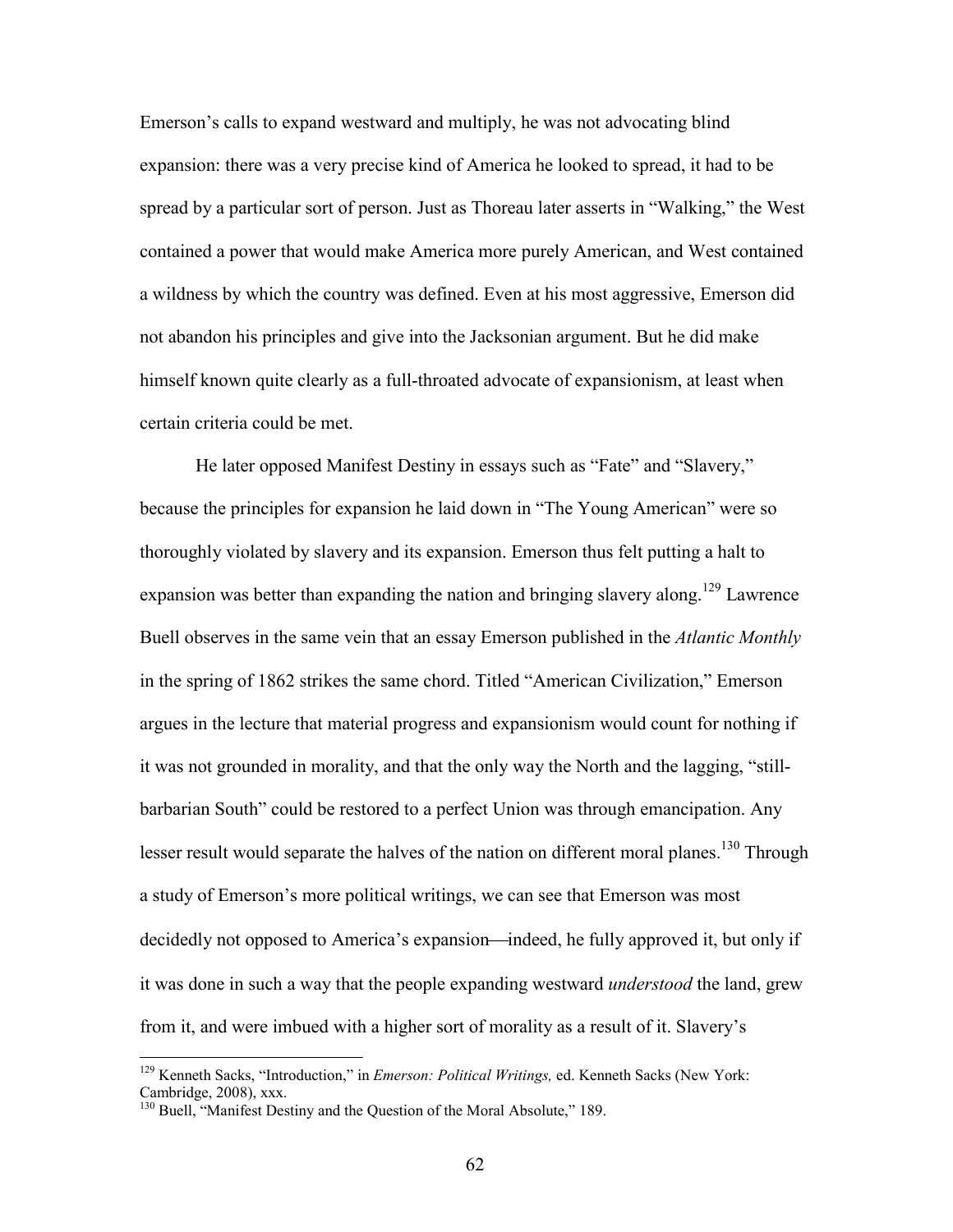Emerson's calls to expand westward and multiply, he was not advocating blind expansion: there was a very precise kind of America he looked to spread, it had to be spread by a particular sort of person. Just as Thoreau later asserts in "Walking," the West contained a power that would make America more purely American, and West contained a wildness by which the country was defined. Even at his most aggressive, Emerson did not abandon his principles and give into the Jacksonian argument. But he did make himself known quite clearly as a full-throated advocate of expansionism, at least when certain criteria could be met.

He later opposed Manifest Destiny in essays such as "Fate" and "Slavery," because the principles for expansion he laid down in "The Young American" were so thoroughly violated by slavery and its expansion. Emerson thus felt putting a halt to expansion was better than expanding the nation and bringing slavery along.[129] Lawrence Buell observes in the same vein that an essay Emerson published in the *Atlantic Monthly* in the spring of 1862 strikes the same chord. Titled "American Civilization," Emerson argues in the lecture that material progress and expansionism would count for nothing if it was not grounded in morality, and that the only way the North and the lagging, "still-barbarian South" could be restored to a perfect Union was through emancipation. Any lesser result would separate the halves of the nation on different moral planes.[130] Through a study of Emerson's more political writings, we can see that Emerson was most decidedly not opposed to America's expansion—indeed, he fully approved it, but only if it was done in such a way that the people expanding westward *understood* the land, grew from it, and were imbued with a higher sort of morality as a result of it. Slavery's

[129] Kenneth Sacks, "Introduction," in *Emerson: Political Writings,* ed. Kenneth Sacks (New York: Cambridge, 2008), xxx.

[130] Buell, "Manifest Destiny and the Question of the Moral Absolute," 189.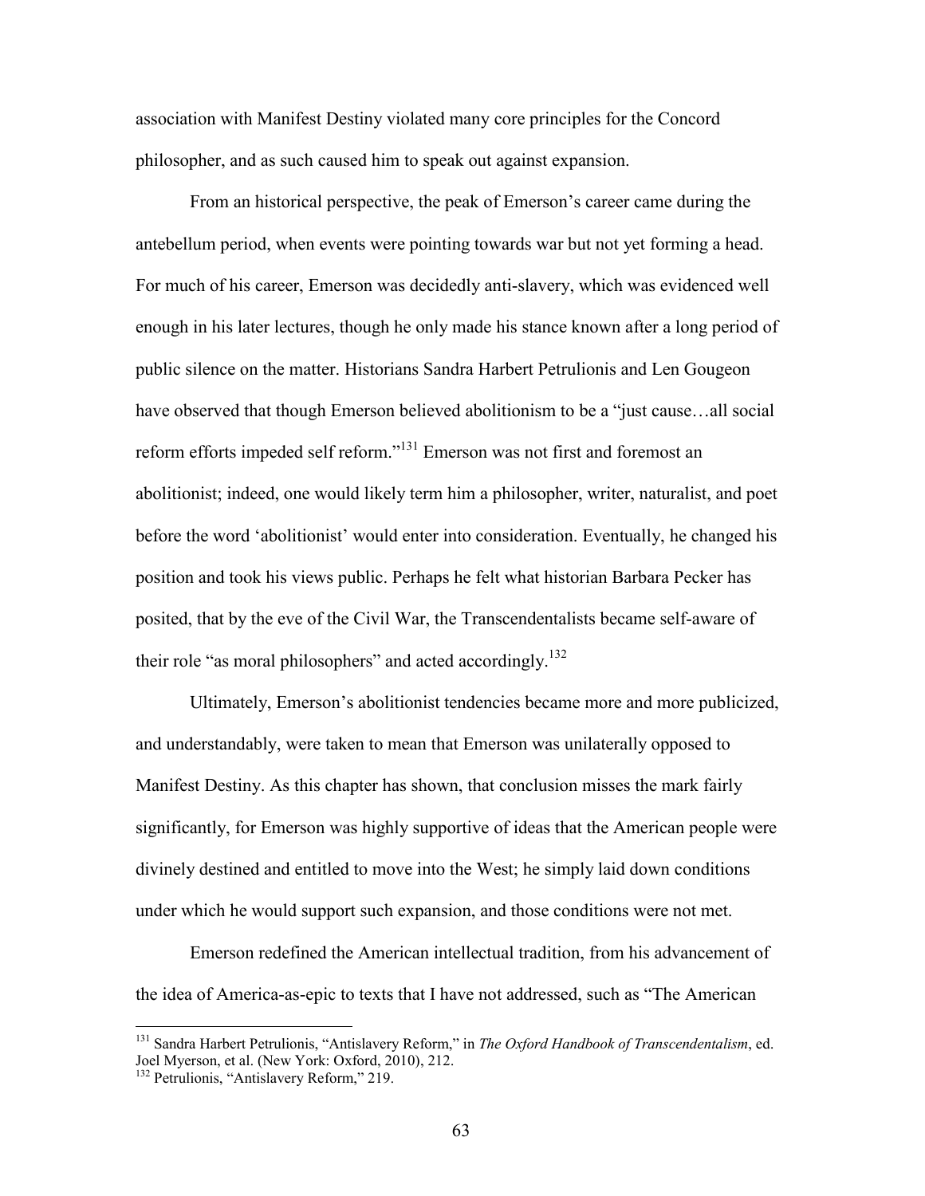association with Manifest Destiny violated many core principles for the Concord philosopher, and as such caused him to speak out against expansion.

From an historical perspective, the peak of Emerson's career came during the antebellum period, when events were pointing towards war but not yet forming a head. For much of his career, Emerson was decidedly anti-slavery, which was evidenced well enough in his later lectures, though he only made his stance known after a long period of public silence on the matter. Historians Sandra Harbert Petrulionis and Len Gougeon have observed that though Emerson believed abolitionism to be a "just cause…all social reform efforts impeded self reform."[131] Emerson was not first and foremost an abolitionist; indeed, one would likely term him a philosopher, writer, naturalist, and poet before the word 'abolitionist' would enter into consideration. Eventually, he changed his position and took his views public. Perhaps he felt what historian Barbara Pecker has posited, that by the eve of the Civil War, the Transcendentalists became self-aware of their role "as moral philosophers" and acted accordingly.[132]

Ultimately, Emerson's abolitionist tendencies became more and more publicized, and understandably, were taken to mean that Emerson was unilaterally opposed to Manifest Destiny. As this chapter has shown, that conclusion misses the mark fairly significantly, for Emerson was highly supportive of ideas that the American people were divinely destined and entitled to move into the West; he simply laid down conditions under which he would support such expansion, and those conditions were not met.

Emerson redefined the American intellectual tradition, from his advancement of the idea of America-as-epic to texts that I have not addressed, such as "The American

[131] Sandra Harbert Petrulionis, "Antislavery Reform," in *The Oxford Handbook of Transcendentalism*, ed. Joel Myerson, et al. (New York: Oxford, 2010), 212.

[132] Petrulionis, "Antislavery Reform," 219.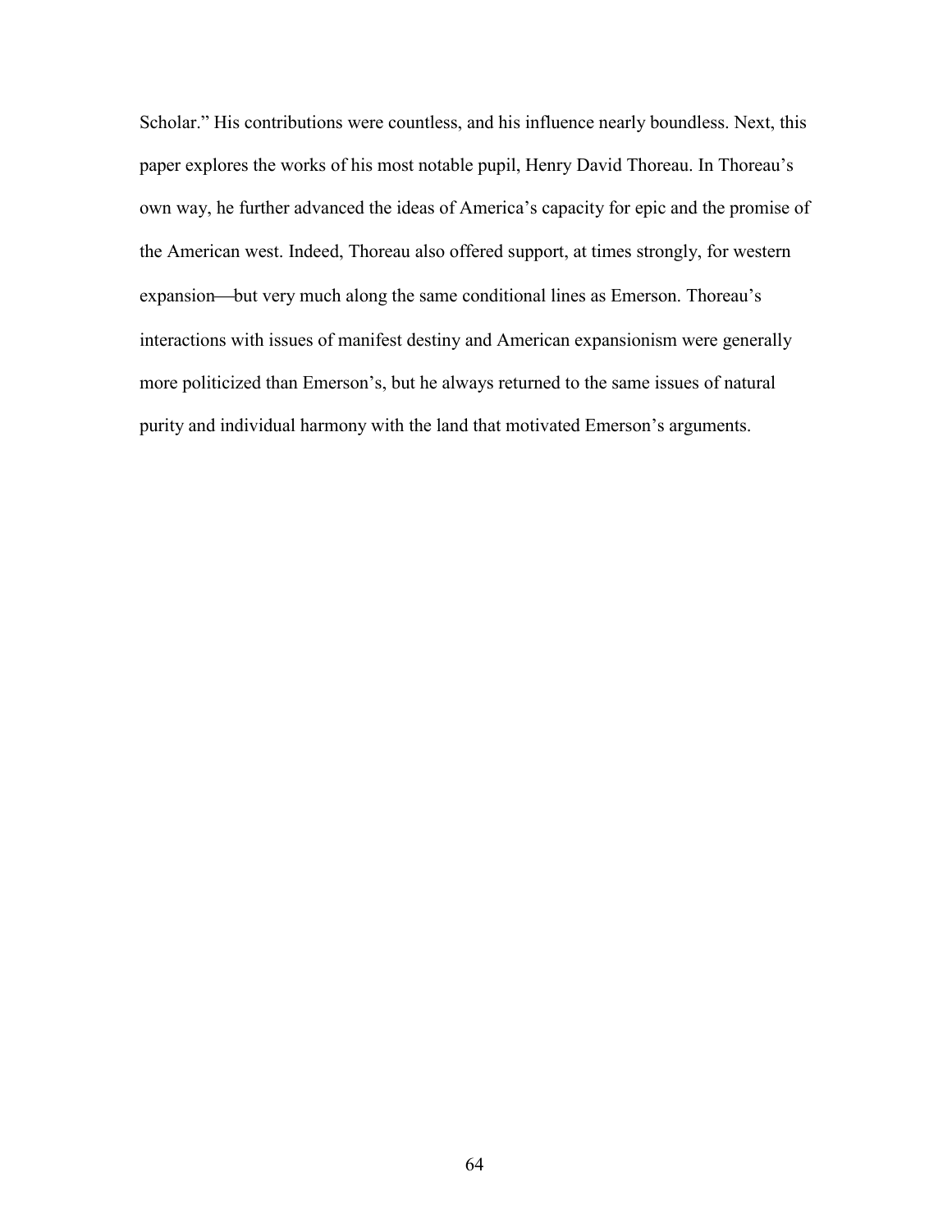Scholar." His contributions were countless, and his influence nearly boundless. Next, this paper explores the works of his most notable pupil, Henry David Thoreau. In Thoreau's own way, he further advanced the ideas of America's capacity for epic and the promise of the American west. Indeed, Thoreau also offered support, at times strongly, for western expansion—but very much along the same conditional lines as Emerson. Thoreau's interactions with issues of manifest destiny and American expansionism were generally more politicized than Emerson's, but he always returned to the same issues of natural purity and individual harmony with the land that motivated Emerson's arguments.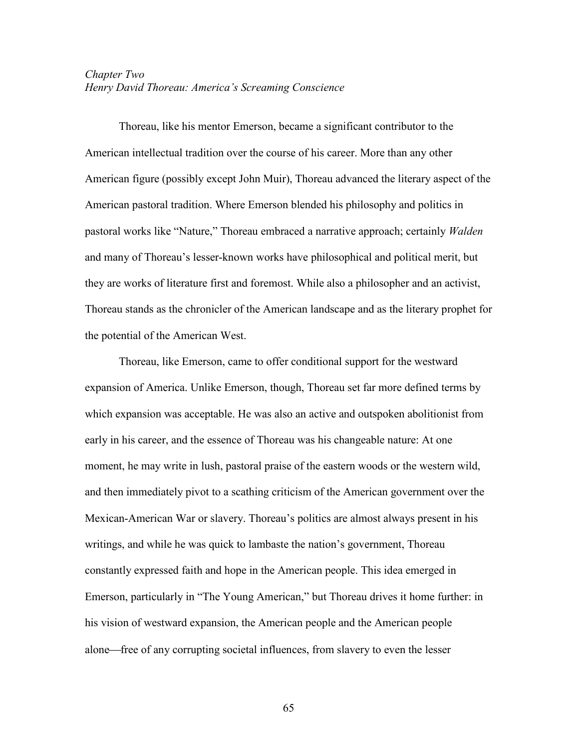*Chapter Two*
*Henry David Thoreau: America's Screaming Conscience*

Thoreau, like his mentor Emerson, became a significant contributor to the American intellectual tradition over the course of his career. More than any other American figure (possibly except John Muir), Thoreau advanced the literary aspect of the American pastoral tradition. Where Emerson blended his philosophy and politics in pastoral works like "Nature," Thoreau embraced a narrative approach; certainly *Walden* and many of Thoreau's lesser-known works have philosophical and political merit, but they are works of literature first and foremost. While also a philosopher and an activist, Thoreau stands as the chronicler of the American landscape and as the literary prophet for the potential of the American West.

Thoreau, like Emerson, came to offer conditional support for the westward expansion of America. Unlike Emerson, though, Thoreau set far more defined terms by which expansion was acceptable. He was also an active and outspoken abolitionist from early in his career, and the essence of Thoreau was his changeable nature: At one moment, he may write in lush, pastoral praise of the eastern woods or the western wild, and then immediately pivot to a scathing criticism of the American government over the Mexican-American War or slavery. Thoreau's politics are almost always present in his writings, and while he was quick to lambaste the nation's government, Thoreau constantly expressed faith and hope in the American people. This idea emerged in Emerson, particularly in "The Young American," but Thoreau drives it home further: in his vision of westward expansion, the American people and the American people alone—free of any corrupting societal influences, from slavery to even the lesser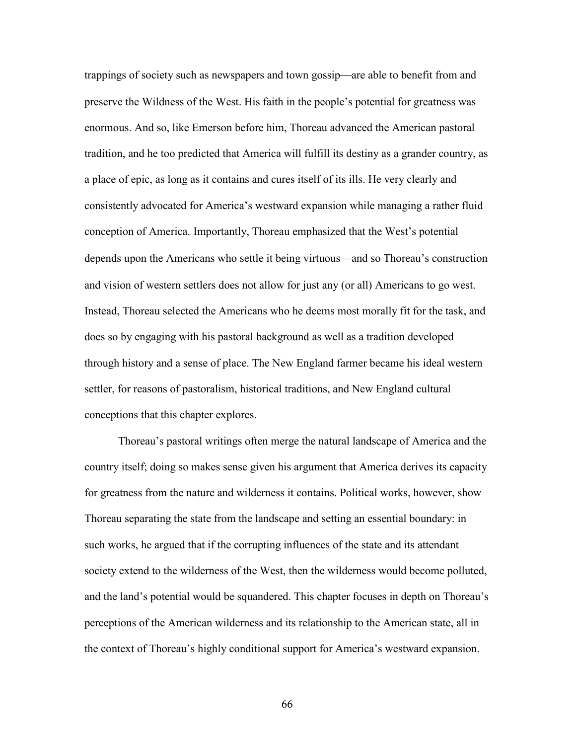trappings of society such as newspapers and town gossip—are able to benefit from and preserve the Wildness of the West. His faith in the people's potential for greatness was enormous. And so, like Emerson before him, Thoreau advanced the American pastoral tradition, and he too predicted that America will fulfill its destiny as a grander country, as a place of epic, as long as it contains and cures itself of its ills. He very clearly and consistently advocated for America's westward expansion while managing a rather fluid conception of America. Importantly, Thoreau emphasized that the West's potential depends upon the Americans who settle it being virtuous—and so Thoreau's construction and vision of western settlers does not allow for just any (or all) Americans to go west. Instead, Thoreau selected the Americans who he deems most morally fit for the task, and does so by engaging with his pastoral background as well as a tradition developed through history and a sense of place. The New England farmer became his ideal western settler, for reasons of pastoralism, historical traditions, and New England cultural conceptions that this chapter explores.

Thoreau's pastoral writings often merge the natural landscape of America and the country itself; doing so makes sense given his argument that America derives its capacity for greatness from the nature and wilderness it contains. Political works, however, show Thoreau separating the state from the landscape and setting an essential boundary: in such works, he argued that if the corrupting influences of the state and its attendant society extend to the wilderness of the West, then the wilderness would become polluted, and the land's potential would be squandered. This chapter focuses in depth on Thoreau's perceptions of the American wilderness and its relationship to the American state, all in the context of Thoreau's highly conditional support for America's westward expansion.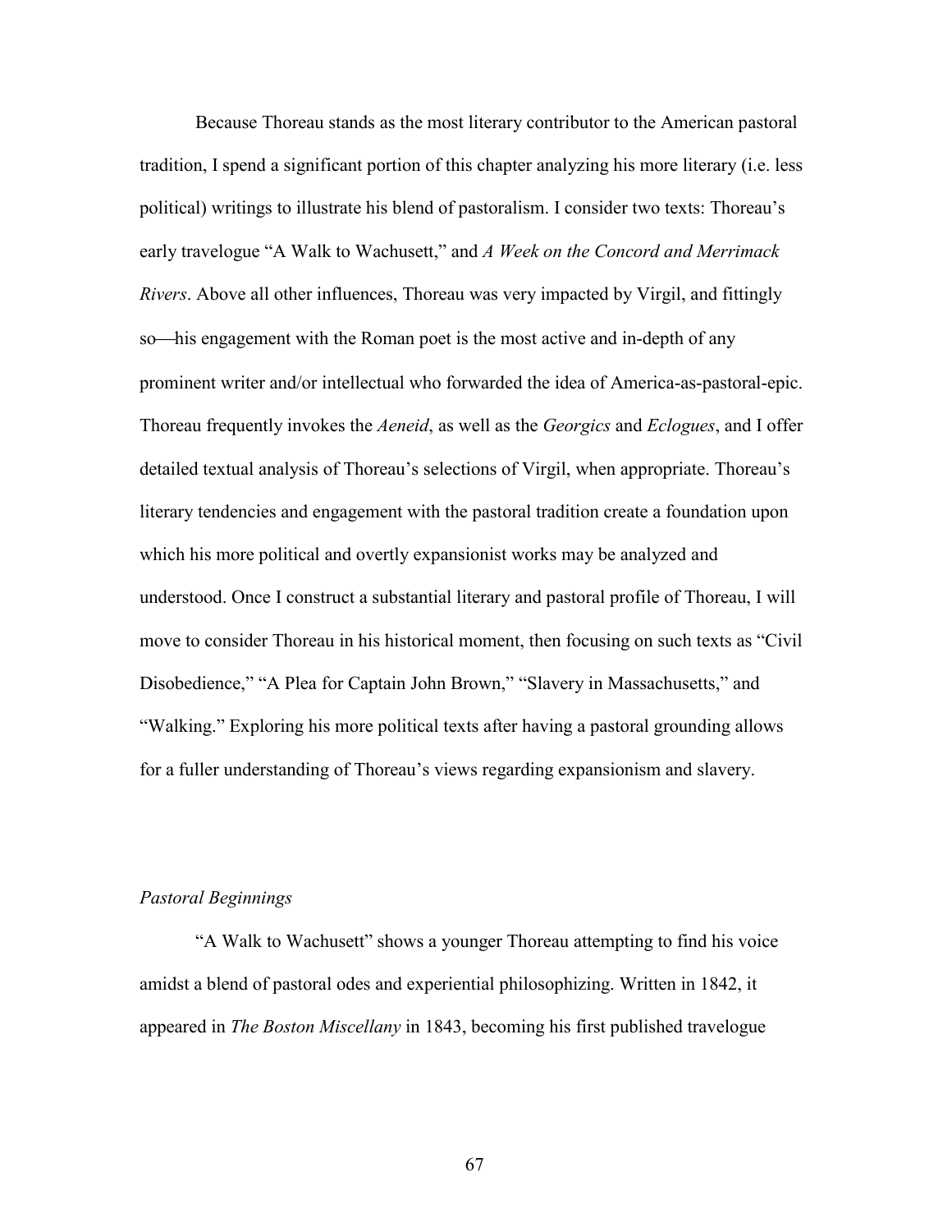Because Thoreau stands as the most literary contributor to the American pastoral tradition, I spend a significant portion of this chapter analyzing his more literary (i.e. less political) writings to illustrate his blend of pastoralism. I consider two texts: Thoreau's early travelogue "A Walk to Wachusett," and *A Week on the Concord and Merrimack Rivers*. Above all other influences, Thoreau was very impacted by Virgil, and fittingly so—his engagement with the Roman poet is the most active and in-depth of any prominent writer and/or intellectual who forwarded the idea of America-as-pastoral-epic. Thoreau frequently invokes the *Aeneid*, as well as the *Georgics* and *Eclogues*, and I offer detailed textual analysis of Thoreau's selections of Virgil, when appropriate. Thoreau's literary tendencies and engagement with the pastoral tradition create a foundation upon which his more political and overtly expansionist works may be analyzed and understood. Once I construct a substantial literary and pastoral profile of Thoreau, I will move to consider Thoreau in his historical moment, then focusing on such texts as "Civil Disobedience," "A Plea for Captain John Brown," "Slavery in Massachusetts," and "Walking." Exploring his more political texts after having a pastoral grounding allows for a fuller understanding of Thoreau's views regarding expansionism and slavery.

*Pastoral Beginnings*

"A Walk to Wachusett" shows a younger Thoreau attempting to find his voice amidst a blend of pastoral odes and experiential philosophizing. Written in 1842, it appeared in *The Boston Miscellany* in 1843, becoming his first published travelogue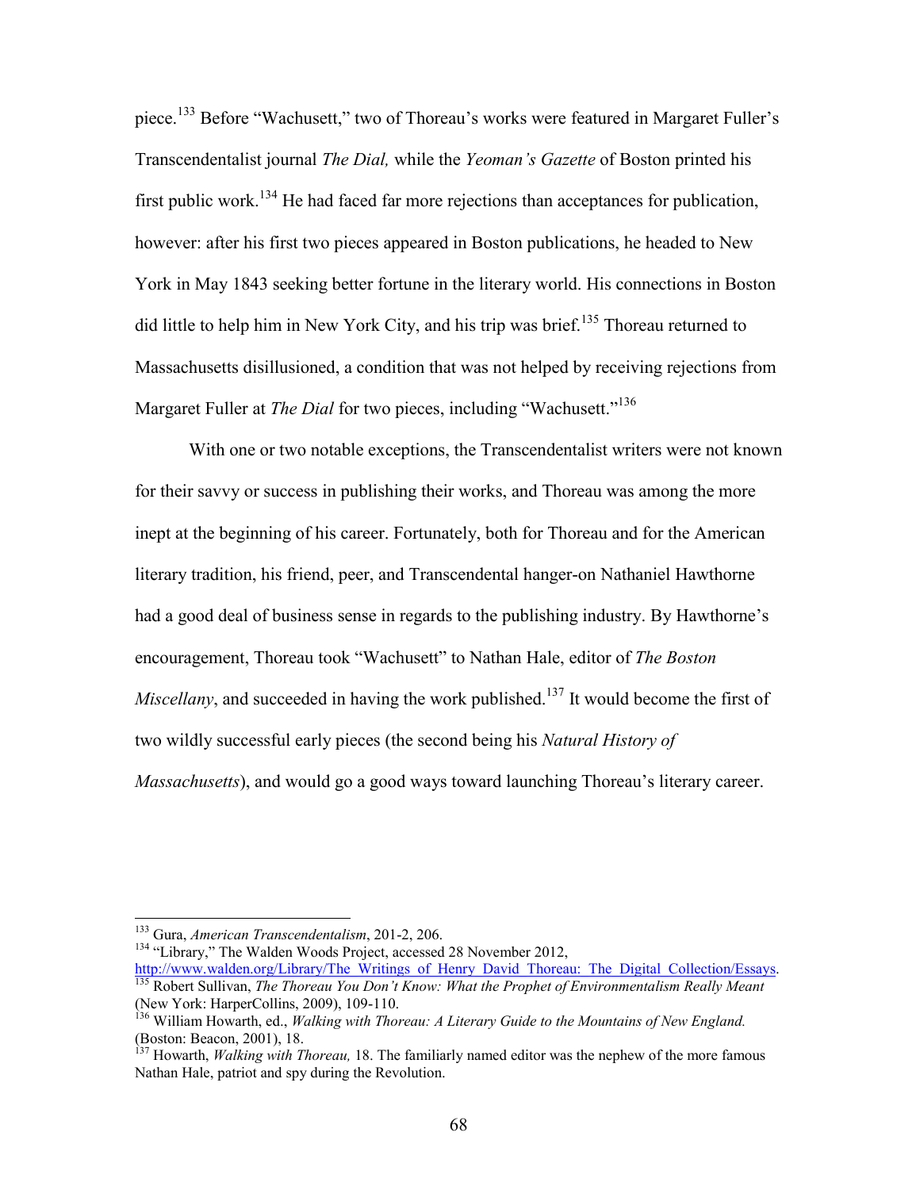piece.[133] Before "Wachusett," two of Thoreau's works were featured in Margaret Fuller's Transcendentalist journal *The Dial,* while the *Yeoman's Gazette* of Boston printed his first public work.[134] He had faced far more rejections than acceptances for publication, however: after his first two pieces appeared in Boston publications, he headed to New York in May 1843 seeking better fortune in the literary world. His connections in Boston did little to help him in New York City, and his trip was brief.[135] Thoreau returned to Massachusetts disillusioned, a condition that was not helped by receiving rejections from Margaret Fuller at *The Dial* for two pieces, including "Wachusett."[136]

With one or two notable exceptions, the Transcendentalist writers were not known for their savvy or success in publishing their works, and Thoreau was among the more inept at the beginning of his career. Fortunately, both for Thoreau and for the American literary tradition, his friend, peer, and Transcendental hanger-on Nathaniel Hawthorne had a good deal of business sense in regards to the publishing industry. By Hawthorne's encouragement, Thoreau took "Wachusett" to Nathan Hale, editor of *The Boston Miscellany*, and succeeded in having the work published.[137] It would become the first of two wildly successful early pieces (the second being his *Natural History of Massachusetts*), and would go a good ways toward launching Thoreau's literary career.

---

[133] Gura, *American Transcendentalism*, 201-2, 206.

[134] "Library," The Walden Woods Project, accessed 28 November 2012, http://www.walden.org/Library/The_Writings_of_Henry_David_Thoreau:_The_Digital_Collection/Essays.

[135] Robert Sullivan, *The Thoreau You Don't Know: What the Prophet of Environmentalism Really Meant* (New York: HarperCollins, 2009), 109-110.

[136] William Howarth, ed., *Walking with Thoreau: A Literary Guide to the Mountains of New England.* (Boston: Beacon, 2001), 18.

[137] Howarth, *Walking with Thoreau,* 18. The familiarly named editor was the nephew of the more famous Nathan Hale, patriot and spy during the Revolution.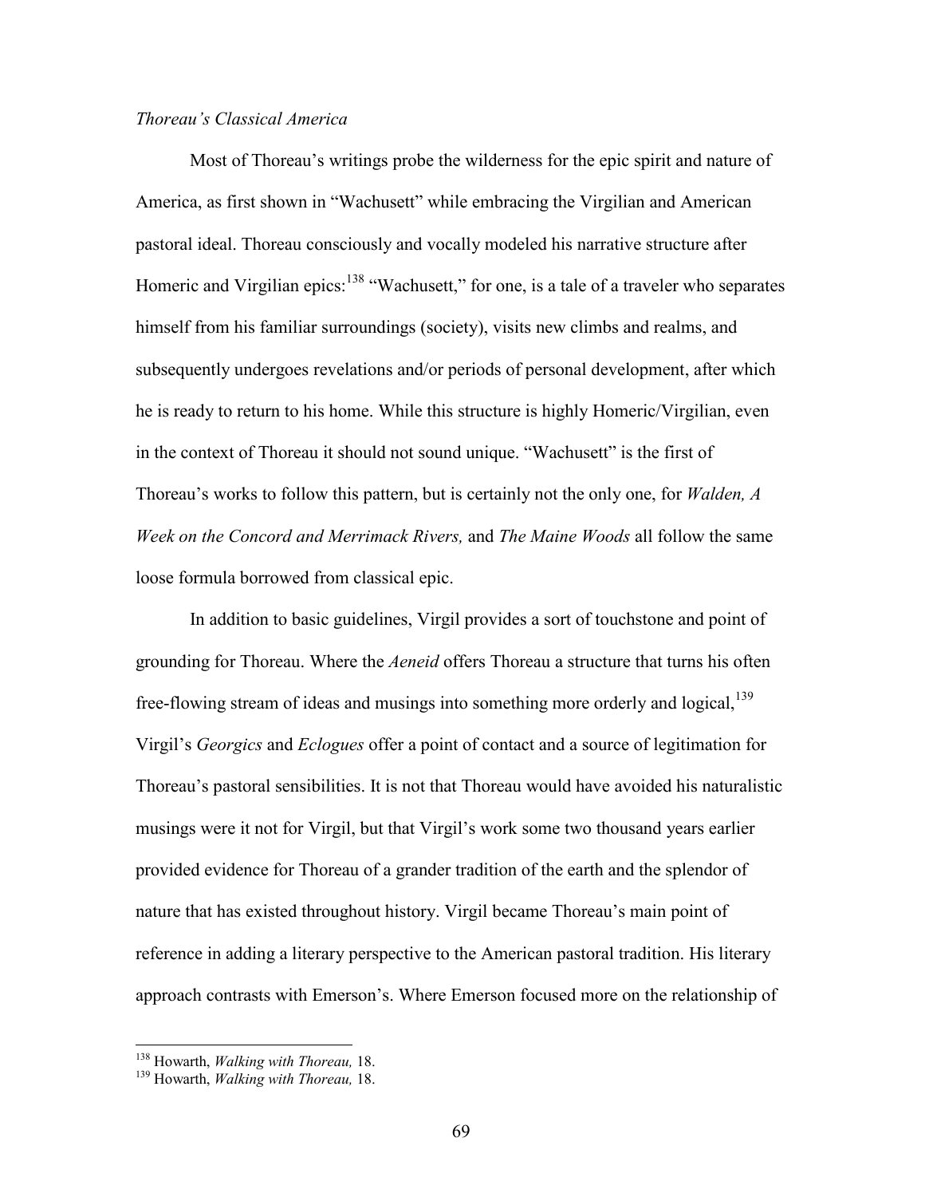*Thoreau's Classical America*

Most of Thoreau's writings probe the wilderness for the epic spirit and nature of America, as first shown in "Wachusett" while embracing the Virgilian and American pastoral ideal. Thoreau consciously and vocally modeled his narrative structure after Homeric and Virgilian epics:[138] "Wachusett," for one, is a tale of a traveler who separates himself from his familiar surroundings (society), visits new climbs and realms, and subsequently undergoes revelations and/or periods of personal development, after which he is ready to return to his home. While this structure is highly Homeric/Virgilian, even in the context of Thoreau it should not sound unique. "Wachusett" is the first of Thoreau's works to follow this pattern, but is certainly not the only one, for *Walden, A Week on the Concord and Merrimack Rivers,* and *The Maine Woods* all follow the same loose formula borrowed from classical epic.

In addition to basic guidelines, Virgil provides a sort of touchstone and point of grounding for Thoreau. Where the *Aeneid* offers Thoreau a structure that turns his often free-flowing stream of ideas and musings into something more orderly and logical,[139] Virgil's *Georgics* and *Eclogues* offer a point of contact and a source of legitimation for Thoreau's pastoral sensibilities. It is not that Thoreau would have avoided his naturalistic musings were it not for Virgil, but that Virgil's work some two thousand years earlier provided evidence for Thoreau of a grander tradition of the earth and the splendor of nature that has existed throughout history. Virgil became Thoreau's main point of reference in adding a literary perspective to the American pastoral tradition. His literary approach contrasts with Emerson's. Where Emerson focused more on the relationship of

[138] Howarth, *Walking with Thoreau,* 18.
[139] Howarth, *Walking with Thoreau,* 18.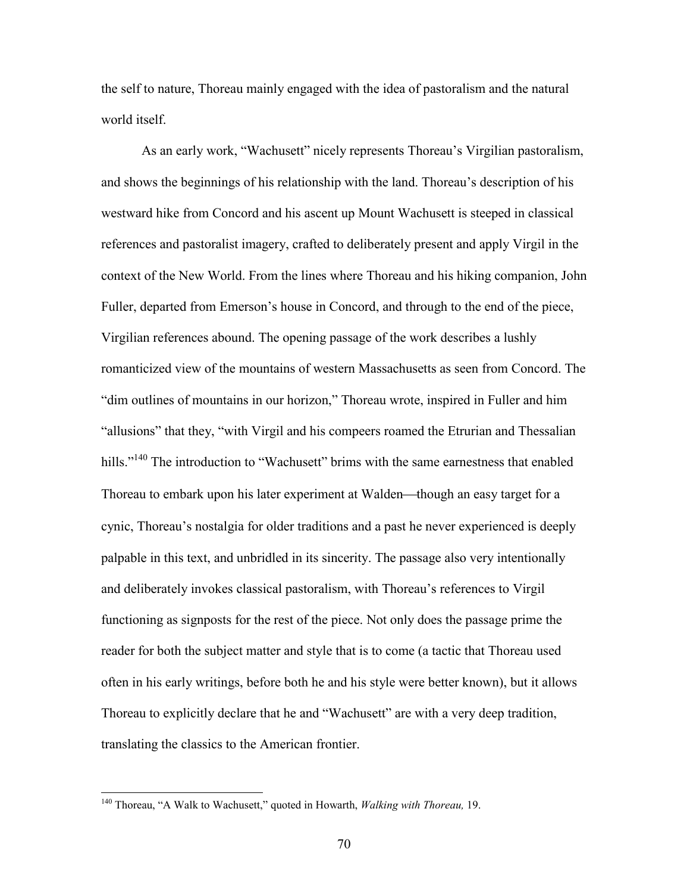the self to nature, Thoreau mainly engaged with the idea of pastoralism and the natural world itself.

As an early work, "Wachusett" nicely represents Thoreau's Virgilian pastoralism, and shows the beginnings of his relationship with the land. Thoreau's description of his westward hike from Concord and his ascent up Mount Wachusett is steeped in classical references and pastoralist imagery, crafted to deliberately present and apply Virgil in the context of the New World. From the lines where Thoreau and his hiking companion, John Fuller, departed from Emerson's house in Concord, and through to the end of the piece, Virgilian references abound. The opening passage of the work describes a lushly romanticized view of the mountains of western Massachusetts as seen from Concord. The "dim outlines of mountains in our horizon," Thoreau wrote, inspired in Fuller and him "allusions" that they, "with Virgil and his compeers roamed the Etrurian and Thessalian hills."[140] The introduction to "Wachusett" brims with the same earnestness that enabled Thoreau to embark upon his later experiment at Walden—though an easy target for a cynic, Thoreau's nostalgia for older traditions and a past he never experienced is deeply palpable in this text, and unbridled in its sincerity. The passage also very intentionally and deliberately invokes classical pastoralism, with Thoreau's references to Virgil functioning as signposts for the rest of the piece. Not only does the passage prime the reader for both the subject matter and style that is to come (a tactic that Thoreau used often in his early writings, before both he and his style were better known), but it allows Thoreau to explicitly declare that he and "Wachusett" are with a very deep tradition, translating the classics to the American frontier.

[140] Thoreau, "A Walk to Wachusett," quoted in Howarth, *Walking with Thoreau,* 19.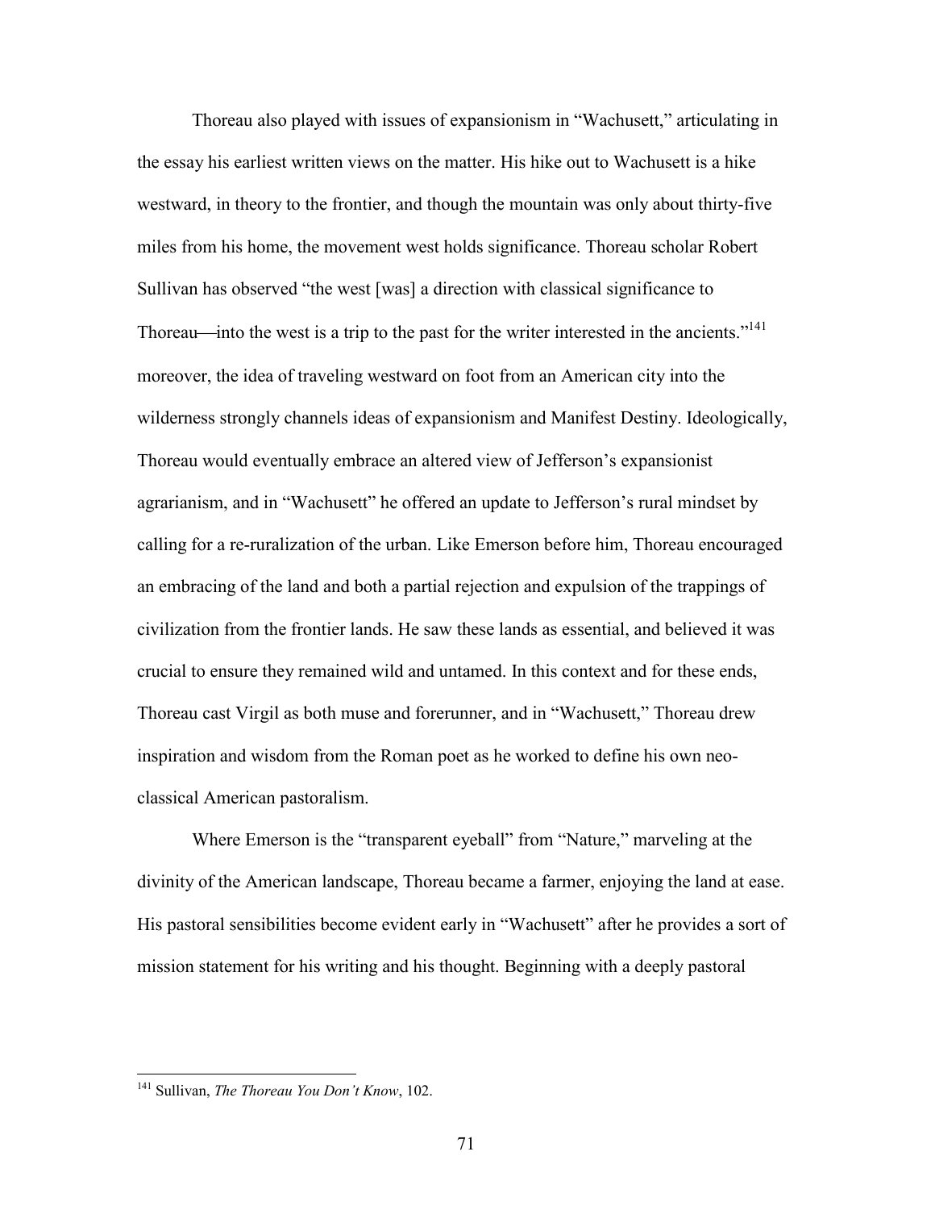Thoreau also played with issues of expansionism in "Wachusett," articulating in the essay his earliest written views on the matter. His hike out to Wachusett is a hike westward, in theory to the frontier, and though the mountain was only about thirty-five miles from his home, the movement west holds significance. Thoreau scholar Robert Sullivan has observed "the west [was] a direction with classical significance to Thoreau—into the west is a trip to the past for the writer interested in the ancients."[141] moreover, the idea of traveling westward on foot from an American city into the wilderness strongly channels ideas of expansionism and Manifest Destiny. Ideologically, Thoreau would eventually embrace an altered view of Jefferson's expansionist agrarianism, and in "Wachusett" he offered an update to Jefferson's rural mindset by calling for a re-ruralization of the urban. Like Emerson before him, Thoreau encouraged an embracing of the land and both a partial rejection and expulsion of the trappings of civilization from the frontier lands. He saw these lands as essential, and believed it was crucial to ensure they remained wild and untamed. In this context and for these ends, Thoreau cast Virgil as both muse and forerunner, and in "Wachusett," Thoreau drew inspiration and wisdom from the Roman poet as he worked to define his own neo-classical American pastoralism.

Where Emerson is the "transparent eyeball" from "Nature," marveling at the divinity of the American landscape, Thoreau became a farmer, enjoying the land at ease. His pastoral sensibilities become evident early in "Wachusett" after he provides a sort of mission statement for his writing and his thought. Beginning with a deeply pastoral

[141] Sullivan, *The Thoreau You Don't Know*, 102.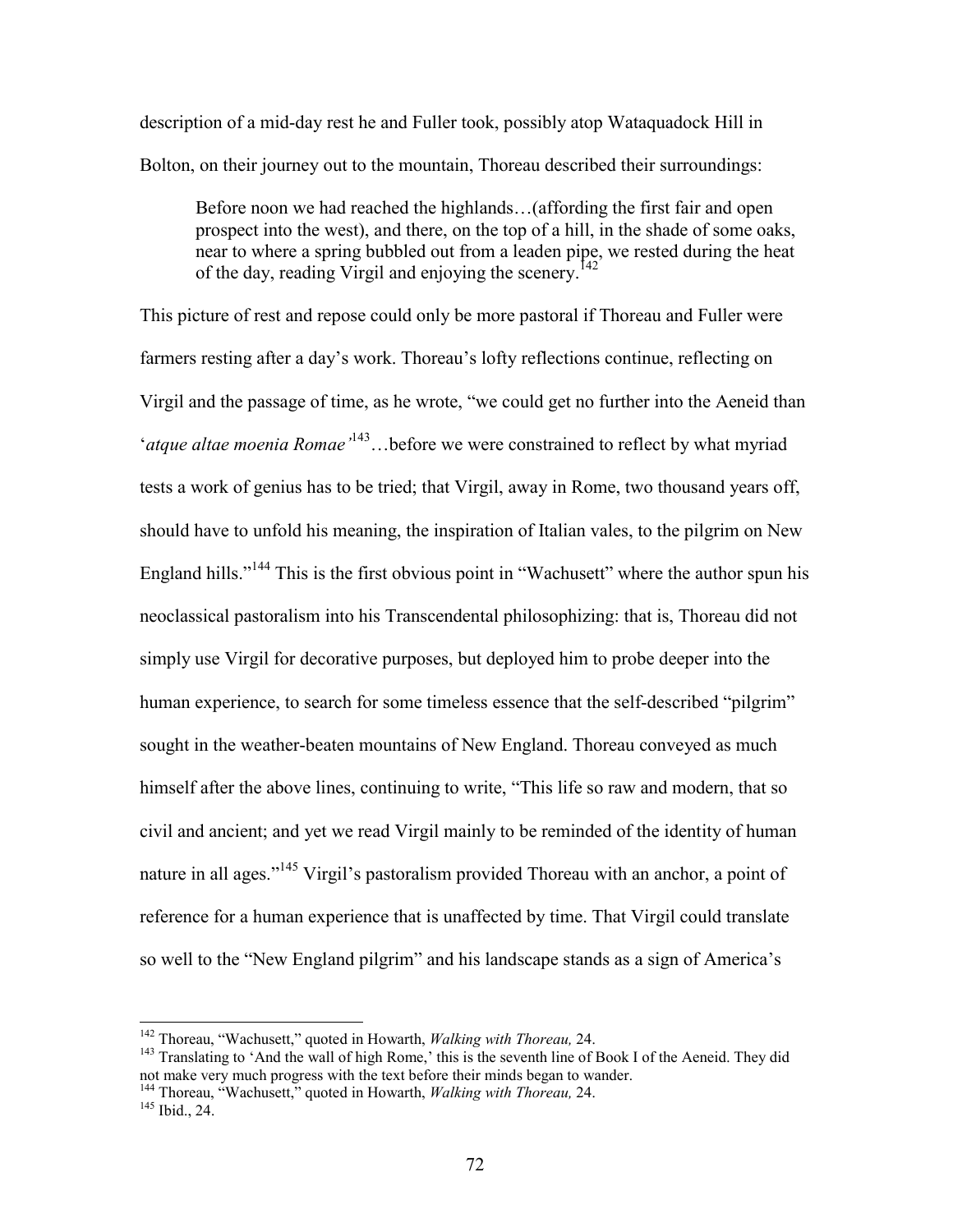description of a mid-day rest he and Fuller took, possibly atop Wataquadock Hill in Bolton, on their journey out to the mountain, Thoreau described their surroundings:

> Before noon we had reached the highlands…(affording the first fair and open prospect into the west), and there, on the top of a hill, in the shade of some oaks, near to where a spring bubbled out from a leaden pipe, we rested during the heat of the day, reading Virgil and enjoying the scenery.[142]

This picture of rest and repose could only be more pastoral if Thoreau and Fuller were farmers resting after a day's work. Thoreau's lofty reflections continue, reflecting on Virgil and the passage of time, as he wrote, "we could get no further into the Aeneid than '*atque altae moenia Romae*'[143]…before we were constrained to reflect by what myriad tests a work of genius has to be tried; that Virgil, away in Rome, two thousand years off, should have to unfold his meaning, the inspiration of Italian vales, to the pilgrim on New England hills."[144] This is the first obvious point in "Wachusett" where the author spun his neoclassical pastoralism into his Transcendental philosophizing: that is, Thoreau did not simply use Virgil for decorative purposes, but deployed him to probe deeper into the human experience, to search for some timeless essence that the self-described "pilgrim" sought in the weather-beaten mountains of New England. Thoreau conveyed as much himself after the above lines, continuing to write, "This life so raw and modern, that so civil and ancient; and yet we read Virgil mainly to be reminded of the identity of human nature in all ages."[145] Virgil's pastoralism provided Thoreau with an anchor, a point of reference for a human experience that is unaffected by time. That Virgil could translate so well to the "New England pilgrim" and his landscape stands as a sign of America's

---

[142] Thoreau, "Wachusett," quoted in Howarth, *Walking with Thoreau,* 24.

[143] Translating to 'And the wall of high Rome,' this is the seventh line of Book I of the Aeneid. They did not make very much progress with the text before their minds began to wander.

[144] Thoreau, "Wachusett," quoted in Howarth, *Walking with Thoreau,* 24.

[145] Ibid., 24.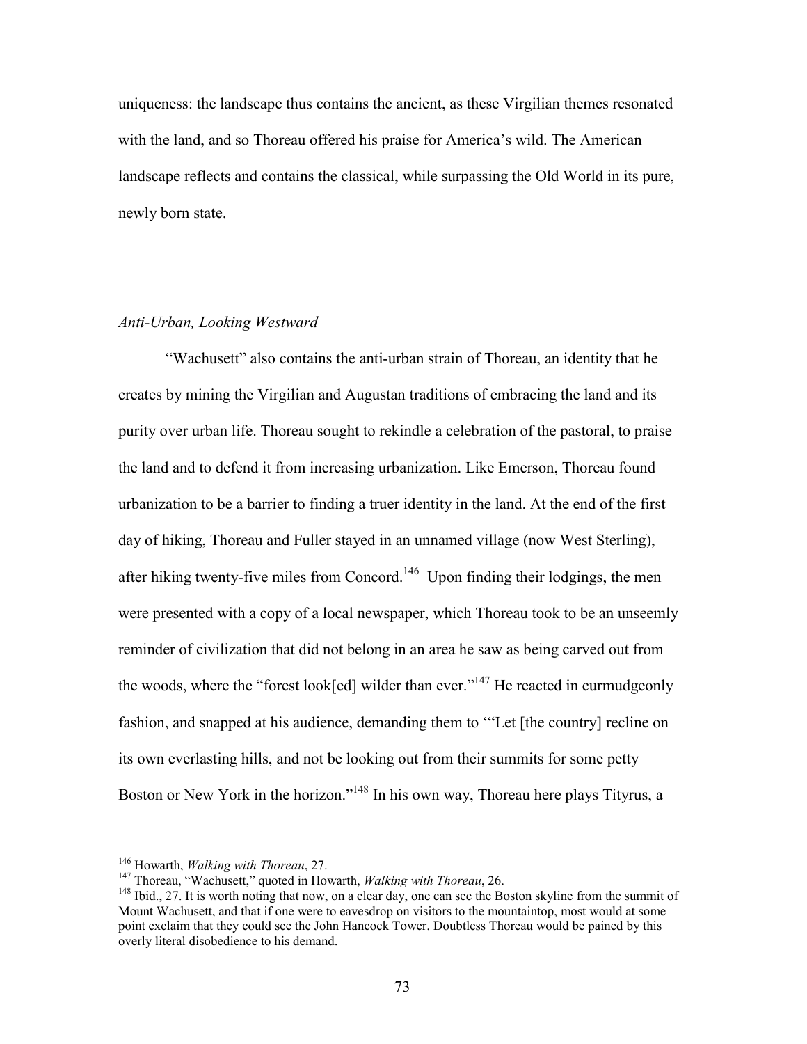uniqueness: the landscape thus contains the ancient, as these Virgilian themes resonated with the land, and so Thoreau offered his praise for America's wild. The American landscape reflects and contains the classical, while surpassing the Old World in its pure, newly born state.

*Anti-Urban, Looking Westward*

"Wachusett" also contains the anti-urban strain of Thoreau, an identity that he creates by mining the Virgilian and Augustan traditions of embracing the land and its purity over urban life. Thoreau sought to rekindle a celebration of the pastoral, to praise the land and to defend it from increasing urbanization. Like Emerson, Thoreau found urbanization to be a barrier to finding a truer identity in the land. At the end of the first day of hiking, Thoreau and Fuller stayed in an unnamed village (now West Sterling), after hiking twenty-five miles from Concord.[146] Upon finding their lodgings, the men were presented with a copy of a local newspaper, which Thoreau took to be an unseemly reminder of civilization that did not belong in an area he saw as being carved out from the woods, where the "forest look[ed] wilder than ever."[147] He reacted in curmudgeonly fashion, and snapped at his audience, demanding them to '"Let [the country] recline on its own everlasting hills, and not be looking out from their summits for some petty Boston or New York in the horizon."[148] In his own way, Thoreau here plays Tityrus, a

[146] Howarth, *Walking with Thoreau*, 27.

[147] Thoreau, "Wachusett," quoted in Howarth, *Walking with Thoreau*, 26.

[148] Ibid., 27. It is worth noting that now, on a clear day, one can see the Boston skyline from the summit of Mount Wachusett, and that if one were to eavesdrop on visitors to the mountaintop, most would at some point exclaim that they could see the John Hancock Tower. Doubtless Thoreau would be pained by this overly literal disobedience to his demand.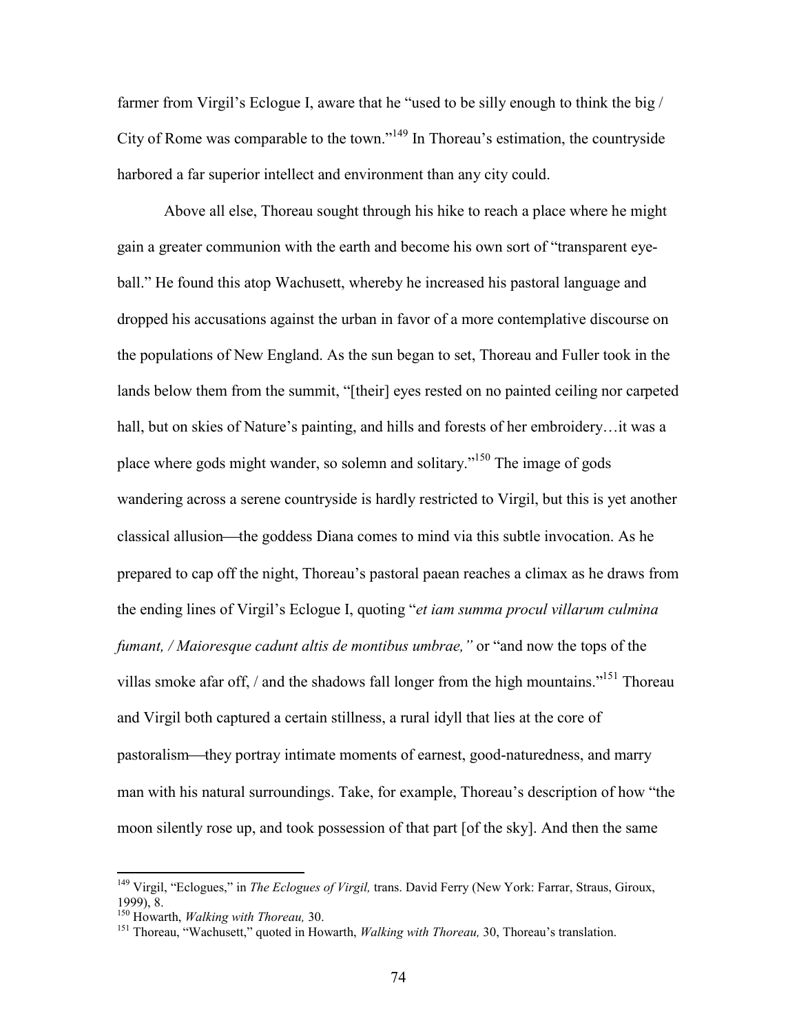farmer from Virgil's Eclogue I, aware that he "used to be silly enough to think the big / City of Rome was comparable to the town."[149] In Thoreau's estimation, the countryside harbored a far superior intellect and environment than any city could.

Above all else, Thoreau sought through his hike to reach a place where he might gain a greater communion with the earth and become his own sort of "transparent eye-ball." He found this atop Wachusett, whereby he increased his pastoral language and dropped his accusations against the urban in favor of a more contemplative discourse on the populations of New England. As the sun began to set, Thoreau and Fuller took in the lands below them from the summit, "[their] eyes rested on no painted ceiling nor carpeted hall, but on skies of Nature's painting, and hills and forests of her embroidery…it was a place where gods might wander, so solemn and solitary."[150] The image of gods wandering across a serene countryside is hardly restricted to Virgil, but this is yet another classical allusion—the goddess Diana comes to mind via this subtle invocation. As he prepared to cap off the night, Thoreau's pastoral paean reaches a climax as he draws from the ending lines of Virgil's Eclogue I, quoting "*et iam summa procul villarum culmina fumant, / Maioresque cadunt altis de montibus umbrae,"* or "and now the tops of the villas smoke afar off, / and the shadows fall longer from the high mountains."[151] Thoreau and Virgil both captured a certain stillness, a rural idyll that lies at the core of pastoralism—they portray intimate moments of earnest, good-naturedness, and marry man with his natural surroundings. Take, for example, Thoreau's description of how "the moon silently rose up, and took possession of that part [of the sky]. And then the same

---

[149] Virgil, "Eclogues," in *The Eclogues of Virgil,* trans. David Ferry (New York: Farrar, Straus, Giroux, 1999), 8.

[150] Howarth, *Walking with Thoreau,* 30.

[151] Thoreau, "Wachusett," quoted in Howarth, *Walking with Thoreau,* 30, Thoreau's translation.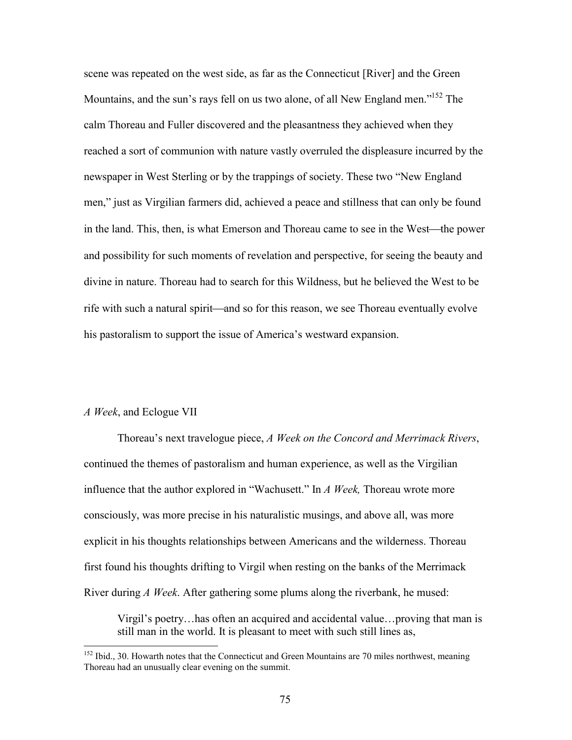scene was repeated on the west side, as far as the Connecticut [River] and the Green Mountains, and the sun's rays fell on us two alone, of all New England men."[152] The calm Thoreau and Fuller discovered and the pleasantness they achieved when they reached a sort of communion with nature vastly overruled the displeasure incurred by the newspaper in West Sterling or by the trappings of society. These two "New England men," just as Virgilian farmers did, achieved a peace and stillness that can only be found in the land. This, then, is what Emerson and Thoreau came to see in the West—the power and possibility for such moments of revelation and perspective, for seeing the beauty and divine in nature. Thoreau had to search for this Wildness, but he believed the West to be rife with such a natural spirit—and so for this reason, we see Thoreau eventually evolve his pastoralism to support the issue of America's westward expansion.

## *A Week*, and Eclogue VII

Thoreau's next travelogue piece, *A Week on the Concord and Merrimack Rivers*, continued the themes of pastoralism and human experience, as well as the Virgilian influence that the author explored in "Wachusett." In *A Week,* Thoreau wrote more consciously, was more precise in his naturalistic musings, and above all, was more explicit in his thoughts relationships between Americans and the wilderness. Thoreau first found his thoughts drifting to Virgil when resting on the banks of the Merrimack River during *A Week*. After gathering some plums along the riverbank, he mused:

> Virgil's poetry…has often an acquired and accidental value…proving that man is still man in the world. It is pleasant to meet with such still lines as,

---

[152] Ibid., 30. Howarth notes that the Connecticut and Green Mountains are 70 miles northwest, meaning Thoreau had an unusually clear evening on the summit.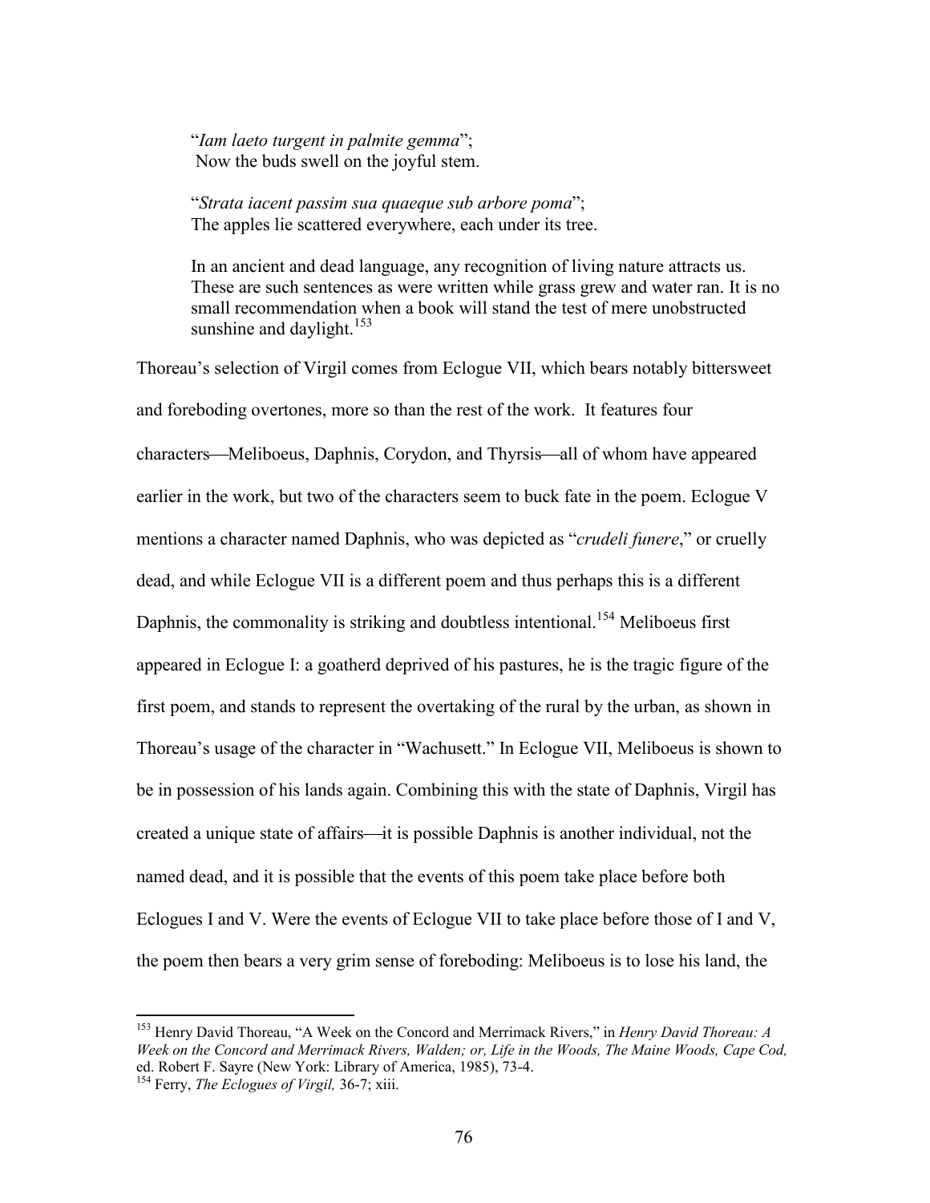> "*Iam laeto turgent in palmite gemma*";
> Now the buds swell on the joyful stem.
>
> "*Strata iacent passim sua quaeque sub arbore poma*";
> The apples lie scattered everywhere, each under its tree.
>
> In an ancient and dead language, any recognition of living nature attracts us. These are such sentences as were written while grass grew and water ran. It is no small recommendation when a book will stand the test of mere unobstructed sunshine and daylight.[153]

Thoreau's selection of Virgil comes from Eclogue VII, which bears notably bittersweet and foreboding overtones, more so than the rest of the work. It features four characters—Meliboeus, Daphnis, Corydon, and Thyrsis—all of whom have appeared earlier in the work, but two of the characters seem to buck fate in the poem. Eclogue V mentions a character named Daphnis, who was depicted as "*crudeli funere*," or cruelly dead, and while Eclogue VII is a different poem and thus perhaps this is a different Daphnis, the commonality is striking and doubtless intentional.[154] Meliboeus first appeared in Eclogue I: a goatherd deprived of his pastures, he is the tragic figure of the first poem, and stands to represent the overtaking of the rural by the urban, as shown in Thoreau's usage of the character in "Wachusett." In Eclogue VII, Meliboeus is shown to be in possession of his lands again. Combining this with the state of Daphnis, Virgil has created a unique state of affairs—it is possible Daphnis is another individual, not the named dead, and it is possible that the events of this poem take place before both Eclogues I and V. Were the events of Eclogue VII to take place before those of I and V, the poem then bears a very grim sense of foreboding: Meliboeus is to lose his land, the

---

[153] Henry David Thoreau, "A Week on the Concord and Merrimack Rivers," in *Henry David Thoreau: A Week on the Concord and Merrimack Rivers, Walden; or, Life in the Woods, The Maine Woods, Cape Cod,* ed. Robert F. Sayre (New York: Library of America, 1985), 73-4.

[154] Ferry, *The Eclogues of Virgil,* 36-7; xiii.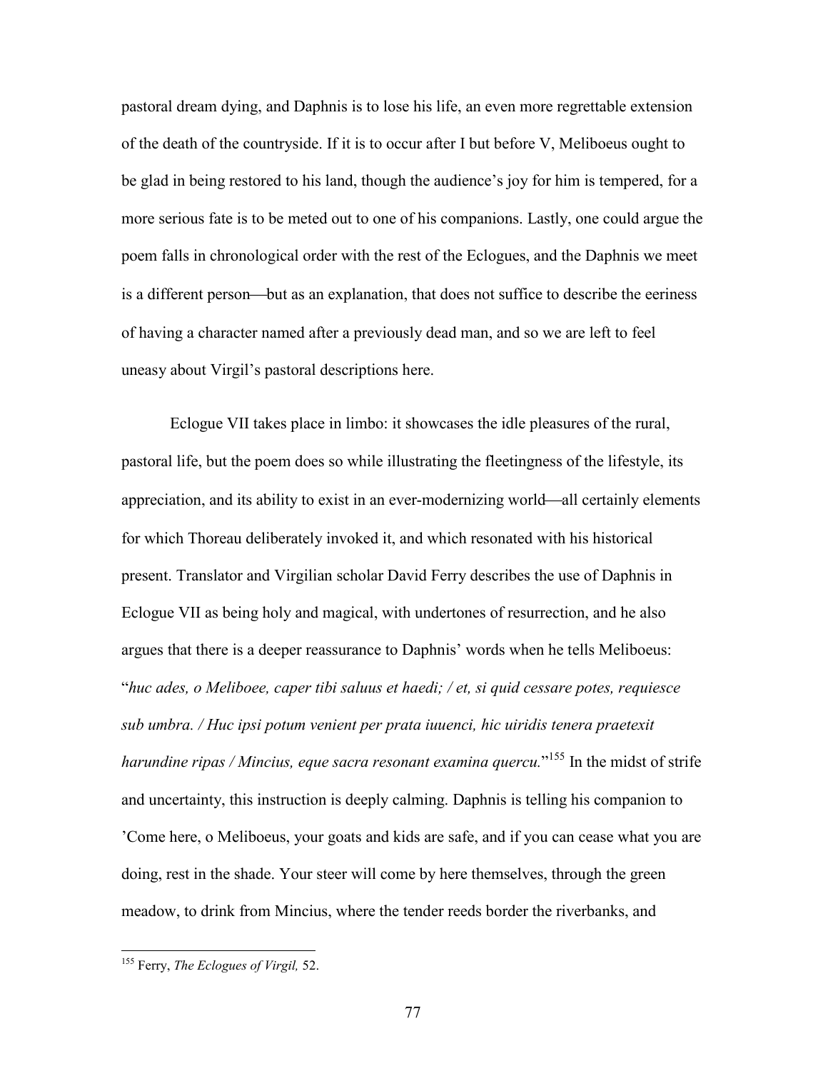pastoral dream dying, and Daphnis is to lose his life, an even more regrettable extension of the death of the countryside. If it is to occur after I but before V, Meliboeus ought to be glad in being restored to his land, though the audience's joy for him is tempered, for a more serious fate is to be meted out to one of his companions. Lastly, one could argue the poem falls in chronological order with the rest of the Eclogues, and the Daphnis we meet is a different person—but as an explanation, that does not suffice to describe the eeriness of having a character named after a previously dead man, and so we are left to feel uneasy about Virgil's pastoral descriptions here.

Eclogue VII takes place in limbo: it showcases the idle pleasures of the rural, pastoral life, but the poem does so while illustrating the fleetingness of the lifestyle, its appreciation, and its ability to exist in an ever-modernizing world—all certainly elements for which Thoreau deliberately invoked it, and which resonated with his historical present. Translator and Virgilian scholar David Ferry describes the use of Daphnis in Eclogue VII as being holy and magical, with undertones of resurrection, and he also argues that there is a deeper reassurance to Daphnis' words when he tells Meliboeus: "*huc ades, o Meliboee, caper tibi saluus et haedi; / et, si quid cessare potes, requiesce sub umbra. / Huc ipsi potum venient per prata iuuenci, hic uiridis tenera praetexit harundine ripas / Mincius, eque sacra resonant examina quercu.*"[155] In the midst of strife and uncertainty, this instruction is deeply calming. Daphnis is telling his companion to 'Come here, o Meliboeus, your goats and kids are safe, and if you can cease what you are doing, rest in the shade. Your steer will come by here themselves, through the green meadow, to drink from Mincius, where the tender reeds border the riverbanks, and

[155] Ferry, *The Eclogues of Virgil,* 52.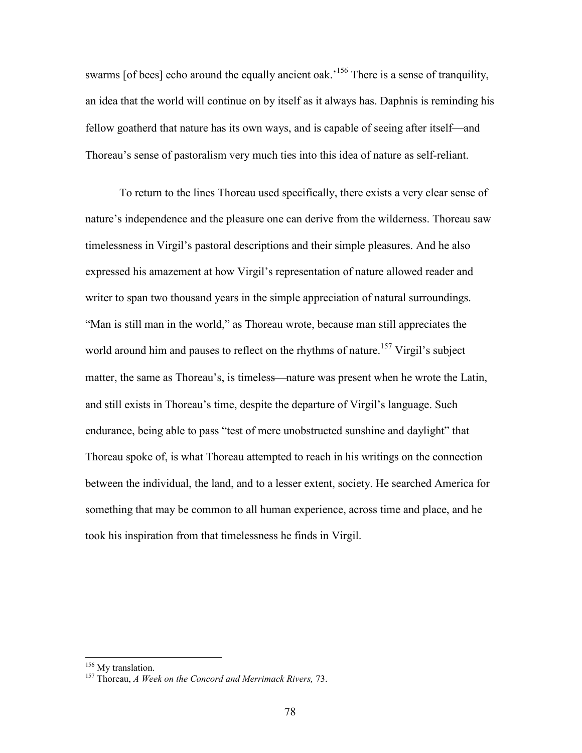swarms [of bees] echo around the equally ancient oak.'[156] There is a sense of tranquility, an idea that the world will continue on by itself as it always has. Daphnis is reminding his fellow goatherd that nature has its own ways, and is capable of seeing after itself—and Thoreau's sense of pastoralism very much ties into this idea of nature as self-reliant.

To return to the lines Thoreau used specifically, there exists a very clear sense of nature's independence and the pleasure one can derive from the wilderness. Thoreau saw timelessness in Virgil's pastoral descriptions and their simple pleasures. And he also expressed his amazement at how Virgil's representation of nature allowed reader and writer to span two thousand years in the simple appreciation of natural surroundings. "Man is still man in the world," as Thoreau wrote, because man still appreciates the world around him and pauses to reflect on the rhythms of nature.[157] Virgil's subject matter, the same as Thoreau's, is timeless—nature was present when he wrote the Latin, and still exists in Thoreau's time, despite the departure of Virgil's language. Such endurance, being able to pass "test of mere unobstructed sunshine and daylight" that Thoreau spoke of, is what Thoreau attempted to reach in his writings on the connection between the individual, the land, and to a lesser extent, society. He searched America for something that may be common to all human experience, across time and place, and he took his inspiration from that timelessness he finds in Virgil.

---

[156] My translation.

[157] Thoreau, *A Week on the Concord and Merrimack Rivers,* 73.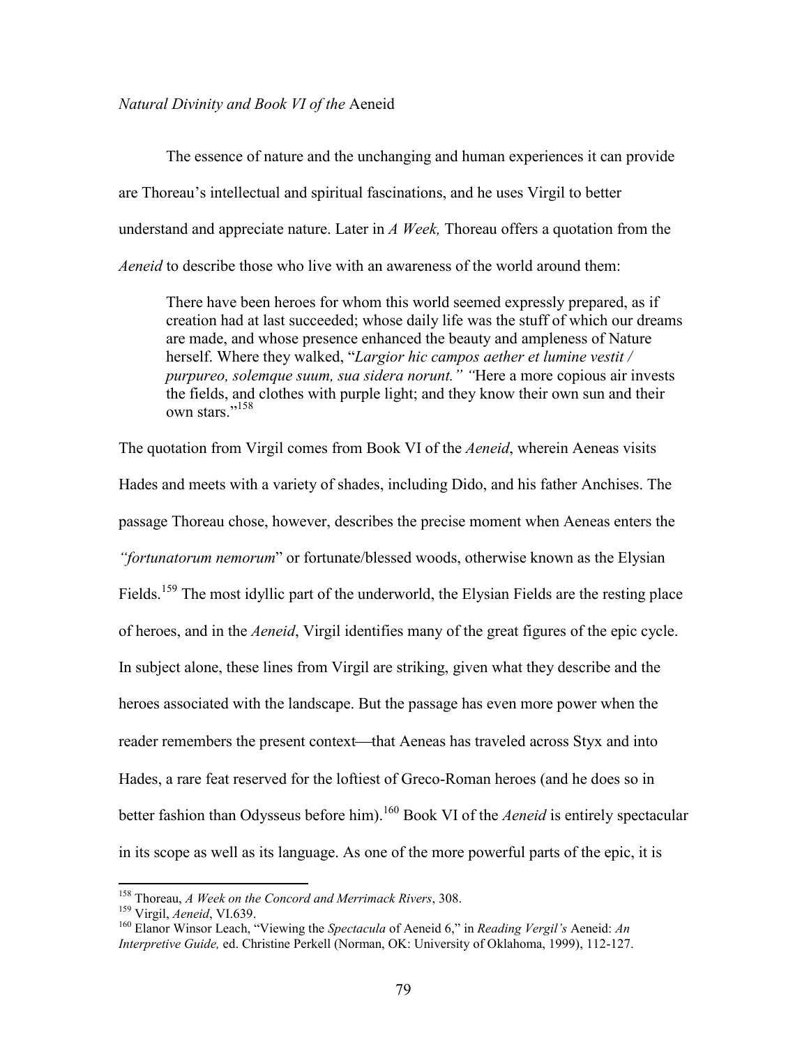*Natural Divinity and Book VI of the* Aeneid

The essence of nature and the unchanging and human experiences it can provide are Thoreau's intellectual and spiritual fascinations, and he uses Virgil to better understand and appreciate nature. Later in *A Week,* Thoreau offers a quotation from the *Aeneid* to describe those who live with an awareness of the world around them:

> There have been heroes for whom this world seemed expressly prepared, as if creation had at last succeeded; whose daily life was the stuff of which our dreams are made, and whose presence enhanced the beauty and ampleness of Nature herself. Where they walked, "*Largior hic campos aether et lumine vestit / purpureo, solemque suum, sua sidera norunt." "*Here a more copious air invests the fields, and clothes with purple light; and they know their own sun and their own stars."[158]

The quotation from Virgil comes from Book VI of the *Aeneid*, wherein Aeneas visits Hades and meets with a variety of shades, including Dido, and his father Anchises. The passage Thoreau chose, however, describes the precise moment when Aeneas enters the *"fortunatorum nemorum*" or fortunate/blessed woods, otherwise known as the Elysian Fields.[159] The most idyllic part of the underworld, the Elysian Fields are the resting place of heroes, and in the *Aeneid*, Virgil identifies many of the great figures of the epic cycle. In subject alone, these lines from Virgil are striking, given what they describe and the heroes associated with the landscape. But the passage has even more power when the reader remembers the present context—that Aeneas has traveled across Styx and into Hades, a rare feat reserved for the loftiest of Greco-Roman heroes (and he does so in better fashion than Odysseus before him).[160] Book VI of the *Aeneid* is entirely spectacular in its scope as well as its language. As one of the more powerful parts of the epic, it is

---

[158] Thoreau, *A Week on the Concord and Merrimack Rivers*, 308.

[159] Virgil, *Aeneid*, VI.639.

[160] Elanor Winsor Leach, "Viewing the *Spectacula* of Aeneid 6," in *Reading Vergil's* Aeneid: *An Interpretive Guide,* ed. Christine Perkell (Norman, OK: University of Oklahoma, 1999), 112-127.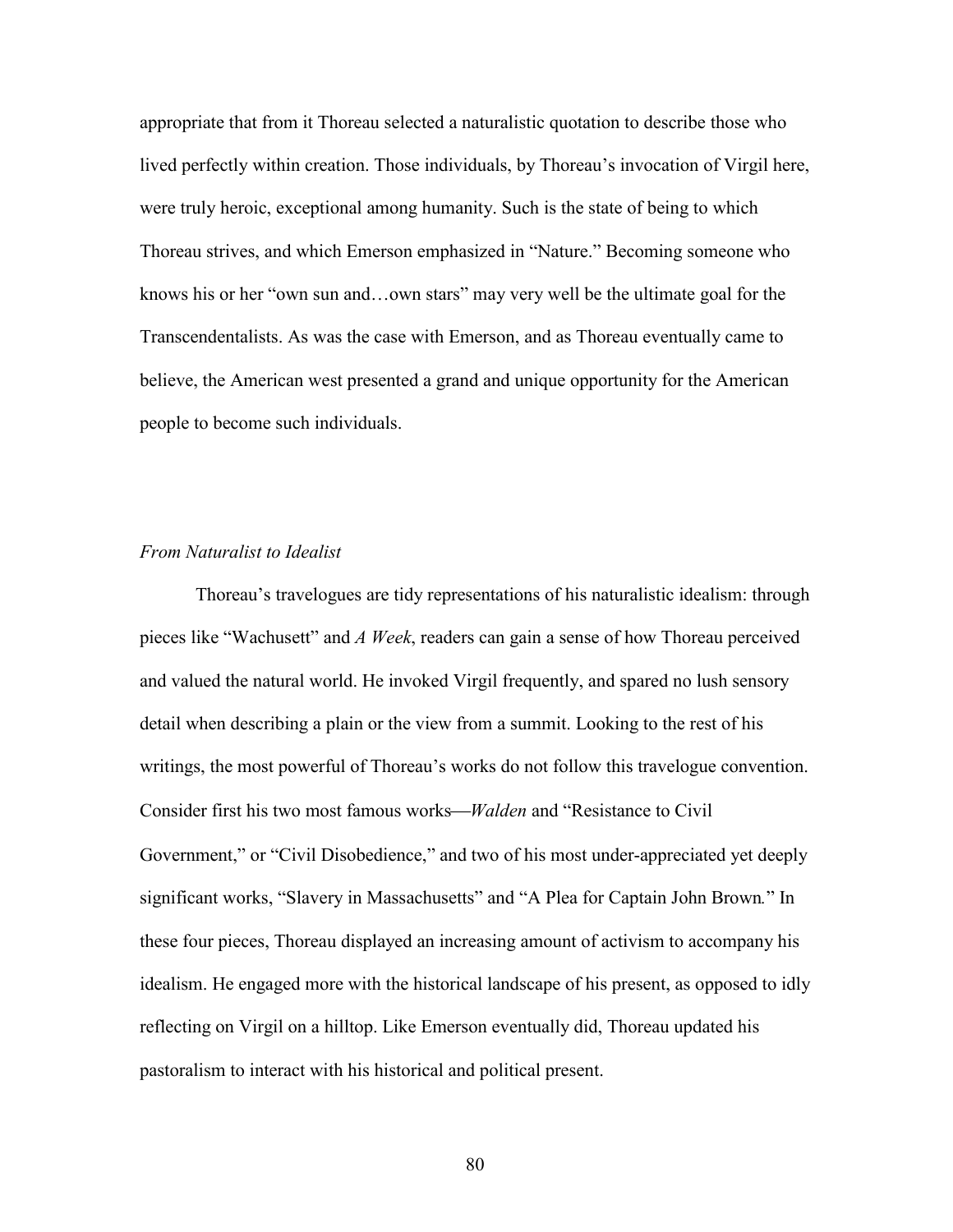appropriate that from it Thoreau selected a naturalistic quotation to describe those who lived perfectly within creation. Those individuals, by Thoreau's invocation of Virgil here, were truly heroic, exceptional among humanity. Such is the state of being to which Thoreau strives, and which Emerson emphasized in "Nature." Becoming someone who knows his or her "own sun and…own stars" may very well be the ultimate goal for the Transcendentalists. As was the case with Emerson, and as Thoreau eventually came to believe, the American west presented a grand and unique opportunity for the American people to become such individuals.

### *From Naturalist to Idealist*

Thoreau's travelogues are tidy representations of his naturalistic idealism: through pieces like "Wachusett" and *A Week*, readers can gain a sense of how Thoreau perceived and valued the natural world. He invoked Virgil frequently, and spared no lush sensory detail when describing a plain or the view from a summit. Looking to the rest of his writings, the most powerful of Thoreau's works do not follow this travelogue convention. Consider first his two most famous works—*Walden* and "Resistance to Civil Government," or "Civil Disobedience," and two of his most under-appreciated yet deeply significant works, "Slavery in Massachusetts" and "A Plea for Captain John Brown." In these four pieces, Thoreau displayed an increasing amount of activism to accompany his idealism. He engaged more with the historical landscape of his present, as opposed to idly reflecting on Virgil on a hilltop. Like Emerson eventually did, Thoreau updated his pastoralism to interact with his historical and political present.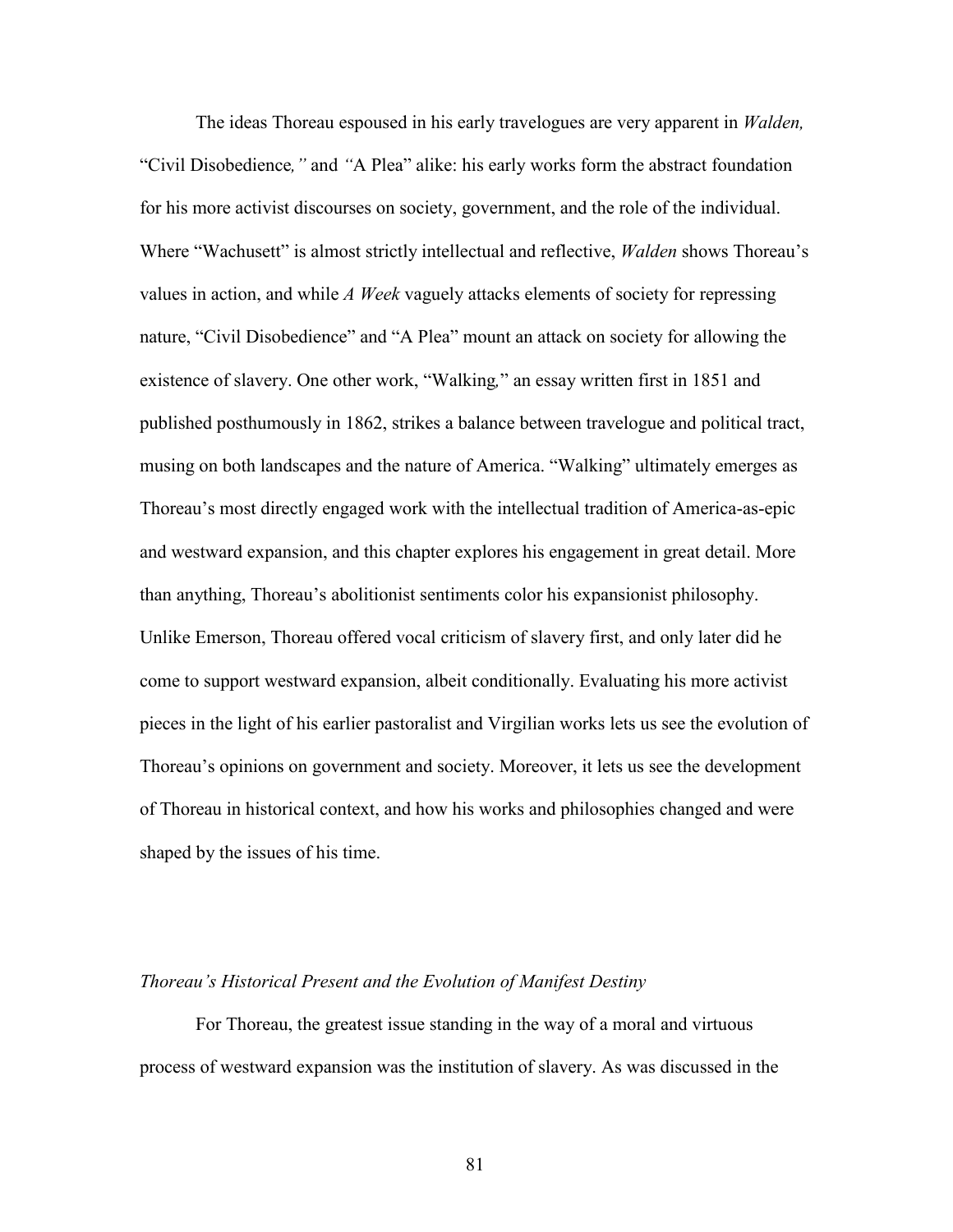The ideas Thoreau espoused in his early travelogues are very apparent in *Walden,* "Civil Disobedience*,"* and *"*A Plea" alike: his early works form the abstract foundation for his more activist discourses on society, government, and the role of the individual. Where "Wachusett" is almost strictly intellectual and reflective, *Walden* shows Thoreau's values in action, and while *A Week* vaguely attacks elements of society for repressing nature, "Civil Disobedience" and "A Plea" mount an attack on society for allowing the existence of slavery. One other work, "Walking*,*" an essay written first in 1851 and published posthumously in 1862, strikes a balance between travelogue and political tract, musing on both landscapes and the nature of America. "Walking" ultimately emerges as Thoreau's most directly engaged work with the intellectual tradition of America-as-epic and westward expansion, and this chapter explores his engagement in great detail. More than anything, Thoreau's abolitionist sentiments color his expansionist philosophy. Unlike Emerson, Thoreau offered vocal criticism of slavery first, and only later did he come to support westward expansion, albeit conditionally. Evaluating his more activist pieces in the light of his earlier pastoralist and Virgilian works lets us see the evolution of Thoreau's opinions on government and society. Moreover, it lets us see the development of Thoreau in historical context, and how his works and philosophies changed and were shaped by the issues of his time.

*Thoreau's Historical Present and the Evolution of Manifest Destiny*

For Thoreau, the greatest issue standing in the way of a moral and virtuous process of westward expansion was the institution of slavery. As was discussed in the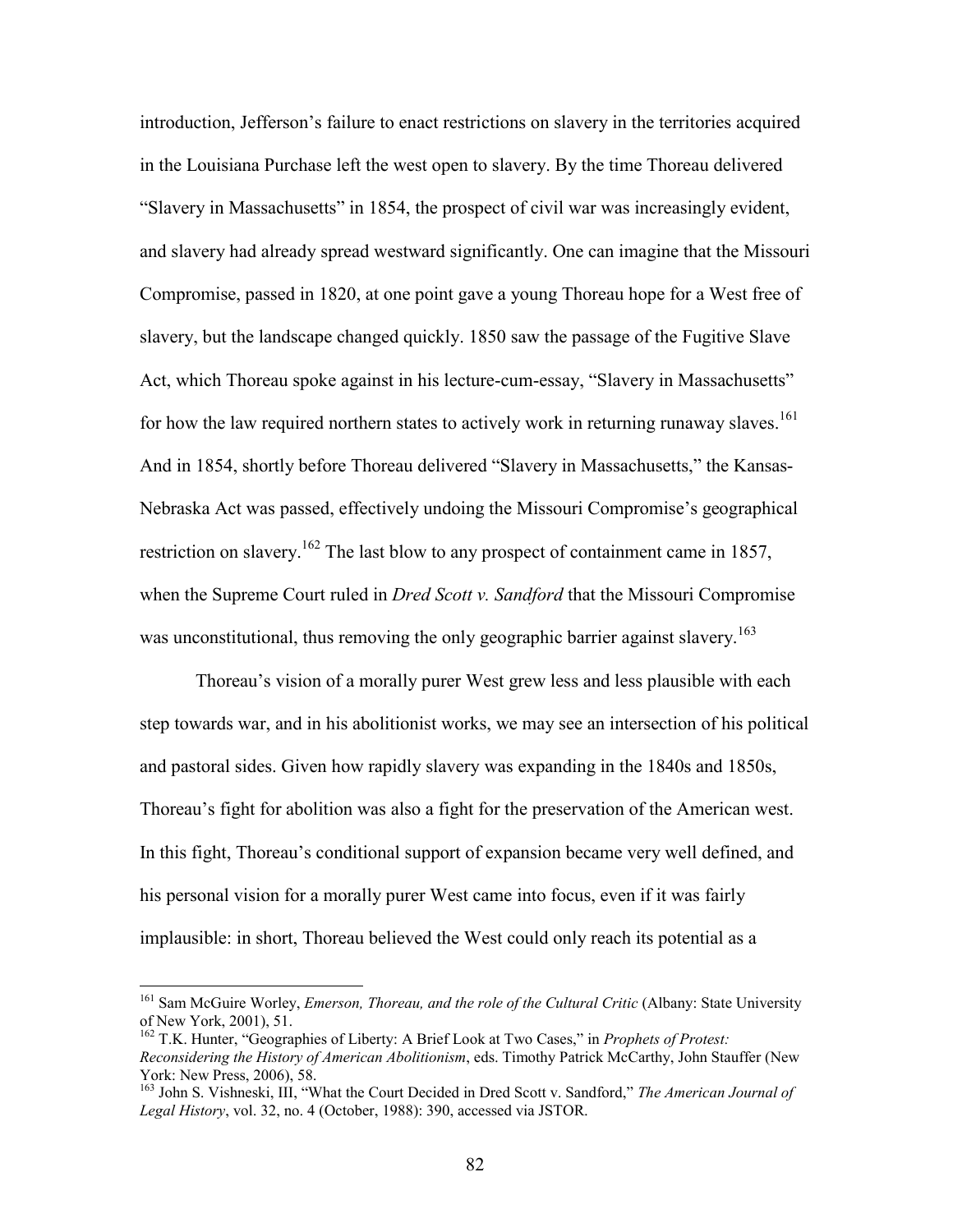introduction, Jefferson's failure to enact restrictions on slavery in the territories acquired in the Louisiana Purchase left the west open to slavery. By the time Thoreau delivered "Slavery in Massachusetts" in 1854, the prospect of civil war was increasingly evident, and slavery had already spread westward significantly. One can imagine that the Missouri Compromise, passed in 1820, at one point gave a young Thoreau hope for a West free of slavery, but the landscape changed quickly. 1850 saw the passage of the Fugitive Slave Act, which Thoreau spoke against in his lecture-cum-essay, "Slavery in Massachusetts" for how the law required northern states to actively work in returning runaway slaves.[161] And in 1854, shortly before Thoreau delivered "Slavery in Massachusetts," the Kansas-Nebraska Act was passed, effectively undoing the Missouri Compromise's geographical restriction on slavery.[162] The last blow to any prospect of containment came in 1857, when the Supreme Court ruled in *Dred Scott v. Sandford* that the Missouri Compromise was unconstitutional, thus removing the only geographic barrier against slavery.[163]

Thoreau's vision of a morally purer West grew less and less plausible with each step towards war, and in his abolitionist works, we may see an intersection of his political and pastoral sides. Given how rapidly slavery was expanding in the 1840s and 1850s, Thoreau's fight for abolition was also a fight for the preservation of the American west. In this fight, Thoreau's conditional support of expansion became very well defined, and his personal vision for a morally purer West came into focus, even if it was fairly implausible: in short, Thoreau believed the West could only reach its potential as a

---

[161] Sam McGuire Worley, *Emerson, Thoreau, and the role of the Cultural Critic* (Albany: State University of New York, 2001), 51.

[162] T.K. Hunter, "Geographies of Liberty: A Brief Look at Two Cases," in *Prophets of Protest: Reconsidering the History of American Abolitionism*, eds. Timothy Patrick McCarthy, John Stauffer (New York: New Press, 2006), 58.

[163] John S. Vishneski, III, "What the Court Decided in Dred Scott v. Sandford," *The American Journal of Legal History*, vol. 32, no. 4 (October, 1988): 390, accessed via JSTOR.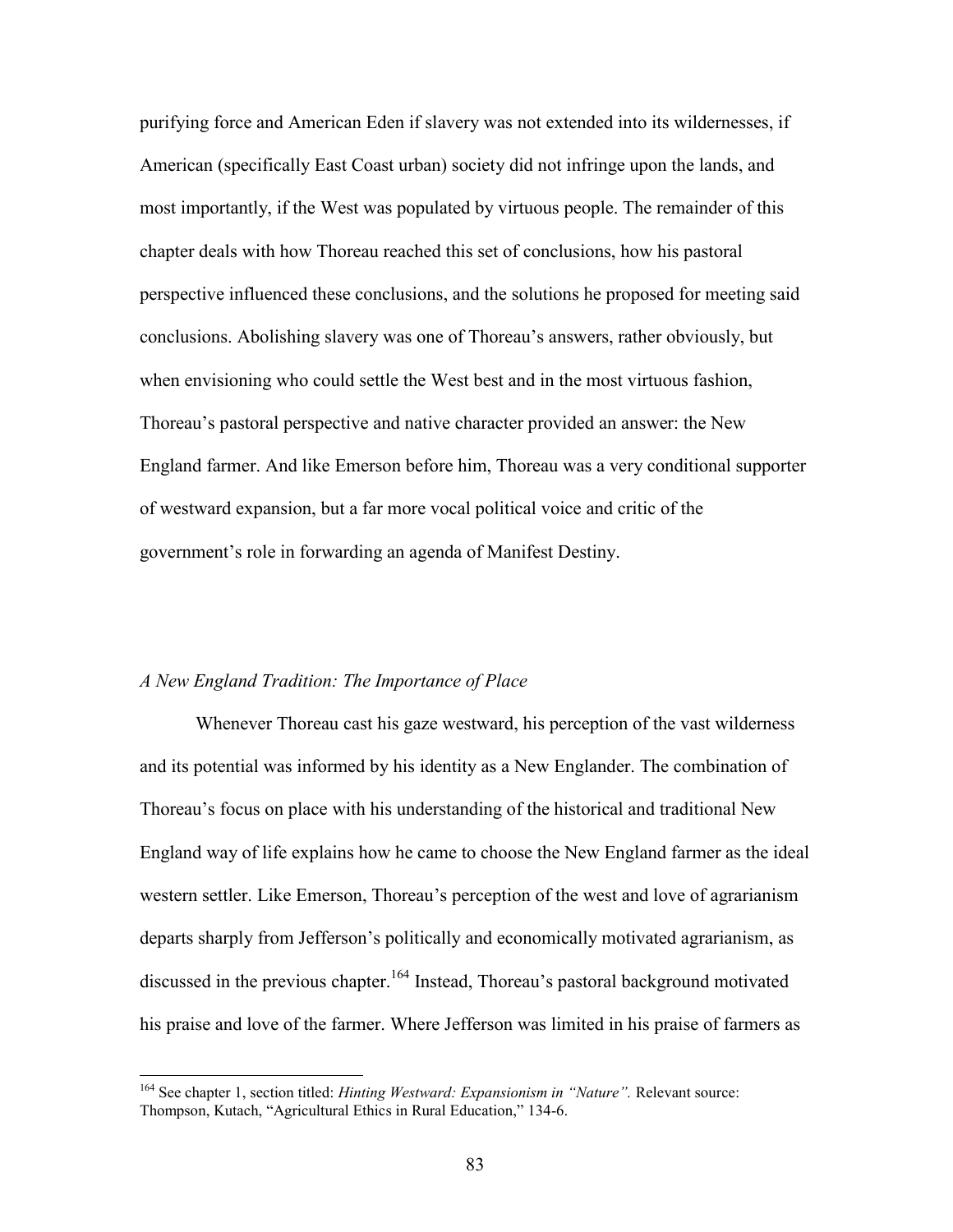purifying force and American Eden if slavery was not extended into its wildernesses, if American (specifically East Coast urban) society did not infringe upon the lands, and most importantly, if the West was populated by virtuous people. The remainder of this chapter deals with how Thoreau reached this set of conclusions, how his pastoral perspective influenced these conclusions, and the solutions he proposed for meeting said conclusions. Abolishing slavery was one of Thoreau's answers, rather obviously, but when envisioning who could settle the West best and in the most virtuous fashion, Thoreau's pastoral perspective and native character provided an answer: the New England farmer. And like Emerson before him, Thoreau was a very conditional supporter of westward expansion, but a far more vocal political voice and critic of the government's role in forwarding an agenda of Manifest Destiny.

### *A New England Tradition: The Importance of Place*

Whenever Thoreau cast his gaze westward, his perception of the vast wilderness and its potential was informed by his identity as a New Englander. The combination of Thoreau's focus on place with his understanding of the historical and traditional New England way of life explains how he came to choose the New England farmer as the ideal western settler. Like Emerson, Thoreau's perception of the west and love of agrarianism departs sharply from Jefferson's politically and economically motivated agrarianism, as discussed in the previous chapter.[164] Instead, Thoreau's pastoral background motivated his praise and love of the farmer. Where Jefferson was limited in his praise of farmers as

[164] See chapter 1, section titled: *Hinting Westward: Expansionism in "Nature".* Relevant source: Thompson, Kutach, "Agricultural Ethics in Rural Education," 134-6.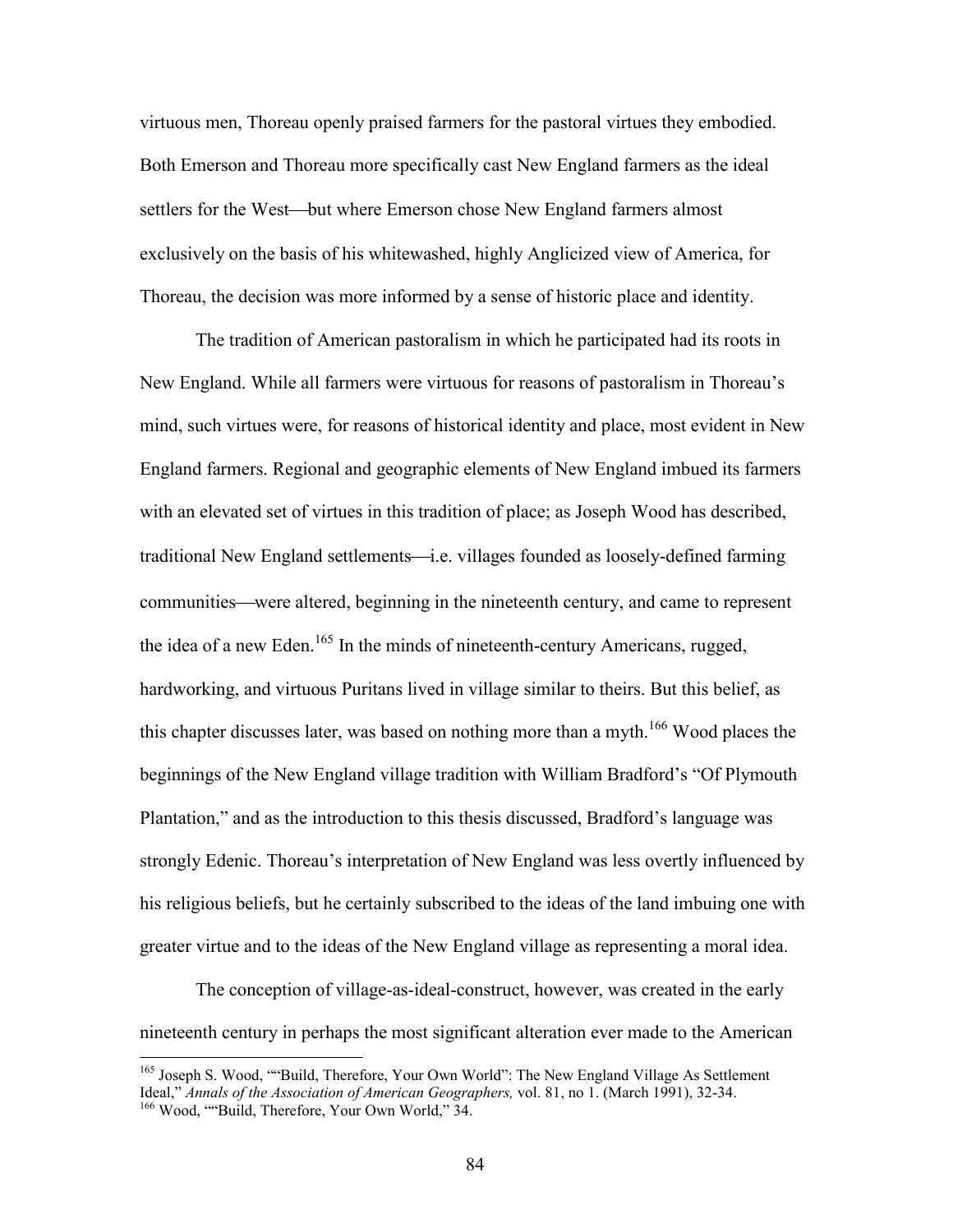virtuous men, Thoreau openly praised farmers for the pastoral virtues they embodied. Both Emerson and Thoreau more specifically cast New England farmers as the ideal settlers for the West—but where Emerson chose New England farmers almost exclusively on the basis of his whitewashed, highly Anglicized view of America, for Thoreau, the decision was more informed by a sense of historic place and identity.

The tradition of American pastoralism in which he participated had its roots in New England. While all farmers were virtuous for reasons of pastoralism in Thoreau's mind, such virtues were, for reasons of historical identity and place, most evident in New England farmers. Regional and geographic elements of New England imbued its farmers with an elevated set of virtues in this tradition of place; as Joseph Wood has described, traditional New England settlements—i.e. villages founded as loosely-defined farming communities—were altered, beginning in the nineteenth century, and came to represent the idea of a new Eden.[165] In the minds of nineteenth-century Americans, rugged, hardworking, and virtuous Puritans lived in village similar to theirs. But this belief, as this chapter discusses later, was based on nothing more than a myth.[166] Wood places the beginnings of the New England village tradition with William Bradford's "Of Plymouth Plantation," and as the introduction to this thesis discussed, Bradford's language was strongly Edenic. Thoreau's interpretation of New England was less overtly influenced by his religious beliefs, but he certainly subscribed to the ideas of the land imbuing one with greater virtue and to the ideas of the New England village as representing a moral idea.

The conception of village-as-ideal-construct, however, was created in the early nineteenth century in perhaps the most significant alteration ever made to the American

---

[165] Joseph S. Wood, ""Build, Therefore, Your Own World": The New England Village As Settlement Ideal," *Annals of the Association of American Geographers,* vol. 81, no 1. (March 1991), 32-34.

[166] Wood, ""Build, Therefore, Your Own World," 34.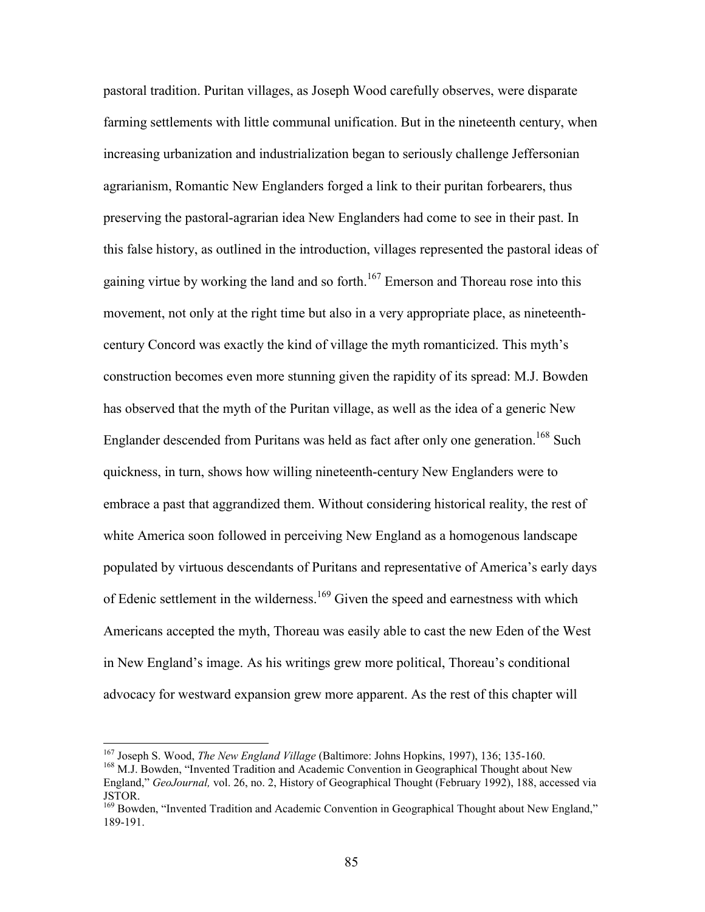pastoral tradition. Puritan villages, as Joseph Wood carefully observes, were disparate farming settlements with little communal unification. But in the nineteenth century, when increasing urbanization and industrialization began to seriously challenge Jeffersonian agrarianism, Romantic New Englanders forged a link to their puritan forbearers, thus preserving the pastoral-agrarian idea New Englanders had come to see in their past. In this false history, as outlined in the introduction, villages represented the pastoral ideas of gaining virtue by working the land and so forth.[167] Emerson and Thoreau rose into this movement, not only at the right time but also in a very appropriate place, as nineteenth-century Concord was exactly the kind of village the myth romanticized. This myth's construction becomes even more stunning given the rapidity of its spread: M.J. Bowden has observed that the myth of the Puritan village, as well as the idea of a generic New Englander descended from Puritans was held as fact after only one generation.[168] Such quickness, in turn, shows how willing nineteenth-century New Englanders were to embrace a past that aggrandized them. Without considering historical reality, the rest of white America soon followed in perceiving New England as a homogenous landscape populated by virtuous descendants of Puritans and representative of America's early days of Edenic settlement in the wilderness.[169] Given the speed and earnestness with which Americans accepted the myth, Thoreau was easily able to cast the new Eden of the West in New England's image. As his writings grew more political, Thoreau's conditional advocacy for westward expansion grew more apparent. As the rest of this chapter will

---

[167] Joseph S. Wood, *The New England Village* (Baltimore: Johns Hopkins, 1997), 136; 135-160.

[168] M.J. Bowden, "Invented Tradition and Academic Convention in Geographical Thought about New England," *GeoJournal,* vol. 26, no. 2, History of Geographical Thought (February 1992), 188, accessed via JSTOR.

[169] Bowden, "Invented Tradition and Academic Convention in Geographical Thought about New England," 189-191.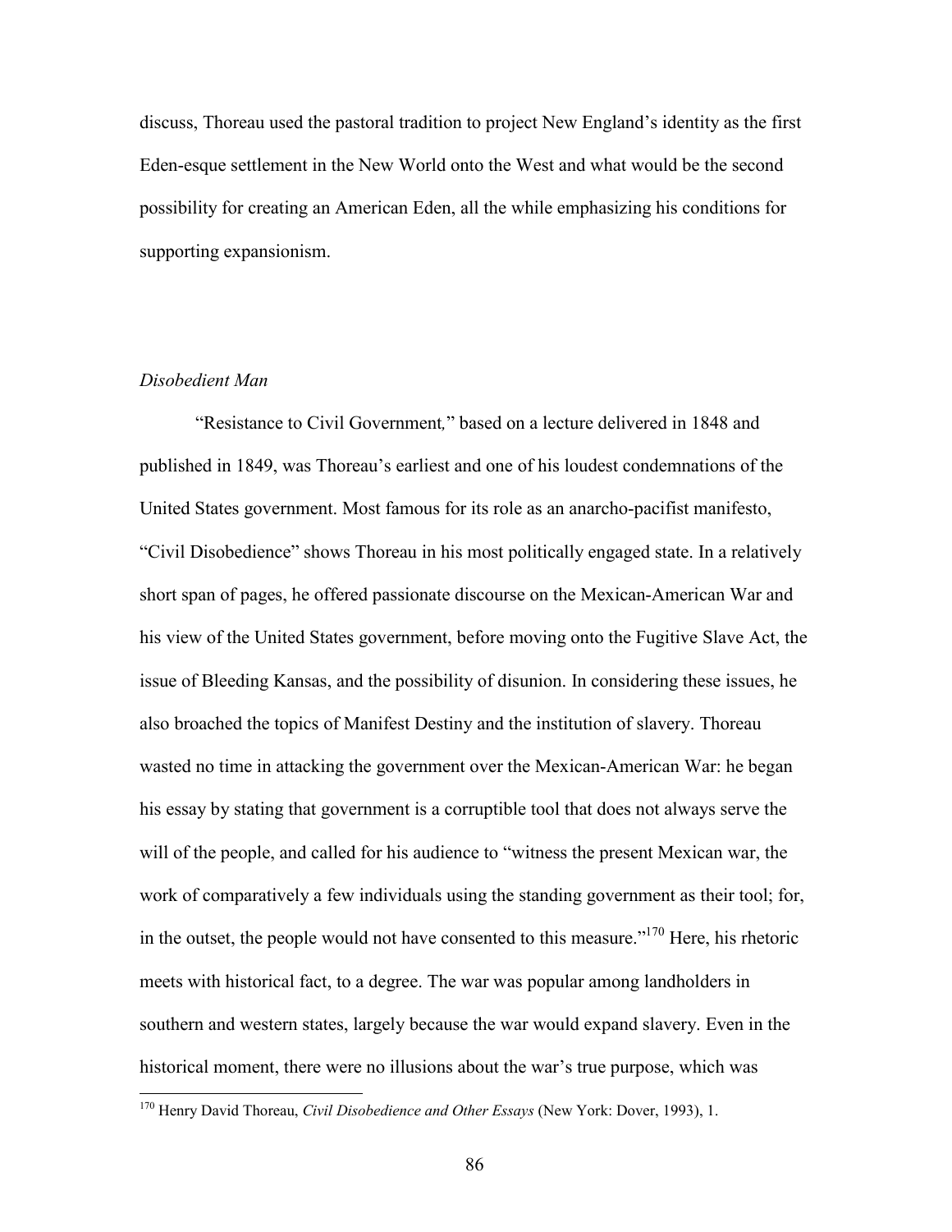discuss, Thoreau used the pastoral tradition to project New England's identity as the first Eden-esque settlement in the New World onto the West and what would be the second possibility for creating an American Eden, all the while emphasizing his conditions for supporting expansionism.

### *Disobedient Man*

"Resistance to Civil Government*,*" based on a lecture delivered in 1848 and published in 1849, was Thoreau's earliest and one of his loudest condemnations of the United States government. Most famous for its role as an anarcho-pacifist manifesto, "Civil Disobedience" shows Thoreau in his most politically engaged state. In a relatively short span of pages, he offered passionate discourse on the Mexican-American War and his view of the United States government, before moving onto the Fugitive Slave Act, the issue of Bleeding Kansas, and the possibility of disunion. In considering these issues, he also broached the topics of Manifest Destiny and the institution of slavery. Thoreau wasted no time in attacking the government over the Mexican-American War: he began his essay by stating that government is a corruptible tool that does not always serve the will of the people, and called for his audience to "witness the present Mexican war, the work of comparatively a few individuals using the standing government as their tool; for, in the outset, the people would not have consented to this measure."[170] Here, his rhetoric meets with historical fact, to a degree. The war was popular among landholders in southern and western states, largely because the war would expand slavery. Even in the historical moment, there were no illusions about the war's true purpose, which was

[170] Henry David Thoreau, *Civil Disobedience and Other Essays* (New York: Dover, 1993), 1.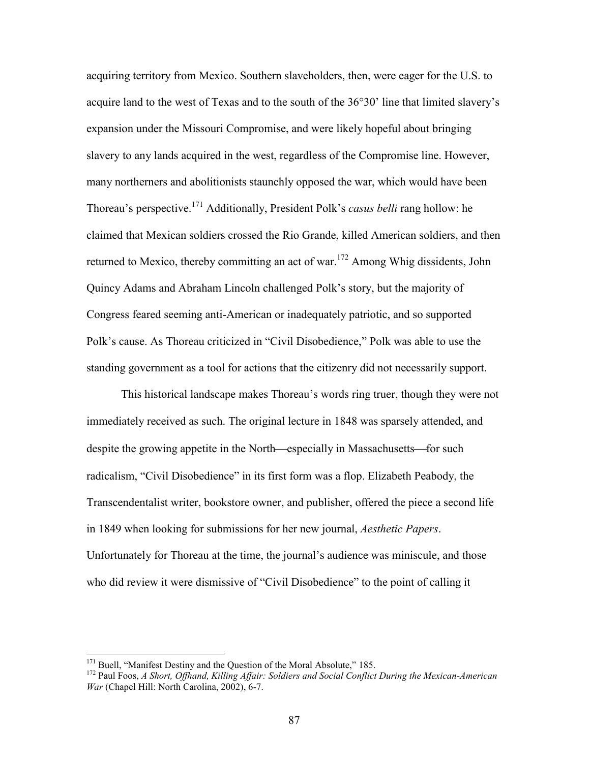acquiring territory from Mexico. Southern slaveholders, then, were eager for the U.S. to acquire land to the west of Texas and to the south of the 36°30' line that limited slavery's expansion under the Missouri Compromise, and were likely hopeful about bringing slavery to any lands acquired in the west, regardless of the Compromise line. However, many northerners and abolitionists staunchly opposed the war, which would have been Thoreau's perspective.[171] Additionally, President Polk's *casus belli* rang hollow: he claimed that Mexican soldiers crossed the Rio Grande, killed American soldiers, and then returned to Mexico, thereby committing an act of war.[172] Among Whig dissidents, John Quincy Adams and Abraham Lincoln challenged Polk's story, but the majority of Congress feared seeming anti-American or inadequately patriotic, and so supported Polk's cause. As Thoreau criticized in "Civil Disobedience," Polk was able to use the standing government as a tool for actions that the citizenry did not necessarily support.

This historical landscape makes Thoreau's words ring truer, though they were not immediately received as such. The original lecture in 1848 was sparsely attended, and despite the growing appetite in the North—especially in Massachusetts—for such radicalism, "Civil Disobedience" in its first form was a flop. Elizabeth Peabody, the Transcendentalist writer, bookstore owner, and publisher, offered the piece a second life in 1849 when looking for submissions for her new journal, *Aesthetic Papers*. Unfortunately for Thoreau at the time, the journal's audience was miniscule, and those who did review it were dismissive of "Civil Disobedience" to the point of calling it

---

[171] Buell, "Manifest Destiny and the Question of the Moral Absolute," 185.

[172] Paul Foos, *A Short, Offhand, Killing Affair: Soldiers and Social Conflict During the Mexican-American War* (Chapel Hill: North Carolina, 2002), 6-7.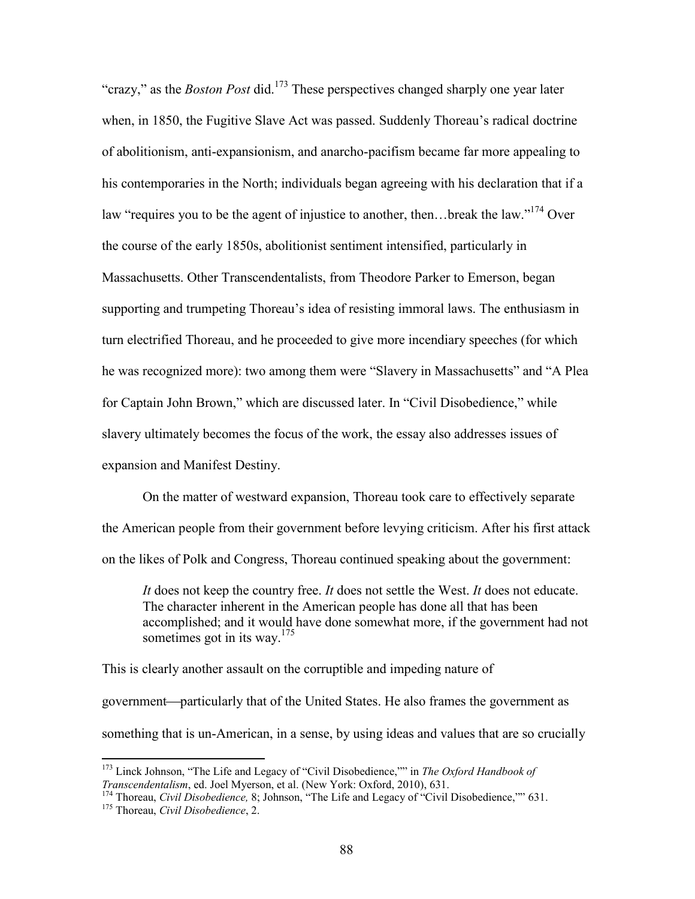"crazy," as the *Boston Post* did.[173] These perspectives changed sharply one year later when, in 1850, the Fugitive Slave Act was passed. Suddenly Thoreau's radical doctrine of abolitionism, anti-expansionism, and anarcho-pacifism became far more appealing to his contemporaries in the North; individuals began agreeing with his declaration that if a law "requires you to be the agent of injustice to another, then…break the law."[174] Over the course of the early 1850s, abolitionist sentiment intensified, particularly in Massachusetts. Other Transcendentalists, from Theodore Parker to Emerson, began supporting and trumpeting Thoreau's idea of resisting immoral laws. The enthusiasm in turn electrified Thoreau, and he proceeded to give more incendiary speeches (for which he was recognized more): two among them were "Slavery in Massachusetts" and "A Plea for Captain John Brown," which are discussed later. In "Civil Disobedience," while slavery ultimately becomes the focus of the work, the essay also addresses issues of expansion and Manifest Destiny.

On the matter of westward expansion, Thoreau took care to effectively separate the American people from their government before levying criticism. After his first attack on the likes of Polk and Congress, Thoreau continued speaking about the government:

> *It* does not keep the country free. *It* does not settle the West. *It* does not educate. The character inherent in the American people has done all that has been accomplished; and it would have done somewhat more, if the government had not sometimes got in its way.[175]

This is clearly another assault on the corruptible and impeding nature of government—particularly that of the United States. He also frames the government as something that is un-American, in a sense, by using ideas and values that are so crucially

---

[173] Linck Johnson, "The Life and Legacy of "Civil Disobedience,"" in *The Oxford Handbook of Transcendentalism*, ed. Joel Myerson, et al. (New York: Oxford, 2010), 631.

[174] Thoreau, *Civil Disobedience,* 8; Johnson, "The Life and Legacy of "Civil Disobedience,"" 631.

[175] Thoreau, *Civil Disobedience*, 2.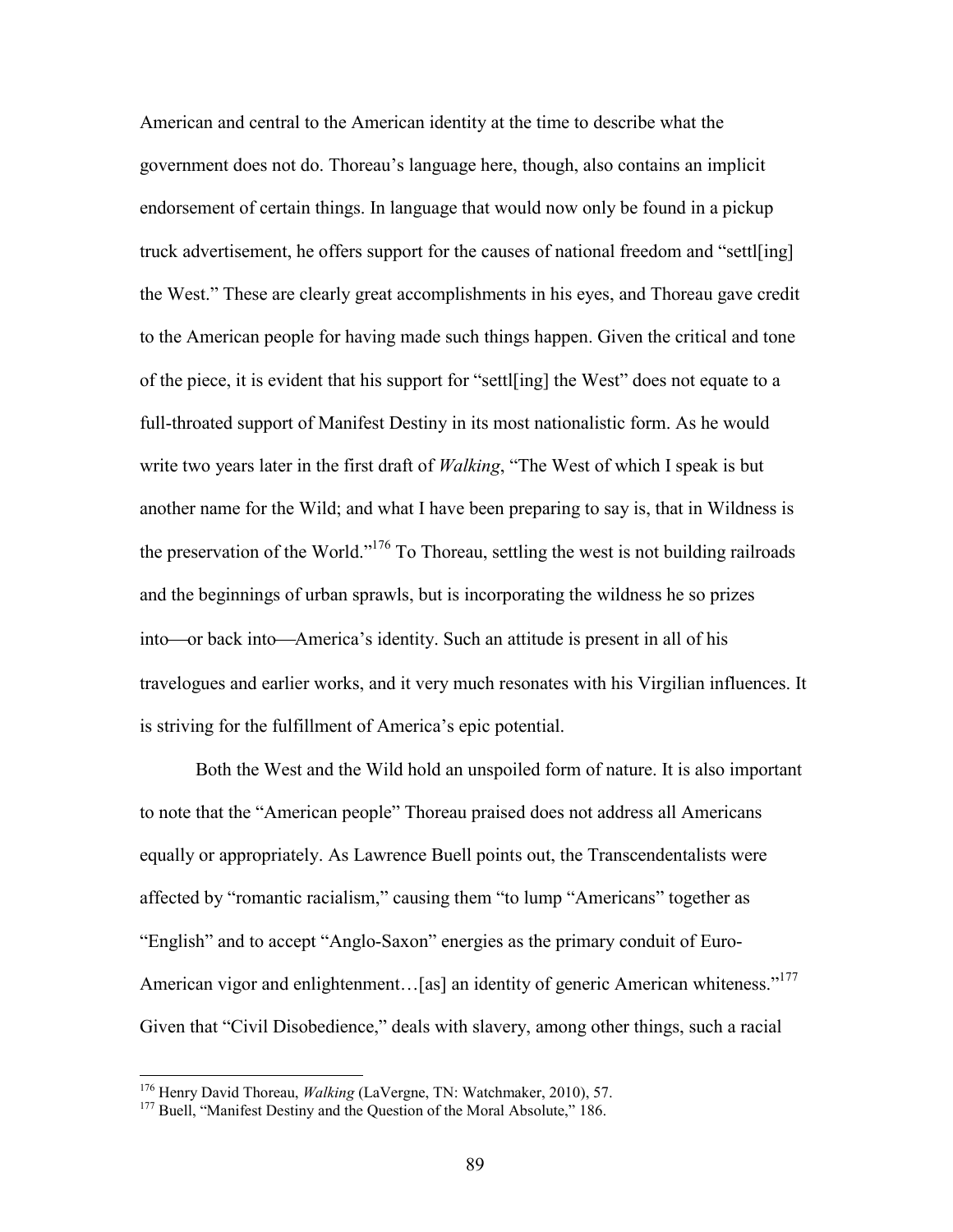American and central to the American identity at the time to describe what the government does not do. Thoreau's language here, though, also contains an implicit endorsement of certain things. In language that would now only be found in a pickup truck advertisement, he offers support for the causes of national freedom and "settl[ing] the West." These are clearly great accomplishments in his eyes, and Thoreau gave credit to the American people for having made such things happen. Given the critical and tone of the piece, it is evident that his support for "settl[ing] the West" does not equate to a full-throated support of Manifest Destiny in its most nationalistic form. As he would write two years later in the first draft of *Walking*, "The West of which I speak is but another name for the Wild; and what I have been preparing to say is, that in Wildness is the preservation of the World."[176] To Thoreau, settling the west is not building railroads and the beginnings of urban sprawls, but is incorporating the wildness he so prizes into—or back into—America's identity. Such an attitude is present in all of his travelogues and earlier works, and it very much resonates with his Virgilian influences. It is striving for the fulfillment of America's epic potential.

Both the West and the Wild hold an unspoiled form of nature. It is also important to note that the "American people" Thoreau praised does not address all Americans equally or appropriately. As Lawrence Buell points out, the Transcendentalists were affected by "romantic racialism," causing them "to lump "Americans" together as "English" and to accept "Anglo-Saxon" energies as the primary conduit of Euro-American vigor and enlightenment…[as] an identity of generic American whiteness."[177] Given that "Civil Disobedience," deals with slavery, among other things, such a racial

---

[176] Henry David Thoreau, *Walking* (LaVergne, TN: Watchmaker, 2010), 57.

[177] Buell, "Manifest Destiny and the Question of the Moral Absolute," 186.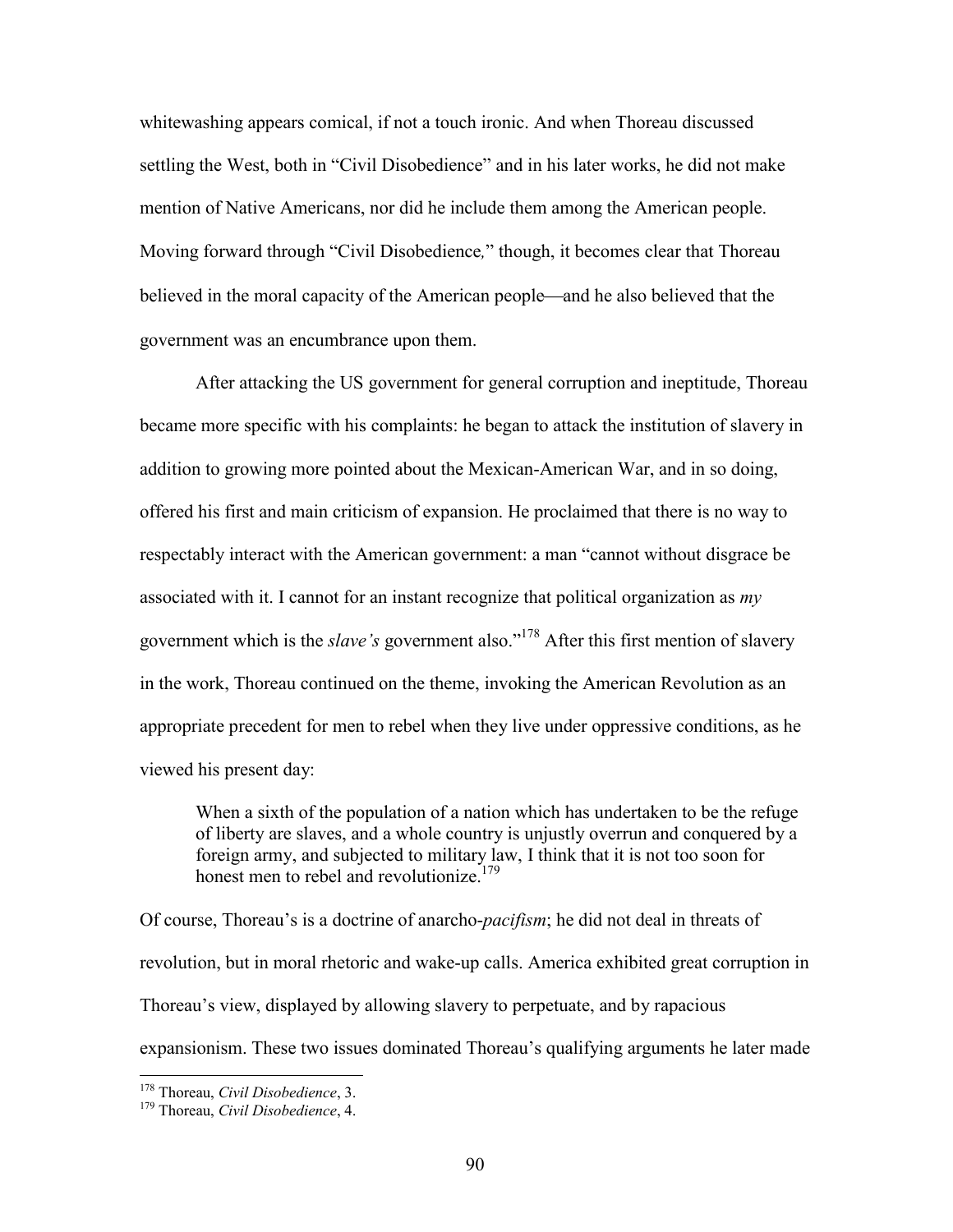whitewashing appears comical, if not a touch ironic. And when Thoreau discussed settling the West, both in "Civil Disobedience" and in his later works, he did not make mention of Native Americans, nor did he include them among the American people. Moving forward through "Civil Disobedience*,*" though, it becomes clear that Thoreau believed in the moral capacity of the American people—and he also believed that the government was an encumbrance upon them.

After attacking the US government for general corruption and ineptitude, Thoreau became more specific with his complaints: he began to attack the institution of slavery in addition to growing more pointed about the Mexican-American War, and in so doing, offered his first and main criticism of expansion. He proclaimed that there is no way to respectably interact with the American government: a man "cannot without disgrace be associated with it. I cannot for an instant recognize that political organization as *my* government which is the *slave's* government also."[178] After this first mention of slavery in the work, Thoreau continued on the theme, invoking the American Revolution as an appropriate precedent for men to rebel when they live under oppressive conditions, as he viewed his present day:

> When a sixth of the population of a nation which has undertaken to be the refuge of liberty are slaves, and a whole country is unjustly overrun and conquered by a foreign army, and subjected to military law, I think that it is not too soon for honest men to rebel and revolutionize.[179]

Of course, Thoreau's is a doctrine of anarcho-*pacifism*; he did not deal in threats of revolution, but in moral rhetoric and wake-up calls. America exhibited great corruption in Thoreau's view, displayed by allowing slavery to perpetuate, and by rapacious expansionism. These two issues dominated Thoreau's qualifying arguments he later made

---

[178] Thoreau, *Civil Disobedience*, 3.

[179] Thoreau, *Civil Disobedience*, 4.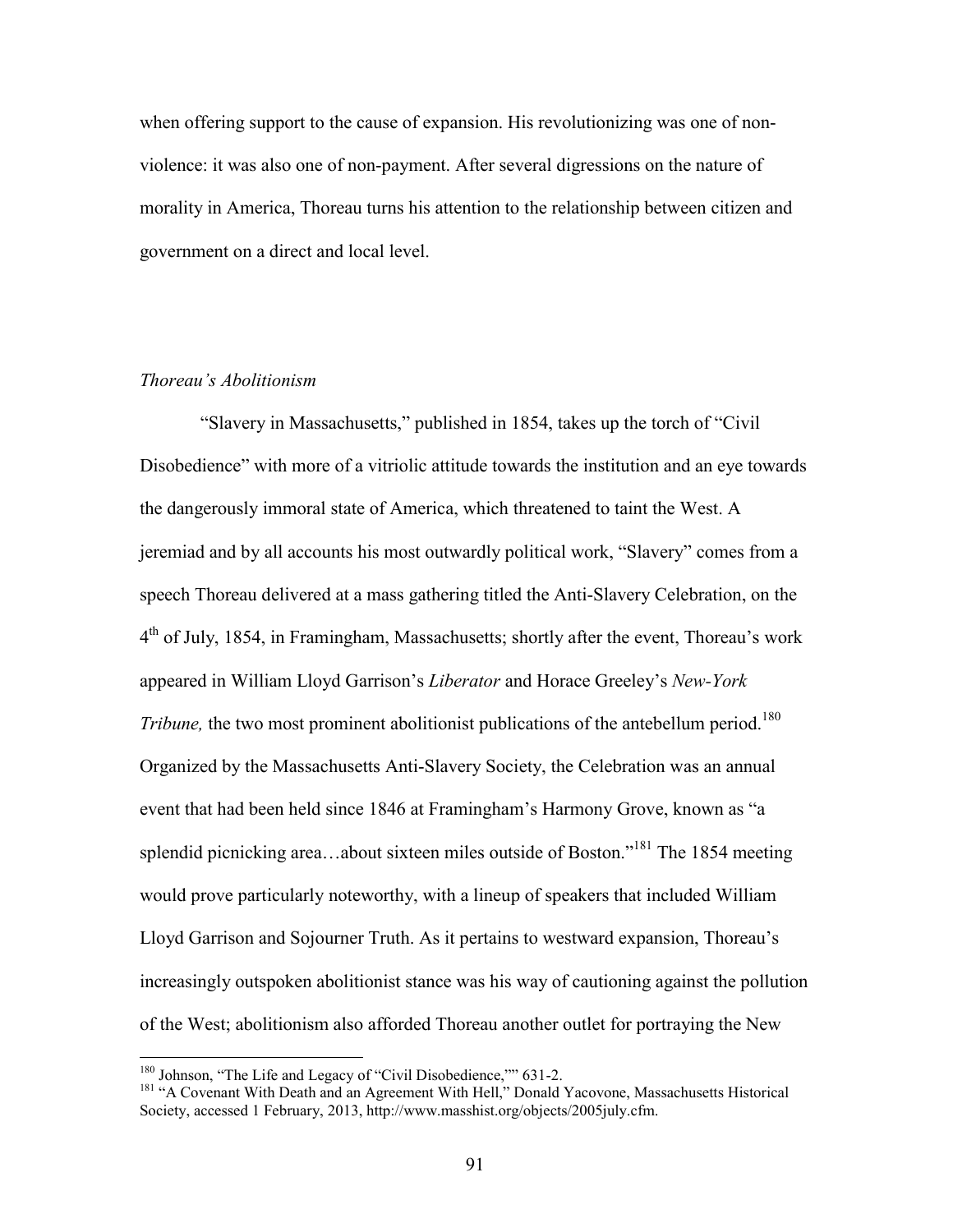when offering support to the cause of expansion. His revolutionizing was one of non-violence: it was also one of non-payment. After several digressions on the nature of morality in America, Thoreau turns his attention to the relationship between citizen and government on a direct and local level.

### *Thoreau's Abolitionism*

"Slavery in Massachusetts," published in 1854, takes up the torch of "Civil Disobedience" with more of a vitriolic attitude towards the institution and an eye towards the dangerously immoral state of America, which threatened to taint the West. A jeremiad and by all accounts his most outwardly political work, "Slavery" comes from a speech Thoreau delivered at a mass gathering titled the Anti-Slavery Celebration, on the 4th of July, 1854, in Framingham, Massachusetts; shortly after the event, Thoreau's work appeared in William Lloyd Garrison's *Liberator* and Horace Greeley's *New-York Tribune,* the two most prominent abolitionist publications of the antebellum period.[180] Organized by the Massachusetts Anti-Slavery Society, the Celebration was an annual event that had been held since 1846 at Framingham's Harmony Grove, known as "a splendid picnicking area…about sixteen miles outside of Boston."[181] The 1854 meeting would prove particularly noteworthy, with a lineup of speakers that included William Lloyd Garrison and Sojourner Truth. As it pertains to westward expansion, Thoreau's increasingly outspoken abolitionist stance was his way of cautioning against the pollution of the West; abolitionism also afforded Thoreau another outlet for portraying the New

---

[180] Johnson, "The Life and Legacy of "Civil Disobedience,"" 631-2.

[181] "A Covenant With Death and an Agreement With Hell," Donald Yacovone, Massachusetts Historical Society, accessed 1 February, 2013, http://www.masshist.org/objects/2005july.cfm.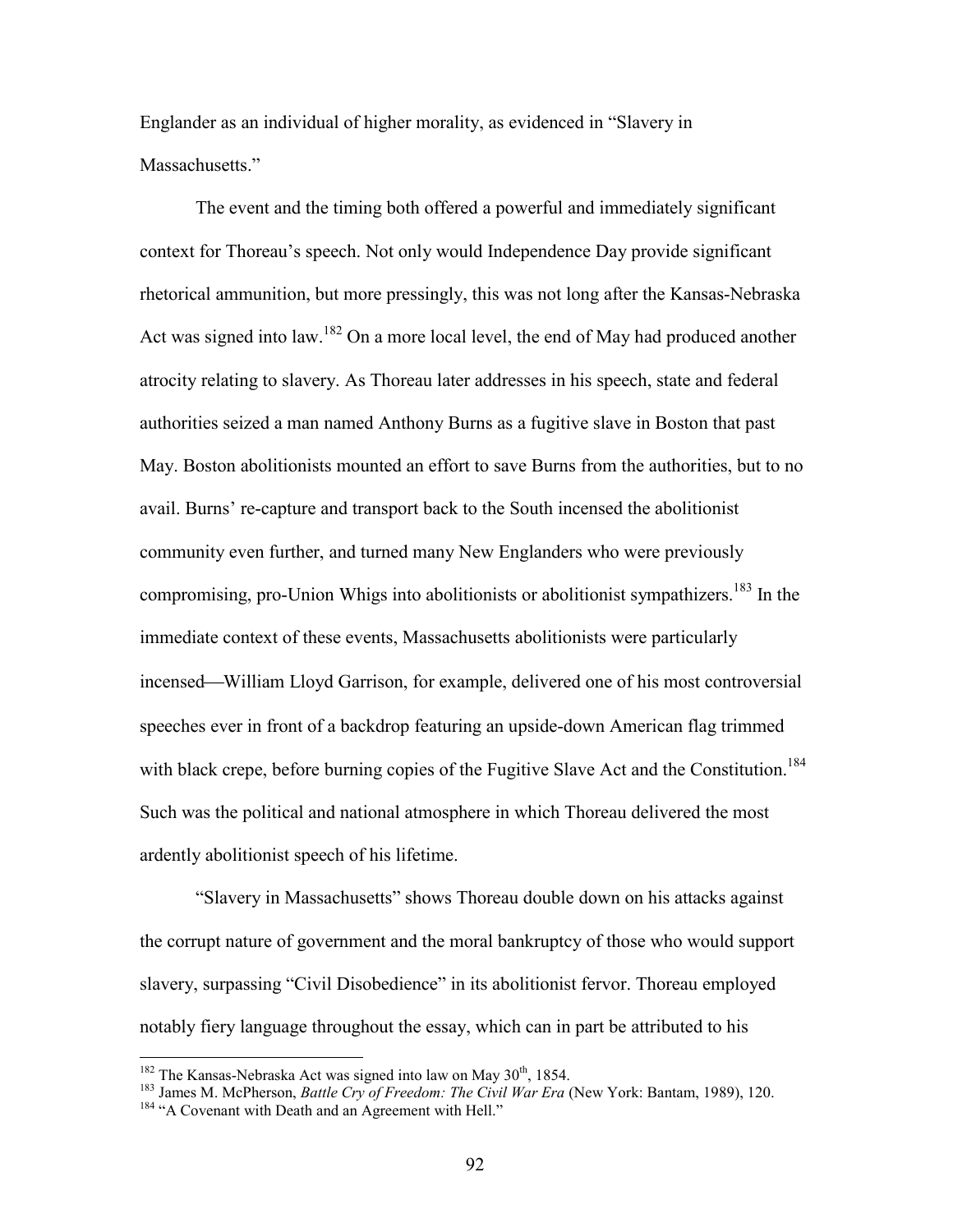Englander as an individual of higher morality, as evidenced in "Slavery in Massachusetts."

The event and the timing both offered a powerful and immediately significant context for Thoreau's speech. Not only would Independence Day provide significant rhetorical ammunition, but more pressingly, this was not long after the Kansas-Nebraska Act was signed into law.[182] On a more local level, the end of May had produced another atrocity relating to slavery. As Thoreau later addresses in his speech, state and federal authorities seized a man named Anthony Burns as a fugitive slave in Boston that past May. Boston abolitionists mounted an effort to save Burns from the authorities, but to no avail. Burns' re-capture and transport back to the South incensed the abolitionist community even further, and turned many New Englanders who were previously compromising, pro-Union Whigs into abolitionists or abolitionist sympathizers.[183] In the immediate context of these events, Massachusetts abolitionists were particularly incensed—William Lloyd Garrison, for example, delivered one of his most controversial speeches ever in front of a backdrop featuring an upside-down American flag trimmed with black crepe, before burning copies of the Fugitive Slave Act and the Constitution.[184] Such was the political and national atmosphere in which Thoreau delivered the most ardently abolitionist speech of his lifetime.

"Slavery in Massachusetts" shows Thoreau double down on his attacks against the corrupt nature of government and the moral bankruptcy of those who would support slavery, surpassing "Civil Disobedience" in its abolitionist fervor. Thoreau employed notably fiery language throughout the essay, which can in part be attributed to his

---

[182] The Kansas-Nebraska Act was signed into law on May 30th, 1854.

[183] James M. McPherson, *Battle Cry of Freedom: The Civil War Era* (New York: Bantam, 1989), 120.

[184] "A Covenant with Death and an Agreement with Hell."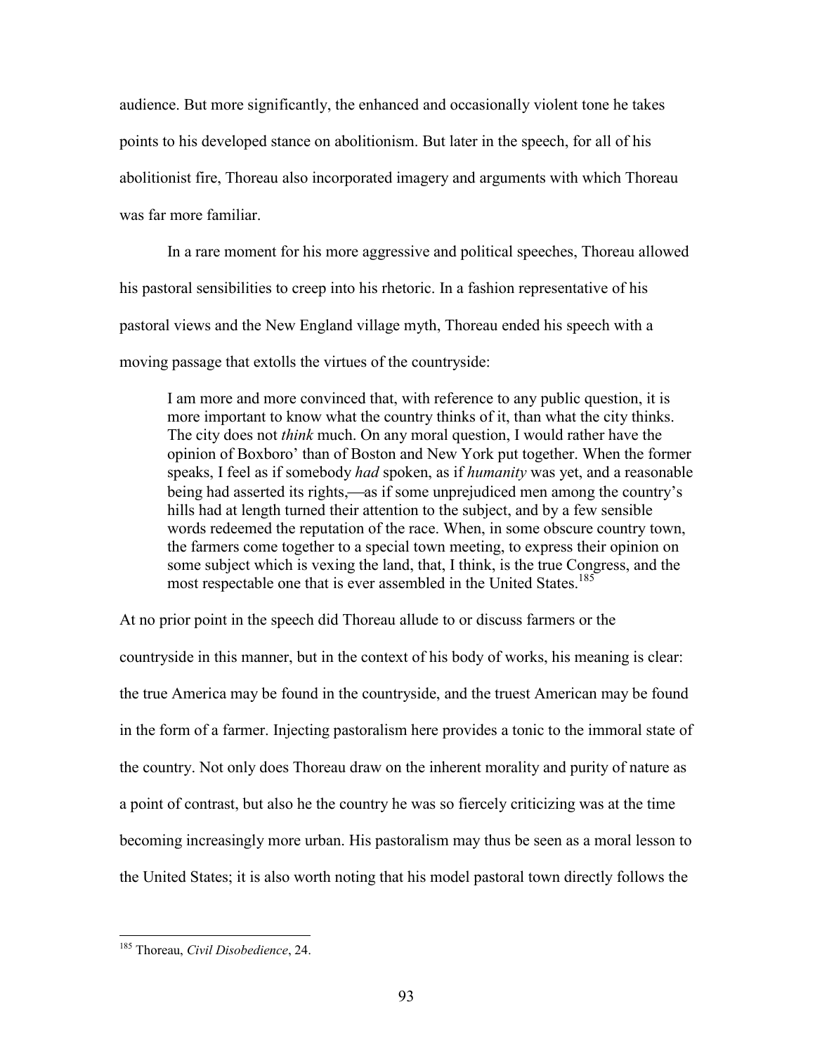audience. But more significantly, the enhanced and occasionally violent tone he takes points to his developed stance on abolitionism. But later in the speech, for all of his abolitionist fire, Thoreau also incorporated imagery and arguments with which Thoreau was far more familiar.

In a rare moment for his more aggressive and political speeches, Thoreau allowed his pastoral sensibilities to creep into his rhetoric. In a fashion representative of his pastoral views and the New England village myth, Thoreau ended his speech with a moving passage that extolls the virtues of the countryside:

> I am more and more convinced that, with reference to any public question, it is more important to know what the country thinks of it, than what the city thinks. The city does not *think* much. On any moral question, I would rather have the opinion of Boxboro' than of Boston and New York put together. When the former speaks, I feel as if somebody *had* spoken, as if *humanity* was yet, and a reasonable being had asserted its rights,—as if some unprejudiced men among the country's hills had at length turned their attention to the subject, and by a few sensible words redeemed the reputation of the race. When, in some obscure country town, the farmers come together to a special town meeting, to express their opinion on some subject which is vexing the land, that, I think, is the true Congress, and the most respectable one that is ever assembled in the United States.[185]

At no prior point in the speech did Thoreau allude to or discuss farmers or the countryside in this manner, but in the context of his body of works, his meaning is clear: the true America may be found in the countryside, and the truest American may be found in the form of a farmer. Injecting pastoralism here provides a tonic to the immoral state of the country. Not only does Thoreau draw on the inherent morality and purity of nature as a point of contrast, but also he the country he was so fiercely criticizing was at the time becoming increasingly more urban. His pastoralism may thus be seen as a moral lesson to the United States; it is also worth noting that his model pastoral town directly follows the

[185] Thoreau, *Civil Disobedience*, 24.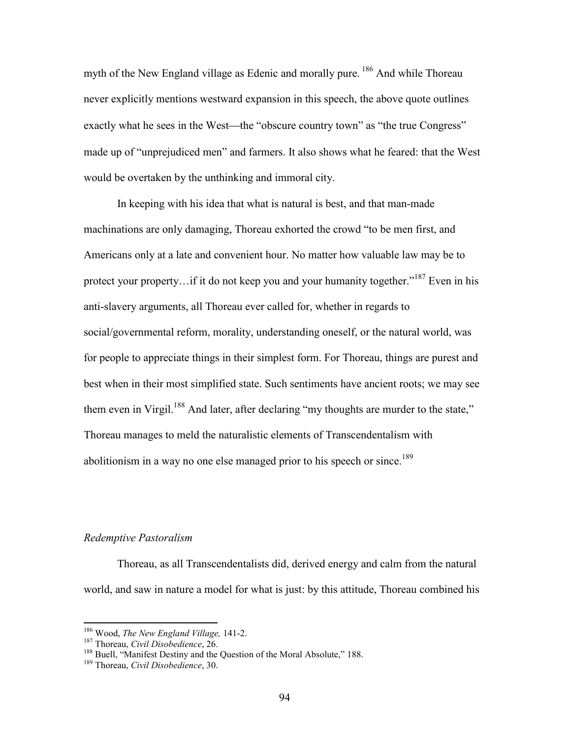myth of the New England village as Edenic and morally pure. [186] And while Thoreau never explicitly mentions westward expansion in this speech, the above quote outlines exactly what he sees in the West—the "obscure country town" as "the true Congress" made up of "unprejudiced men" and farmers. It also shows what he feared: that the West would be overtaken by the unthinking and immoral city.

In keeping with his idea that what is natural is best, and that man-made machinations are only damaging, Thoreau exhorted the crowd "to be men first, and Americans only at a late and convenient hour. No matter how valuable law may be to protect your property…if it do not keep you and your humanity together."[187] Even in his anti-slavery arguments, all Thoreau ever called for, whether in regards to social/governmental reform, morality, understanding oneself, or the natural world, was for people to appreciate things in their simplest form. For Thoreau, things are purest and best when in their most simplified state. Such sentiments have ancient roots; we may see them even in Virgil.[188] And later, after declaring "my thoughts are murder to the state," Thoreau manages to meld the naturalistic elements of Transcendentalism with abolitionism in a way no one else managed prior to his speech or since.[189]

### *Redemptive Pastoralism*

Thoreau, as all Transcendentalists did, derived energy and calm from the natural world, and saw in nature a model for what is just: by this attitude, Thoreau combined his

---

[186] Wood, *The New England Village,* 141-2.

[187] Thoreau, *Civil Disobedience*, 26.

[188] Buell, "Manifest Destiny and the Question of the Moral Absolute," 188.

[189] Thoreau, *Civil Disobedience*, 30.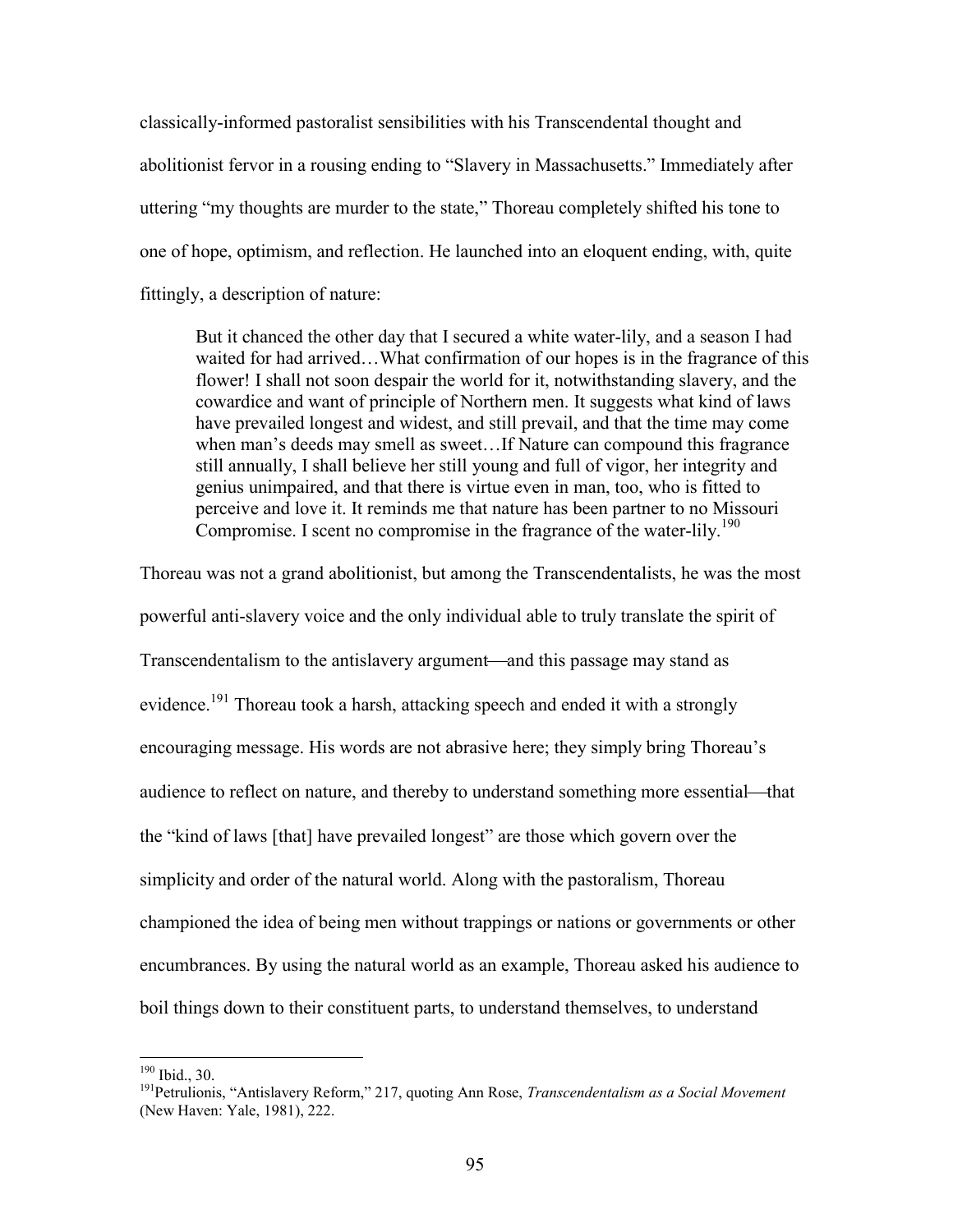classically-informed pastoralist sensibilities with his Transcendental thought and abolitionist fervor in a rousing ending to "Slavery in Massachusetts." Immediately after uttering "my thoughts are murder to the state," Thoreau completely shifted his tone to one of hope, optimism, and reflection. He launched into an eloquent ending, with, quite fittingly, a description of nature:

> But it chanced the other day that I secured a white water-lily, and a season I had waited for had arrived…What confirmation of our hopes is in the fragrance of this flower! I shall not soon despair the world for it, notwithstanding slavery, and the cowardice and want of principle of Northern men. It suggests what kind of laws have prevailed longest and widest, and still prevail, and that the time may come when man's deeds may smell as sweet…If Nature can compound this fragrance still annually, I shall believe her still young and full of vigor, her integrity and genius unimpaired, and that there is virtue even in man, too, who is fitted to perceive and love it. It reminds me that nature has been partner to no Missouri Compromise. I scent no compromise in the fragrance of the water-lily.[190]

Thoreau was not a grand abolitionist, but among the Transcendentalists, he was the most powerful anti-slavery voice and the only individual able to truly translate the spirit of Transcendentalism to the antislavery argument—and this passage may stand as evidence.[191] Thoreau took a harsh, attacking speech and ended it with a strongly encouraging message. His words are not abrasive here; they simply bring Thoreau's audience to reflect on nature, and thereby to understand something more essential—that the "kind of laws [that] have prevailed longest" are those which govern over the simplicity and order of the natural world. Along with the pastoralism, Thoreau championed the idea of being men without trappings or nations or governments or other encumbrances. By using the natural world as an example, Thoreau asked his audience to boil things down to their constituent parts, to understand themselves, to understand

---

[190] Ibid., 30.

[191] Petrulionis, "Antislavery Reform," 217, quoting Ann Rose, *Transcendentalism as a Social Movement* (New Haven: Yale, 1981), 222.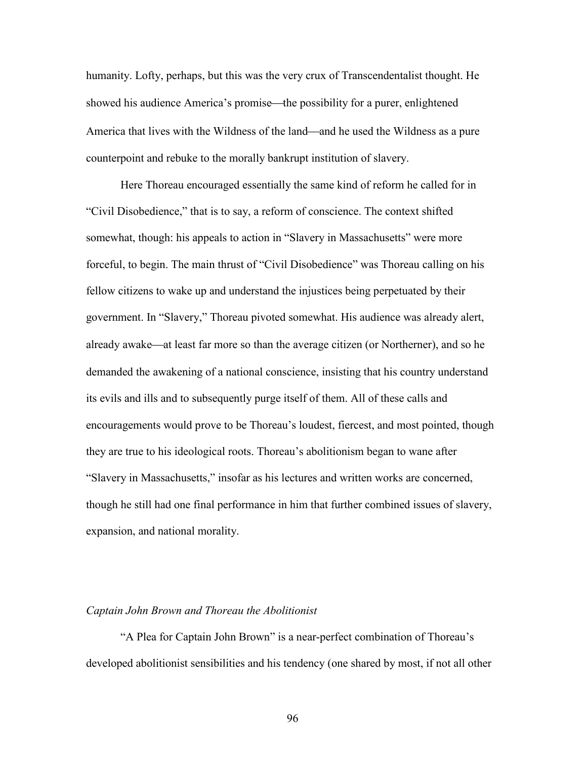humanity. Lofty, perhaps, but this was the very crux of Transcendentalist thought. He showed his audience America's promise—the possibility for a purer, enlightened America that lives with the Wildness of the land—and he used the Wildness as a pure counterpoint and rebuke to the morally bankrupt institution of slavery.

Here Thoreau encouraged essentially the same kind of reform he called for in "Civil Disobedience," that is to say, a reform of conscience. The context shifted somewhat, though: his appeals to action in "Slavery in Massachusetts" were more forceful, to begin. The main thrust of "Civil Disobedience" was Thoreau calling on his fellow citizens to wake up and understand the injustices being perpetuated by their government. In "Slavery," Thoreau pivoted somewhat. His audience was already alert, already awake—at least far more so than the average citizen (or Northerner), and so he demanded the awakening of a national conscience, insisting that his country understand its evils and ills and to subsequently purge itself of them. All of these calls and encouragements would prove to be Thoreau's loudest, fiercest, and most pointed, though they are true to his ideological roots. Thoreau's abolitionism began to wane after "Slavery in Massachusetts," insofar as his lectures and written works are concerned, though he still had one final performance in him that further combined issues of slavery, expansion, and national morality.

### *Captain John Brown and Thoreau the Abolitionist*

"A Plea for Captain John Brown" is a near-perfect combination of Thoreau's developed abolitionist sensibilities and his tendency (one shared by most, if not all other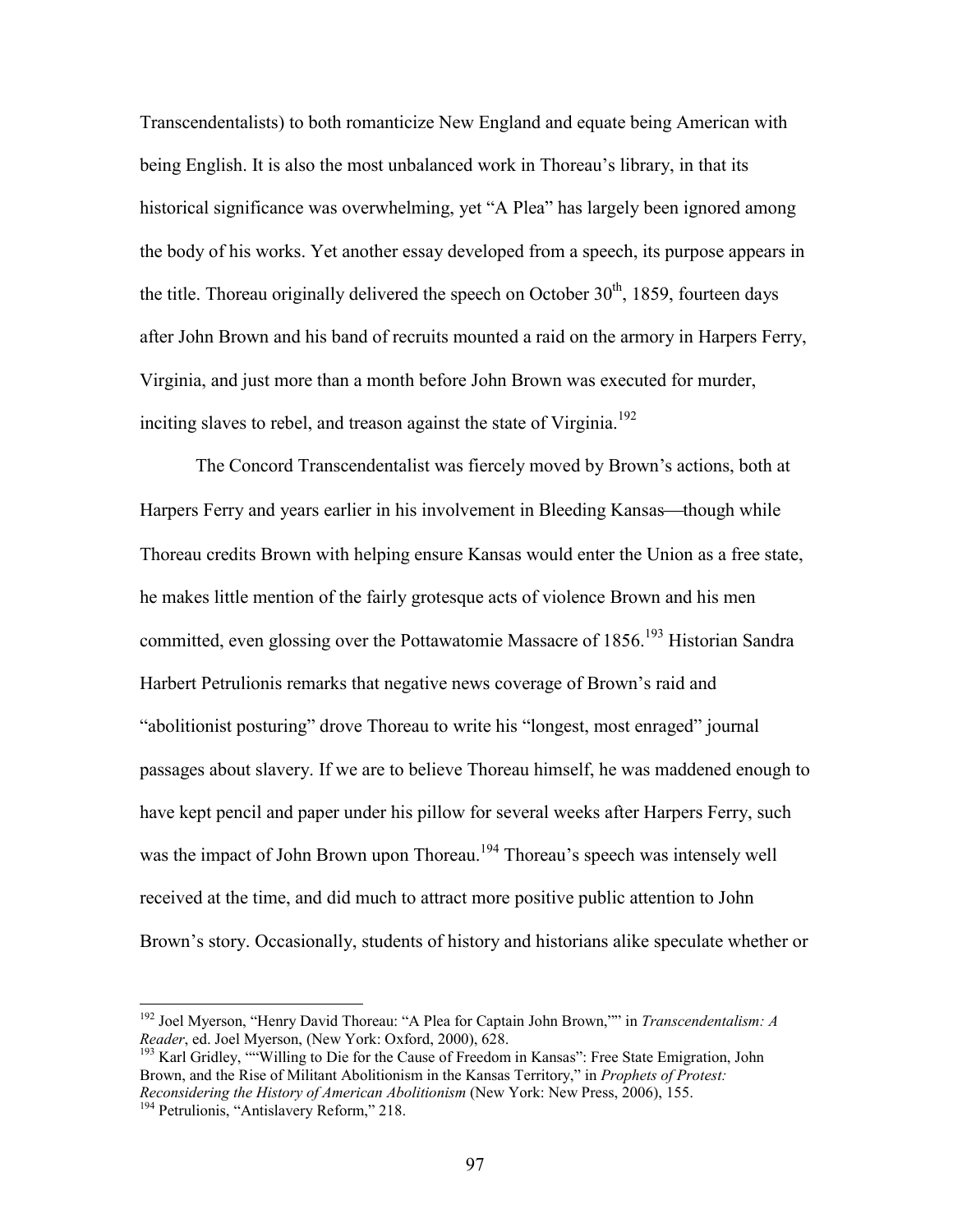Transcendentalists) to both romanticize New England and equate being American with being English. It is also the most unbalanced work in Thoreau's library, in that its historical significance was overwhelming, yet "A Plea" has largely been ignored among the body of his works. Yet another essay developed from a speech, its purpose appears in the title. Thoreau originally delivered the speech on October 30th, 1859, fourteen days after John Brown and his band of recruits mounted a raid on the armory in Harpers Ferry, Virginia, and just more than a month before John Brown was executed for murder, inciting slaves to rebel, and treason against the state of Virginia.[192]

The Concord Transcendentalist was fiercely moved by Brown's actions, both at Harpers Ferry and years earlier in his involvement in Bleeding Kansas—though while Thoreau credits Brown with helping ensure Kansas would enter the Union as a free state, he makes little mention of the fairly grotesque acts of violence Brown and his men committed, even glossing over the Pottawatomie Massacre of 1856.[193] Historian Sandra Harbert Petrulionis remarks that negative news coverage of Brown's raid and "abolitionist posturing" drove Thoreau to write his "longest, most enraged" journal passages about slavery. If we are to believe Thoreau himself, he was maddened enough to have kept pencil and paper under his pillow for several weeks after Harpers Ferry, such was the impact of John Brown upon Thoreau.[194] Thoreau's speech was intensely well received at the time, and did much to attract more positive public attention to John Brown's story. Occasionally, students of history and historians alike speculate whether or

---

[192] Joel Myerson, "Henry David Thoreau: "A Plea for Captain John Brown,"" in *Transcendentalism: A Reader*, ed. Joel Myerson, (New York: Oxford, 2000), 628.

[193] Karl Gridley, ""Willing to Die for the Cause of Freedom in Kansas": Free State Emigration, John Brown, and the Rise of Militant Abolitionism in the Kansas Territory," in *Prophets of Protest: Reconsidering the History of American Abolitionism* (New York: New Press, 2006), 155.

[194] Petrulionis, "Antislavery Reform," 218.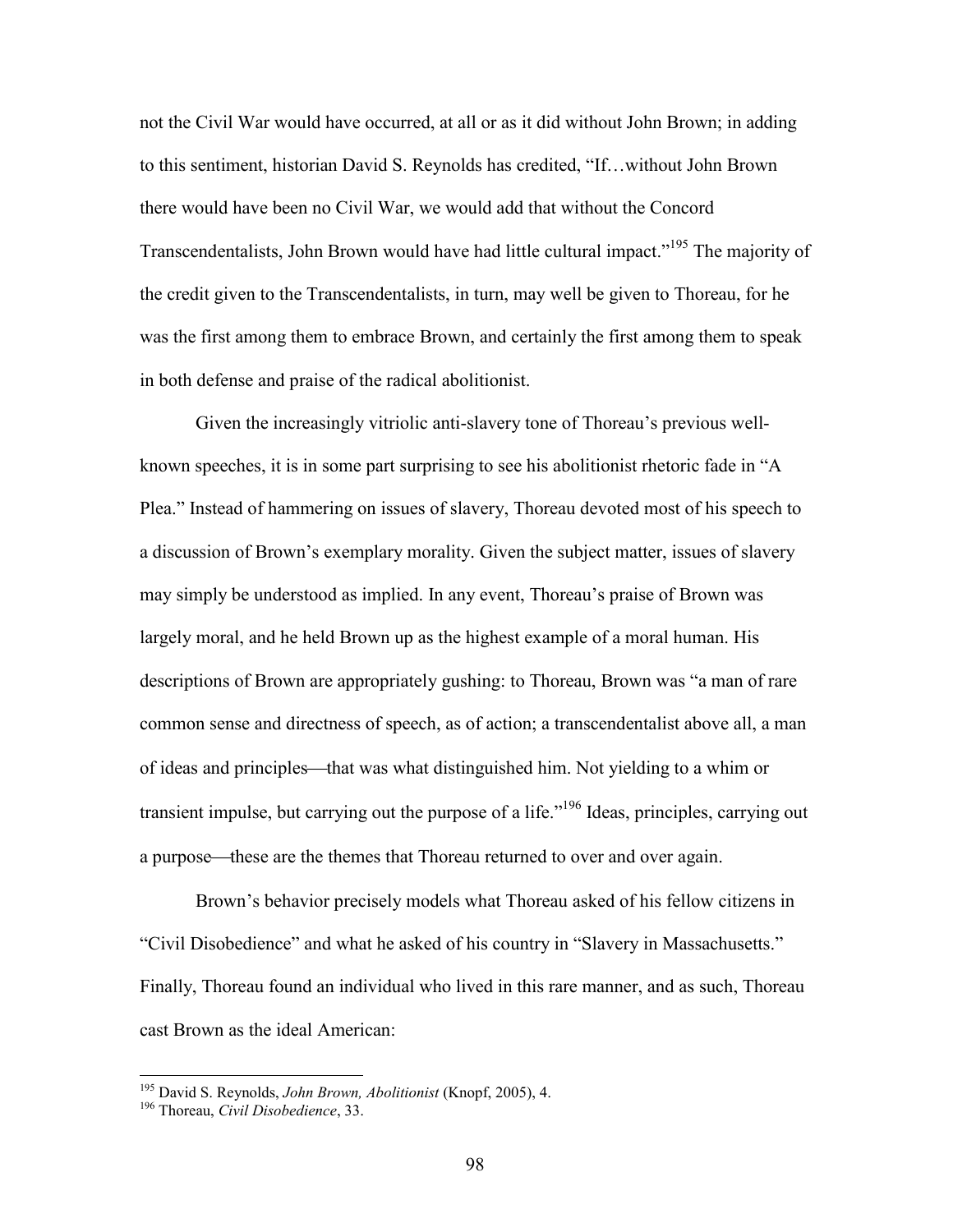not the Civil War would have occurred, at all or as it did without John Brown; in adding to this sentiment, historian David S. Reynolds has credited, "If…without John Brown there would have been no Civil War, we would add that without the Concord Transcendentalists, John Brown would have had little cultural impact."[195] The majority of the credit given to the Transcendentalists, in turn, may well be given to Thoreau, for he was the first among them to embrace Brown, and certainly the first among them to speak in both defense and praise of the radical abolitionist.

Given the increasingly vitriolic anti-slavery tone of Thoreau's previous well-known speeches, it is in some part surprising to see his abolitionist rhetoric fade in "A Plea." Instead of hammering on issues of slavery, Thoreau devoted most of his speech to a discussion of Brown's exemplary morality. Given the subject matter, issues of slavery may simply be understood as implied. In any event, Thoreau's praise of Brown was largely moral, and he held Brown up as the highest example of a moral human. His descriptions of Brown are appropriately gushing: to Thoreau, Brown was "a man of rare common sense and directness of speech, as of action; a transcendentalist above all, a man of ideas and principles—that was what distinguished him. Not yielding to a whim or transient impulse, but carrying out the purpose of a life."[196] Ideas, principles, carrying out a purpose—these are the themes that Thoreau returned to over and over again.

Brown's behavior precisely models what Thoreau asked of his fellow citizens in "Civil Disobedience" and what he asked of his country in "Slavery in Massachusetts." Finally, Thoreau found an individual who lived in this rare manner, and as such, Thoreau cast Brown as the ideal American:

---

[195] David S. Reynolds, *John Brown, Abolitionist* (Knopf, 2005), 4.

[196] Thoreau, *Civil Disobedience*, 33.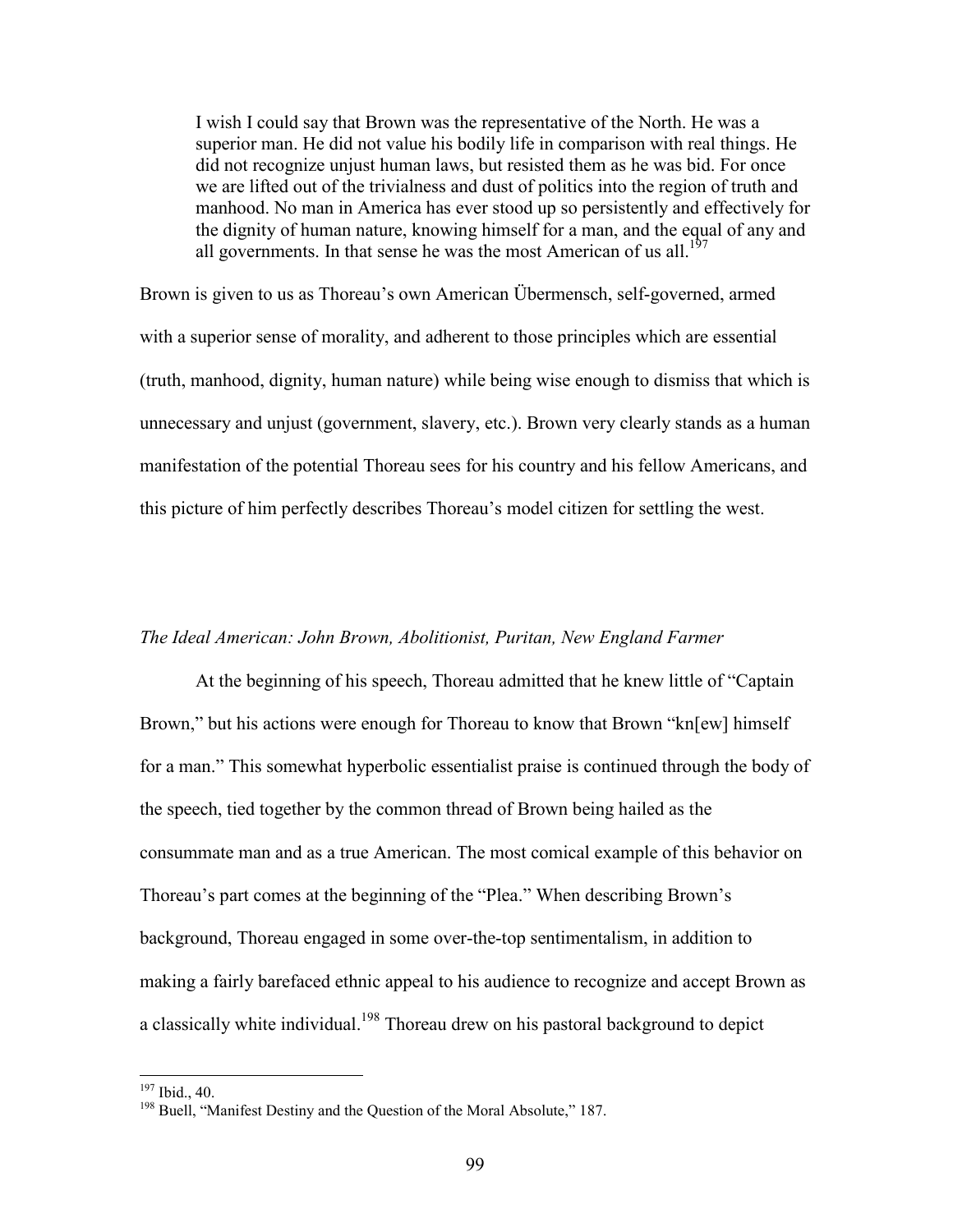> I wish I could say that Brown was the representative of the North. He was a superior man. He did not value his bodily life in comparison with real things. He did not recognize unjust human laws, but resisted them as he was bid. For once we are lifted out of the trivialness and dust of politics into the region of truth and manhood. No man in America has ever stood up so persistently and effectively for the dignity of human nature, knowing himself for a man, and the equal of any and all governments. In that sense he was the most American of us all.[197]

Brown is given to us as Thoreau's own American Übermensch, self-governed, armed with a superior sense of morality, and adherent to those principles which are essential (truth, manhood, dignity, human nature) while being wise enough to dismiss that which is unnecessary and unjust (government, slavery, etc.). Brown very clearly stands as a human manifestation of the potential Thoreau sees for his country and his fellow Americans, and this picture of him perfectly describes Thoreau's model citizen for settling the west.

*The Ideal American: John Brown, Abolitionist, Puritan, New England Farmer*

At the beginning of his speech, Thoreau admitted that he knew little of "Captain Brown," but his actions were enough for Thoreau to know that Brown "kn[ew] himself for a man." This somewhat hyperbolic essentialist praise is continued through the body of the speech, tied together by the common thread of Brown being hailed as the consummate man and as a true American. The most comical example of this behavior on Thoreau's part comes at the beginning of the "Plea." When describing Brown's background, Thoreau engaged in some over-the-top sentimentalism, in addition to making a fairly barefaced ethnic appeal to his audience to recognize and accept Brown as a classically white individual.[198] Thoreau drew on his pastoral background to depict

---

[197] Ibid., 40.

[198] Buell, "Manifest Destiny and the Question of the Moral Absolute," 187.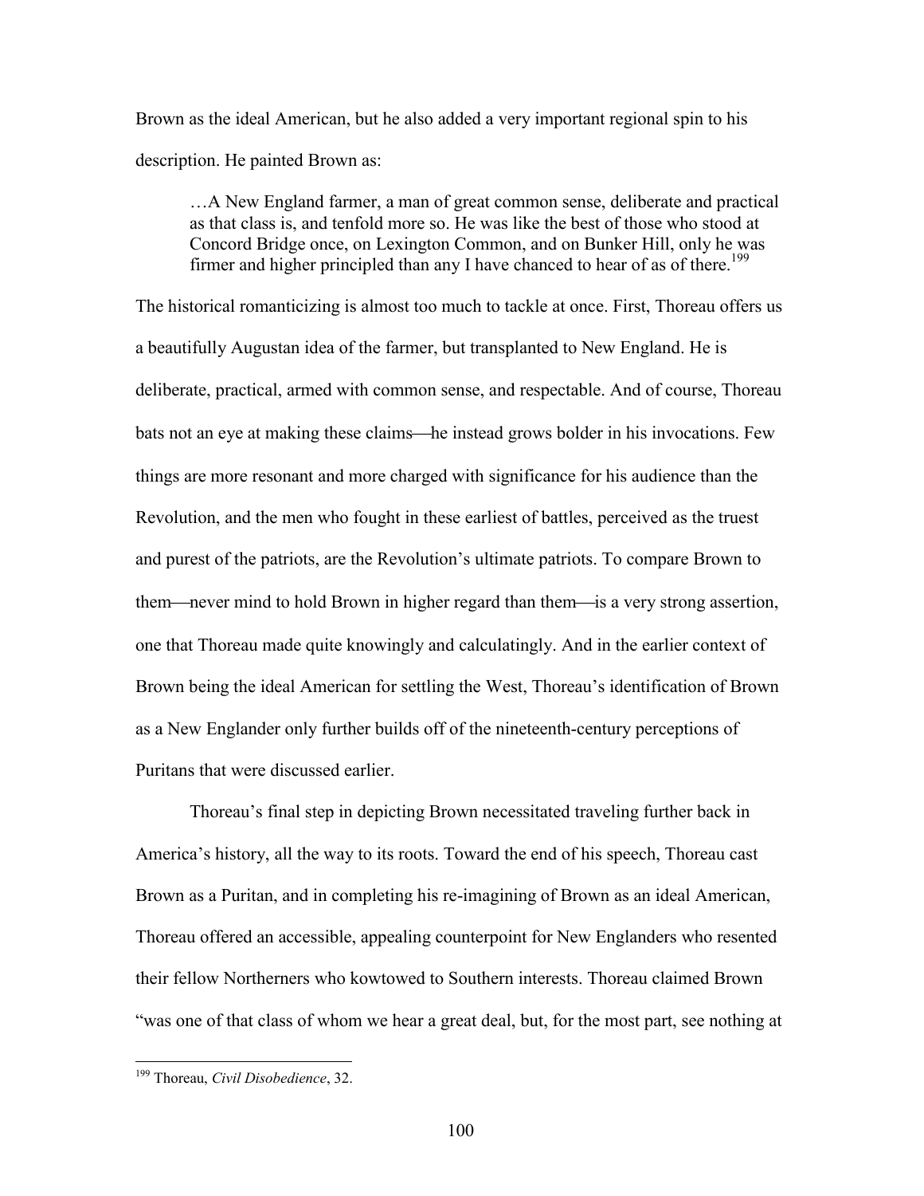Brown as the ideal American, but he also added a very important regional spin to his description. He painted Brown as:

> …A New England farmer, a man of great common sense, deliberate and practical as that class is, and tenfold more so. He was like the best of those who stood at Concord Bridge once, on Lexington Common, and on Bunker Hill, only he was firmer and higher principled than any I have chanced to hear of as of there.[199]

The historical romanticizing is almost too much to tackle at once. First, Thoreau offers us a beautifully Augustan idea of the farmer, but transplanted to New England. He is deliberate, practical, armed with common sense, and respectable. And of course, Thoreau bats not an eye at making these claims—he instead grows bolder in his invocations. Few things are more resonant and more charged with significance for his audience than the Revolution, and the men who fought in these earliest of battles, perceived as the truest and purest of the patriots, are the Revolution's ultimate patriots. To compare Brown to them—never mind to hold Brown in higher regard than them—is a very strong assertion, one that Thoreau made quite knowingly and calculatingly. And in the earlier context of Brown being the ideal American for settling the West, Thoreau's identification of Brown as a New Englander only further builds off of the nineteenth-century perceptions of Puritans that were discussed earlier.

Thoreau's final step in depicting Brown necessitated traveling further back in America's history, all the way to its roots. Toward the end of his speech, Thoreau cast Brown as a Puritan, and in completing his re-imagining of Brown as an ideal American, Thoreau offered an accessible, appealing counterpoint for New Englanders who resented their fellow Northerners who kowtowed to Southern interests. Thoreau claimed Brown "was one of that class of whom we hear a great deal, but, for the most part, see nothing at

---

[199] Thoreau, *Civil Disobedience*, 32.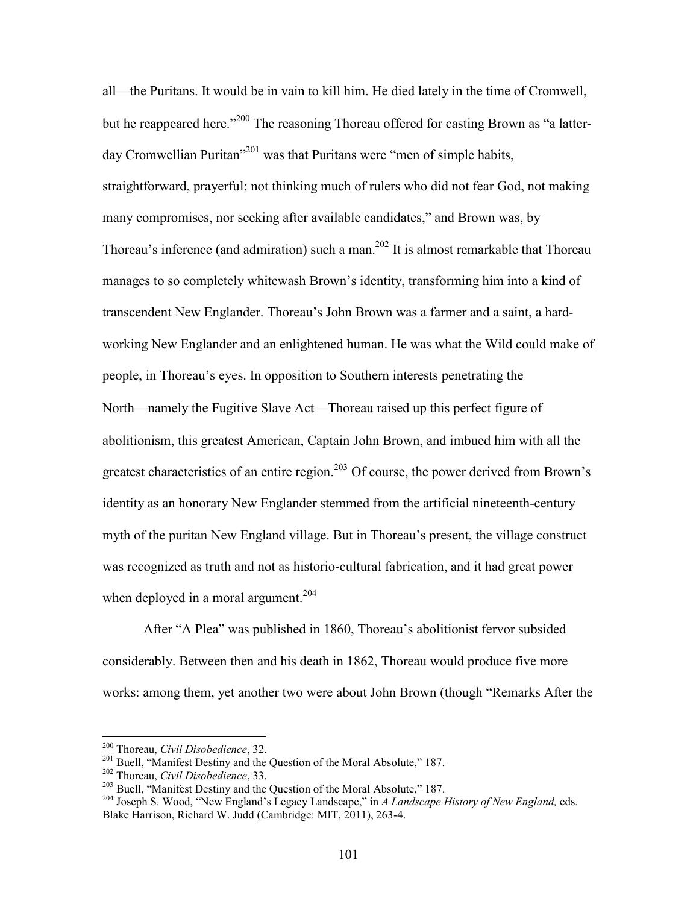all—the Puritans. It would be in vain to kill him. He died lately in the time of Cromwell, but he reappeared here."[200] The reasoning Thoreau offered for casting Brown as "a latter-day Cromwellian Puritan"[201] was that Puritans were "men of simple habits, straightforward, prayerful; not thinking much of rulers who did not fear God, not making many compromises, nor seeking after available candidates," and Brown was, by Thoreau's inference (and admiration) such a man.[202] It is almost remarkable that Thoreau manages to so completely whitewash Brown's identity, transforming him into a kind of transcendent New Englander. Thoreau's John Brown was a farmer and a saint, a hard-working New Englander and an enlightened human. He was what the Wild could make of people, in Thoreau's eyes. In opposition to Southern interests penetrating the North—namely the Fugitive Slave Act—Thoreau raised up this perfect figure of abolitionism, this greatest American, Captain John Brown, and imbued him with all the greatest characteristics of an entire region.[203] Of course, the power derived from Brown's identity as an honorary New Englander stemmed from the artificial nineteenth-century myth of the puritan New England village. But in Thoreau's present, the village construct was recognized as truth and not as historio-cultural fabrication, and it had great power when deployed in a moral argument.[204]

After "A Plea" was published in 1860, Thoreau's abolitionist fervor subsided considerably. Between then and his death in 1862, Thoreau would produce five more works: among them, yet another two were about John Brown (though "Remarks After the

---

[200] Thoreau, *Civil Disobedience*, 32.

[201] Buell, "Manifest Destiny and the Question of the Moral Absolute," 187.

[202] Thoreau, *Civil Disobedience*, 33.

[203] Buell, "Manifest Destiny and the Question of the Moral Absolute," 187.

[204] Joseph S. Wood, "New England's Legacy Landscape," in *A Landscape History of New England,* eds. Blake Harrison, Richard W. Judd (Cambridge: MIT, 2011), 263-4.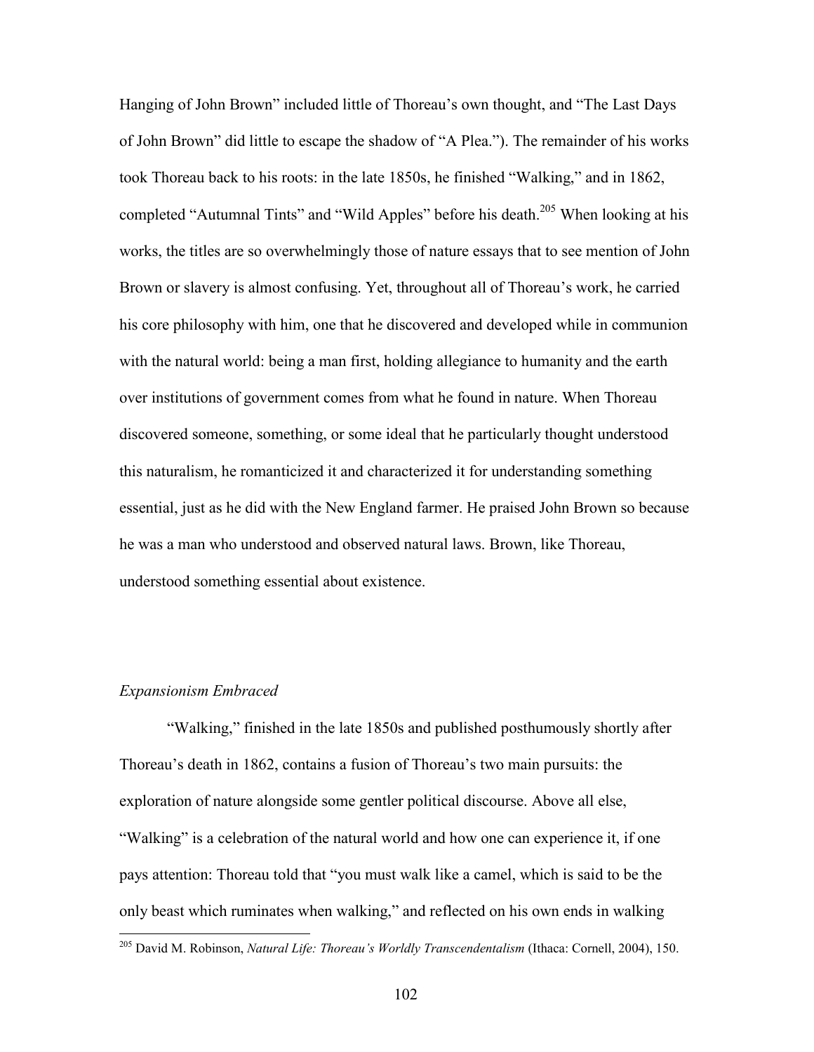Hanging of John Brown" included little of Thoreau's own thought, and "The Last Days of John Brown" did little to escape the shadow of "A Plea."). The remainder of his works took Thoreau back to his roots: in the late 1850s, he finished "Walking," and in 1862, completed "Autumnal Tints" and "Wild Apples" before his death.[205] When looking at his works, the titles are so overwhelmingly those of nature essays that to see mention of John Brown or slavery is almost confusing. Yet, throughout all of Thoreau's work, he carried his core philosophy with him, one that he discovered and developed while in communion with the natural world: being a man first, holding allegiance to humanity and the earth over institutions of government comes from what he found in nature. When Thoreau discovered someone, something, or some ideal that he particularly thought understood this naturalism, he romanticized it and characterized it for understanding something essential, just as he did with the New England farmer. He praised John Brown so because he was a man who understood and observed natural laws. Brown, like Thoreau, understood something essential about existence.

*Expansionism Embraced*

"Walking," finished in the late 1850s and published posthumously shortly after Thoreau's death in 1862, contains a fusion of Thoreau's two main pursuits: the exploration of nature alongside some gentler political discourse. Above all else, "Walking" is a celebration of the natural world and how one can experience it, if one pays attention: Thoreau told that "you must walk like a camel, which is said to be the only beast which ruminates when walking," and reflected on his own ends in walking

[205] David M. Robinson, *Natural Life: Thoreau's Worldly Transcendentalism* (Ithaca: Cornell, 2004), 150.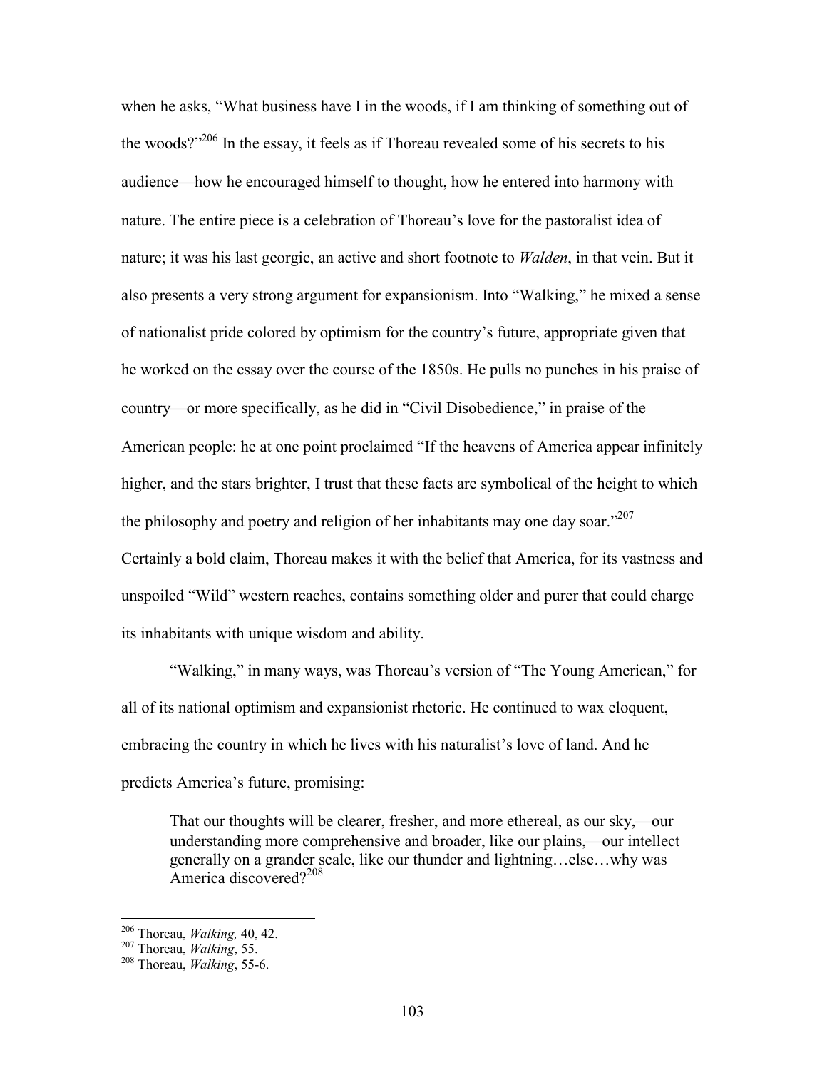when he asks, "What business have I in the woods, if I am thinking of something out of the woods?"[206] In the essay, it feels as if Thoreau revealed some of his secrets to his audience—how he encouraged himself to thought, how he entered into harmony with nature. The entire piece is a celebration of Thoreau's love for the pastoralist idea of nature; it was his last georgic, an active and short footnote to *Walden*, in that vein. But it also presents a very strong argument for expansionism. Into "Walking," he mixed a sense of nationalist pride colored by optimism for the country's future, appropriate given that he worked on the essay over the course of the 1850s. He pulls no punches in his praise of country—or more specifically, as he did in "Civil Disobedience," in praise of the American people: he at one point proclaimed "If the heavens of America appear infinitely higher, and the stars brighter, I trust that these facts are symbolical of the height to which the philosophy and poetry and religion of her inhabitants may one day soar."[207] Certainly a bold claim, Thoreau makes it with the belief that America, for its vastness and unspoiled "Wild" western reaches, contains something older and purer that could charge its inhabitants with unique wisdom and ability.

"Walking," in many ways, was Thoreau's version of "The Young American," for all of its national optimism and expansionist rhetoric. He continued to wax eloquent, embracing the country in which he lives with his naturalist's love of land. And he predicts America's future, promising:

> That our thoughts will be clearer, fresher, and more ethereal, as our sky,—our understanding more comprehensive and broader, like our plains,—our intellect generally on a grander scale, like our thunder and lightning…else…why was America discovered?[208]

---

[206] Thoreau, *Walking,* 40, 42.

[207] Thoreau, *Walking*, 55.

[208] Thoreau, *Walking*, 55-6.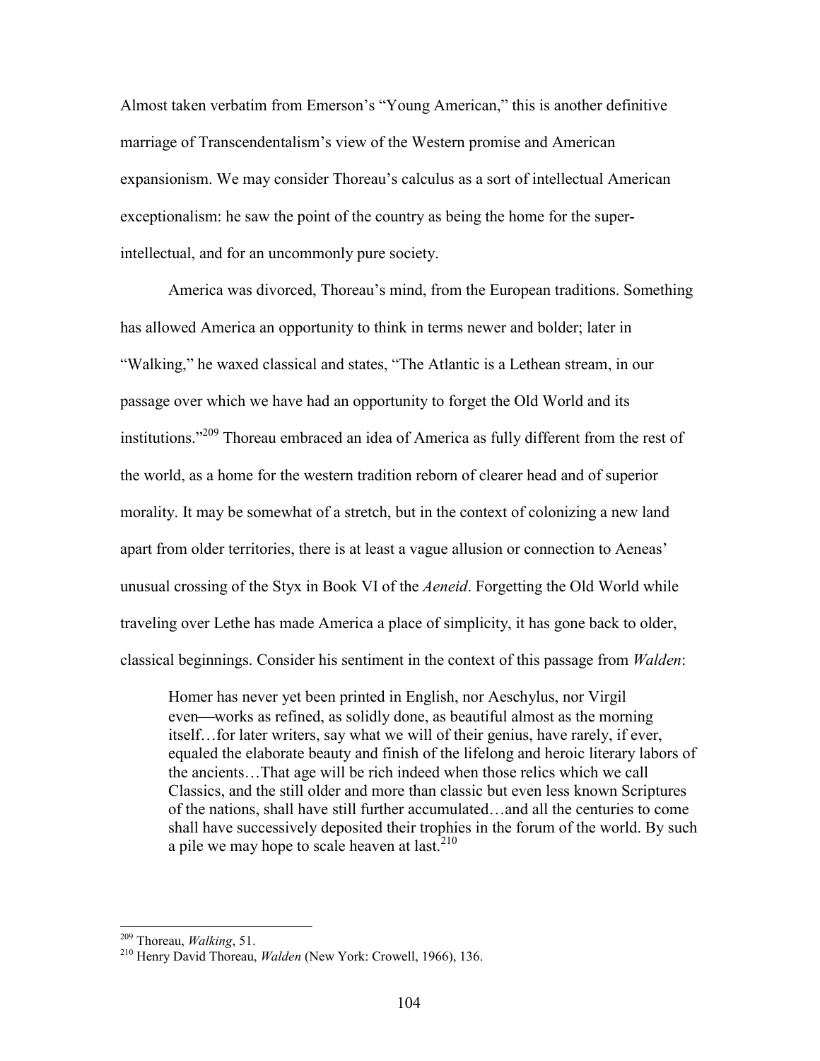Almost taken verbatim from Emerson's "Young American," this is another definitive marriage of Transcendentalism's view of the Western promise and American expansionism. We may consider Thoreau's calculus as a sort of intellectual American exceptionalism: he saw the point of the country as being the home for the super-intellectual, and for an uncommonly pure society.

America was divorced, Thoreau's mind, from the European traditions. Something has allowed America an opportunity to think in terms newer and bolder; later in "Walking," he waxed classical and states, "The Atlantic is a Lethean stream, in our passage over which we have had an opportunity to forget the Old World and its institutions."[209] Thoreau embraced an idea of America as fully different from the rest of the world, as a home for the western tradition reborn of clearer head and of superior morality. It may be somewhat of a stretch, but in the context of colonizing a new land apart from older territories, there is at least a vague allusion or connection to Aeneas' unusual crossing of the Styx in Book VI of the *Aeneid*. Forgetting the Old World while traveling over Lethe has made America a place of simplicity, it has gone back to older, classical beginnings. Consider his sentiment in the context of this passage from *Walden*:

> Homer has never yet been printed in English, nor Aeschylus, nor Virgil even—works as refined, as solidly done, as beautiful almost as the morning itself…for later writers, say what we will of their genius, have rarely, if ever, equaled the elaborate beauty and finish of the lifelong and heroic literary labors of the ancients…That age will be rich indeed when those relics which we call Classics, and the still older and more than classic but even less known Scriptures of the nations, shall have still further accumulated…and all the centuries to come shall have successively deposited their trophies in the forum of the world. By such a pile we may hope to scale heaven at last.[210]

---

[209] Thoreau, *Walking*, 51.

[210] Henry David Thoreau, *Walden* (New York: Crowell, 1966), 136.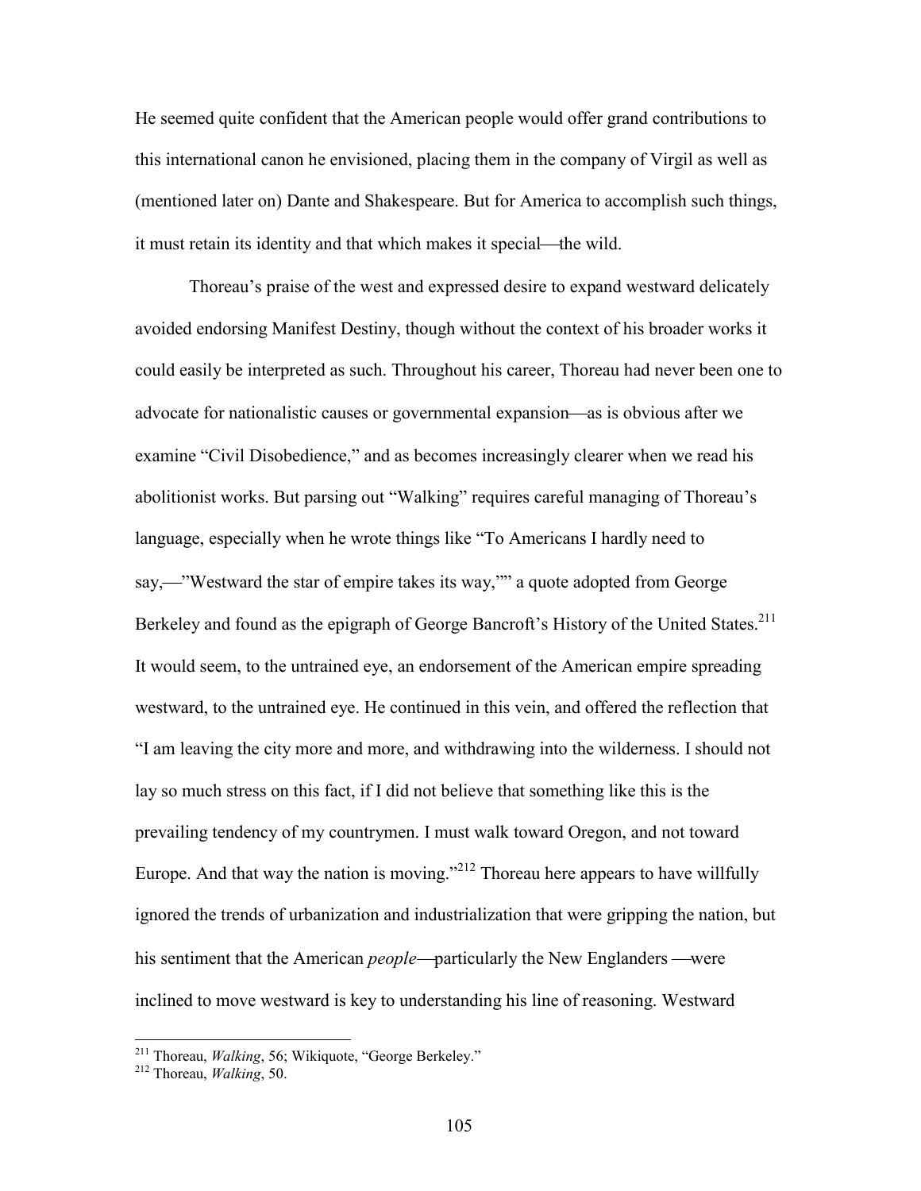He seemed quite confident that the American people would offer grand contributions to this international canon he envisioned, placing them in the company of Virgil as well as (mentioned later on) Dante and Shakespeare. But for America to accomplish such things, it must retain its identity and that which makes it special—the wild.

Thoreau's praise of the west and expressed desire to expand westward delicately avoided endorsing Manifest Destiny, though without the context of his broader works it could easily be interpreted as such. Throughout his career, Thoreau had never been one to advocate for nationalistic causes or governmental expansion—as is obvious after we examine "Civil Disobedience," and as becomes increasingly clearer when we read his abolitionist works. But parsing out "Walking" requires careful managing of Thoreau's language, especially when he wrote things like "To Americans I hardly need to say,—"Westward the star of empire takes its way,"" a quote adopted from George Berkeley and found as the epigraph of George Bancroft's History of the United States.[211] It would seem, to the untrained eye, an endorsement of the American empire spreading westward, to the untrained eye. He continued in this vein, and offered the reflection that "I am leaving the city more and more, and withdrawing into the wilderness. I should not lay so much stress on this fact, if I did not believe that something like this is the prevailing tendency of my countrymen. I must walk toward Oregon, and not toward Europe. And that way the nation is moving."[212] Thoreau here appears to have willfully ignored the trends of urbanization and industrialization that were gripping the nation, but his sentiment that the American *people*—particularly the New Englanders —were inclined to move westward is key to understanding his line of reasoning. Westward

---

[211] Thoreau, *Walking*, 56; Wikiquote, "George Berkeley."

[212] Thoreau, *Walking*, 50.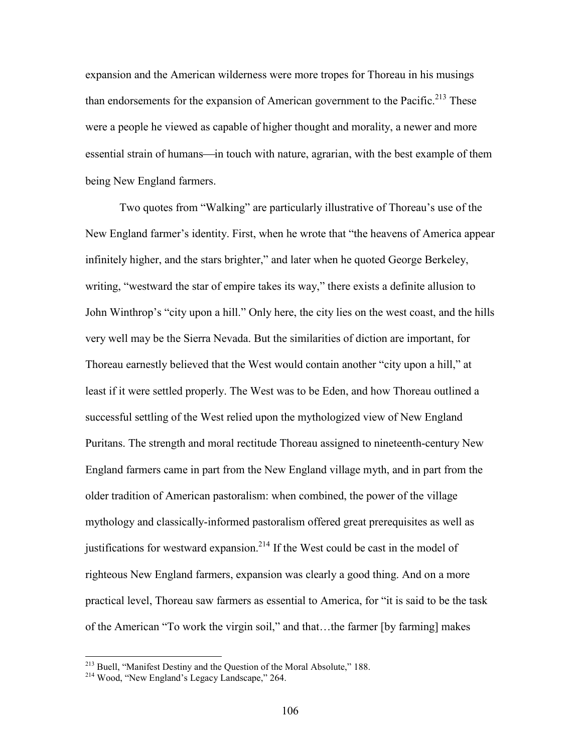expansion and the American wilderness were more tropes for Thoreau in his musings than endorsements for the expansion of American government to the Pacific.[213] These were a people he viewed as capable of higher thought and morality, a newer and more essential strain of humans—in touch with nature, agrarian, with the best example of them being New England farmers.

Two quotes from "Walking" are particularly illustrative of Thoreau's use of the New England farmer's identity. First, when he wrote that "the heavens of America appear infinitely higher, and the stars brighter," and later when he quoted George Berkeley, writing, "westward the star of empire takes its way," there exists a definite allusion to John Winthrop's "city upon a hill." Only here, the city lies on the west coast, and the hills very well may be the Sierra Nevada. But the similarities of diction are important, for Thoreau earnestly believed that the West would contain another "city upon a hill," at least if it were settled properly. The West was to be Eden, and how Thoreau outlined a successful settling of the West relied upon the mythologized view of New England Puritans. The strength and moral rectitude Thoreau assigned to nineteenth-century New England farmers came in part from the New England village myth, and in part from the older tradition of American pastoralism: when combined, the power of the village mythology and classically-informed pastoralism offered great prerequisites as well as justifications for westward expansion.[214] If the West could be cast in the model of righteous New England farmers, expansion was clearly a good thing. And on a more practical level, Thoreau saw farmers as essential to America, for "it is said to be the task of the American "To work the virgin soil," and that…the farmer [by farming] makes

---

[213] Buell, "Manifest Destiny and the Question of the Moral Absolute," 188.

[214] Wood, "New England's Legacy Landscape," 264.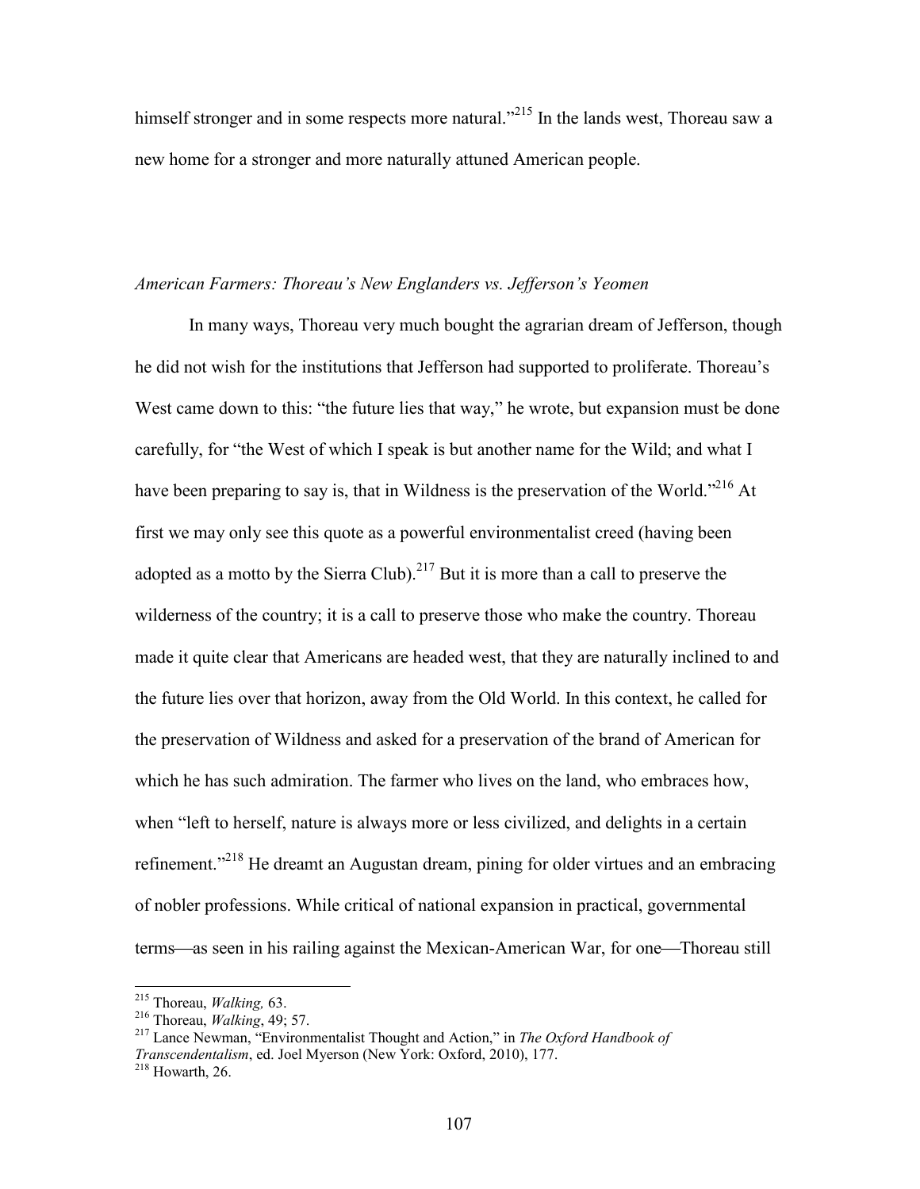himself stronger and in some respects more natural."[215] In the lands west, Thoreau saw a new home for a stronger and more naturally attuned American people.

### *American Farmers: Thoreau's New Englanders vs. Jefferson's Yeomen*

In many ways, Thoreau very much bought the agrarian dream of Jefferson, though he did not wish for the institutions that Jefferson had supported to proliferate. Thoreau's West came down to this: "the future lies that way," he wrote, but expansion must be done carefully, for "the West of which I speak is but another name for the Wild; and what I have been preparing to say is, that in Wildness is the preservation of the World."[216] At first we may only see this quote as a powerful environmentalist creed (having been adopted as a motto by the Sierra Club).[217] But it is more than a call to preserve the wilderness of the country; it is a call to preserve those who make the country. Thoreau made it quite clear that Americans are headed west, that they are naturally inclined to and the future lies over that horizon, away from the Old World. In this context, he called for the preservation of Wildness and asked for a preservation of the brand of American for which he has such admiration. The farmer who lives on the land, who embraces how, when "left to herself, nature is always more or less civilized, and delights in a certain refinement."[218] He dreamt an Augustan dream, pining for older virtues and an embracing of nobler professions. While critical of national expansion in practical, governmental terms—as seen in his railing against the Mexican-American War, for one—Thoreau still

---

[215] Thoreau, *Walking,* 63.

[216] Thoreau, *Walking*, 49; 57.

[217] Lance Newman, "Environmentalist Thought and Action," in *The Oxford Handbook of Transcendentalism*, ed. Joel Myerson (New York: Oxford, 2010), 177.

[218] Howarth, 26.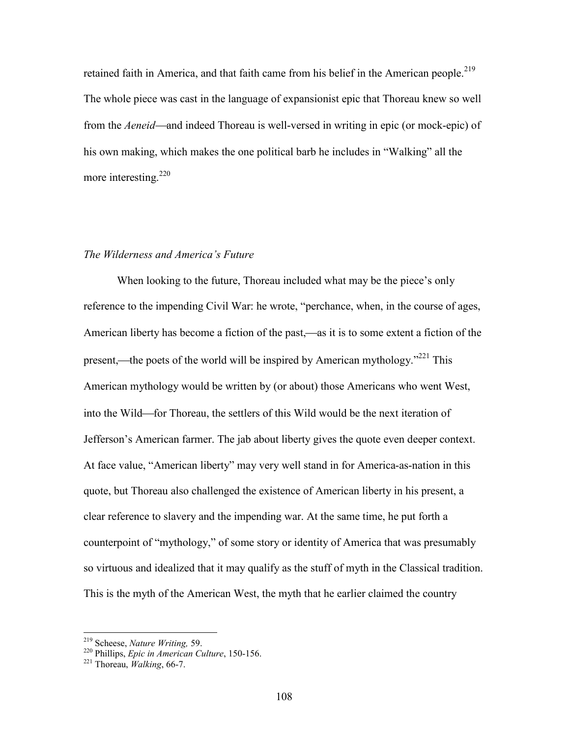retained faith in America, and that faith came from his belief in the American people.[219] The whole piece was cast in the language of expansionist epic that Thoreau knew so well from the *Aeneid*—and indeed Thoreau is well-versed in writing in epic (or mock-epic) of his own making, which makes the one political barb he includes in "Walking" all the more interesting.[220]

*The Wilderness and America's Future*

When looking to the future, Thoreau included what may be the piece's only reference to the impending Civil War: he wrote, "perchance, when, in the course of ages, American liberty has become a fiction of the past,—as it is to some extent a fiction of the present,—the poets of the world will be inspired by American mythology."[221] This American mythology would be written by (or about) those Americans who went West, into the Wild—for Thoreau, the settlers of this Wild would be the next iteration of Jefferson's American farmer. The jab about liberty gives the quote even deeper context. At face value, "American liberty" may very well stand in for America-as-nation in this quote, but Thoreau also challenged the existence of American liberty in his present, a clear reference to slavery and the impending war. At the same time, he put forth a counterpoint of "mythology," of some story or identity of America that was presumably so virtuous and idealized that it may qualify as the stuff of myth in the Classical tradition. This is the myth of the American West, the myth that he earlier claimed the country

[219] Scheese, *Nature Writing,* 59.
[220] Phillips, *Epic in American Culture*, 150-156.
[221] Thoreau, *Walking*, 66-7.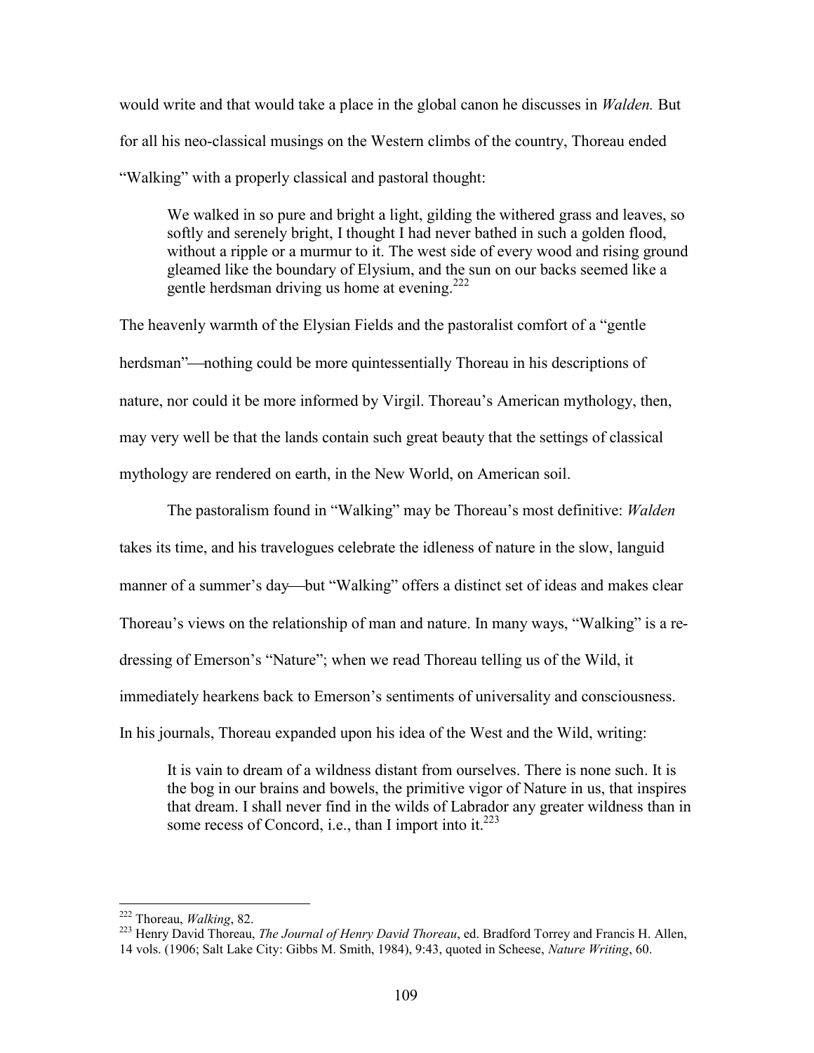would write and that would take a place in the global canon he discusses in *Walden.* But for all his neo-classical musings on the Western climbs of the country, Thoreau ended "Walking" with a properly classical and pastoral thought:

> We walked in so pure and bright a light, gilding the withered grass and leaves, so softly and serenely bright, I thought I had never bathed in such a golden flood, without a ripple or a murmur to it. The west side of every wood and rising ground gleamed like the boundary of Elysium, and the sun on our backs seemed like a gentle herdsman driving us home at evening.[222]

The heavenly warmth of the Elysian Fields and the pastoralist comfort of a "gentle herdsman"—nothing could be more quintessentially Thoreau in his descriptions of nature, nor could it be more informed by Virgil. Thoreau's American mythology, then, may very well be that the lands contain such great beauty that the settings of classical mythology are rendered on earth, in the New World, on American soil.

The pastoralism found in "Walking" may be Thoreau's most definitive: *Walden* takes its time, and his travelogues celebrate the idleness of nature in the slow, languid manner of a summer's day—but "Walking" offers a distinct set of ideas and makes clear Thoreau's views on the relationship of man and nature. In many ways, "Walking" is a re-dressing of Emerson's "Nature"; when we read Thoreau telling us of the Wild, it immediately hearkens back to Emerson's sentiments of universality and consciousness. In his journals, Thoreau expanded upon his idea of the West and the Wild, writing:

> It is vain to dream of a wildness distant from ourselves. There is none such. It is the bog in our brains and bowels, the primitive vigor of Nature in us, that inspires that dream. I shall never find in the wilds of Labrador any greater wildness than in some recess of Concord, i.e., than I import into it.[223]

---

[222] Thoreau, *Walking*, 82.

[223] Henry David Thoreau, *The Journal of Henry David Thoreau*, ed. Bradford Torrey and Francis H. Allen, 14 vols. (1906; Salt Lake City: Gibbs M. Smith, 1984), 9:43, quoted in Scheese, *Nature Writing*, 60.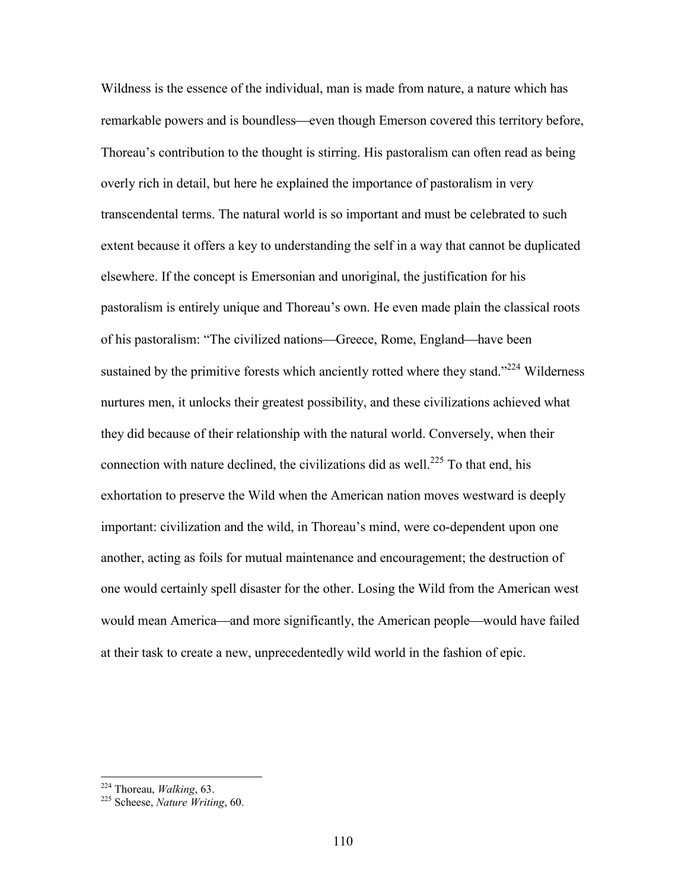Wildness is the essence of the individual, man is made from nature, a nature which has remarkable powers and is boundless—even though Emerson covered this territory before, Thoreau's contribution to the thought is stirring. His pastoralism can often read as being overly rich in detail, but here he explained the importance of pastoralism in very transcendental terms. The natural world is so important and must be celebrated to such extent because it offers a key to understanding the self in a way that cannot be duplicated elsewhere. If the concept is Emersonian and unoriginal, the justification for his pastoralism is entirely unique and Thoreau's own. He even made plain the classical roots of his pastoralism: "The civilized nations—Greece, Rome, England—have been sustained by the primitive forests which anciently rotted where they stand."[224] Wilderness nurtures men, it unlocks their greatest possibility, and these civilizations achieved what they did because of their relationship with the natural world. Conversely, when their connection with nature declined, the civilizations did as well.[225] To that end, his exhortation to preserve the Wild when the American nation moves westward is deeply important: civilization and the wild, in Thoreau's mind, were co-dependent upon one another, acting as foils for mutual maintenance and encouragement; the destruction of one would certainly spell disaster for the other. Losing the Wild from the American west would mean America—and more significantly, the American people—would have failed at their task to create a new, unprecedentedly wild world in the fashion of epic.

[224] Thoreau, *Walking*, 63.
[225] Scheese, *Nature Writing*, 60.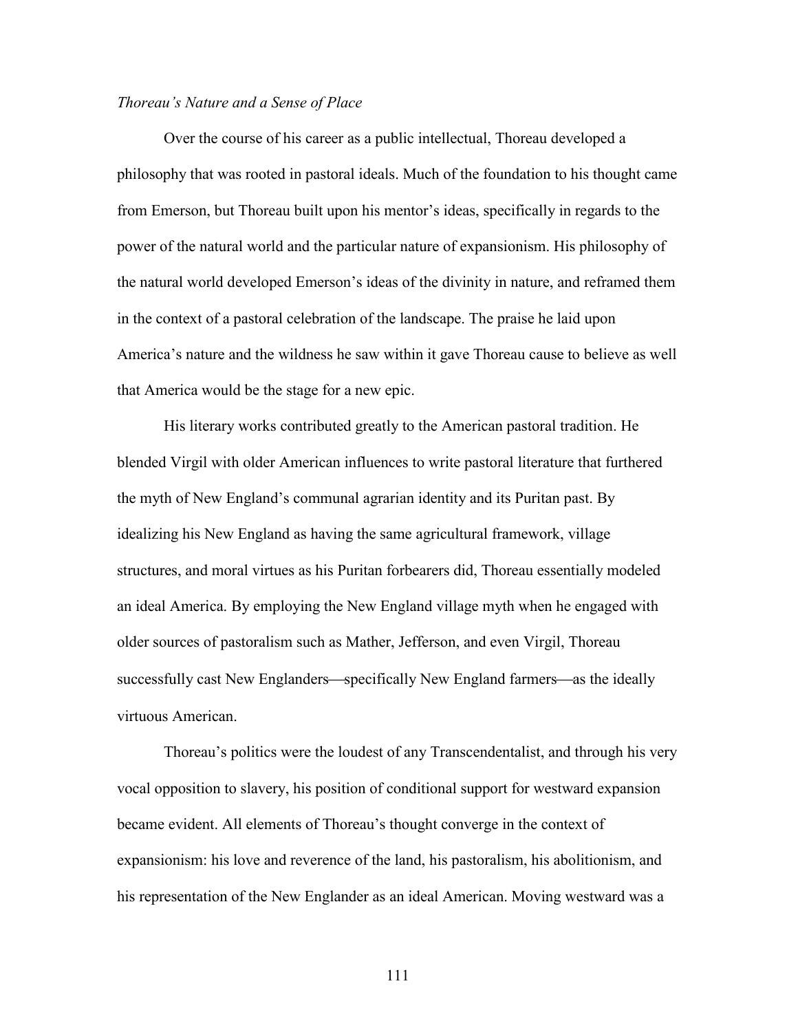*Thoreau's Nature and a Sense of Place*

Over the course of his career as a public intellectual, Thoreau developed a philosophy that was rooted in pastoral ideals. Much of the foundation to his thought came from Emerson, but Thoreau built upon his mentor's ideas, specifically in regards to the power of the natural world and the particular nature of expansionism. His philosophy of the natural world developed Emerson's ideas of the divinity in nature, and reframed them in the context of a pastoral celebration of the landscape. The praise he laid upon America's nature and the wildness he saw within it gave Thoreau cause to believe as well that America would be the stage for a new epic.

His literary works contributed greatly to the American pastoral tradition. He blended Virgil with older American influences to write pastoral literature that furthered the myth of New England's communal agrarian identity and its Puritan past. By idealizing his New England as having the same agricultural framework, village structures, and moral virtues as his Puritan forbearers did, Thoreau essentially modeled an ideal America. By employing the New England village myth when he engaged with older sources of pastoralism such as Mather, Jefferson, and even Virgil, Thoreau successfully cast New Englanders—specifically New England farmers—as the ideally virtuous American.

Thoreau's politics were the loudest of any Transcendentalist, and through his very vocal opposition to slavery, his position of conditional support for westward expansion became evident. All elements of Thoreau's thought converge in the context of expansionism: his love and reverence of the land, his pastoralism, his abolitionism, and his representation of the New Englander as an ideal American. Moving westward was a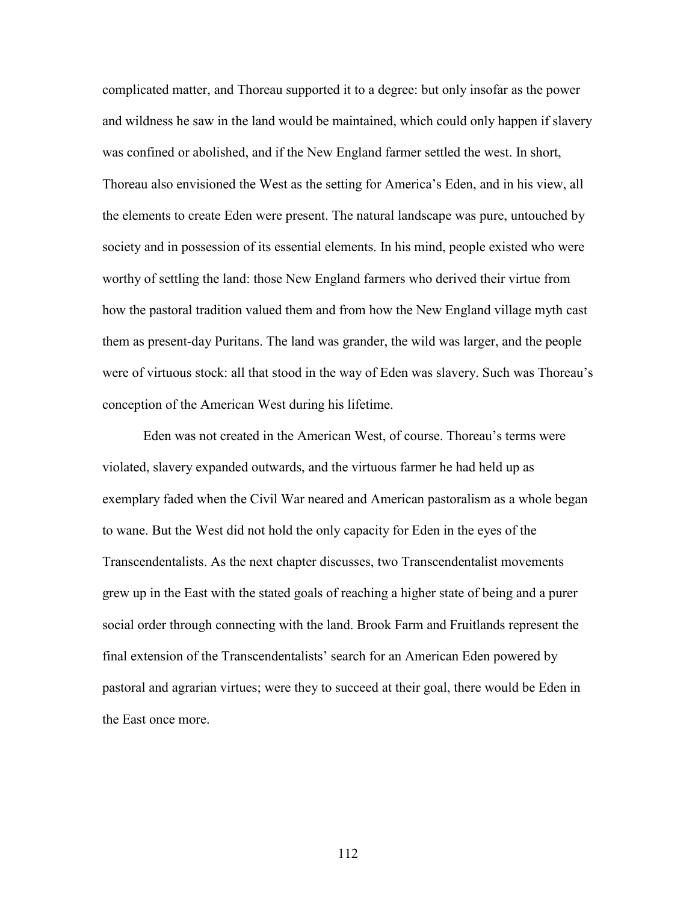complicated matter, and Thoreau supported it to a degree: but only insofar as the power and wildness he saw in the land would be maintained, which could only happen if slavery was confined or abolished, and if the New England farmer settled the west. In short, Thoreau also envisioned the West as the setting for America's Eden, and in his view, all the elements to create Eden were present. The natural landscape was pure, untouched by society and in possession of its essential elements. In his mind, people existed who were worthy of settling the land: those New England farmers who derived their virtue from how the pastoral tradition valued them and from how the New England village myth cast them as present-day Puritans. The land was grander, the wild was larger, and the people were of virtuous stock: all that stood in the way of Eden was slavery. Such was Thoreau's conception of the American West during his lifetime.

Eden was not created in the American West, of course. Thoreau's terms were violated, slavery expanded outwards, and the virtuous farmer he had held up as exemplary faded when the Civil War neared and American pastoralism as a whole began to wane. But the West did not hold the only capacity for Eden in the eyes of the Transcendentalists. As the next chapter discusses, two Transcendentalist movements grew up in the East with the stated goals of reaching a higher state of being and a purer social order through connecting with the land. Brook Farm and Fruitlands represent the final extension of the Transcendentalists' search for an American Eden powered by pastoral and agrarian virtues; were they to succeed at their goal, there would be Eden in the East once more.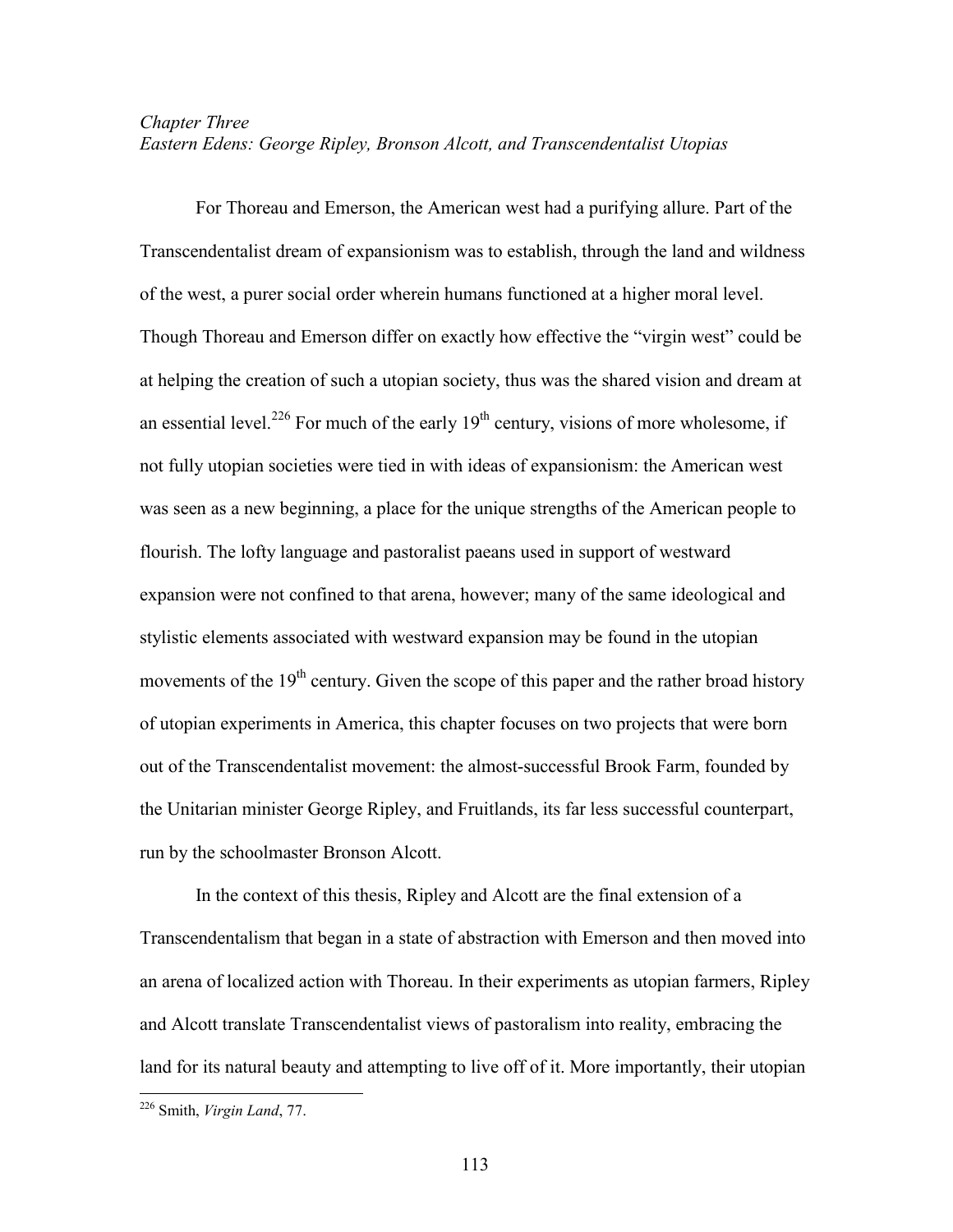*Chapter Three*
*Eastern Edens: George Ripley, Bronson Alcott, and Transcendentalist Utopias*

For Thoreau and Emerson, the American west had a purifying allure. Part of the Transcendentalist dream of expansionism was to establish, through the land and wildness of the west, a purer social order wherein humans functioned at a higher moral level. Though Thoreau and Emerson differ on exactly how effective the "virgin west" could be at helping the creation of such a utopian society, thus was the shared vision and dream at an essential level.[226] For much of the early 19th century, visions of more wholesome, if not fully utopian societies were tied in with ideas of expansionism: the American west was seen as a new beginning, a place for the unique strengths of the American people to flourish. The lofty language and pastoralist paeans used in support of westward expansion were not confined to that arena, however; many of the same ideological and stylistic elements associated with westward expansion may be found in the utopian movements of the 19th century. Given the scope of this paper and the rather broad history of utopian experiments in America, this chapter focuses on two projects that were born out of the Transcendentalist movement: the almost-successful Brook Farm, founded by the Unitarian minister George Ripley, and Fruitlands, its far less successful counterpart, run by the schoolmaster Bronson Alcott.

In the context of this thesis, Ripley and Alcott are the final extension of a Transcendentalism that began in a state of abstraction with Emerson and then moved into an arena of localized action with Thoreau. In their experiments as utopian farmers, Ripley and Alcott translate Transcendentalist views of pastoralism into reality, embracing the land for its natural beauty and attempting to live off of it. More importantly, their utopian

[226] Smith, *Virgin Land*, 77.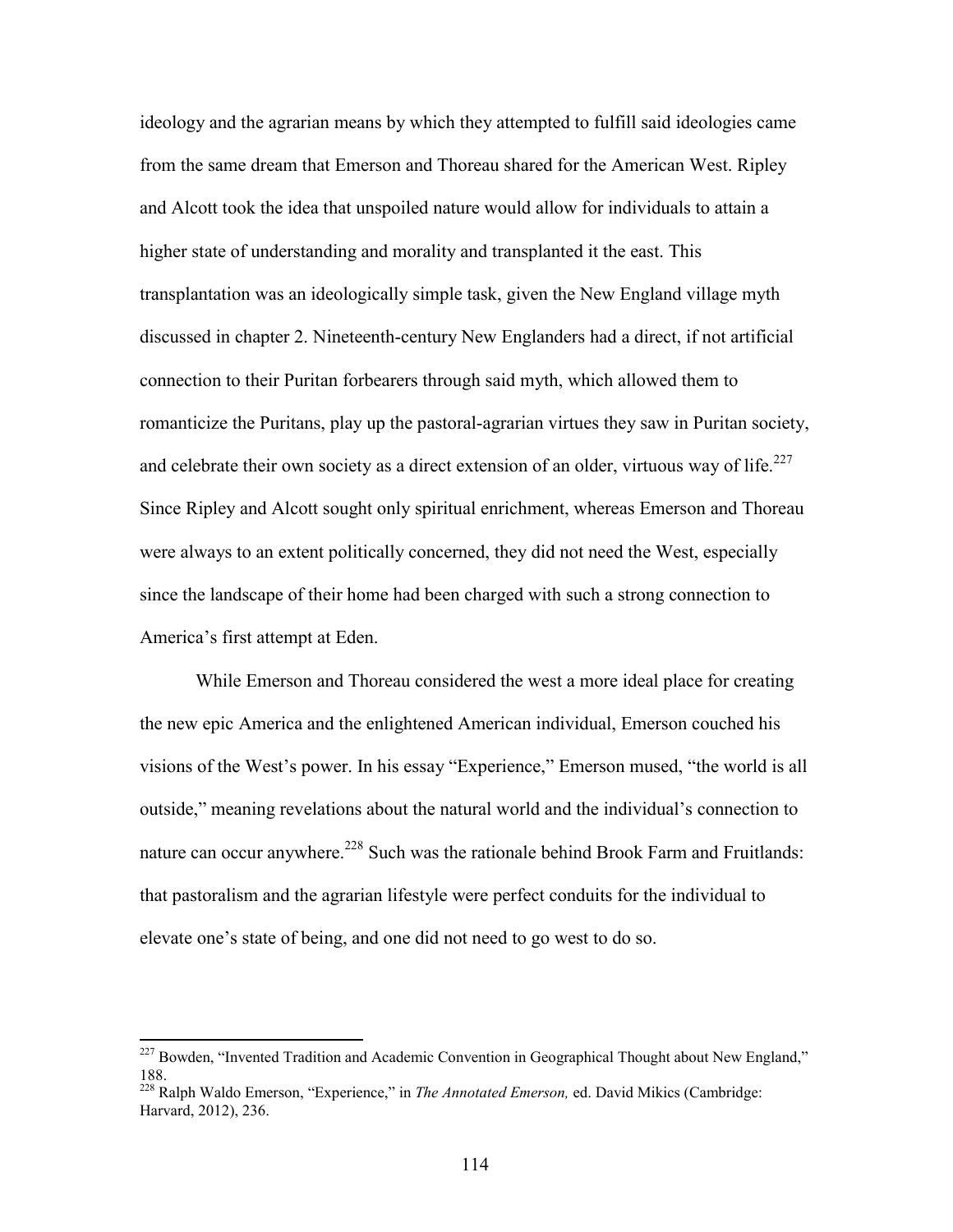ideology and the agrarian means by which they attempted to fulfill said ideologies came from the same dream that Emerson and Thoreau shared for the American West. Ripley and Alcott took the idea that unspoiled nature would allow for individuals to attain a higher state of understanding and morality and transplanted it the east. This transplantation was an ideologically simple task, given the New England village myth discussed in chapter 2. Nineteenth-century New Englanders had a direct, if not artificial connection to their Puritan forbearers through said myth, which allowed them to romanticize the Puritans, play up the pastoral-agrarian virtues they saw in Puritan society, and celebrate their own society as a direct extension of an older, virtuous way of life.[227] Since Ripley and Alcott sought only spiritual enrichment, whereas Emerson and Thoreau were always to an extent politically concerned, they did not need the West, especially since the landscape of their home had been charged with such a strong connection to America's first attempt at Eden.

While Emerson and Thoreau considered the west a more ideal place for creating the new epic America and the enlightened American individual, Emerson couched his visions of the West's power. In his essay "Experience," Emerson mused, "the world is all outside," meaning revelations about the natural world and the individual's connection to nature can occur anywhere.[228] Such was the rationale behind Brook Farm and Fruitlands: that pastoralism and the agrarian lifestyle were perfect conduits for the individual to elevate one's state of being, and one did not need to go west to do so.

---

[227] Bowden, "Invented Tradition and Academic Convention in Geographical Thought about New England," 188.

[228] Ralph Waldo Emerson, "Experience," in *The Annotated Emerson,* ed. David Mikics (Cambridge: Harvard, 2012), 236.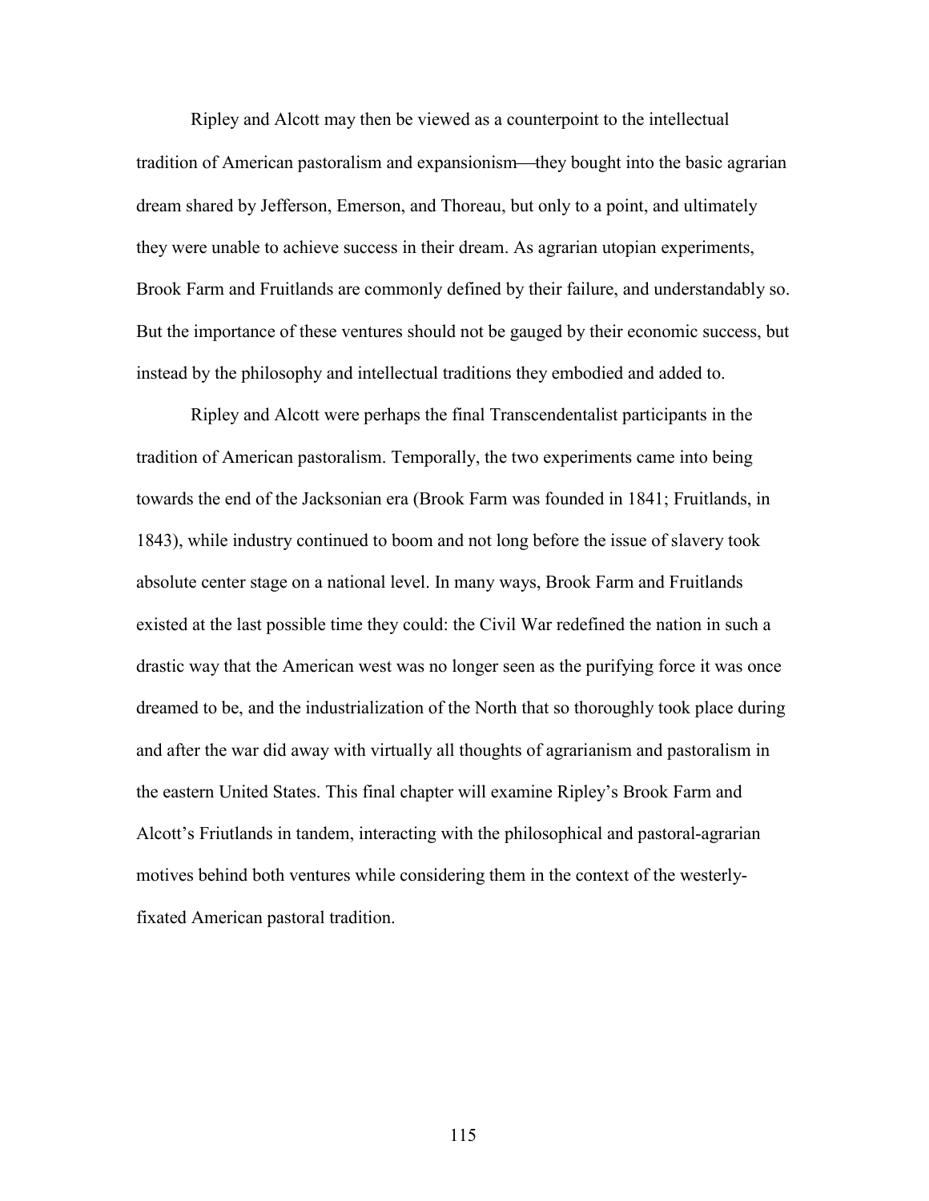Ripley and Alcott may then be viewed as a counterpoint to the intellectual tradition of American pastoralism and expansionism—they bought into the basic agrarian dream shared by Jefferson, Emerson, and Thoreau, but only to a point, and ultimately they were unable to achieve success in their dream. As agrarian utopian experiments, Brook Farm and Fruitlands are commonly defined by their failure, and understandably so. But the importance of these ventures should not be gauged by their economic success, but instead by the philosophy and intellectual traditions they embodied and added to.

Ripley and Alcott were perhaps the final Transcendentalist participants in the tradition of American pastoralism. Temporally, the two experiments came into being towards the end of the Jacksonian era (Brook Farm was founded in 1841; Fruitlands, in 1843), while industry continued to boom and not long before the issue of slavery took absolute center stage on a national level. In many ways, Brook Farm and Fruitlands existed at the last possible time they could: the Civil War redefined the nation in such a drastic way that the American west was no longer seen as the purifying force it was once dreamed to be, and the industrialization of the North that so thoroughly took place during and after the war did away with virtually all thoughts of agrarianism and pastoralism in the eastern United States. This final chapter will examine Ripley's Brook Farm and Alcott's Friutlands in tandem, interacting with the philosophical and pastoral-agrarian motives behind both ventures while considering them in the context of the westerly-fixated American pastoral tradition.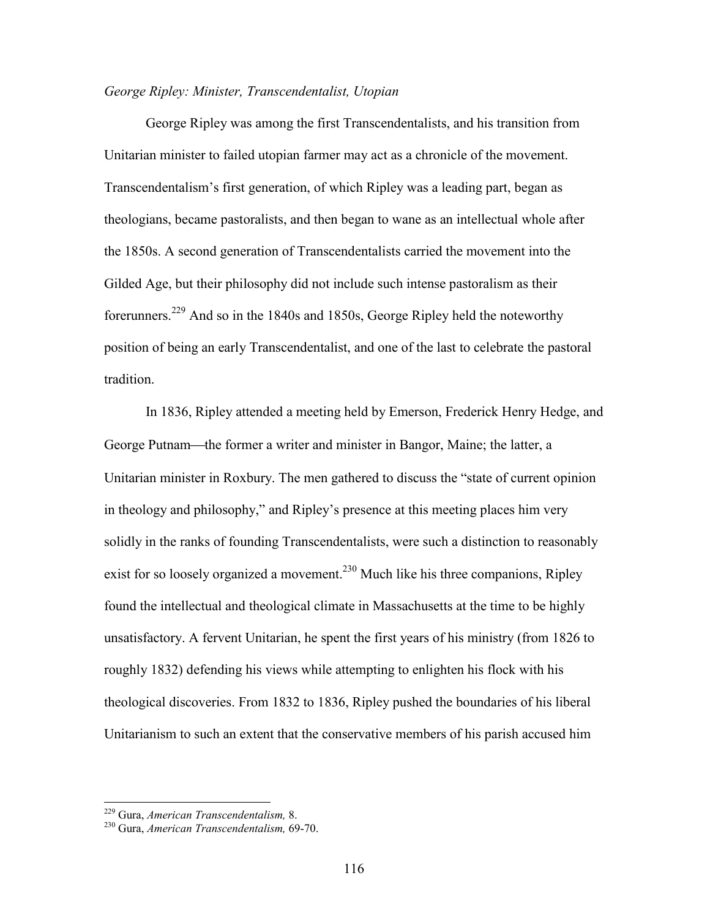*George Ripley: Minister, Transcendentalist, Utopian*

George Ripley was among the first Transcendentalists, and his transition from Unitarian minister to failed utopian farmer may act as a chronicle of the movement. Transcendentalism's first generation, of which Ripley was a leading part, began as theologians, became pastoralists, and then began to wane as an intellectual whole after the 1850s. A second generation of Transcendentalists carried the movement into the Gilded Age, but their philosophy did not include such intense pastoralism as their forerunners.[229] And so in the 1840s and 1850s, George Ripley held the noteworthy position of being an early Transcendentalist, and one of the last to celebrate the pastoral tradition.

In 1836, Ripley attended a meeting held by Emerson, Frederick Henry Hedge, and George Putnam—the former a writer and minister in Bangor, Maine; the latter, a Unitarian minister in Roxbury. The men gathered to discuss the "state of current opinion in theology and philosophy," and Ripley's presence at this meeting places him very solidly in the ranks of founding Transcendentalists, were such a distinction to reasonably exist for so loosely organized a movement.[230] Much like his three companions, Ripley found the intellectual and theological climate in Massachusetts at the time to be highly unsatisfactory. A fervent Unitarian, he spent the first years of his ministry (from 1826 to roughly 1832) defending his views while attempting to enlighten his flock with his theological discoveries. From 1832 to 1836, Ripley pushed the boundaries of his liberal Unitarianism to such an extent that the conservative members of his parish accused him

---

[229] Gura, *American Transcendentalism,* 8.

[230] Gura, *American Transcendentalism,* 69-70.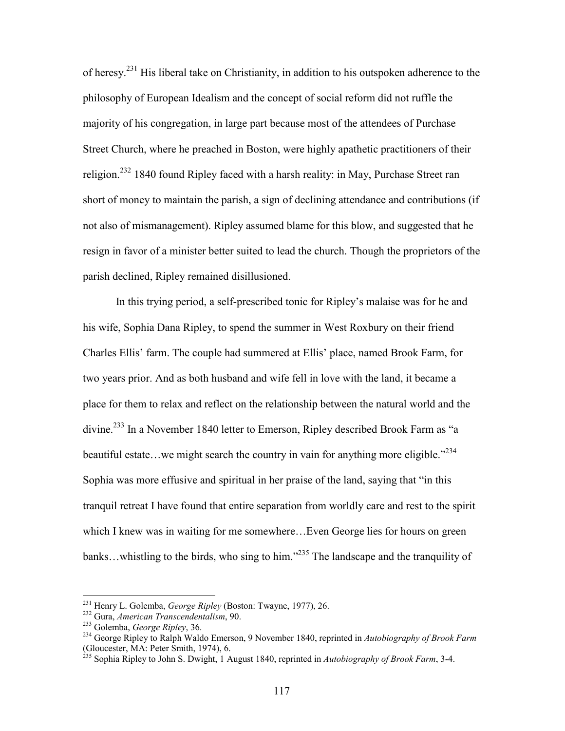of heresy.[231] His liberal take on Christianity, in addition to his outspoken adherence to the philosophy of European Idealism and the concept of social reform did not ruffle the majority of his congregation, in large part because most of the attendees of Purchase Street Church, where he preached in Boston, were highly apathetic practitioners of their religion.[232] 1840 found Ripley faced with a harsh reality: in May, Purchase Street ran short of money to maintain the parish, a sign of declining attendance and contributions (if not also of mismanagement). Ripley assumed blame for this blow, and suggested that he resign in favor of a minister better suited to lead the church. Though the proprietors of the parish declined, Ripley remained disillusioned.

In this trying period, a self-prescribed tonic for Ripley's malaise was for he and his wife, Sophia Dana Ripley, to spend the summer in West Roxbury on their friend Charles Ellis' farm. The couple had summered at Ellis' place, named Brook Farm, for two years prior. And as both husband and wife fell in love with the land, it became a place for them to relax and reflect on the relationship between the natural world and the divine.[233] In a November 1840 letter to Emerson, Ripley described Brook Farm as "a beautiful estate…we might search the country in vain for anything more eligible."[234] Sophia was more effusive and spiritual in her praise of the land, saying that "in this tranquil retreat I have found that entire separation from worldly care and rest to the spirit which I knew was in waiting for me somewhere…Even George lies for hours on green banks…whistling to the birds, who sing to him."[235] The landscape and the tranquility of

---

[231] Henry L. Golemba, *George Ripley* (Boston: Twayne, 1977), 26.
[232] Gura, *American Transcendentalism*, 90.
[233] Golemba, *George Ripley*, 36.
[234] George Ripley to Ralph Waldo Emerson, 9 November 1840, reprinted in *Autobiography of Brook Farm* (Gloucester, MA: Peter Smith, 1974), 6.
[235] Sophia Ripley to John S. Dwight, 1 August 1840, reprinted in *Autobiography of Brook Farm*, 3-4.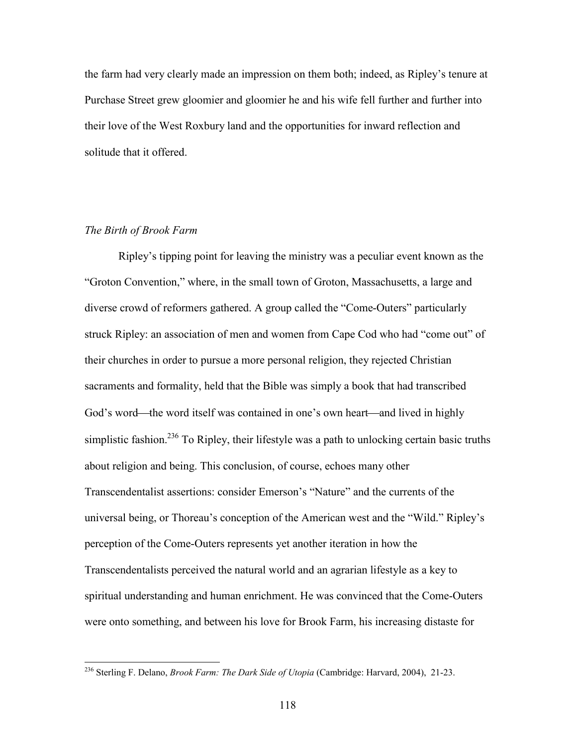the farm had very clearly made an impression on them both; indeed, as Ripley's tenure at Purchase Street grew gloomier and gloomier he and his wife fell further and further into their love of the West Roxbury land and the opportunities for inward reflection and solitude that it offered.

### *The Birth of Brook Farm*

Ripley's tipping point for leaving the ministry was a peculiar event known as the "Groton Convention," where, in the small town of Groton, Massachusetts, a large and diverse crowd of reformers gathered. A group called the "Come-Outers" particularly struck Ripley: an association of men and women from Cape Cod who had "come out" of their churches in order to pursue a more personal religion, they rejected Christian sacraments and formality, held that the Bible was simply a book that had transcribed God's word—the word itself was contained in one's own heart—and lived in highly simplistic fashion.[236] To Ripley, their lifestyle was a path to unlocking certain basic truths about religion and being. This conclusion, of course, echoes many other Transcendentalist assertions: consider Emerson's "Nature" and the currents of the universal being, or Thoreau's conception of the American west and the "Wild." Ripley's perception of the Come-Outers represents yet another iteration in how the Transcendentalists perceived the natural world and an agrarian lifestyle as a key to spiritual understanding and human enrichment. He was convinced that the Come-Outers were onto something, and between his love for Brook Farm, his increasing distaste for

---

[236] Sterling F. Delano, *Brook Farm: The Dark Side of Utopia* (Cambridge: Harvard, 2004), 21-23.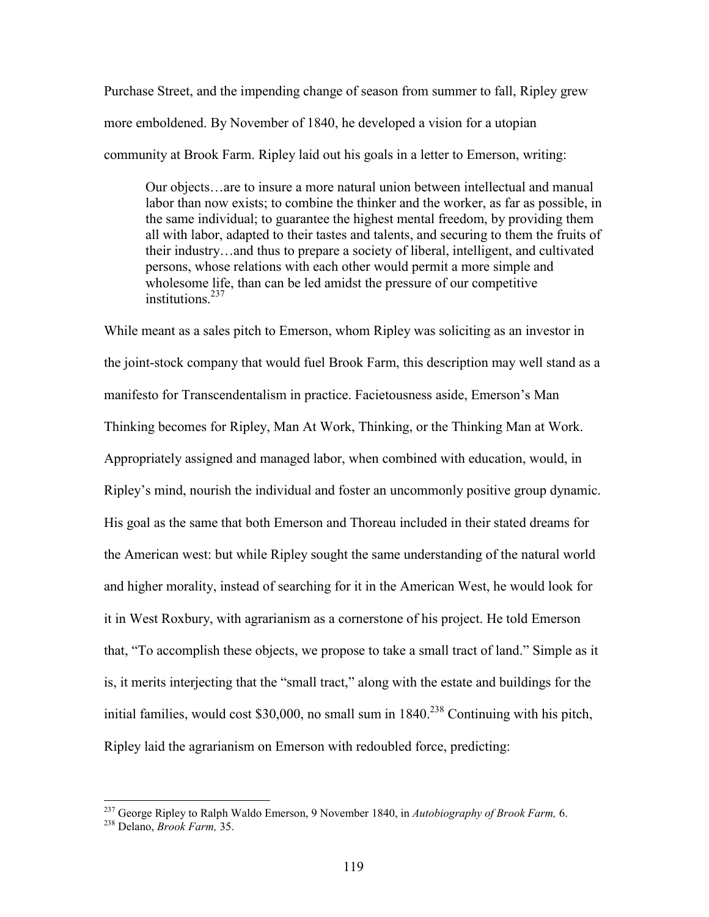Purchase Street, and the impending change of season from summer to fall, Ripley grew more emboldened. By November of 1840, he developed a vision for a utopian community at Brook Farm. Ripley laid out his goals in a letter to Emerson, writing:

> Our objects…are to insure a more natural union between intellectual and manual labor than now exists; to combine the thinker and the worker, as far as possible, in the same individual; to guarantee the highest mental freedom, by providing them all with labor, adapted to their tastes and talents, and securing to them the fruits of their industry…and thus to prepare a society of liberal, intelligent, and cultivated persons, whose relations with each other would permit a more simple and wholesome life, than can be led amidst the pressure of our competitive institutions.[237]

While meant as a sales pitch to Emerson, whom Ripley was soliciting as an investor in the joint-stock company that would fuel Brook Farm, this description may well stand as a manifesto for Transcendentalism in practice. Facietousness aside, Emerson's Man Thinking becomes for Ripley, Man At Work, Thinking, or the Thinking Man at Work. Appropriately assigned and managed labor, when combined with education, would, in Ripley's mind, nourish the individual and foster an uncommonly positive group dynamic. His goal as the same that both Emerson and Thoreau included in their stated dreams for the American west: but while Ripley sought the same understanding of the natural world and higher morality, instead of searching for it in the American West, he would look for it in West Roxbury, with agrarianism as a cornerstone of his project. He told Emerson that, "To accomplish these objects, we propose to take a small tract of land." Simple as it is, it merits interjecting that the "small tract," along with the estate and buildings for the initial families, would cost $30,000, no small sum in 1840.[238] Continuing with his pitch, Ripley laid the agrarianism on Emerson with redoubled force, predicting:

---

[237] George Ripley to Ralph Waldo Emerson, 9 November 1840, in *Autobiography of Brook Farm,* 6.

[238] Delano, *Brook Farm,* 35.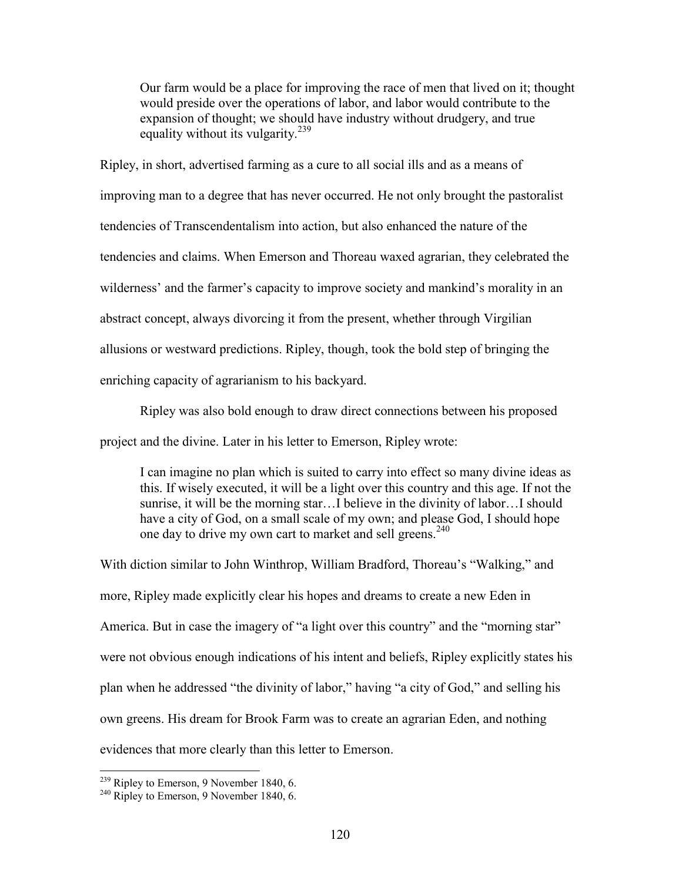> Our farm would be a place for improving the race of men that lived on it; thought would preside over the operations of labor, and labor would contribute to the expansion of thought; we should have industry without drudgery, and true equality without its vulgarity.[239]

Ripley, in short, advertised farming as a cure to all social ills and as a means of improving man to a degree that has never occurred. He not only brought the pastoralist tendencies of Transcendentalism into action, but also enhanced the nature of the tendencies and claims. When Emerson and Thoreau waxed agrarian, they celebrated the wilderness' and the farmer's capacity to improve society and mankind's morality in an abstract concept, always divorcing it from the present, whether through Virgilian allusions or westward predictions. Ripley, though, took the bold step of bringing the enriching capacity of agrarianism to his backyard.

Ripley was also bold enough to draw direct connections between his proposed project and the divine. Later in his letter to Emerson, Ripley wrote:

> I can imagine no plan which is suited to carry into effect so many divine ideas as this. If wisely executed, it will be a light over this country and this age. If not the sunrise, it will be the morning star…I believe in the divinity of labor…I should have a city of God, on a small scale of my own; and please God, I should hope one day to drive my own cart to market and sell greens.[240]

With diction similar to John Winthrop, William Bradford, Thoreau's "Walking," and more, Ripley made explicitly clear his hopes and dreams to create a new Eden in America. But in case the imagery of "a light over this country" and the "morning star" were not obvious enough indications of his intent and beliefs, Ripley explicitly states his plan when he addressed "the divinity of labor," having "a city of God," and selling his own greens. His dream for Brook Farm was to create an agrarian Eden, and nothing evidences that more clearly than this letter to Emerson.

---

[239] Ripley to Emerson, 9 November 1840, 6.

[240] Ripley to Emerson, 9 November 1840, 6.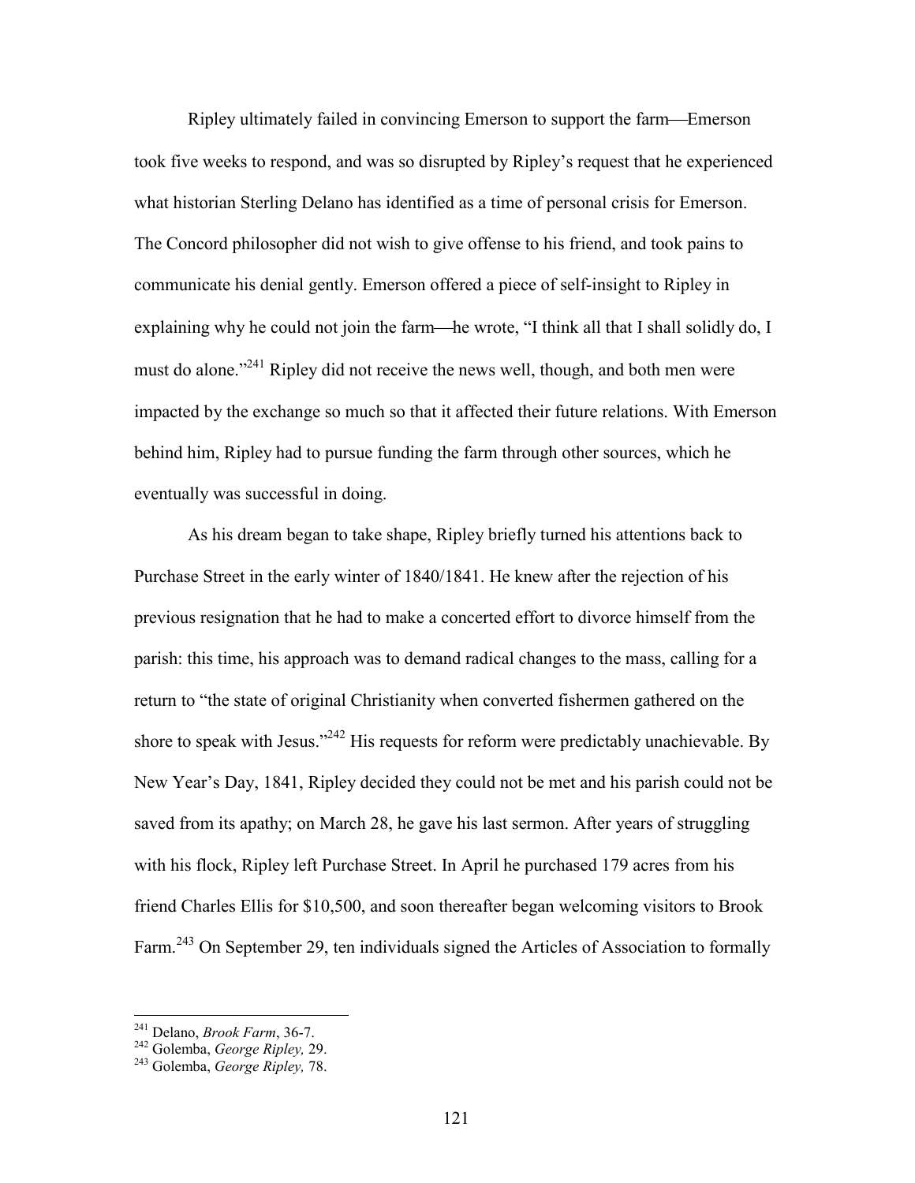Ripley ultimately failed in convincing Emerson to support the farm—Emerson took five weeks to respond, and was so disrupted by Ripley's request that he experienced what historian Sterling Delano has identified as a time of personal crisis for Emerson. The Concord philosopher did not wish to give offense to his friend, and took pains to communicate his denial gently. Emerson offered a piece of self-insight to Ripley in explaining why he could not join the farm—he wrote, "I think all that I shall solidly do, I must do alone."[241] Ripley did not receive the news well, though, and both men were impacted by the exchange so much so that it affected their future relations. With Emerson behind him, Ripley had to pursue funding the farm through other sources, which he eventually was successful in doing.

As his dream began to take shape, Ripley briefly turned his attentions back to Purchase Street in the early winter of 1840/1841. He knew after the rejection of his previous resignation that he had to make a concerted effort to divorce himself from the parish: this time, his approach was to demand radical changes to the mass, calling for a return to "the state of original Christianity when converted fishermen gathered on the shore to speak with Jesus."[242] His requests for reform were predictably unachievable. By New Year's Day, 1841, Ripley decided they could not be met and his parish could not be saved from its apathy; on March 28, he gave his last sermon. After years of struggling with his flock, Ripley left Purchase Street. In April he purchased 179 acres from his friend Charles Ellis for $10,500, and soon thereafter began welcoming visitors to Brook Farm.[243] On September 29, ten individuals signed the Articles of Association to formally

[241] Delano, *Brook Farm*, 36-7.
[242] Golemba, *George Ripley,* 29.
[243] Golemba, *George Ripley,* 78.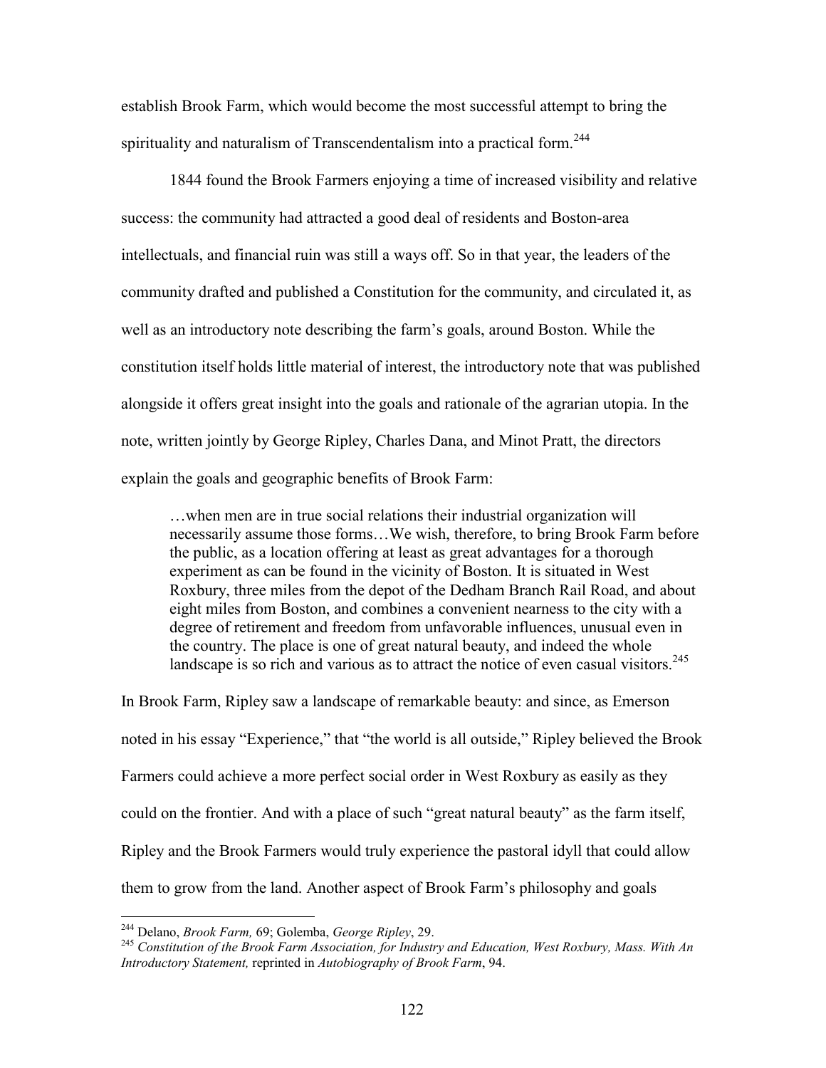establish Brook Farm, which would become the most successful attempt to bring the spirituality and naturalism of Transcendentalism into a practical form.[244]

1844 found the Brook Farmers enjoying a time of increased visibility and relative success: the community had attracted a good deal of residents and Boston-area intellectuals, and financial ruin was still a ways off. So in that year, the leaders of the community drafted and published a Constitution for the community, and circulated it, as well as an introductory note describing the farm's goals, around Boston. While the constitution itself holds little material of interest, the introductory note that was published alongside it offers great insight into the goals and rationale of the agrarian utopia. In the note, written jointly by George Ripley, Charles Dana, and Minot Pratt, the directors explain the goals and geographic benefits of Brook Farm:

> …when men are in true social relations their industrial organization will necessarily assume those forms…We wish, therefore, to bring Brook Farm before the public, as a location offering at least as great advantages for a thorough experiment as can be found in the vicinity of Boston. It is situated in West Roxbury, three miles from the depot of the Dedham Branch Rail Road, and about eight miles from Boston, and combines a convenient nearness to the city with a degree of retirement and freedom from unfavorable influences, unusual even in the country. The place is one of great natural beauty, and indeed the whole landscape is so rich and various as to attract the notice of even casual visitors.[245]

In Brook Farm, Ripley saw a landscape of remarkable beauty: and since, as Emerson noted in his essay "Experience," that "the world is all outside," Ripley believed the Brook Farmers could achieve a more perfect social order in West Roxbury as easily as they could on the frontier. And with a place of such "great natural beauty" as the farm itself, Ripley and the Brook Farmers would truly experience the pastoral idyll that could allow them to grow from the land. Another aspect of Brook Farm's philosophy and goals

---

[244] Delano, *Brook Farm,* 69; Golemba, *George Ripley*, 29.

[245] *Constitution of the Brook Farm Association, for Industry and Education, West Roxbury, Mass. With An Introductory Statement,* reprinted in *Autobiography of Brook Farm*, 94.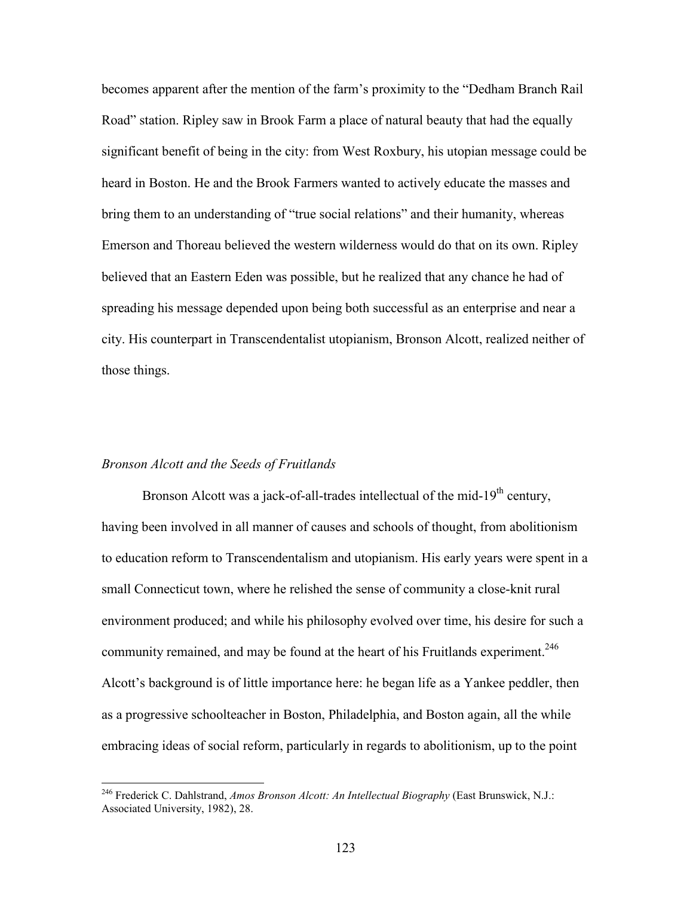becomes apparent after the mention of the farm's proximity to the "Dedham Branch Rail Road" station. Ripley saw in Brook Farm a place of natural beauty that had the equally significant benefit of being in the city: from West Roxbury, his utopian message could be heard in Boston. He and the Brook Farmers wanted to actively educate the masses and bring them to an understanding of "true social relations" and their humanity, whereas Emerson and Thoreau believed the western wilderness would do that on its own. Ripley believed that an Eastern Eden was possible, but he realized that any chance he had of spreading his message depended upon being both successful as an enterprise and near a city. His counterpart in Transcendentalist utopianism, Bronson Alcott, realized neither of those things.

### *Bronson Alcott and the Seeds of Fruitlands*

Bronson Alcott was a jack-of-all-trades intellectual of the mid-19th century, having been involved in all manner of causes and schools of thought, from abolitionism to education reform to Transcendentalism and utopianism. His early years were spent in a small Connecticut town, where he relished the sense of community a close-knit rural environment produced; and while his philosophy evolved over time, his desire for such a community remained, and may be found at the heart of his Fruitlands experiment.[246] Alcott's background is of little importance here: he began life as a Yankee peddler, then as a progressive schoolteacher in Boston, Philadelphia, and Boston again, all the while embracing ideas of social reform, particularly in regards to abolitionism, up to the point

[246] Frederick C. Dahlstrand, *Amos Bronson Alcott: An Intellectual Biography* (East Brunswick, N.J.: Associated University, 1982), 28.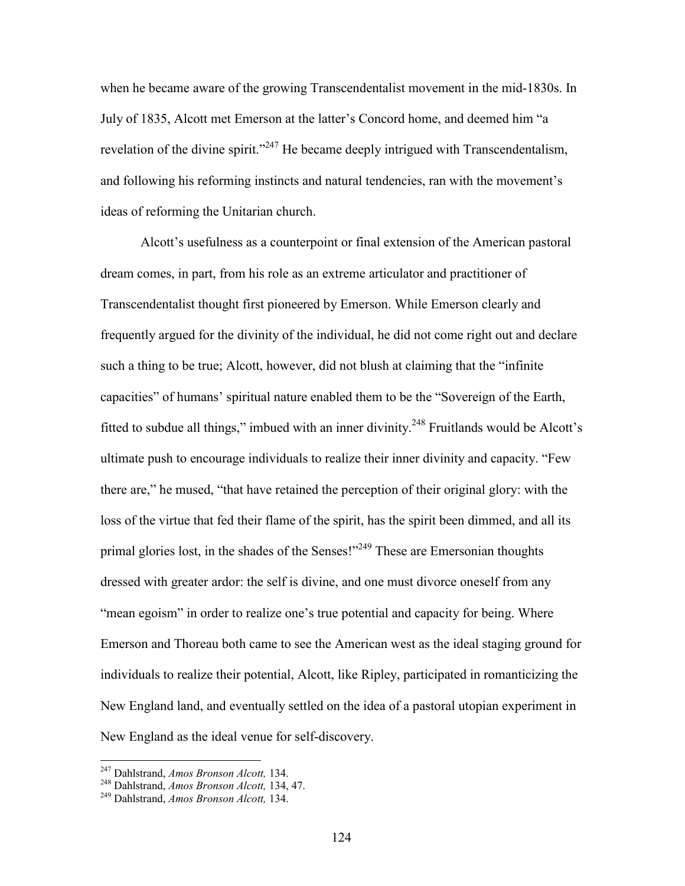when he became aware of the growing Transcendentalist movement in the mid-1830s. In July of 1835, Alcott met Emerson at the latter's Concord home, and deemed him "a revelation of the divine spirit."[247] He became deeply intrigued with Transcendentalism, and following his reforming instincts and natural tendencies, ran with the movement's ideas of reforming the Unitarian church.

Alcott's usefulness as a counterpoint or final extension of the American pastoral dream comes, in part, from his role as an extreme articulator and practitioner of Transcendentalist thought first pioneered by Emerson. While Emerson clearly and frequently argued for the divinity of the individual, he did not come right out and declare such a thing to be true; Alcott, however, did not blush at claiming that the "infinite capacities" of humans' spiritual nature enabled them to be the "Sovereign of the Earth, fitted to subdue all things," imbued with an inner divinity.[248] Fruitlands would be Alcott's ultimate push to encourage individuals to realize their inner divinity and capacity. "Few there are," he mused, "that have retained the perception of their original glory: with the loss of the virtue that fed their flame of the spirit, has the spirit been dimmed, and all its primal glories lost, in the shades of the Senses!"[249] These are Emersonian thoughts dressed with greater ardor: the self is divine, and one must divorce oneself from any "mean egoism" in order to realize one's true potential and capacity for being. Where Emerson and Thoreau both came to see the American west as the ideal staging ground for individuals to realize their potential, Alcott, like Ripley, participated in romanticizing the New England land, and eventually settled on the idea of a pastoral utopian experiment in New England as the ideal venue for self-discovery.

---

[247] Dahlstrand, *Amos Bronson Alcott,* 134.
[248] Dahlstrand, *Amos Bronson Alcott,* 134, 47.
[249] Dahlstrand, *Amos Bronson Alcott,* 134.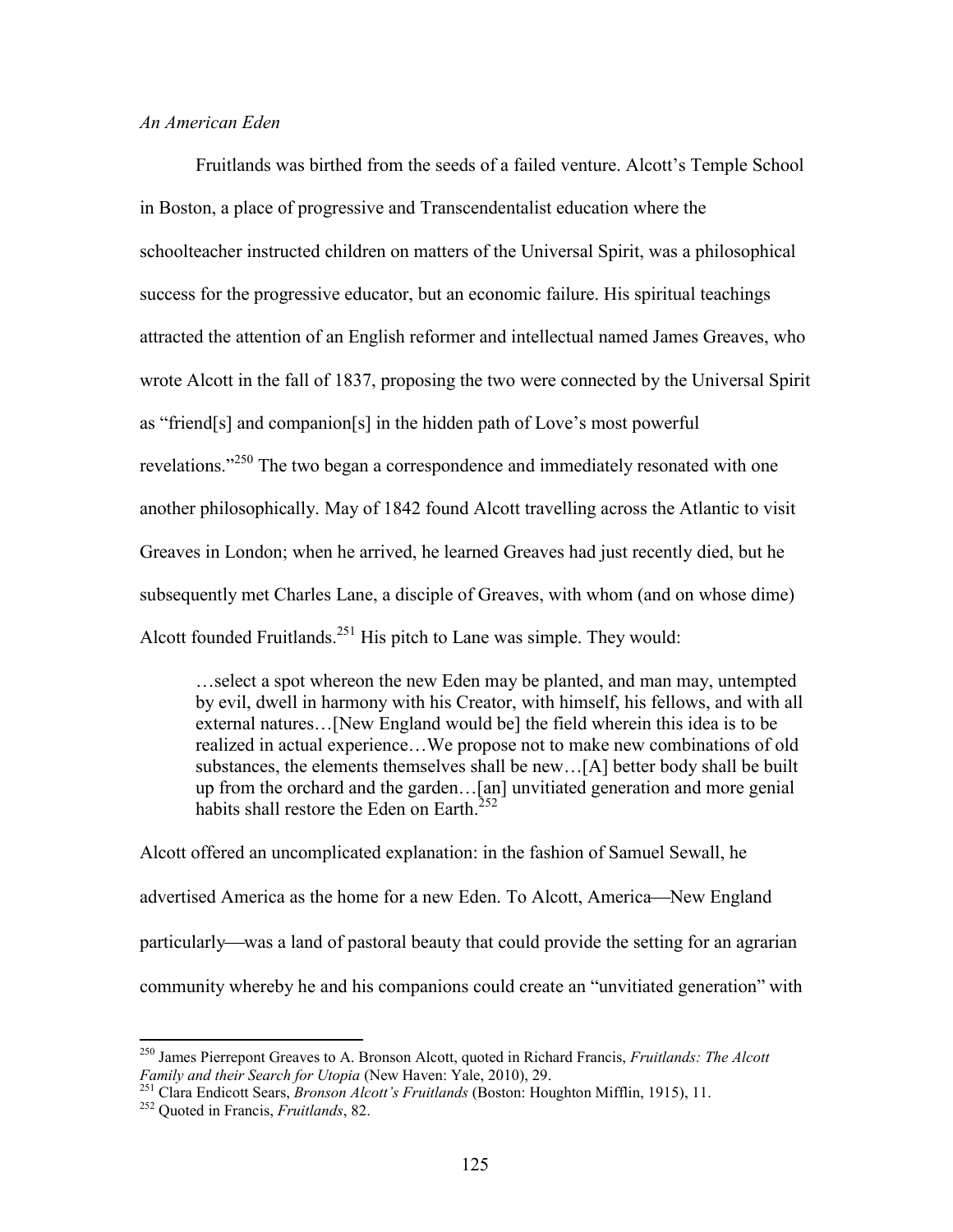*An American Eden*

Fruitlands was birthed from the seeds of a failed venture. Alcott's Temple School in Boston, a place of progressive and Transcendentalist education where the schoolteacher instructed children on matters of the Universal Spirit, was a philosophical success for the progressive educator, but an economic failure. His spiritual teachings attracted the attention of an English reformer and intellectual named James Greaves, who wrote Alcott in the fall of 1837, proposing the two were connected by the Universal Spirit as "friend[s] and companion[s] in the hidden path of Love's most powerful revelations."[250] The two began a correspondence and immediately resonated with one another philosophically. May of 1842 found Alcott travelling across the Atlantic to visit Greaves in London; when he arrived, he learned Greaves had just recently died, but he subsequently met Charles Lane, a disciple of Greaves, with whom (and on whose dime) Alcott founded Fruitlands.[251] His pitch to Lane was simple. They would:

> …select a spot whereon the new Eden may be planted, and man may, untempted by evil, dwell in harmony with his Creator, with himself, his fellows, and with all external natures…[New England would be] the field wherein this idea is to be realized in actual experience…We propose not to make new combinations of old substances, the elements themselves shall be new…[A] better body shall be built up from the orchard and the garden…[an] unvitiated generation and more genial habits shall restore the Eden on Earth.[252]

Alcott offered an uncomplicated explanation: in the fashion of Samuel Sewall, he advertised America as the home for a new Eden. To Alcott, America—New England particularly—was a land of pastoral beauty that could provide the setting for an agrarian community whereby he and his companions could create an "unvitiated generation" with

---

[250] James Pierrepont Greaves to A. Bronson Alcott, quoted in Richard Francis, *Fruitlands: The Alcott Family and their Search for Utopia* (New Haven: Yale, 2010), 29.

[251] Clara Endicott Sears, *Bronson Alcott's Fruitlands* (Boston: Houghton Mifflin, 1915), 11.

[252] Quoted in Francis, *Fruitlands*, 82.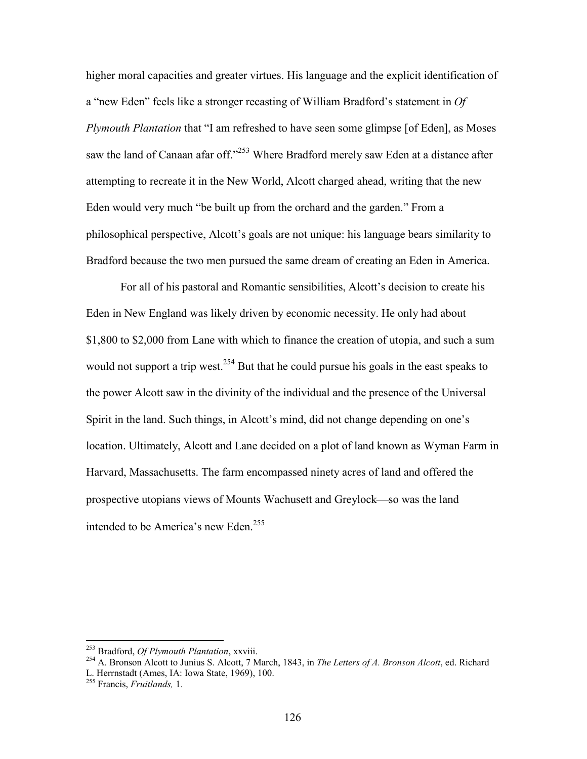higher moral capacities and greater virtues. His language and the explicit identification of a "new Eden" feels like a stronger recasting of William Bradford's statement in *Of Plymouth Plantation* that "I am refreshed to have seen some glimpse [of Eden], as Moses saw the land of Canaan afar off."[253] Where Bradford merely saw Eden at a distance after attempting to recreate it in the New World, Alcott charged ahead, writing that the new Eden would very much "be built up from the orchard and the garden." From a philosophical perspective, Alcott's goals are not unique: his language bears similarity to Bradford because the two men pursued the same dream of creating an Eden in America.

For all of his pastoral and Romantic sensibilities, Alcott's decision to create his Eden in New England was likely driven by economic necessity. He only had about $1,800 to $2,000 from Lane with which to finance the creation of utopia, and such a sum would not support a trip west.[254] But that he could pursue his goals in the east speaks to the power Alcott saw in the divinity of the individual and the presence of the Universal Spirit in the land. Such things, in Alcott's mind, did not change depending on one's location. Ultimately, Alcott and Lane decided on a plot of land known as Wyman Farm in Harvard, Massachusetts. The farm encompassed ninety acres of land and offered the prospective utopians views of Mounts Wachusett and Greylock—so was the land intended to be America's new Eden.[255]

---

[253] Bradford, *Of Plymouth Plantation*, xxviii.

[254] A. Bronson Alcott to Junius S. Alcott, 7 March, 1843, in *The Letters of A. Bronson Alcott*, ed. Richard L. Herrnstadt (Ames, IA: Iowa State, 1969), 100.

[255] Francis, *Fruitlands,* 1.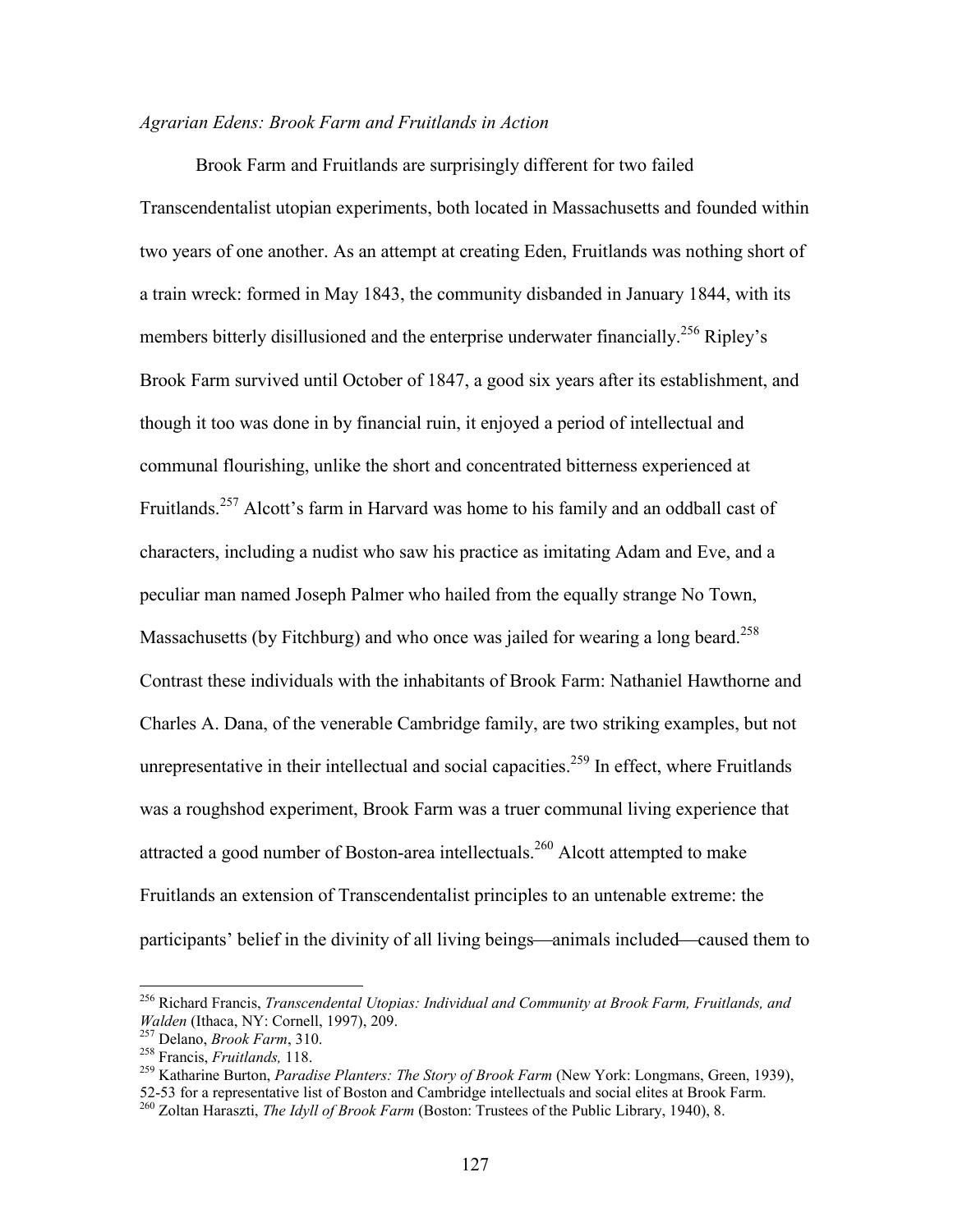*Agrarian Edens: Brook Farm and Fruitlands in Action*

Brook Farm and Fruitlands are surprisingly different for two failed Transcendentalist utopian experiments, both located in Massachusetts and founded within two years of one another. As an attempt at creating Eden, Fruitlands was nothing short of a train wreck: formed in May 1843, the community disbanded in January 1844, with its members bitterly disillusioned and the enterprise underwater financially.[256] Ripley's Brook Farm survived until October of 1847, a good six years after its establishment, and though it too was done in by financial ruin, it enjoyed a period of intellectual and communal flourishing, unlike the short and concentrated bitterness experienced at Fruitlands.[257] Alcott's farm in Harvard was home to his family and an oddball cast of characters, including a nudist who saw his practice as imitating Adam and Eve, and a peculiar man named Joseph Palmer who hailed from the equally strange No Town, Massachusetts (by Fitchburg) and who once was jailed for wearing a long beard.[258] Contrast these individuals with the inhabitants of Brook Farm: Nathaniel Hawthorne and Charles A. Dana, of the venerable Cambridge family, are two striking examples, but not unrepresentative in their intellectual and social capacities.[259] In effect, where Fruitlands was a roughshod experiment, Brook Farm was a truer communal living experience that attracted a good number of Boston-area intellectuals.[260] Alcott attempted to make Fruitlands an extension of Transcendentalist principles to an untenable extreme: the participants' belief in the divinity of all living beings—animals included—caused them to

---

[256] Richard Francis, *Transcendental Utopias: Individual and Community at Brook Farm, Fruitlands, and Walden* (Ithaca, NY: Cornell, 1997), 209.

[257] Delano, *Brook Farm*, 310.

[258] Francis, *Fruitlands,* 118.

[259] Katharine Burton, *Paradise Planters: The Story of Brook Farm* (New York: Longmans, Green, 1939), 52-53 for a representative list of Boston and Cambridge intellectuals and social elites at Brook Farm.

[260] Zoltan Haraszti, *The Idyll of Brook Farm* (Boston: Trustees of the Public Library, 1940), 8.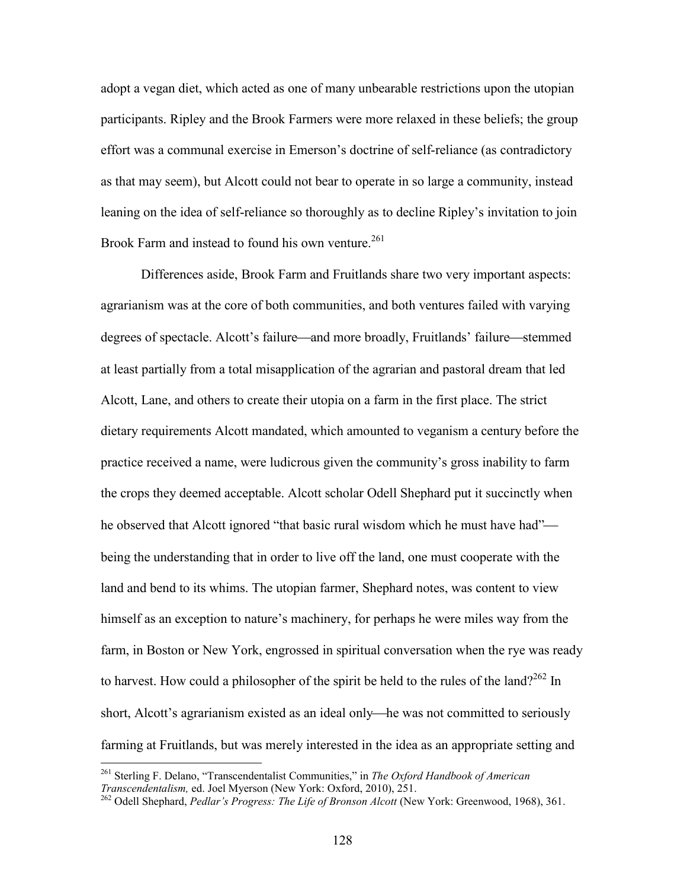adopt a vegan diet, which acted as one of many unbearable restrictions upon the utopian participants. Ripley and the Brook Farmers were more relaxed in these beliefs; the group effort was a communal exercise in Emerson's doctrine of self-reliance (as contradictory as that may seem), but Alcott could not bear to operate in so large a community, instead leaning on the idea of self-reliance so thoroughly as to decline Ripley's invitation to join Brook Farm and instead to found his own venture.[261]

Differences aside, Brook Farm and Fruitlands share two very important aspects: agrarianism was at the core of both communities, and both ventures failed with varying degrees of spectacle. Alcott's failure—and more broadly, Fruitlands' failure—stemmed at least partially from a total misapplication of the agrarian and pastoral dream that led Alcott, Lane, and others to create their utopia on a farm in the first place. The strict dietary requirements Alcott mandated, which amounted to veganism a century before the practice received a name, were ludicrous given the community's gross inability to farm the crops they deemed acceptable. Alcott scholar Odell Shephard put it succinctly when he observed that Alcott ignored "that basic rural wisdom which he must have had"—being the understanding that in order to live off the land, one must cooperate with the land and bend to its whims. The utopian farmer, Shephard notes, was content to view himself as an exception to nature's machinery, for perhaps he were miles way from the farm, in Boston or New York, engrossed in spiritual conversation when the rye was ready to harvest. How could a philosopher of the spirit be held to the rules of the land?[262] In short, Alcott's agrarianism existed as an ideal only—he was not committed to seriously farming at Fruitlands, but was merely interested in the idea as an appropriate setting and

---

[261] Sterling F. Delano, "Transcendentalist Communities," in *The Oxford Handbook of American Transcendentalism,* ed. Joel Myerson (New York: Oxford, 2010), 251.

[262] Odell Shephard, *Pedlar's Progress: The Life of Bronson Alcott* (New York: Greenwood, 1968), 361.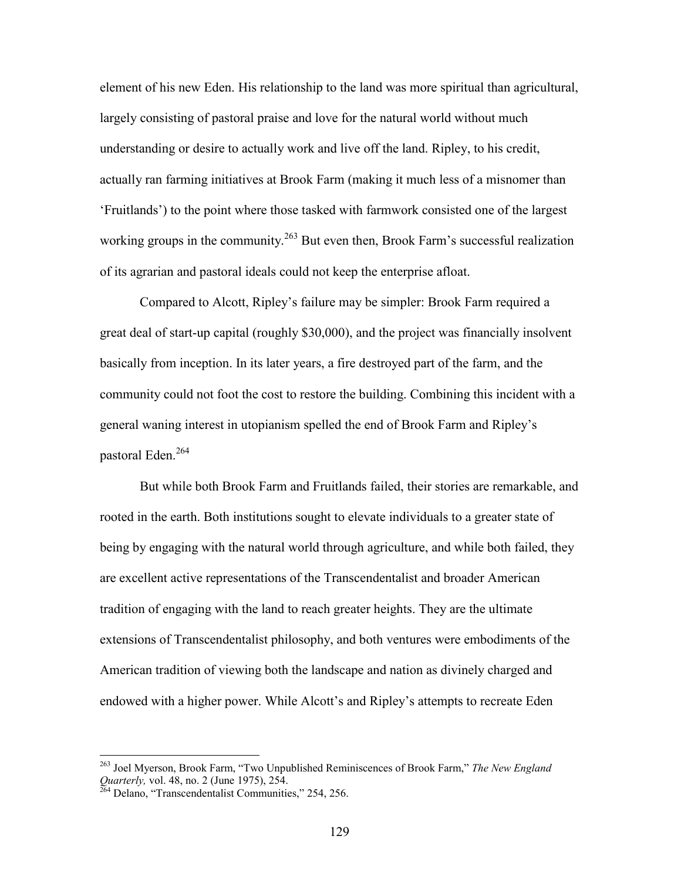element of his new Eden. His relationship to the land was more spiritual than agricultural, largely consisting of pastoral praise and love for the natural world without much understanding or desire to actually work and live off the land. Ripley, to his credit, actually ran farming initiatives at Brook Farm (making it much less of a misnomer than 'Fruitlands') to the point where those tasked with farmwork consisted one of the largest working groups in the community.[263] But even then, Brook Farm's successful realization of its agrarian and pastoral ideals could not keep the enterprise afloat.

Compared to Alcott, Ripley's failure may be simpler: Brook Farm required a great deal of start-up capital (roughly $30,000), and the project was financially insolvent basically from inception. In its later years, a fire destroyed part of the farm, and the community could not foot the cost to restore the building. Combining this incident with a general waning interest in utopianism spelled the end of Brook Farm and Ripley's pastoral Eden.[264]

But while both Brook Farm and Fruitlands failed, their stories are remarkable, and rooted in the earth. Both institutions sought to elevate individuals to a greater state of being by engaging with the natural world through agriculture, and while both failed, they are excellent active representations of the Transcendentalist and broader American tradition of engaging with the land to reach greater heights. They are the ultimate extensions of Transcendentalist philosophy, and both ventures were embodiments of the American tradition of viewing both the landscape and nation as divinely charged and endowed with a higher power. While Alcott's and Ripley's attempts to recreate Eden

---

[263] Joel Myerson, Brook Farm, "Two Unpublished Reminiscences of Brook Farm," *The New England Quarterly,* vol. 48, no. 2 (June 1975), 254.

[264] Delano, "Transcendentalist Communities," 254, 256.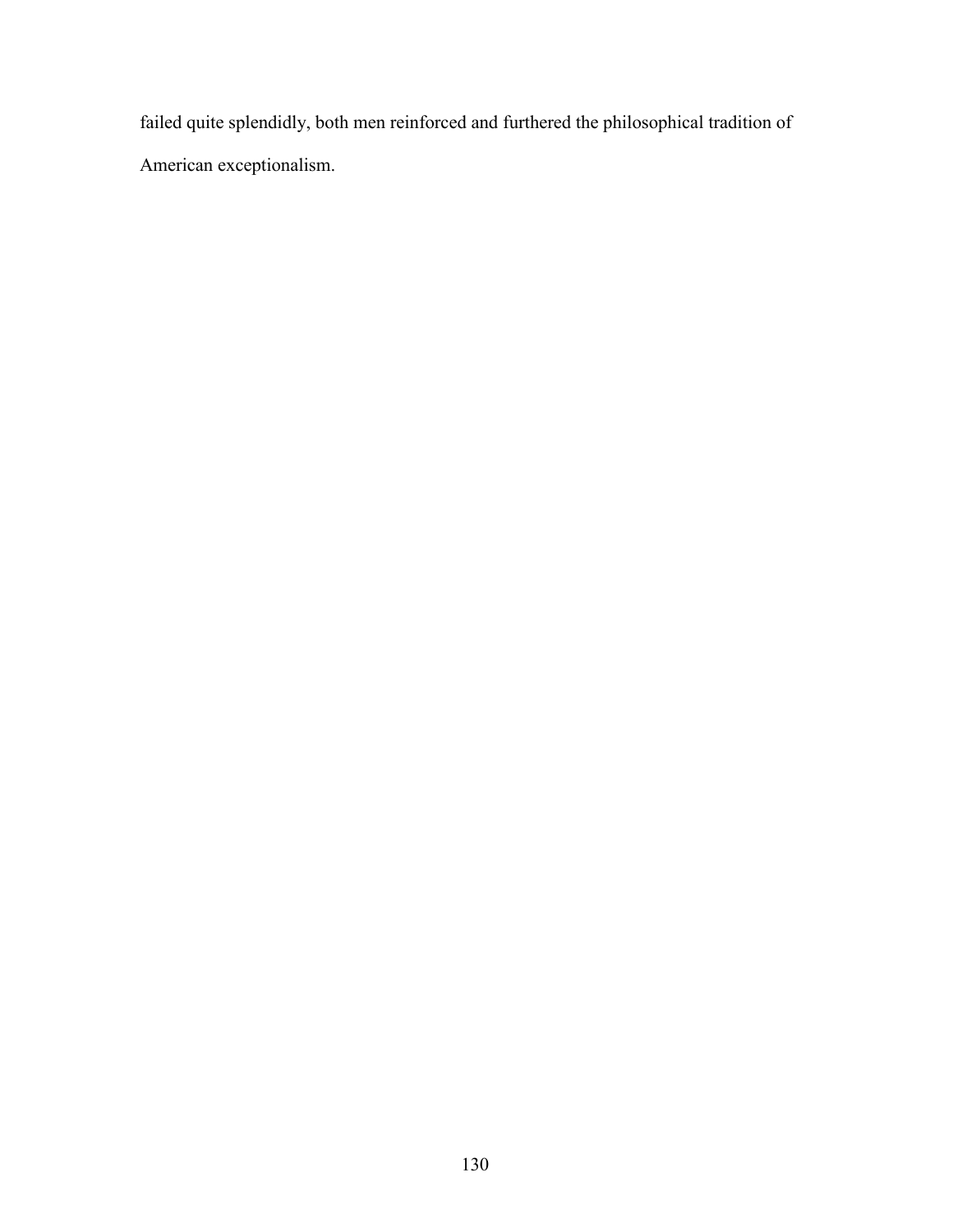failed quite splendidly, both men reinforced and furthered the philosophical tradition of American exceptionalism.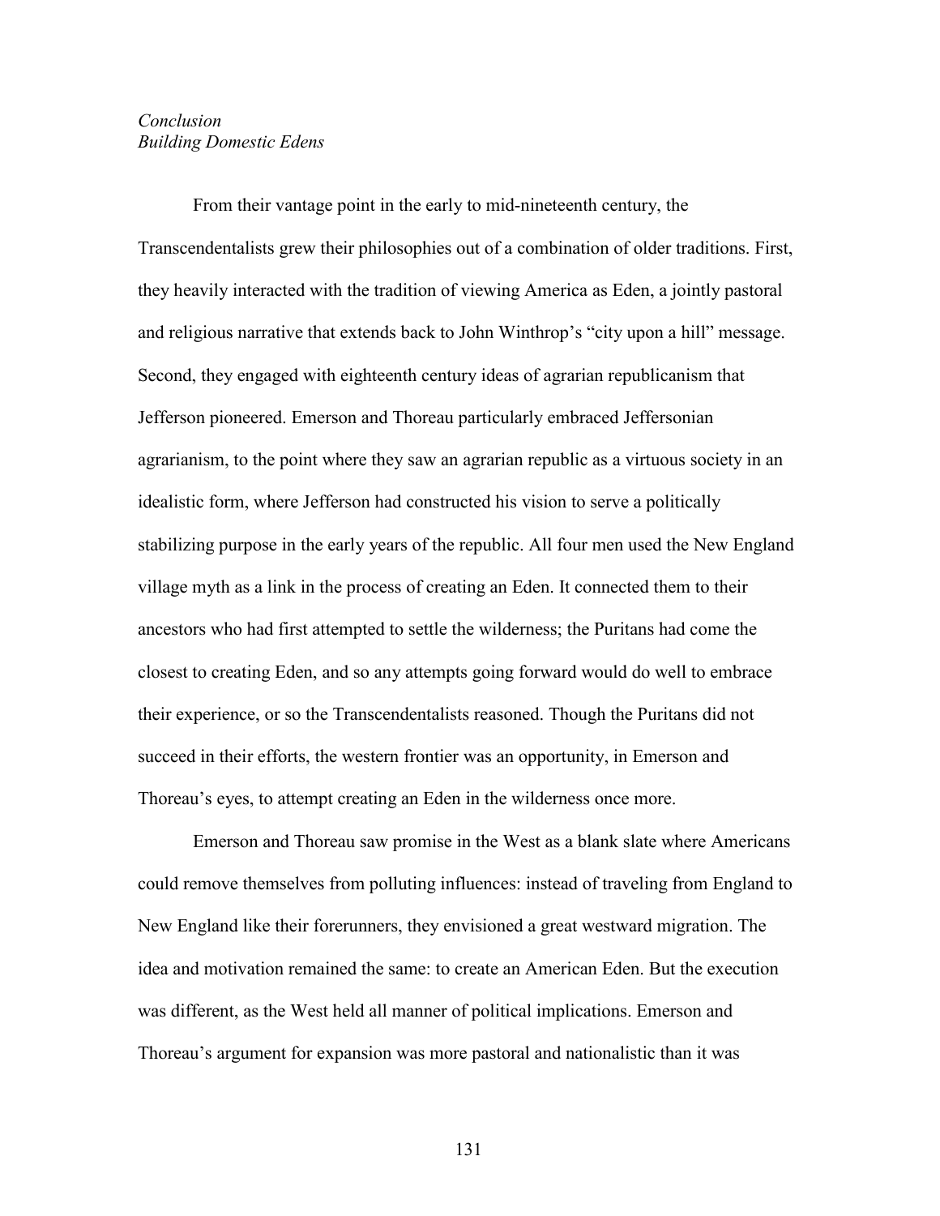*Conclusion*
*Building Domestic Edens*

From their vantage point in the early to mid-nineteenth century, the Transcendentalists grew their philosophies out of a combination of older traditions. First, they heavily interacted with the tradition of viewing America as Eden, a jointly pastoral and religious narrative that extends back to John Winthrop's "city upon a hill" message. Second, they engaged with eighteenth century ideas of agrarian republicanism that Jefferson pioneered. Emerson and Thoreau particularly embraced Jeffersonian agrarianism, to the point where they saw an agrarian republic as a virtuous society in an idealistic form, where Jefferson had constructed his vision to serve a politically stabilizing purpose in the early years of the republic. All four men used the New England village myth as a link in the process of creating an Eden. It connected them to their ancestors who had first attempted to settle the wilderness; the Puritans had come the closest to creating Eden, and so any attempts going forward would do well to embrace their experience, or so the Transcendentalists reasoned. Though the Puritans did not succeed in their efforts, the western frontier was an opportunity, in Emerson and Thoreau's eyes, to attempt creating an Eden in the wilderness once more.

Emerson and Thoreau saw promise in the West as a blank slate where Americans could remove themselves from polluting influences: instead of traveling from England to New England like their forerunners, they envisioned a great westward migration. The idea and motivation remained the same: to create an American Eden. But the execution was different, as the West held all manner of political implications. Emerson and Thoreau's argument for expansion was more pastoral and nationalistic than it was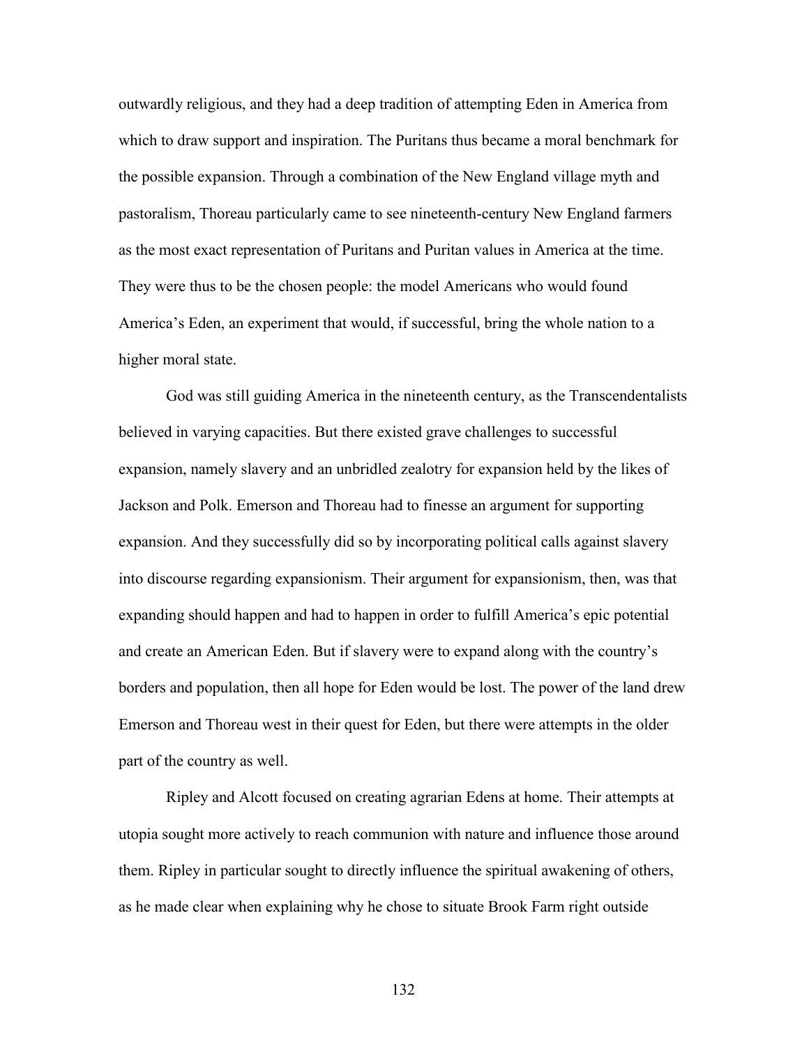outwardly religious, and they had a deep tradition of attempting Eden in America from which to draw support and inspiration. The Puritans thus became a moral benchmark for the possible expansion. Through a combination of the New England village myth and pastoralism, Thoreau particularly came to see nineteenth-century New England farmers as the most exact representation of Puritans and Puritan values in America at the time. They were thus to be the chosen people: the model Americans who would found America's Eden, an experiment that would, if successful, bring the whole nation to a higher moral state.

God was still guiding America in the nineteenth century, as the Transcendentalists believed in varying capacities. But there existed grave challenges to successful expansion, namely slavery and an unbridled zealotry for expansion held by the likes of Jackson and Polk. Emerson and Thoreau had to finesse an argument for supporting expansion. And they successfully did so by incorporating political calls against slavery into discourse regarding expansionism. Their argument for expansionism, then, was that expanding should happen and had to happen in order to fulfill America's epic potential and create an American Eden. But if slavery were to expand along with the country's borders and population, then all hope for Eden would be lost. The power of the land drew Emerson and Thoreau west in their quest for Eden, but there were attempts in the older part of the country as well.

Ripley and Alcott focused on creating agrarian Edens at home. Their attempts at utopia sought more actively to reach communion with nature and influence those around them. Ripley in particular sought to directly influence the spiritual awakening of others, as he made clear when explaining why he chose to situate Brook Farm right outside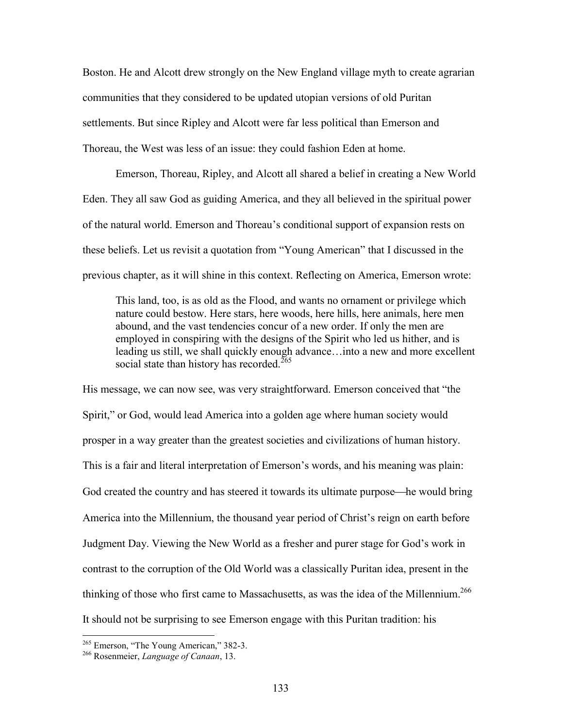Boston. He and Alcott drew strongly on the New England village myth to create agrarian communities that they considered to be updated utopian versions of old Puritan settlements. But since Ripley and Alcott were far less political than Emerson and Thoreau, the West was less of an issue: they could fashion Eden at home.

Emerson, Thoreau, Ripley, and Alcott all shared a belief in creating a New World Eden. They all saw God as guiding America, and they all believed in the spiritual power of the natural world. Emerson and Thoreau's conditional support of expansion rests on these beliefs. Let us revisit a quotation from "Young American" that I discussed in the previous chapter, as it will shine in this context. Reflecting on America, Emerson wrote:

> This land, too, is as old as the Flood, and wants no ornament or privilege which nature could bestow. Here stars, here woods, here hills, here animals, here men abound, and the vast tendencies concur of a new order. If only the men are employed in conspiring with the designs of the Spirit who led us hither, and is leading us still, we shall quickly enough advance…into a new and more excellent social state than history has recorded.[265]

His message, we can now see, was very straightforward. Emerson conceived that "the Spirit," or God, would lead America into a golden age where human society would prosper in a way greater than the greatest societies and civilizations of human history. This is a fair and literal interpretation of Emerson's words, and his meaning was plain: God created the country and has steered it towards its ultimate purpose—he would bring America into the Millennium, the thousand year period of Christ's reign on earth before Judgment Day. Viewing the New World as a fresher and purer stage for God's work in contrast to the corruption of the Old World was a classically Puritan idea, present in the thinking of those who first came to Massachusetts, as was the idea of the Millennium.[266] It should not be surprising to see Emerson engage with this Puritan tradition: his

---

[265] Emerson, "The Young American," 382-3.

[266] Rosenmeier, *Language of Canaan*, 13.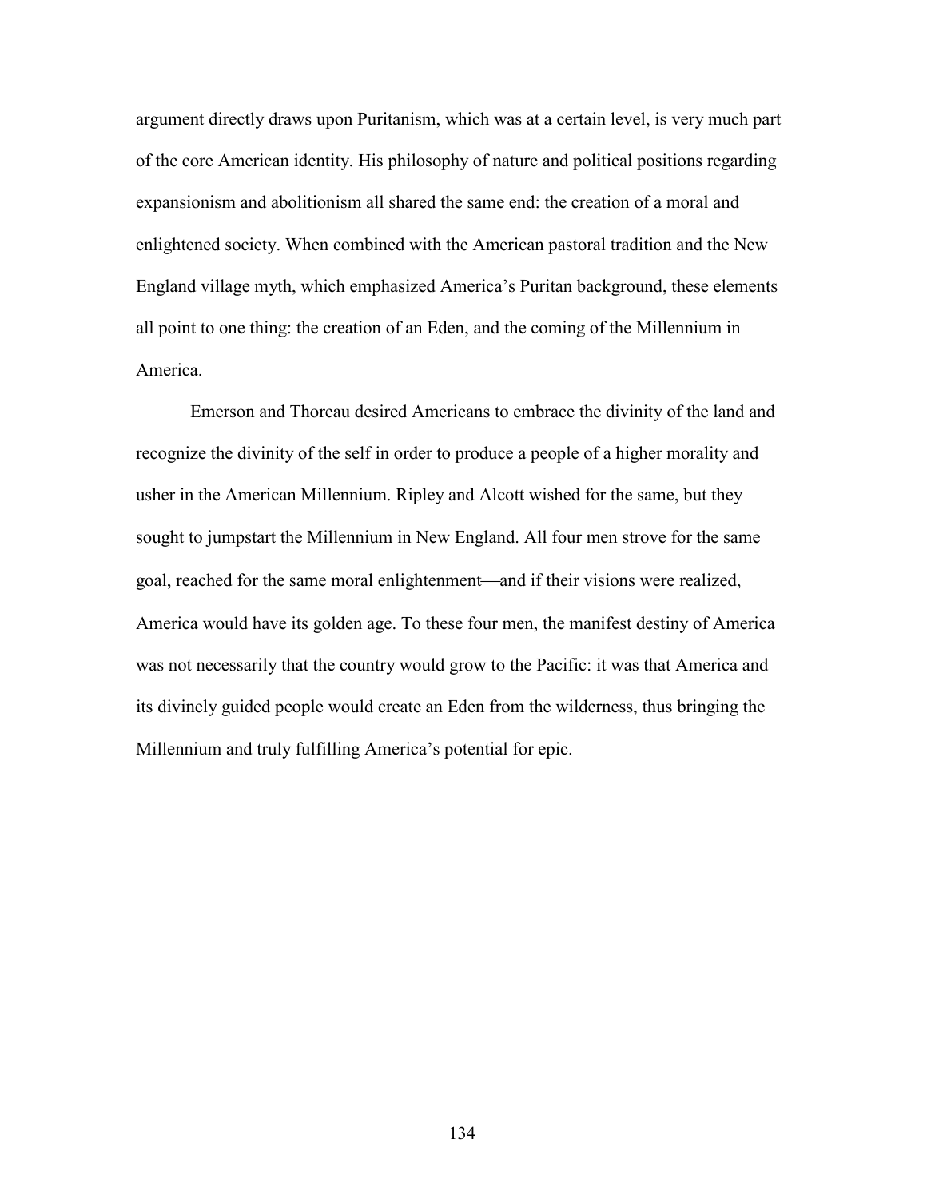argument directly draws upon Puritanism, which was at a certain level, is very much part of the core American identity. His philosophy of nature and political positions regarding expansionism and abolitionism all shared the same end: the creation of a moral and enlightened society. When combined with the American pastoral tradition and the New England village myth, which emphasized America's Puritan background, these elements all point to one thing: the creation of an Eden, and the coming of the Millennium in America.

Emerson and Thoreau desired Americans to embrace the divinity of the land and recognize the divinity of the self in order to produce a people of a higher morality and usher in the American Millennium. Ripley and Alcott wished for the same, but they sought to jumpstart the Millennium in New England. All four men strove for the same goal, reached for the same moral enlightenment—and if their visions were realized, America would have its golden age. To these four men, the manifest destiny of America was not necessarily that the country would grow to the Pacific: it was that America and its divinely guided people would create an Eden from the wilderness, thus bringing the Millennium and truly fulfilling America's potential for epic.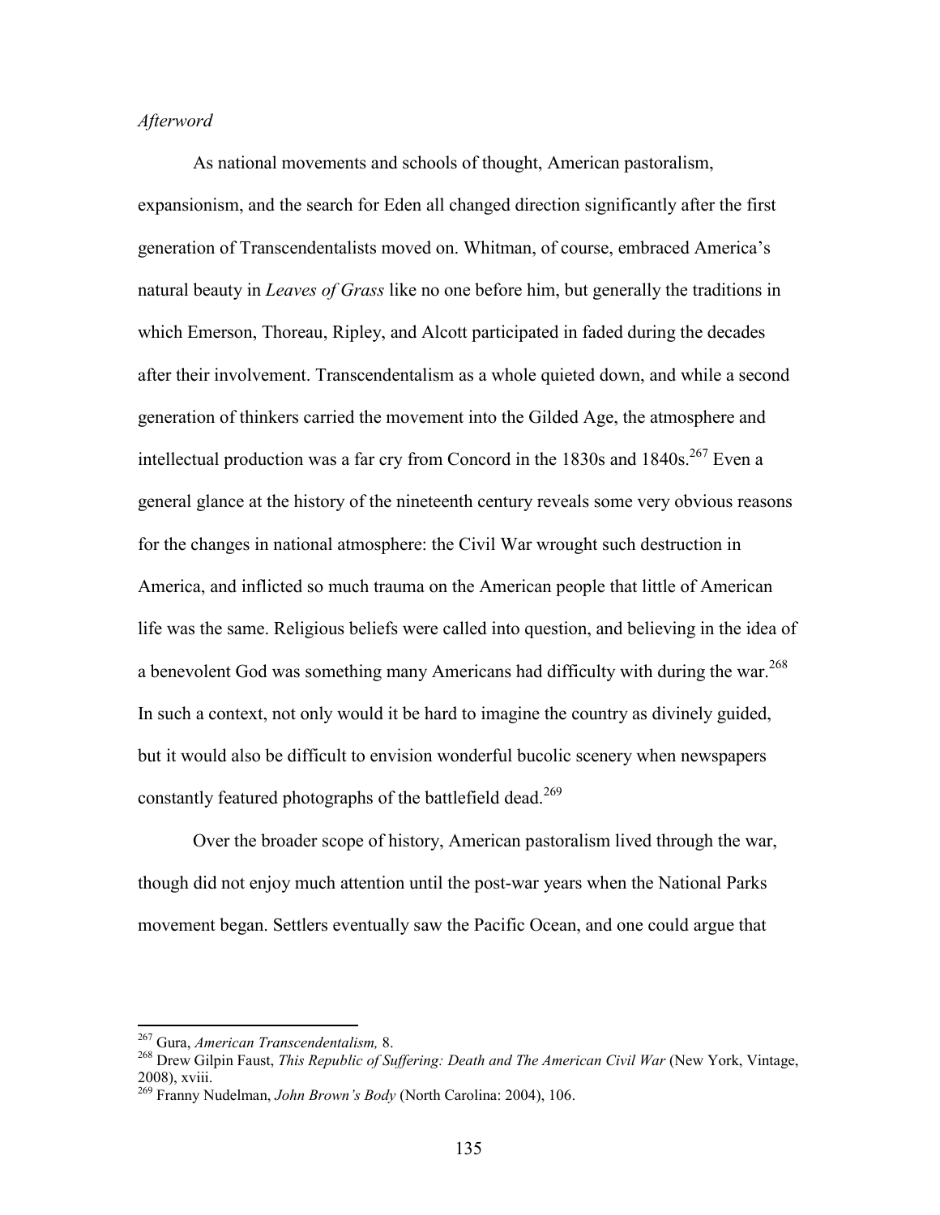*Afterword*

As national movements and schools of thought, American pastoralism, expansionism, and the search for Eden all changed direction significantly after the first generation of Transcendentalists moved on. Whitman, of course, embraced America's natural beauty in *Leaves of Grass* like no one before him, but generally the traditions in which Emerson, Thoreau, Ripley, and Alcott participated in faded during the decades after their involvement. Transcendentalism as a whole quieted down, and while a second generation of thinkers carried the movement into the Gilded Age, the atmosphere and intellectual production was a far cry from Concord in the 1830s and 1840s.[267] Even a general glance at the history of the nineteenth century reveals some very obvious reasons for the changes in national atmosphere: the Civil War wrought such destruction in America, and inflicted so much trauma on the American people that little of American life was the same. Religious beliefs were called into question, and believing in the idea of a benevolent God was something many Americans had difficulty with during the war.[268] In such a context, not only would it be hard to imagine the country as divinely guided, but it would also be difficult to envision wonderful bucolic scenery when newspapers constantly featured photographs of the battlefield dead.[269]

Over the broader scope of history, American pastoralism lived through the war, though did not enjoy much attention until the post-war years when the National Parks movement began. Settlers eventually saw the Pacific Ocean, and one could argue that

---

[267] Gura, *American Transcendentalism,* 8.

[268] Drew Gilpin Faust, *This Republic of Suffering: Death and The American Civil War* (New York, Vintage, 2008), xviii.

[269] Franny Nudelman, *John Brown's Body* (North Carolina: 2004), 106.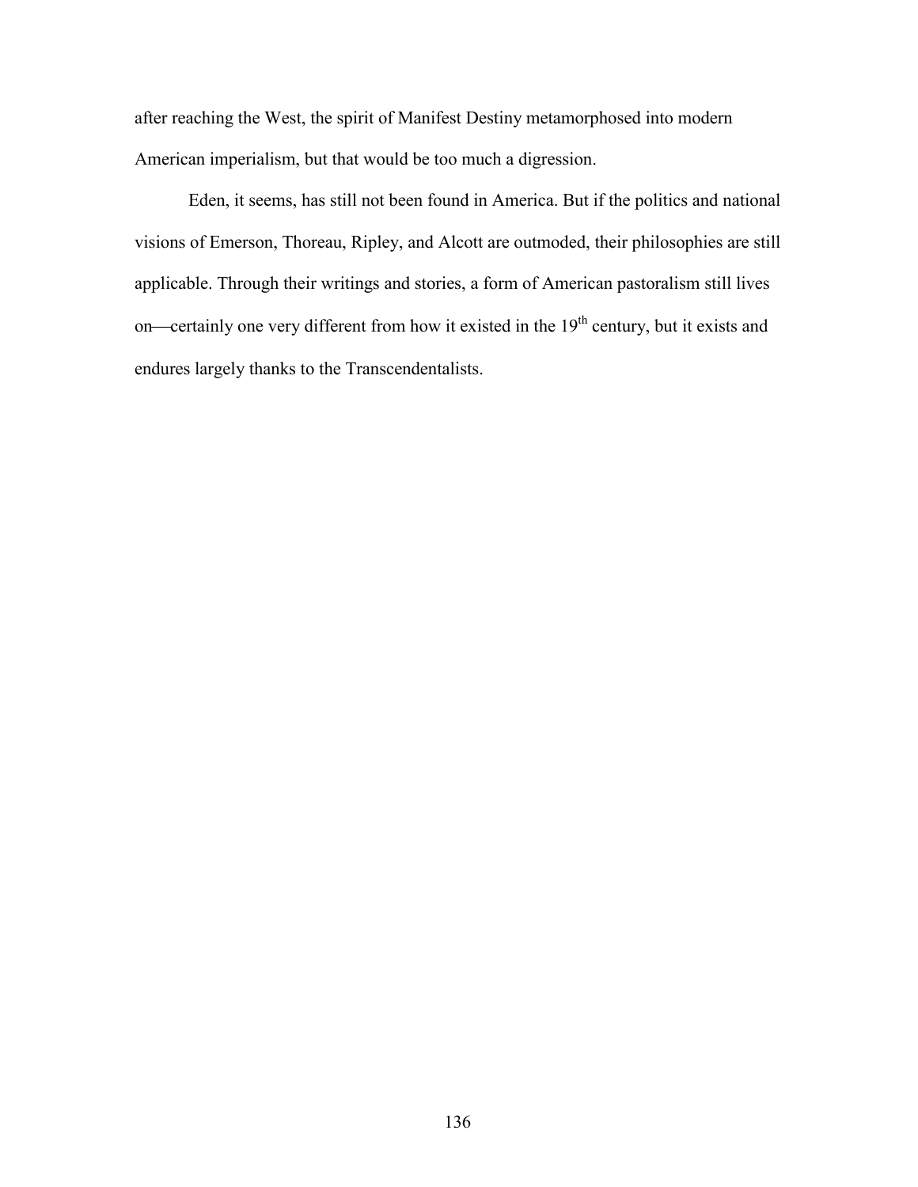after reaching the West, the spirit of Manifest Destiny metamorphosed into modern American imperialism, but that would be too much a digression.

Eden, it seems, has still not been found in America. But if the politics and national visions of Emerson, Thoreau, Ripley, and Alcott are outmoded, their philosophies are still applicable. Through their writings and stories, a form of American pastoralism still lives on—certainly one very different from how it existed in the 19th century, but it exists and endures largely thanks to the Transcendentalists.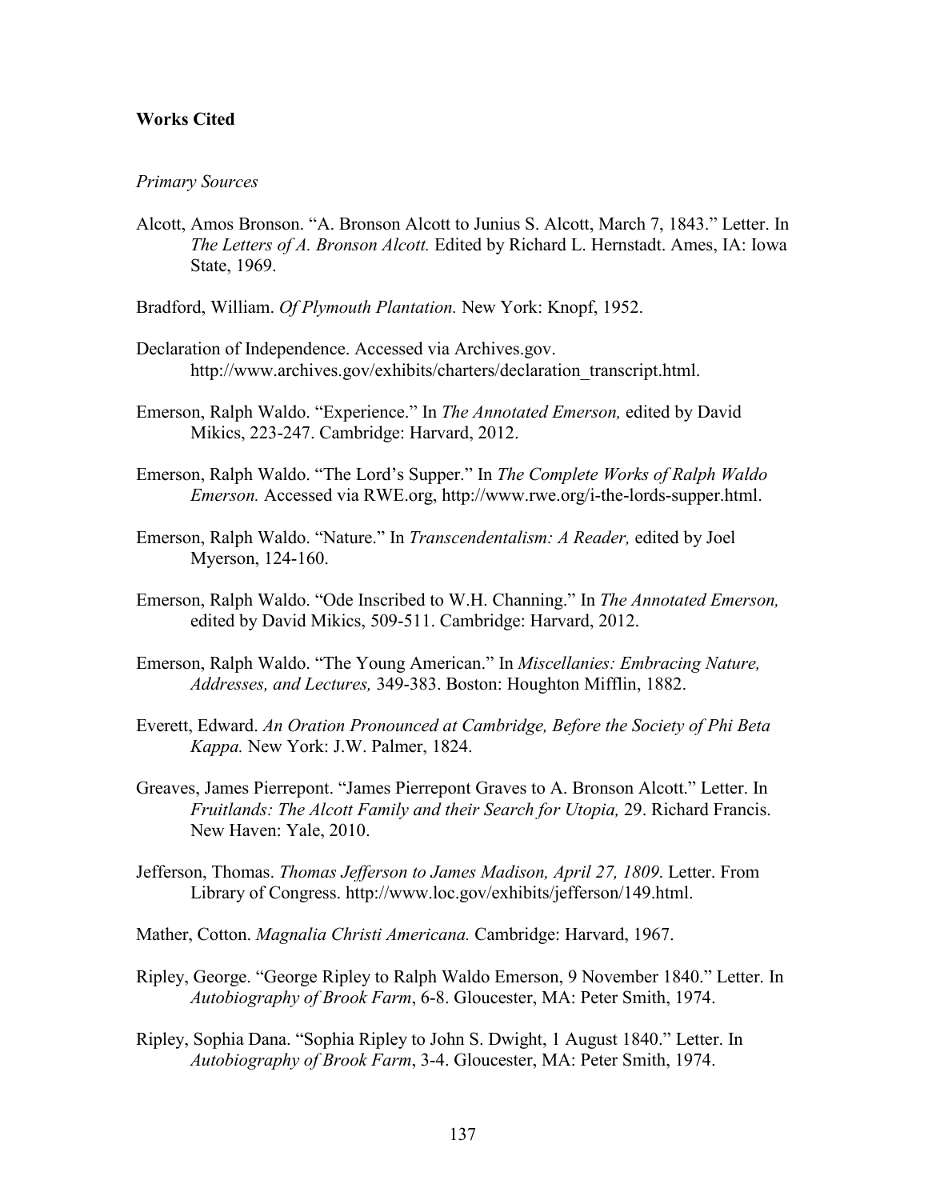**Works Cited**

*Primary Sources*

Alcott, Amos Bronson. "A. Bronson Alcott to Junius S. Alcott, March 7, 1843." Letter. In *The Letters of A. Bronson Alcott.* Edited by Richard L. Hernstadt. Ames, IA: Iowa State, 1969.

Bradford, William. *Of Plymouth Plantation.* New York: Knopf, 1952.

Declaration of Independence. Accessed via Archives.gov. http://www.archives.gov/exhibits/charters/declaration_transcript.html.

Emerson, Ralph Waldo. "Experience." In *The Annotated Emerson,* edited by David Mikics, 223-247. Cambridge: Harvard, 2012.

Emerson, Ralph Waldo. "The Lord's Supper." In *The Complete Works of Ralph Waldo Emerson.* Accessed via RWE.org, http://www.rwe.org/i-the-lords-supper.html.

Emerson, Ralph Waldo. "Nature." In *Transcendentalism: A Reader,* edited by Joel Myerson, 124-160.

Emerson, Ralph Waldo. "Ode Inscribed to W.H. Channing." In *The Annotated Emerson,* edited by David Mikics, 509-511. Cambridge: Harvard, 2012.

Emerson, Ralph Waldo. "The Young American." In *Miscellanies: Embracing Nature, Addresses, and Lectures,* 349-383. Boston: Houghton Mifflin, 1882.

Everett, Edward. *An Oration Pronounced at Cambridge, Before the Society of Phi Beta Kappa.* New York: J.W. Palmer, 1824.

Greaves, James Pierrepont. "James Pierrepont Graves to A. Bronson Alcott." Letter. In *Fruitlands: The Alcott Family and their Search for Utopia,* 29. Richard Francis. New Haven: Yale, 2010.

Jefferson, Thomas. *Thomas Jefferson to James Madison, April 27, 1809*. Letter. From Library of Congress. http://www.loc.gov/exhibits/jefferson/149.html.

Mather, Cotton. *Magnalia Christi Americana.* Cambridge: Harvard, 1967.

Ripley, George. "George Ripley to Ralph Waldo Emerson, 9 November 1840." Letter. In *Autobiography of Brook Farm*, 6-8. Gloucester, MA: Peter Smith, 1974.

Ripley, Sophia Dana. "Sophia Ripley to John S. Dwight, 1 August 1840." Letter. In *Autobiography of Brook Farm*, 3-4. Gloucester, MA: Peter Smith, 1974.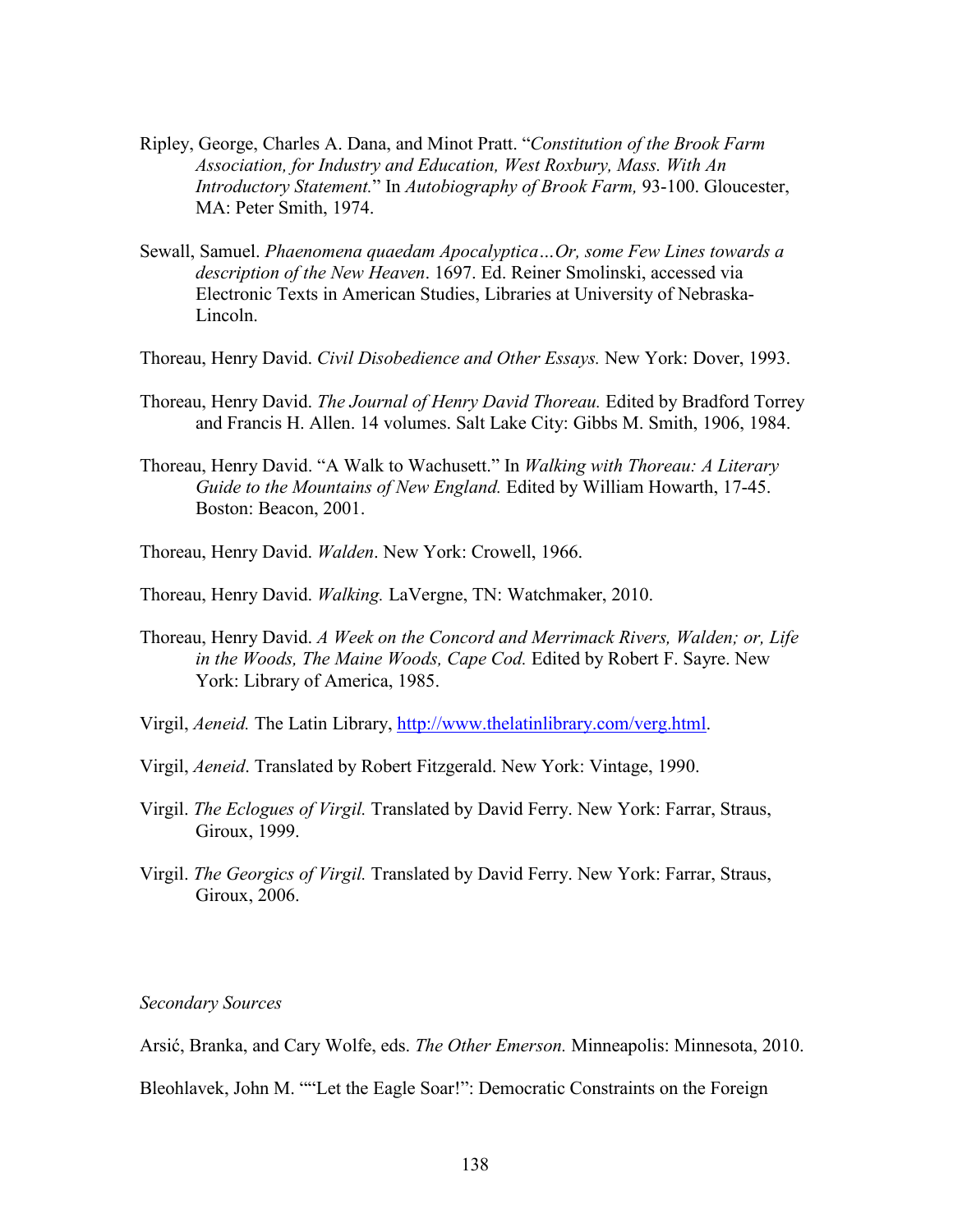Ripley, George, Charles A. Dana, and Minot Pratt. "*Constitution of the Brook Farm Association, for Industry and Education, West Roxbury, Mass. With An Introductory Statement.*" In *Autobiography of Brook Farm,* 93-100. Gloucester, MA: Peter Smith, 1974.

Sewall, Samuel. *Phaenomena quaedam Apocalyptica…Or, some Few Lines towards a description of the New Heaven*. 1697. Ed. Reiner Smolinski, accessed via Electronic Texts in American Studies, Libraries at University of Nebraska-Lincoln.

Thoreau, Henry David. *Civil Disobedience and Other Essays.* New York: Dover, 1993.

Thoreau, Henry David. *The Journal of Henry David Thoreau.* Edited by Bradford Torrey and Francis H. Allen. 14 volumes. Salt Lake City: Gibbs M. Smith, 1906, 1984.

Thoreau, Henry David. "A Walk to Wachusett." In *Walking with Thoreau: A Literary Guide to the Mountains of New England.* Edited by William Howarth, 17-45. Boston: Beacon, 2001.

Thoreau, Henry David. *Walden*. New York: Crowell, 1966.

Thoreau, Henry David. *Walking.* LaVergne, TN: Watchmaker, 2010.

Thoreau, Henry David. *A Week on the Concord and Merrimack Rivers, Walden; or, Life in the Woods, The Maine Woods, Cape Cod.* Edited by Robert F. Sayre. New York: Library of America, 1985.

Virgil, *Aeneid.* The Latin Library, http://www.thelatinlibrary.com/verg.html.

Virgil, *Aeneid*. Translated by Robert Fitzgerald. New York: Vintage, 1990.

Virgil. *The Eclogues of Virgil.* Translated by David Ferry. New York: Farrar, Straus, Giroux, 1999.

Virgil. *The Georgics of Virgil.* Translated by David Ferry. New York: Farrar, Straus, Giroux, 2006.

*Secondary Sources*

Arsić, Branka, and Cary Wolfe, eds. *The Other Emerson.* Minneapolis: Minnesota, 2010.

Bleohlavek, John M. ""Let the Eagle Soar!": Democratic Constraints on the Foreign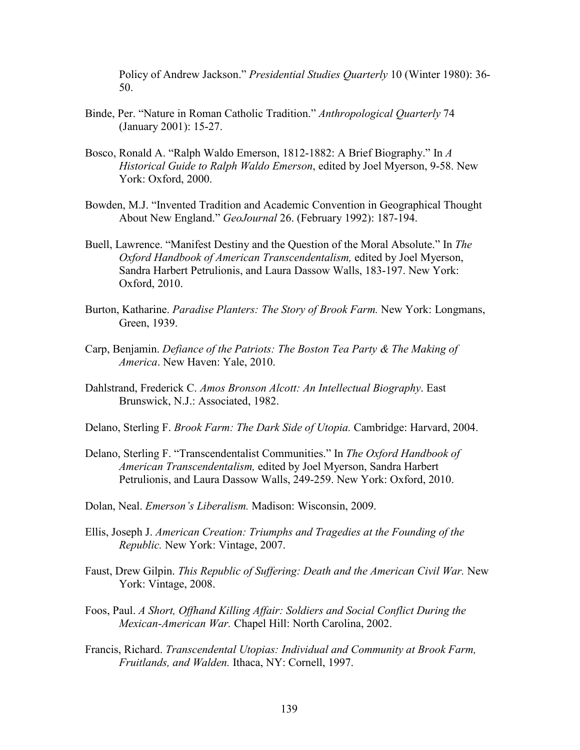Policy of Andrew Jackson." *Presidential Studies Quarterly* 10 (Winter 1980): 36-50.

Binde, Per. "Nature in Roman Catholic Tradition." *Anthropological Quarterly* 74 (January 2001): 15-27.

Bosco, Ronald A. "Ralph Waldo Emerson, 1812-1882: A Brief Biography." In *A Historical Guide to Ralph Waldo Emerson*, edited by Joel Myerson, 9-58. New York: Oxford, 2000.

Bowden, M.J. "Invented Tradition and Academic Convention in Geographical Thought About New England." *GeoJournal* 26. (February 1992): 187-194.

Buell, Lawrence. "Manifest Destiny and the Question of the Moral Absolute." In *The Oxford Handbook of American Transcendentalism,* edited by Joel Myerson, Sandra Harbert Petrulionis, and Laura Dassow Walls, 183-197. New York: Oxford, 2010.

Burton, Katharine. *Paradise Planters: The Story of Brook Farm.* New York: Longmans, Green, 1939.

Carp, Benjamin. *Defiance of the Patriots: The Boston Tea Party & The Making of America*. New Haven: Yale, 2010.

Dahlstrand, Frederick C. *Amos Bronson Alcott: An Intellectual Biography*. East Brunswick, N.J.: Associated, 1982.

Delano, Sterling F. *Brook Farm: The Dark Side of Utopia.* Cambridge: Harvard, 2004.

Delano, Sterling F. "Transcendentalist Communities." In *The Oxford Handbook of American Transcendentalism,* edited by Joel Myerson, Sandra Harbert Petrulionis, and Laura Dassow Walls, 249-259. New York: Oxford, 2010.

Dolan, Neal. *Emerson's Liberalism.* Madison: Wisconsin, 2009.

Ellis, Joseph J. *American Creation: Triumphs and Tragedies at the Founding of the Republic.* New York: Vintage, 2007.

Faust, Drew Gilpin. *This Republic of Suffering: Death and the American Civil War.* New York: Vintage, 2008.

Foos, Paul. *A Short, Offhand Killing Affair: Soldiers and Social Conflict During the Mexican-American War.* Chapel Hill: North Carolina, 2002.

Francis, Richard. *Transcendental Utopias: Individual and Community at Brook Farm, Fruitlands, and Walden.* Ithaca, NY: Cornell, 1997.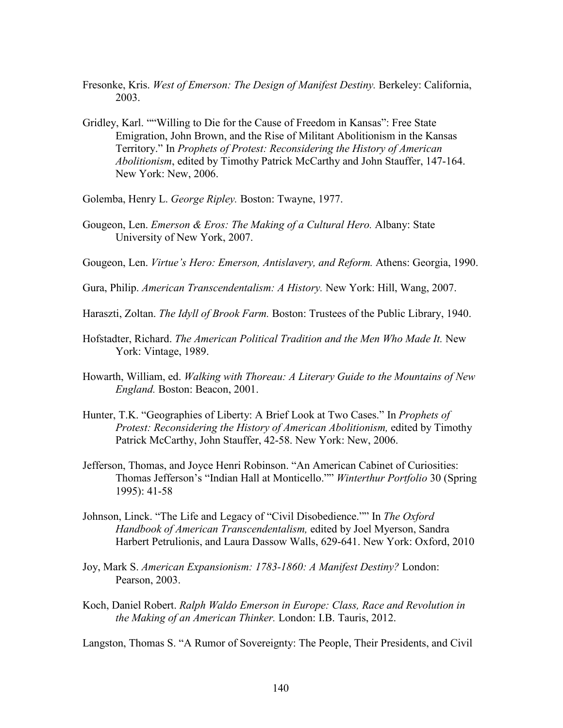Fresonke, Kris. *West of Emerson: The Design of Manifest Destiny.* Berkeley: California, 2003.

Gridley, Karl. ""Willing to Die for the Cause of Freedom in Kansas": Free State Emigration, John Brown, and the Rise of Militant Abolitionism in the Kansas Territory." In *Prophets of Protest: Reconsidering the History of American Abolitionism*, edited by Timothy Patrick McCarthy and John Stauffer, 147-164. New York: New, 2006.

Golemba, Henry L. *George Ripley.* Boston: Twayne, 1977.

Gougeon, Len. *Emerson & Eros: The Making of a Cultural Hero.* Albany: State University of New York, 2007.

Gougeon, Len. *Virtue's Hero: Emerson, Antislavery, and Reform.* Athens: Georgia, 1990.

Gura, Philip. *American Transcendentalism: A History.* New York: Hill, Wang, 2007.

Haraszti, Zoltan. *The Idyll of Brook Farm.* Boston: Trustees of the Public Library, 1940.

Hofstadter, Richard. *The American Political Tradition and the Men Who Made It.* New York: Vintage, 1989.

Howarth, William, ed. *Walking with Thoreau: A Literary Guide to the Mountains of New England.* Boston: Beacon, 2001.

Hunter, T.K. "Geographies of Liberty: A Brief Look at Two Cases." In *Prophets of Protest: Reconsidering the History of American Abolitionism,* edited by Timothy Patrick McCarthy, John Stauffer, 42-58. New York: New, 2006.

Jefferson, Thomas, and Joyce Henri Robinson. "An American Cabinet of Curiosities: Thomas Jefferson's "Indian Hall at Monticello."" *Winterthur Portfolio* 30 (Spring 1995): 41-58

Johnson, Linck. "The Life and Legacy of "Civil Disobedience."" In *The Oxford Handbook of American Transcendentalism,* edited by Joel Myerson, Sandra Harbert Petrulionis, and Laura Dassow Walls, 629-641. New York: Oxford, 2010

Joy, Mark S. *American Expansionism: 1783-1860: A Manifest Destiny?* London: Pearson, 2003.

Koch, Daniel Robert. *Ralph Waldo Emerson in Europe: Class, Race and Revolution in the Making of an American Thinker.* London: I.B. Tauris, 2012.

Langston, Thomas S. "A Rumor of Sovereignty: The People, Their Presidents, and Civil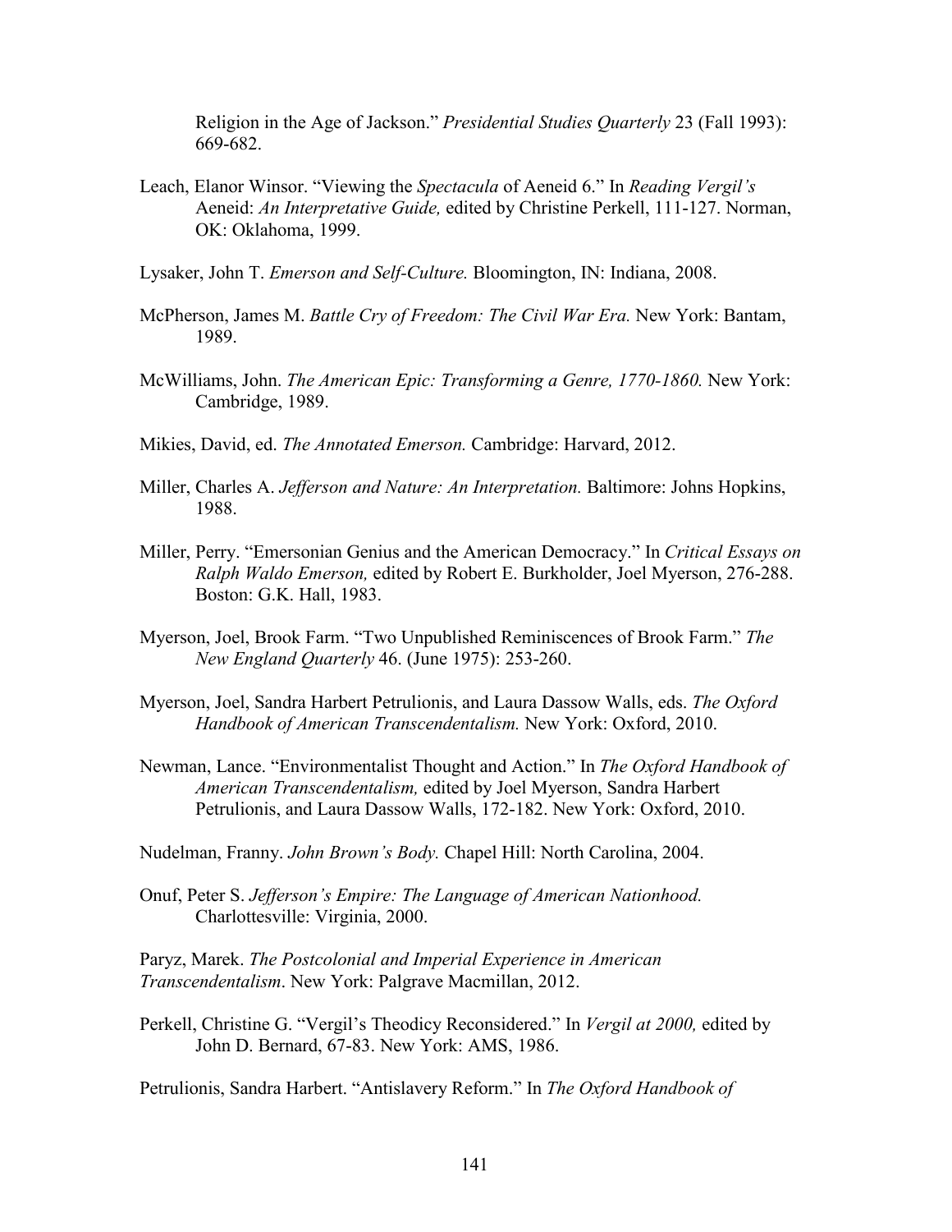Religion in the Age of Jackson." *Presidential Studies Quarterly* 23 (Fall 1993): 669-682.

Leach, Elanor Winsor. "Viewing the *Spectacula* of Aeneid 6." In *Reading Vergil's* Aeneid: *An Interpretative Guide,* edited by Christine Perkell, 111-127. Norman, OK: Oklahoma, 1999.

Lysaker, John T. *Emerson and Self-Culture.* Bloomington, IN: Indiana, 2008.

McPherson, James M. *Battle Cry of Freedom: The Civil War Era.* New York: Bantam, 1989.

McWilliams, John. *The American Epic: Transforming a Genre, 1770-1860.* New York: Cambridge, 1989.

Mikies, David, ed. *The Annotated Emerson.* Cambridge: Harvard, 2012.

Miller, Charles A. *Jefferson and Nature: An Interpretation.* Baltimore: Johns Hopkins, 1988.

Miller, Perry. "Emersonian Genius and the American Democracy." In *Critical Essays on Ralph Waldo Emerson,* edited by Robert E. Burkholder, Joel Myerson, 276-288. Boston: G.K. Hall, 1983.

Myerson, Joel, Brook Farm. "Two Unpublished Reminiscences of Brook Farm." *The New England Quarterly* 46. (June 1975): 253-260.

Myerson, Joel, Sandra Harbert Petrulionis, and Laura Dassow Walls, eds. *The Oxford Handbook of American Transcendentalism.* New York: Oxford, 2010.

Newman, Lance. "Environmentalist Thought and Action." In *The Oxford Handbook of American Transcendentalism,* edited by Joel Myerson, Sandra Harbert Petrulionis, and Laura Dassow Walls, 172-182. New York: Oxford, 2010.

Nudelman, Franny. *John Brown's Body.* Chapel Hill: North Carolina, 2004.

Onuf, Peter S. *Jefferson's Empire: The Language of American Nationhood.* Charlottesville: Virginia, 2000.

Paryz, Marek. *The Postcolonial and Imperial Experience in American Transcendentalism*. New York: Palgrave Macmillan, 2012.

Perkell, Christine G. "Vergil's Theodicy Reconsidered." In *Vergil at 2000,* edited by John D. Bernard, 67-83. New York: AMS, 1986.

Petrulionis, Sandra Harbert. "Antislavery Reform." In *The Oxford Handbook of*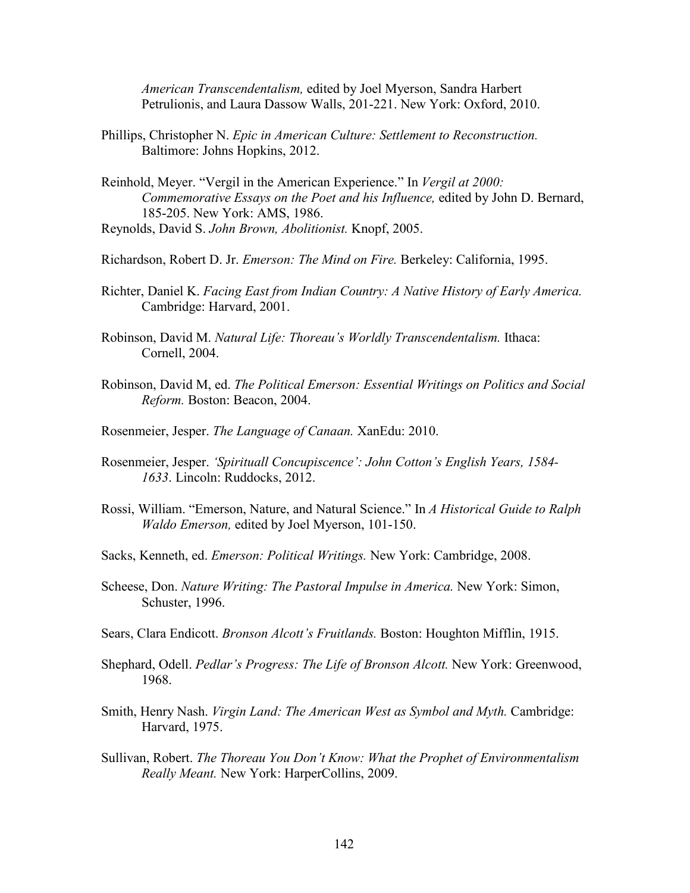*American Transcendentalism,* edited by Joel Myerson, Sandra Harbert Petrulionis, and Laura Dassow Walls, 201-221. New York: Oxford, 2010.

Phillips, Christopher N. *Epic in American Culture: Settlement to Reconstruction.* Baltimore: Johns Hopkins, 2012.

Reinhold, Meyer. "Vergil in the American Experience." In *Vergil at 2000: Commemorative Essays on the Poet and his Influence,* edited by John D. Bernard, 185-205. New York: AMS, 1986.

Reynolds, David S. *John Brown, Abolitionist.* Knopf, 2005.

Richardson, Robert D. Jr. *Emerson: The Mind on Fire.* Berkeley: California, 1995.

Richter, Daniel K. *Facing East from Indian Country: A Native History of Early America.* Cambridge: Harvard, 2001.

Robinson, David M. *Natural Life: Thoreau's Worldly Transcendentalism.* Ithaca: Cornell, 2004.

Robinson, David M, ed. *The Political Emerson: Essential Writings on Politics and Social Reform.* Boston: Beacon, 2004.

Rosenmeier, Jesper. *The Language of Canaan.* XanEdu: 2010.

Rosenmeier, Jesper. *'Spirituall Concupiscence': John Cotton's English Years, 1584-1633*. Lincoln: Ruddocks, 2012.

Rossi, William. "Emerson, Nature, and Natural Science." In *A Historical Guide to Ralph Waldo Emerson,* edited by Joel Myerson, 101-150.

Sacks, Kenneth, ed. *Emerson: Political Writings.* New York: Cambridge, 2008.

Scheese, Don. *Nature Writing: The Pastoral Impulse in America.* New York: Simon, Schuster, 1996.

Sears, Clara Endicott. *Bronson Alcott's Fruitlands.* Boston: Houghton Mifflin, 1915.

Shephard, Odell. *Pedlar's Progress: The Life of Bronson Alcott.* New York: Greenwood, 1968.

Smith, Henry Nash. *Virgin Land: The American West as Symbol and Myth.* Cambridge: Harvard, 1975.

Sullivan, Robert. *The Thoreau You Don't Know: What the Prophet of Environmentalism Really Meant.* New York: HarperCollins, 2009.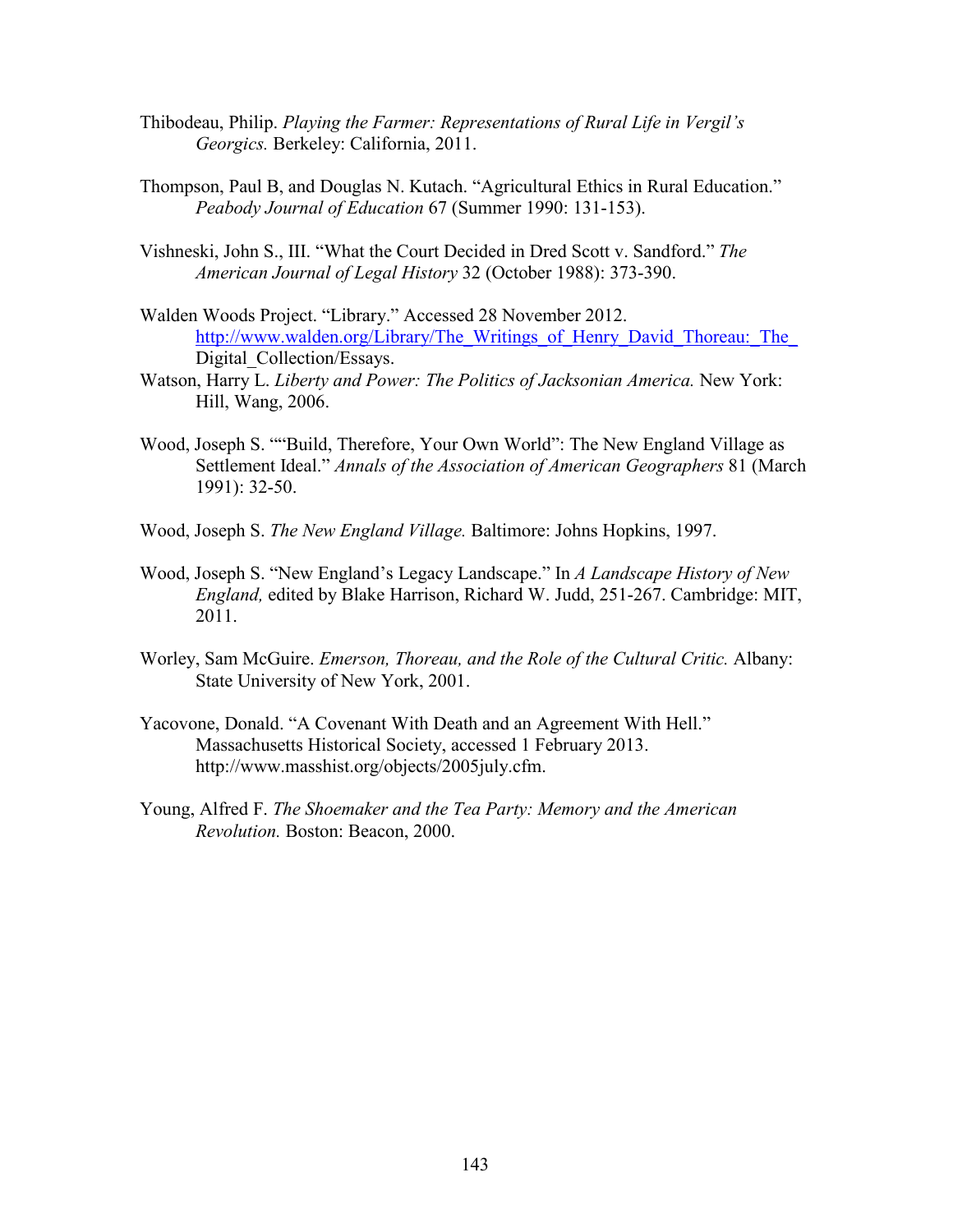Thibodeau, Philip. *Playing the Farmer: Representations of Rural Life in Vergil's Georgics.* Berkeley: California, 2011.

Thompson, Paul B, and Douglas N. Kutach. "Agricultural Ethics in Rural Education." *Peabody Journal of Education* 67 (Summer 1990: 131-153).

Vishneski, John S., III. "What the Court Decided in Dred Scott v. Sandford." *The American Journal of Legal History* 32 (October 1988): 373-390.

Walden Woods Project. "Library." Accessed 28 November 2012. http://www.walden.org/Library/The_Writings_of_Henry_David_Thoreau:_The_Digital_Collection/Essays.

Watson, Harry L. *Liberty and Power: The Politics of Jacksonian America.* New York: Hill, Wang, 2006.

Wood, Joseph S. ""Build, Therefore, Your Own World": The New England Village as Settlement Ideal." *Annals of the Association of American Geographers* 81 (March 1991): 32-50.

Wood, Joseph S. *The New England Village.* Baltimore: Johns Hopkins, 1997.

Wood, Joseph S. "New England's Legacy Landscape." In *A Landscape History of New England,* edited by Blake Harrison, Richard W. Judd, 251-267. Cambridge: MIT, 2011.

Worley, Sam McGuire. *Emerson, Thoreau, and the Role of the Cultural Critic.* Albany: State University of New York, 2001.

Yacovone, Donald. "A Covenant With Death and an Agreement With Hell." Massachusetts Historical Society, accessed 1 February 2013. http://www.masshist.org/objects/2005july.cfm.

Young, Alfred F. *The Shoemaker and the Tea Party: Memory and the American Revolution.* Boston: Beacon, 2000.